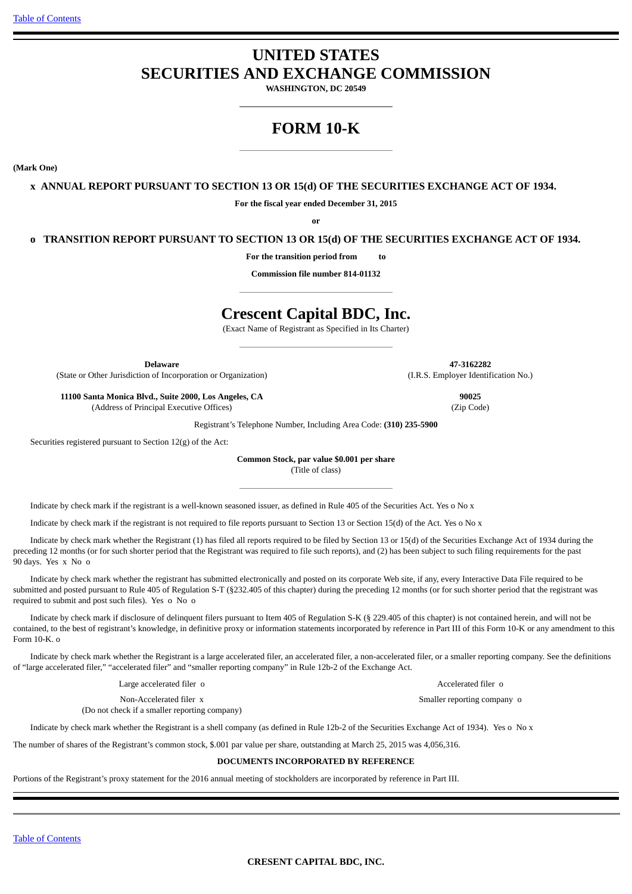# UNITED STATES
# SECURITIES AND EXCHANGE COMMISSION

**WASHINGTON, DC 20549**

# FORM 10-K

**(Mark One)**

**x ANNUAL REPORT PURSUANT TO SECTION 13 OR 15(d) OF THE SECURITIES EXCHANGE ACT OF 1934.**

**For the fiscal year ended December 31, 2015**

**or**

**o TRANSITION REPORT PURSUANT TO SECTION 13 OR 15(d) OF THE SECURITIES EXCHANGE ACT OF 1934.**

**For the transition period from to**

**Commission file number 814-01132**

# Crescent Capital BDC, Inc.

(Exact Name of Registrant as Specified in Its Charter)

| **Delaware** | **47-3162282** |
|---|---|
| (State or Other Jurisdiction of Incorporation or Organization) | (I.R.S. Employer Identification No.) |
| **11100 Santa Monica Blvd., Suite 2000, Los Angeles, CA** | **90025** |
| (Address of Principal Executive Offices) | (Zip Code) |

Registrant's Telephone Number, Including Area Code: **(310) 235-5900**

Securities registered pursuant to Section 12(g) of the Act:

**Common Stock, par value $0.001 per share**
(Title of class)

Indicate by check mark if the registrant is a well-known seasoned issuer, as defined in Rule 405 of the Securities Act. Yes o No x

Indicate by check mark if the registrant is not required to file reports pursuant to Section 13 or Section 15(d) of the Act. Yes o No x

Indicate by check mark whether the Registrant (1) has filed all reports required to be filed by Section 13 or 15(d) of the Securities Exchange Act of 1934 during the preceding 12 months (or for such shorter period that the Registrant was required to file such reports), and (2) has been subject to such filing requirements for the past 90 days. Yes x No o

Indicate by check mark whether the registrant has submitted electronically and posted on its corporate Web site, if any, every Interactive Data File required to be submitted and posted pursuant to Rule 405 of Regulation S-T (§232.405 of this chapter) during the preceding 12 months (or for such shorter period that the registrant was required to submit and post such files). Yes o No o

Indicate by check mark if disclosure of delinquent filers pursuant to Item 405 of Regulation S-K (§ 229.405 of this chapter) is not contained herein, and will not be contained, to the best of registrant's knowledge, in definitive proxy or information statements incorporated by reference in Part III of this Form 10-K or any amendment to this Form 10-K. o

Indicate by check mark whether the Registrant is a large accelerated filer, an accelerated filer, a non-accelerated filer, or a smaller reporting company. See the definitions of "large accelerated filer," "accelerated filer" and "smaller reporting company" in Rule 12b-2 of the Exchange Act.

| | |
|---|---|
| Large accelerated filer o | Accelerated filer o |
| Non-Accelerated filer x (Do not check if a smaller reporting company) | Smaller reporting company o |

Indicate by check mark whether the Registrant is a shell company (as defined in Rule 12b-2 of the Securities Exchange Act of 1934). Yes o No x

The number of shares of the Registrant's common stock, $.001 par value per share, outstanding at March 25, 2015 was 4,056,316.

**DOCUMENTS INCORPORATED BY REFERENCE**

Portions of the Registrant's proxy statement for the 2016 annual meeting of stockholders are incorporated by reference in Part III.

**CRESENT CAPITAL BDC, INC.**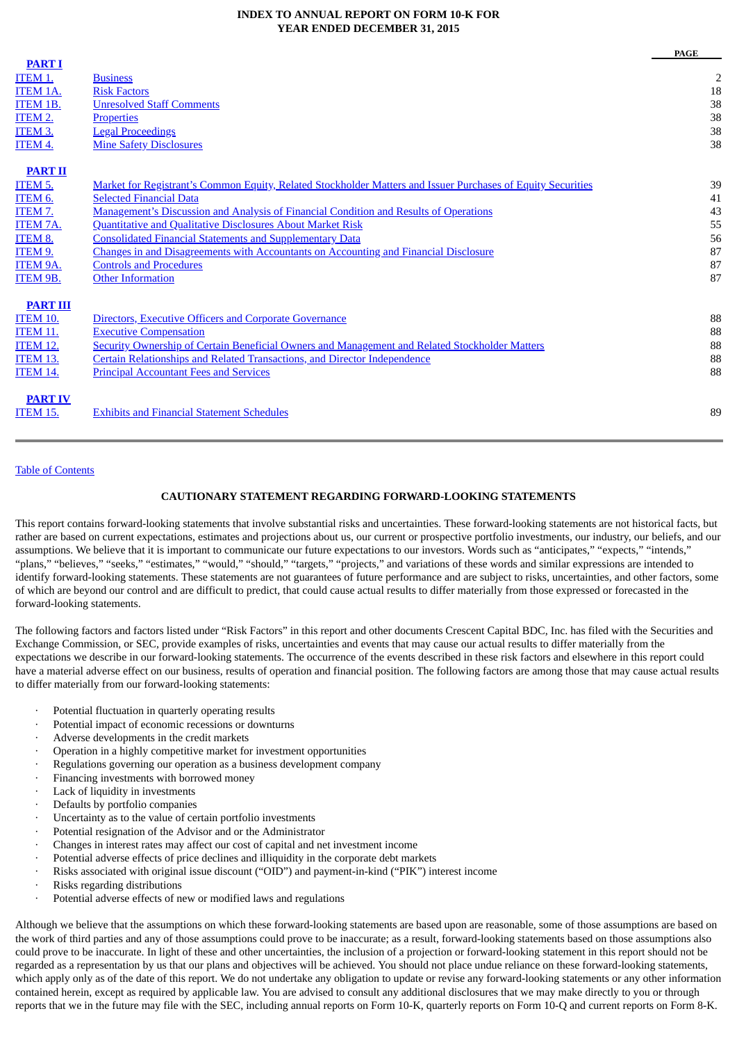**INDEX TO ANNUAL REPORT ON FORM 10-K FOR YEAR ENDED DECEMBER 31, 2015**

| | | PAGE |
|---|---|---|
| **PART I** | | |
| ITEM 1. | Business | 2 |
| ITEM 1A. | Risk Factors | 18 |
| ITEM 1B. | Unresolved Staff Comments | 38 |
| ITEM 2. | Properties | 38 |
| ITEM 3. | Legal Proceedings | 38 |
| ITEM 4. | Mine Safety Disclosures | 38 |
| **PART II** | | |
| ITEM 5. | Market for Registrant's Common Equity, Related Stockholder Matters and Issuer Purchases of Equity Securities | 39 |
| ITEM 6. | Selected Financial Data | 41 |
| ITEM 7. | Management's Discussion and Analysis of Financial Condition and Results of Operations | 43 |
| ITEM 7A. | Quantitative and Qualitative Disclosures About Market Risk | 55 |
| ITEM 8. | Consolidated Financial Statements and Supplementary Data | 56 |
| ITEM 9. | Changes in and Disagreements with Accountants on Accounting and Financial Disclosure | 87 |
| ITEM 9A. | Controls and Procedures | 87 |
| ITEM 9B. | Other Information | 87 |
| **PART III** | | |
| ITEM 10. | Directors, Executive Officers and Corporate Governance | 88 |
| ITEM 11. | Executive Compensation | 88 |
| ITEM 12. | Security Ownership of Certain Beneficial Owners and Management and Related Stockholder Matters | 88 |
| ITEM 13. | Certain Relationships and Related Transactions, and Director Independence | 88 |
| ITEM 14. | Principal Accountant Fees and Services | 88 |
| **PART IV** | | |
| ITEM 15. | Exhibits and Financial Statement Schedules | 89 |

Table of Contents

## CAUTIONARY STATEMENT REGARDING FORWARD-LOOKING STATEMENTS

This report contains forward-looking statements that involve substantial risks and uncertainties. These forward-looking statements are not historical facts, but rather are based on current expectations, estimates and projections about us, our current or prospective portfolio investments, our industry, our beliefs, and our assumptions. We believe that it is important to communicate our future expectations to our investors. Words such as "anticipates," "expects," "intends," "plans," "believes," "seeks," "estimates," "would," "should," "targets," "projects," and variations of these words and similar expressions are intended to identify forward-looking statements. These statements are not guarantees of future performance and are subject to risks, uncertainties, and other factors, some of which are beyond our control and are difficult to predict, that could cause actual results to differ materially from those expressed or forecasted in the forward-looking statements.

The following factors and factors listed under "Risk Factors" in this report and other documents Crescent Capital BDC, Inc. has filed with the Securities and Exchange Commission, or SEC, provide examples of risks, uncertainties and events that may cause our actual results to differ materially from the expectations we describe in our forward-looking statements. The occurrence of the events described in these risk factors and elsewhere in this report could have a material adverse effect on our business, results of operation and financial position. The following factors are among those that may cause actual results to differ materially from our forward-looking statements:

- Potential fluctuation in quarterly operating results
- Potential impact of economic recessions or downturns
- Adverse developments in the credit markets
- Operation in a highly competitive market for investment opportunities
- Regulations governing our operation as a business development company
- Financing investments with borrowed money
- Lack of liquidity in investments
- Defaults by portfolio companies
- Uncertainty as to the value of certain portfolio investments
- Potential resignation of the Advisor and or the Administrator
- Changes in interest rates may affect our cost of capital and net investment income
- Potential adverse effects of price declines and illiquidity in the corporate debt markets
- Risks associated with original issue discount ("OID") and payment-in-kind ("PIK") interest income
- Risks regarding distributions
- Potential adverse effects of new or modified laws and regulations

Although we believe that the assumptions on which these forward-looking statements are based upon are reasonable, some of those assumptions are based on the work of third parties and any of those assumptions could prove to be inaccurate; as a result, forward-looking statements based on those assumptions also could prove to be inaccurate. In light of these and other uncertainties, the inclusion of a projection or forward-looking statement in this report should not be regarded as a representation by us that our plans and objectives will be achieved. You should not place undue reliance on these forward-looking statements, which apply only as of the date of this report. We do not undertake any obligation to update or revise any forward-looking statements or any other information contained herein, except as required by applicable law. You are advised to consult any additional disclosures that we may make directly to you or through reports that we in the future may file with the SEC, including annual reports on Form 10-K, quarterly reports on Form 10-Q and current reports on Form 8-K.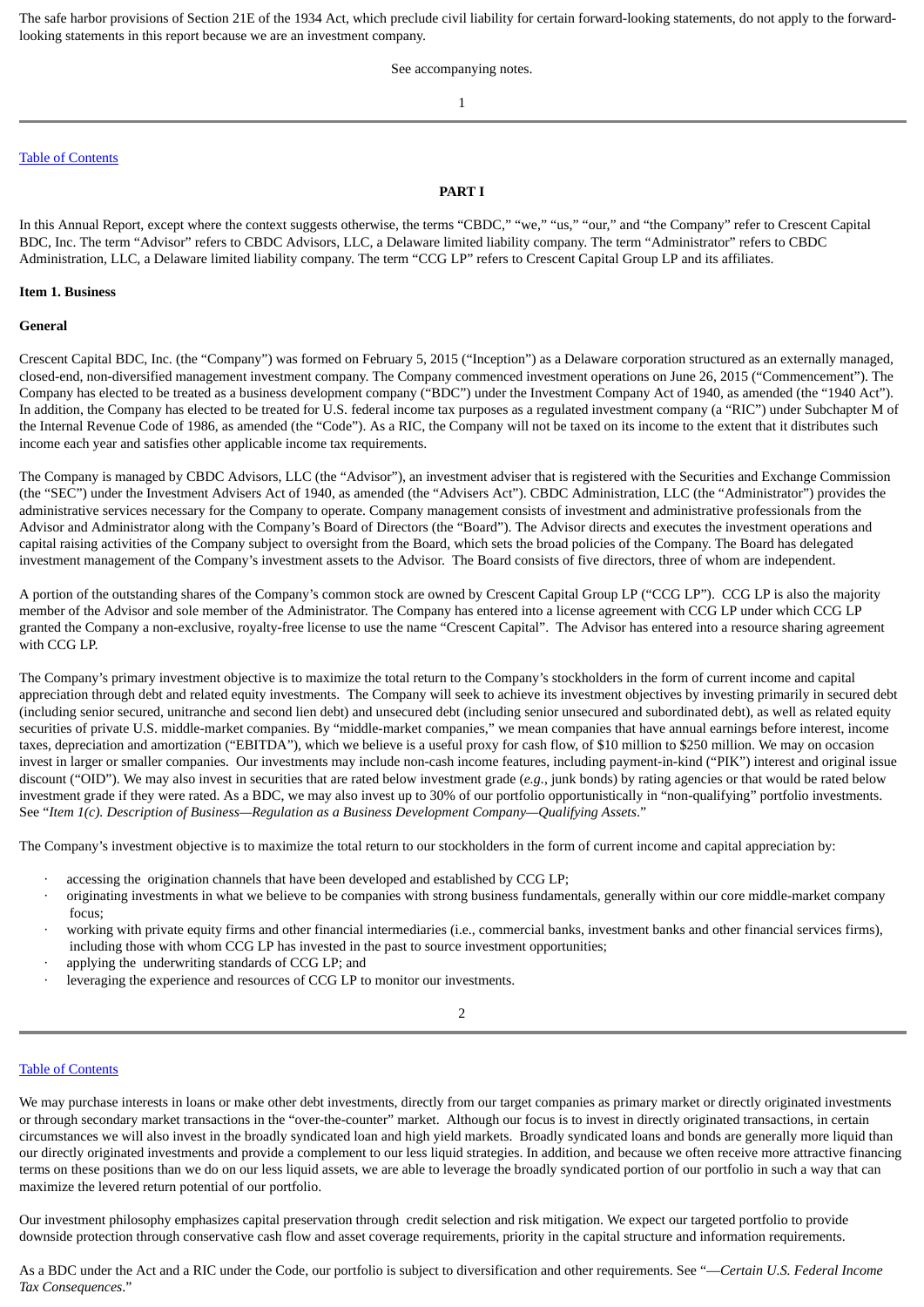The safe harbor provisions of Section 21E of the 1934 Act, which preclude civil liability for certain forward-looking statements, do not apply to the forward-looking statements in this report because we are an investment company.

See accompanying notes.

Table of Contents

## PART I

In this Annual Report, except where the context suggests otherwise, the terms "CBDC," "we," "us," "our," and "the Company" refer to Crescent Capital BDC, Inc. The term "Advisor" refers to CBDC Advisors, LLC, a Delaware limited liability company. The term "Administrator" refers to CBDC Administration, LLC, a Delaware limited liability company. The term "CCG LP" refers to Crescent Capital Group LP and its affiliates.

### Item 1. Business

#### General

Crescent Capital BDC, Inc. (the "Company") was formed on February 5, 2015 ("Inception") as a Delaware corporation structured as an externally managed, closed-end, non-diversified management investment company. The Company commenced investment operations on June 26, 2015 ("Commencement"). The Company has elected to be treated as a business development company ("BDC") under the Investment Company Act of 1940, as amended (the "1940 Act"). In addition, the Company has elected to be treated for U.S. federal income tax purposes as a regulated investment company (a "RIC") under Subchapter M of the Internal Revenue Code of 1986, as amended (the "Code"). As a RIC, the Company will not be taxed on its income to the extent that it distributes such income each year and satisfies other applicable income tax requirements.

The Company is managed by CBDC Advisors, LLC (the "Advisor"), an investment adviser that is registered with the Securities and Exchange Commission (the "SEC") under the Investment Advisers Act of 1940, as amended (the "Advisers Act"). CBDC Administration, LLC (the "Administrator") provides the administrative services necessary for the Company to operate. Company management consists of investment and administrative professionals from the Advisor and Administrator along with the Company's Board of Directors (the "Board"). The Advisor directs and executes the investment operations and capital raising activities of the Company subject to oversight from the Board, which sets the broad policies of the Company. The Board has delegated investment management of the Company's investment assets to the Advisor. The Board consists of five directors, three of whom are independent.

A portion of the outstanding shares of the Company's common stock are owned by Crescent Capital Group LP ("CCG LP"). CCG LP is also the majority member of the Advisor and sole member of the Administrator. The Company has entered into a license agreement with CCG LP under which CCG LP granted the Company a non-exclusive, royalty-free license to use the name "Crescent Capital". The Advisor has entered into a resource sharing agreement with CCG LP.

The Company's primary investment objective is to maximize the total return to the Company's stockholders in the form of current income and capital appreciation through debt and related equity investments. The Company will seek to achieve its investment objectives by investing primarily in secured debt (including senior secured, unitranche and second lien debt) and unsecured debt (including senior unsecured and subordinated debt), as well as related equity securities of private U.S. middle-market companies. By "middle-market companies," we mean companies that have annual earnings before interest, income taxes, depreciation and amortization ("EBITDA"), which we believe is a useful proxy for cash flow, of $10 million to $250 million. We may on occasion invest in larger or smaller companies. Our investments may include non-cash income features, including payment-in-kind ("PIK") interest and original issue discount ("OID"). We may also invest in securities that are rated below investment grade (*e.g.*, junk bonds) by rating agencies or that would be rated below investment grade if they were rated. As a BDC, we may also invest up to 30% of our portfolio opportunistically in "non-qualifying" portfolio investments. See "*Item 1(c). Description of Business—Regulation as a Business Development Company—Qualifying Assets*."

The Company's investment objective is to maximize the total return to our stockholders in the form of current income and capital appreciation by:

- accessing the origination channels that have been developed and established by CCG LP;
- originating investments in what we believe to be companies with strong business fundamentals, generally within our core middle-market company focus;
- working with private equity firms and other financial intermediaries (i.e., commercial banks, investment banks and other financial services firms), including those with whom CCG LP has invested in the past to source investment opportunities;
- applying the underwriting standards of CCG LP; and
- leveraging the experience and resources of CCG LP to monitor our investments.

Table of Contents

We may purchase interests in loans or make other debt investments, directly from our target companies as primary market or directly originated investments or through secondary market transactions in the "over-the-counter" market. Although our focus is to invest in directly originated transactions, in certain circumstances we will also invest in the broadly syndicated loan and high yield markets. Broadly syndicated loans and bonds are generally more liquid than our directly originated investments and provide a complement to our less liquid strategies. In addition, and because we often receive more attractive financing terms on these positions than we do on our less liquid assets, we are able to leverage the broadly syndicated portion of our portfolio in such a way that can maximize the levered return potential of our portfolio.

Our investment philosophy emphasizes capital preservation through credit selection and risk mitigation. We expect our targeted portfolio to provide downside protection through conservative cash flow and asset coverage requirements, priority in the capital structure and information requirements.

As a BDC under the Act and a RIC under the Code, our portfolio is subject to diversification and other requirements. See "*—Certain U.S. Federal Income Tax Consequences*."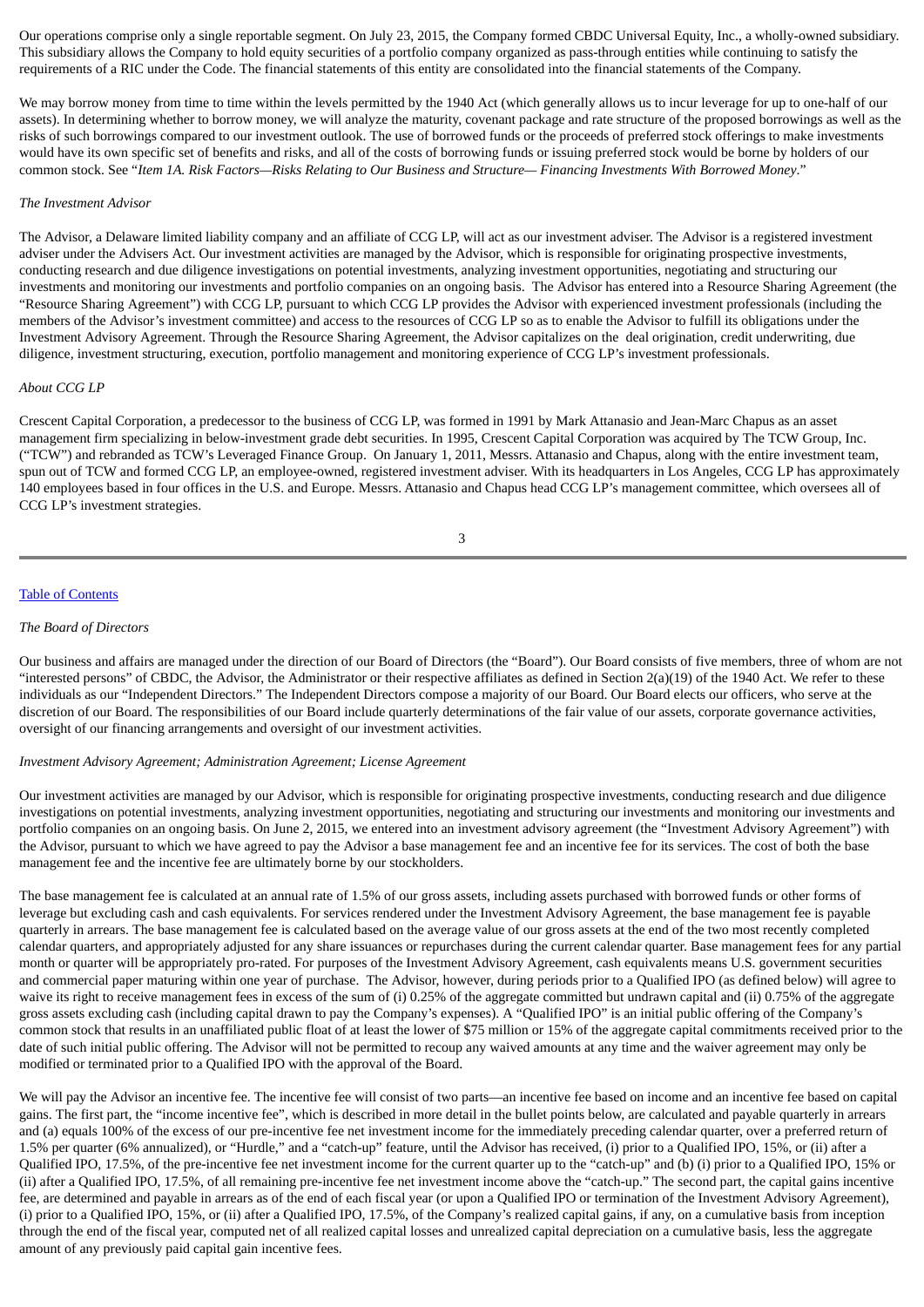Our operations comprise only a single reportable segment. On July 23, 2015, the Company formed CBDC Universal Equity, Inc., a wholly-owned subsidiary. This subsidiary allows the Company to hold equity securities of a portfolio company organized as pass-through entities while continuing to satisfy the requirements of a RIC under the Code. The financial statements of this entity are consolidated into the financial statements of the Company.

We may borrow money from time to time within the levels permitted by the 1940 Act (which generally allows us to incur leverage for up to one-half of our assets). In determining whether to borrow money, we will analyze the maturity, covenant package and rate structure of the proposed borrowings as well as the risks of such borrowings compared to our investment outlook. The use of borrowed funds or the proceeds of preferred stock offerings to make investments would have its own specific set of benefits and risks, and all of the costs of borrowing funds or issuing preferred stock would be borne by holders of our common stock. See "*Item 1A. Risk Factors—Risks Relating to Our Business and Structure— Financing Investments With Borrowed Money*."

*The Investment Advisor*

The Advisor, a Delaware limited liability company and an affiliate of CCG LP, will act as our investment adviser. The Advisor is a registered investment adviser under the Advisers Act. Our investment activities are managed by the Advisor, which is responsible for originating prospective investments, conducting research and due diligence investigations on potential investments, analyzing investment opportunities, negotiating and structuring our investments and monitoring our investments and portfolio companies on an ongoing basis. The Advisor has entered into a Resource Sharing Agreement (the "Resource Sharing Agreement") with CCG LP, pursuant to which CCG LP provides the Advisor with experienced investment professionals (including the members of the Advisor's investment committee) and access to the resources of CCG LP so as to enable the Advisor to fulfill its obligations under the Investment Advisory Agreement. Through the Resource Sharing Agreement, the Advisor capitalizes on the deal origination, credit underwriting, due diligence, investment structuring, execution, portfolio management and monitoring experience of CCG LP's investment professionals.

*About CCG LP*

Crescent Capital Corporation, a predecessor to the business of CCG LP, was formed in 1991 by Mark Attanasio and Jean-Marc Chapus as an asset management firm specializing in below-investment grade debt securities. In 1995, Crescent Capital Corporation was acquired by The TCW Group, Inc. ("TCW") and rebranded as TCW's Leveraged Finance Group. On January 1, 2011, Messrs. Attanasio and Chapus, along with the entire investment team, spun out of TCW and formed CCG LP, an employee-owned, registered investment adviser. With its headquarters in Los Angeles, CCG LP has approximately 140 employees based in four offices in the U.S. and Europe. Messrs. Attanasio and Chapus head CCG LP's management committee, which oversees all of CCG LP's investment strategies.

*The Board of Directors*

Our business and affairs are managed under the direction of our Board of Directors (the "Board"). Our Board consists of five members, three of whom are not "interested persons" of CBDC, the Advisor, the Administrator or their respective affiliates as defined in Section 2(a)(19) of the 1940 Act. We refer to these individuals as our "Independent Directors." The Independent Directors compose a majority of our Board. Our Board elects our officers, who serve at the discretion of our Board. The responsibilities of our Board include quarterly determinations of the fair value of our assets, corporate governance activities, oversight of our financing arrangements and oversight of our investment activities.

*Investment Advisory Agreement; Administration Agreement; License Agreement*

Our investment activities are managed by our Advisor, which is responsible for originating prospective investments, conducting research and due diligence investigations on potential investments, analyzing investment opportunities, negotiating and structuring our investments and monitoring our investments and portfolio companies on an ongoing basis. On June 2, 2015, we entered into an investment advisory agreement (the "Investment Advisory Agreement") with the Advisor, pursuant to which we have agreed to pay the Advisor a base management fee and an incentive fee for its services. The cost of both the base management fee and the incentive fee are ultimately borne by our stockholders.

The base management fee is calculated at an annual rate of 1.5% of our gross assets, including assets purchased with borrowed funds or other forms of leverage but excluding cash and cash equivalents. For services rendered under the Investment Advisory Agreement, the base management fee is payable quarterly in arrears. The base management fee is calculated based on the average value of our gross assets at the end of the two most recently completed calendar quarters, and appropriately adjusted for any share issuances or repurchases during the current calendar quarter. Base management fees for any partial month or quarter will be appropriately pro-rated. For purposes of the Investment Advisory Agreement, cash equivalents means U.S. government securities and commercial paper maturing within one year of purchase. The Advisor, however, during periods prior to a Qualified IPO (as defined below) will agree to waive its right to receive management fees in excess of the sum of (i) 0.25% of the aggregate committed but undrawn capital and (ii) 0.75% of the aggregate gross assets excluding cash (including capital drawn to pay the Company's expenses). A "Qualified IPO" is an initial public offering of the Company's common stock that results in an unaffiliated public float of at least the lower of $75 million or 15% of the aggregate capital commitments received prior to the date of such initial public offering. The Advisor will not be permitted to recoup any waived amounts at any time and the waiver agreement may only be modified or terminated prior to a Qualified IPO with the approval of the Board.

We will pay the Advisor an incentive fee. The incentive fee will consist of two parts—an incentive fee based on income and an incentive fee based on capital gains. The first part, the "income incentive fee", which is described in more detail in the bullet points below, are calculated and payable quarterly in arrears and (a) equals 100% of the excess of our pre-incentive fee net investment income for the immediately preceding calendar quarter, over a preferred return of 1.5% per quarter (6% annualized), or "Hurdle," and a "catch-up" feature, until the Advisor has received, (i) prior to a Qualified IPO, 15%, or (ii) after a Qualified IPO, 17.5%, of the pre-incentive fee net investment income for the current quarter up to the "catch-up" and (b) (i) prior to a Qualified IPO, 15% or (ii) after a Qualified IPO, 17.5%, of all remaining pre-incentive fee net investment income above the "catch-up." The second part, the capital gains incentive fee, are determined and payable in arrears as of the end of each fiscal year (or upon a Qualified IPO or termination of the Investment Advisory Agreement), (i) prior to a Qualified IPO, 15%, or (ii) after a Qualified IPO, 17.5%, of the Company's realized capital gains, if any, on a cumulative basis from inception through the end of the fiscal year, computed net of all realized capital losses and unrealized capital depreciation on a cumulative basis, less the aggregate amount of any previously paid capital gain incentive fees.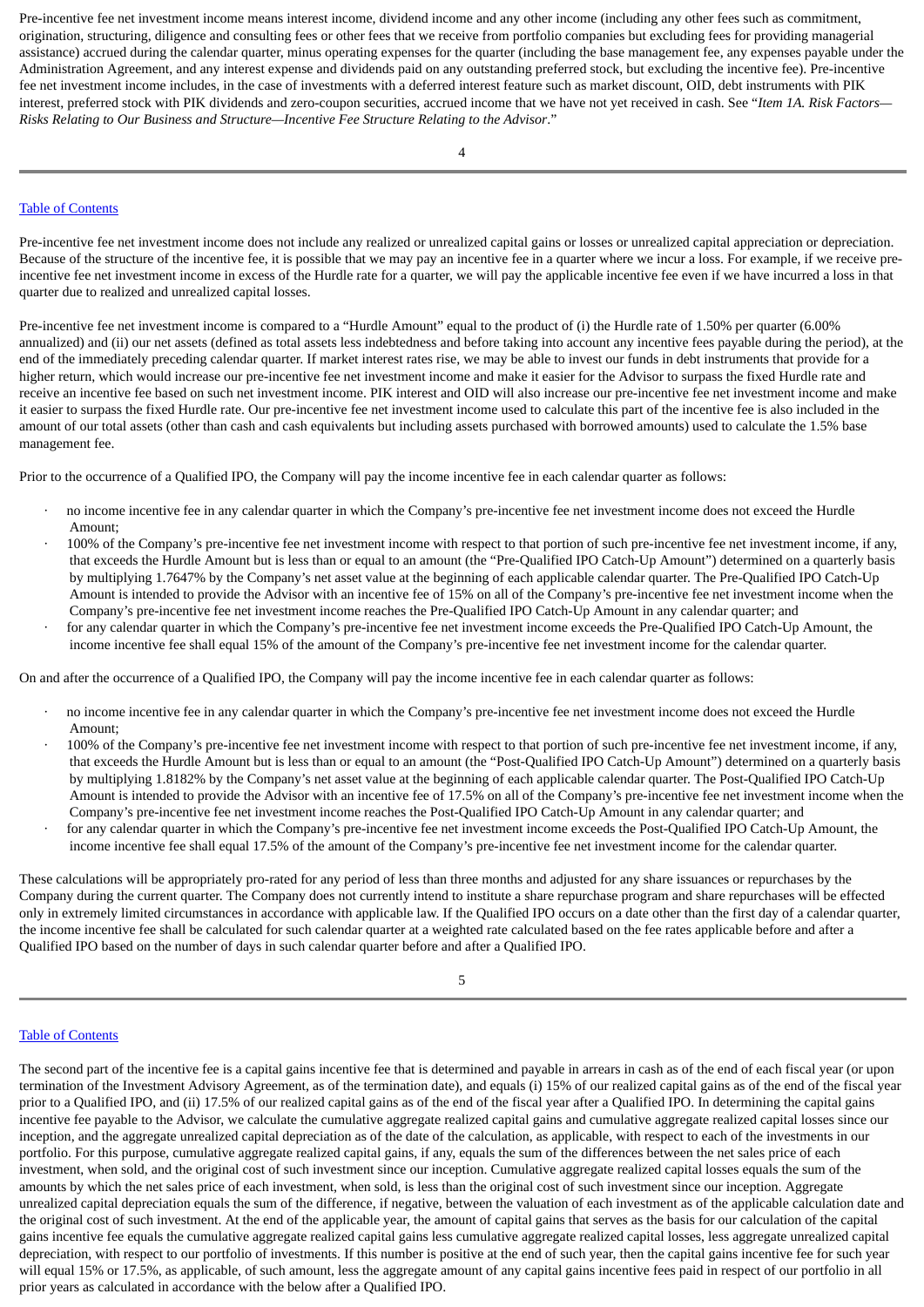Pre-incentive fee net investment income means interest income, dividend income and any other income (including any other fees such as commitment, origination, structuring, diligence and consulting fees or other fees that we receive from portfolio companies but excluding fees for providing managerial assistance) accrued during the calendar quarter, minus operating expenses for the quarter (including the base management fee, any expenses payable under the Administration Agreement, and any interest expense and dividends paid on any outstanding preferred stock, but excluding the incentive fee). Pre-incentive fee net investment income includes, in the case of investments with a deferred interest feature such as market discount, OID, debt instruments with PIK interest, preferred stock with PIK dividends and zero-coupon securities, accrued income that we have not yet received in cash. See "*Item 1A. Risk Factors—Risks Relating to Our Business and Structure—Incentive Fee Structure Relating to the Advisor*."

Pre-incentive fee net investment income does not include any realized or unrealized capital gains or losses or unrealized capital appreciation or depreciation. Because of the structure of the incentive fee, it is possible that we may pay an incentive fee in a quarter where we incur a loss. For example, if we receive pre-incentive fee net investment income in excess of the Hurdle rate for a quarter, we will pay the applicable incentive fee even if we have incurred a loss in that quarter due to realized and unrealized capital losses.

Pre-incentive fee net investment income is compared to a "Hurdle Amount" equal to the product of (i) the Hurdle rate of 1.50% per quarter (6.00% annualized) and (ii) our net assets (defined as total assets less indebtedness and before taking into account any incentive fees payable during the period), at the end of the immediately preceding calendar quarter. If market interest rates rise, we may be able to invest our funds in debt instruments that provide for a higher return, which would increase our pre-incentive fee net investment income and make it easier for the Advisor to surpass the fixed Hurdle rate and receive an incentive fee based on such net investment income. PIK interest and OID will also increase our pre-incentive fee net investment income and make it easier to surpass the fixed Hurdle rate. Our pre-incentive fee net investment income used to calculate this part of the incentive fee is also included in the amount of our total assets (other than cash and cash equivalents but including assets purchased with borrowed amounts) used to calculate the 1.5% base management fee.

Prior to the occurrence of a Qualified IPO, the Company will pay the income incentive fee in each calendar quarter as follows:

- no income incentive fee in any calendar quarter in which the Company's pre-incentive fee net investment income does not exceed the Hurdle Amount;
- 100% of the Company's pre-incentive fee net investment income with respect to that portion of such pre-incentive fee net investment income, if any, that exceeds the Hurdle Amount but is less than or equal to an amount (the "Pre-Qualified IPO Catch-Up Amount") determined on a quarterly basis by multiplying 1.7647% by the Company's net asset value at the beginning of each applicable calendar quarter. The Pre-Qualified IPO Catch-Up Amount is intended to provide the Advisor with an incentive fee of 15% on all of the Company's pre-incentive fee net investment income when the Company's pre-incentive fee net investment income reaches the Pre-Qualified IPO Catch-Up Amount in any calendar quarter; and
- for any calendar quarter in which the Company's pre-incentive fee net investment income exceeds the Pre-Qualified IPO Catch-Up Amount, the income incentive fee shall equal 15% of the amount of the Company's pre-incentive fee net investment income for the calendar quarter.

On and after the occurrence of a Qualified IPO, the Company will pay the income incentive fee in each calendar quarter as follows:

- no income incentive fee in any calendar quarter in which the Company's pre-incentive fee net investment income does not exceed the Hurdle Amount;
- 100% of the Company's pre-incentive fee net investment income with respect to that portion of such pre-incentive fee net investment income, if any, that exceeds the Hurdle Amount but is less than or equal to an amount (the "Post-Qualified IPO Catch-Up Amount") determined on a quarterly basis by multiplying 1.8182% by the Company's net asset value at the beginning of each applicable calendar quarter. The Post-Qualified IPO Catch-Up Amount is intended to provide the Advisor with an incentive fee of 17.5% on all of the Company's pre-incentive fee net investment income when the Company's pre-incentive fee net investment income reaches the Post-Qualified IPO Catch-Up Amount in any calendar quarter; and
- for any calendar quarter in which the Company's pre-incentive fee net investment income exceeds the Post-Qualified IPO Catch-Up Amount, the income incentive fee shall equal 17.5% of the amount of the Company's pre-incentive fee net investment income for the calendar quarter.

These calculations will be appropriately pro-rated for any period of less than three months and adjusted for any share issuances or repurchases by the Company during the current quarter. The Company does not currently intend to institute a share repurchase program and share repurchases will be effected only in extremely limited circumstances in accordance with applicable law. If the Qualified IPO occurs on a date other than the first day of a calendar quarter, the income incentive fee shall be calculated for such calendar quarter at a weighted rate calculated based on the fee rates applicable before and after a Qualified IPO based on the number of days in such calendar quarter before and after a Qualified IPO.

The second part of the incentive fee is a capital gains incentive fee that is determined and payable in arrears in cash as of the end of each fiscal year (or upon termination of the Investment Advisory Agreement, as of the termination date), and equals (i) 15% of our realized capital gains as of the end of the fiscal year prior to a Qualified IPO, and (ii) 17.5% of our realized capital gains as of the end of the fiscal year after a Qualified IPO. In determining the capital gains incentive fee payable to the Advisor, we calculate the cumulative aggregate realized capital gains and cumulative aggregate realized capital losses since our inception, and the aggregate unrealized capital depreciation as of the date of the calculation, as applicable, with respect to each of the investments in our portfolio. For this purpose, cumulative aggregate realized capital gains, if any, equals the sum of the differences between the net sales price of each investment, when sold, and the original cost of such investment since our inception. Cumulative aggregate realized capital losses equals the sum of the amounts by which the net sales price of each investment, when sold, is less than the original cost of such investment since our inception. Aggregate unrealized capital depreciation equals the sum of the difference, if negative, between the valuation of each investment as of the applicable calculation date and the original cost of such investment. At the end of the applicable year, the amount of capital gains that serves as the basis for our calculation of the capital gains incentive fee equals the cumulative aggregate realized capital gains less cumulative aggregate realized capital losses, less aggregate unrealized capital depreciation, with respect to our portfolio of investments. If this number is positive at the end of such year, then the capital gains incentive fee for such year will equal 15% or 17.5%, as applicable, of such amount, less the aggregate amount of any capital gains incentive fees paid in respect of our portfolio in all prior years as calculated in accordance with the below after a Qualified IPO.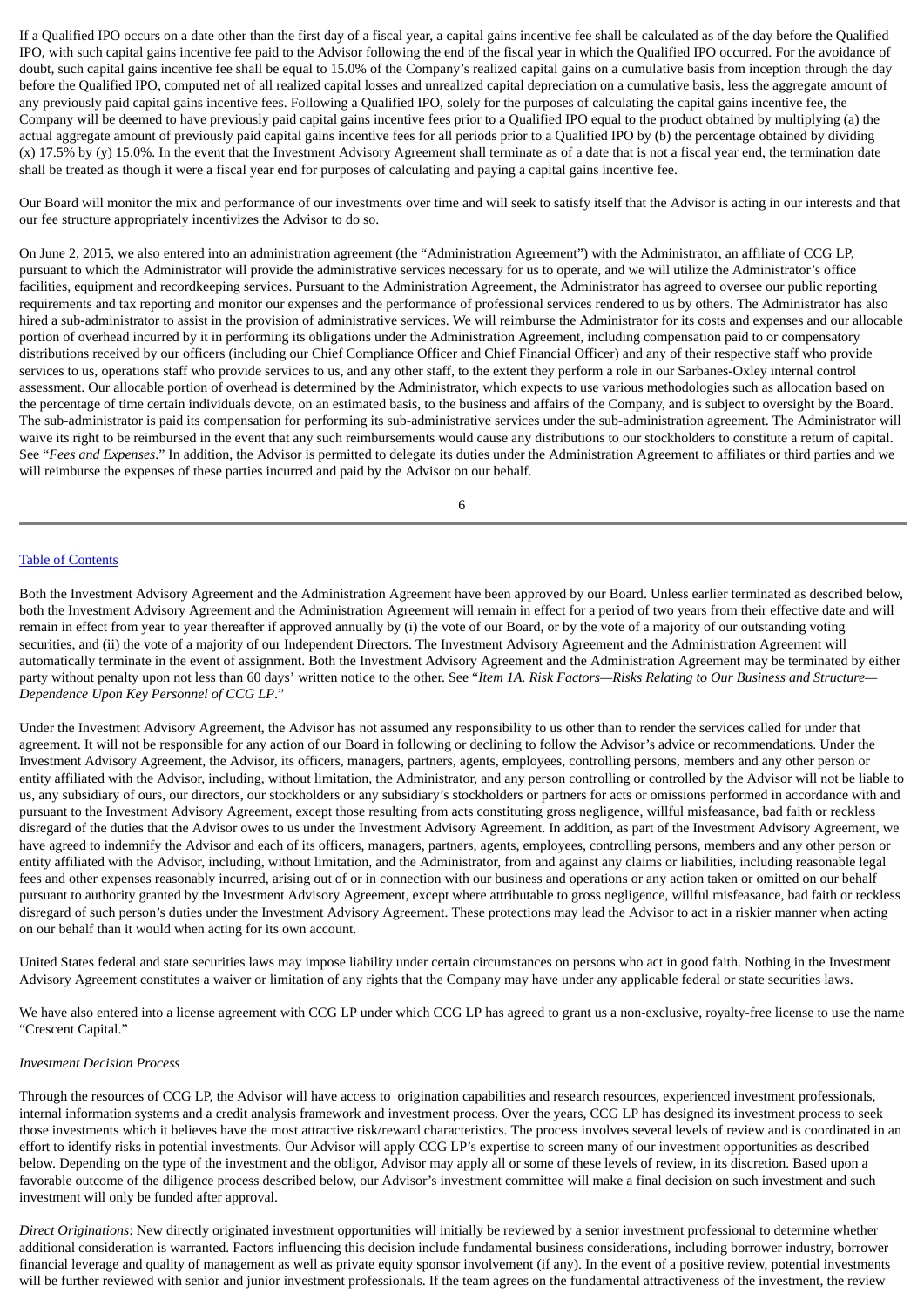If a Qualified IPO occurs on a date other than the first day of a fiscal year, a capital gains incentive fee shall be calculated as of the day before the Qualified IPO, with such capital gains incentive fee paid to the Advisor following the end of the fiscal year in which the Qualified IPO occurred. For the avoidance of doubt, such capital gains incentive fee shall be equal to 15.0% of the Company's realized capital gains on a cumulative basis from inception through the day before the Qualified IPO, computed net of all realized capital losses and unrealized capital depreciation on a cumulative basis, less the aggregate amount of any previously paid capital gains incentive fees. Following a Qualified IPO, solely for the purposes of calculating the capital gains incentive fee, the Company will be deemed to have previously paid capital gains incentive fees prior to a Qualified IPO equal to the product obtained by multiplying (a) the actual aggregate amount of previously paid capital gains incentive fees for all periods prior to a Qualified IPO by (b) the percentage obtained by dividing (x) 17.5% by (y) 15.0%. In the event that the Investment Advisory Agreement shall terminate as of a date that is not a fiscal year end, the termination date shall be treated as though it were a fiscal year end for purposes of calculating and paying a capital gains incentive fee.

Our Board will monitor the mix and performance of our investments over time and will seek to satisfy itself that the Advisor is acting in our interests and that our fee structure appropriately incentivizes the Advisor to do so.

On June 2, 2015, we also entered into an administration agreement (the "Administration Agreement") with the Administrator, an affiliate of CCG LP, pursuant to which the Administrator will provide the administrative services necessary for us to operate, and we will utilize the Administrator's office facilities, equipment and recordkeeping services. Pursuant to the Administration Agreement, the Administrator has agreed to oversee our public reporting requirements and tax reporting and monitor our expenses and the performance of professional services rendered to us by others. The Administrator has also hired a sub-administrator to assist in the provision of administrative services. We will reimburse the Administrator for its costs and expenses and our allocable portion of overhead incurred by it in performing its obligations under the Administration Agreement, including compensation paid to or compensatory distributions received by our officers (including our Chief Compliance Officer and Chief Financial Officer) and any of their respective staff who provide services to us, operations staff who provide services to us, and any other staff, to the extent they perform a role in our Sarbanes-Oxley internal control assessment. Our allocable portion of overhead is determined by the Administrator, which expects to use various methodologies such as allocation based on the percentage of time certain individuals devote, on an estimated basis, to the business and affairs of the Company, and is subject to oversight by the Board. The sub-administrator is paid its compensation for performing its sub-administrative services under the sub-administration agreement. The Administrator will waive its right to be reimbursed in the event that any such reimbursements would cause any distributions to our stockholders to constitute a return of capital. See "*Fees and Expenses*." In addition, the Advisor is permitted to delegate its duties under the Administration Agreement to affiliates or third parties and we will reimburse the expenses of these parties incurred and paid by the Advisor on our behalf.

Both the Investment Advisory Agreement and the Administration Agreement have been approved by our Board. Unless earlier terminated as described below, both the Investment Advisory Agreement and the Administration Agreement will remain in effect for a period of two years from their effective date and will remain in effect from year to year thereafter if approved annually by (i) the vote of our Board, or by the vote of a majority of our outstanding voting securities, and (ii) the vote of a majority of our Independent Directors. The Investment Advisory Agreement and the Administration Agreement will automatically terminate in the event of assignment. Both the Investment Advisory Agreement and the Administration Agreement may be terminated by either party without penalty upon not less than 60 days' written notice to the other. See "*Item 1A. Risk Factors—Risks Relating to Our Business and Structure—Dependence Upon Key Personnel of CCG LP*."

Under the Investment Advisory Agreement, the Advisor has not assumed any responsibility to us other than to render the services called for under that agreement. It will not be responsible for any action of our Board in following or declining to follow the Advisor's advice or recommendations. Under the Investment Advisory Agreement, the Advisor, its officers, managers, partners, agents, employees, controlling persons, members and any other person or entity affiliated with the Advisor, including, without limitation, the Administrator, and any person controlling or controlled by the Advisor will not be liable to us, any subsidiary of ours, our directors, our stockholders or any subsidiary's stockholders or partners for acts or omissions performed in accordance with and pursuant to the Investment Advisory Agreement, except those resulting from acts constituting gross negligence, willful misfeasance, bad faith or reckless disregard of the duties that the Advisor owes to us under the Investment Advisory Agreement. In addition, as part of the Investment Advisory Agreement, we have agreed to indemnify the Advisor and each of its officers, managers, partners, agents, employees, controlling persons, members and any other person or entity affiliated with the Advisor, including, without limitation, and the Administrator, from and against any claims or liabilities, including reasonable legal fees and other expenses reasonably incurred, arising out of or in connection with our business and operations or any action taken or omitted on our behalf pursuant to authority granted by the Investment Advisory Agreement, except where attributable to gross negligence, willful misfeasance, bad faith or reckless disregard of such person's duties under the Investment Advisory Agreement. These protections may lead the Advisor to act in a riskier manner when acting on our behalf than it would when acting for its own account.

United States federal and state securities laws may impose liability under certain circumstances on persons who act in good faith. Nothing in the Investment Advisory Agreement constitutes a waiver or limitation of any rights that the Company may have under any applicable federal or state securities laws.

We have also entered into a license agreement with CCG LP under which CCG LP has agreed to grant us a non-exclusive, royalty-free license to use the name "Crescent Capital."

*Investment Decision Process*

Through the resources of CCG LP, the Advisor will have access to origination capabilities and research resources, experienced investment professionals, internal information systems and a credit analysis framework and investment process. Over the years, CCG LP has designed its investment process to seek those investments which it believes have the most attractive risk/reward characteristics. The process involves several levels of review and is coordinated in an effort to identify risks in potential investments. Our Advisor will apply CCG LP's expertise to screen many of our investment opportunities as described below. Depending on the type of the investment and the obligor, Advisor may apply all or some of these levels of review, in its discretion. Based upon a favorable outcome of the diligence process described below, our Advisor's investment committee will make a final decision on such investment and such investment will only be funded after approval.

*Direct Originations*: New directly originated investment opportunities will initially be reviewed by a senior investment professional to determine whether additional consideration is warranted. Factors influencing this decision include fundamental business considerations, including borrower industry, borrower financial leverage and quality of management as well as private equity sponsor involvement (if any). In the event of a positive review, potential investments will be further reviewed with senior and junior investment professionals. If the team agrees on the fundamental attractiveness of the investment, the review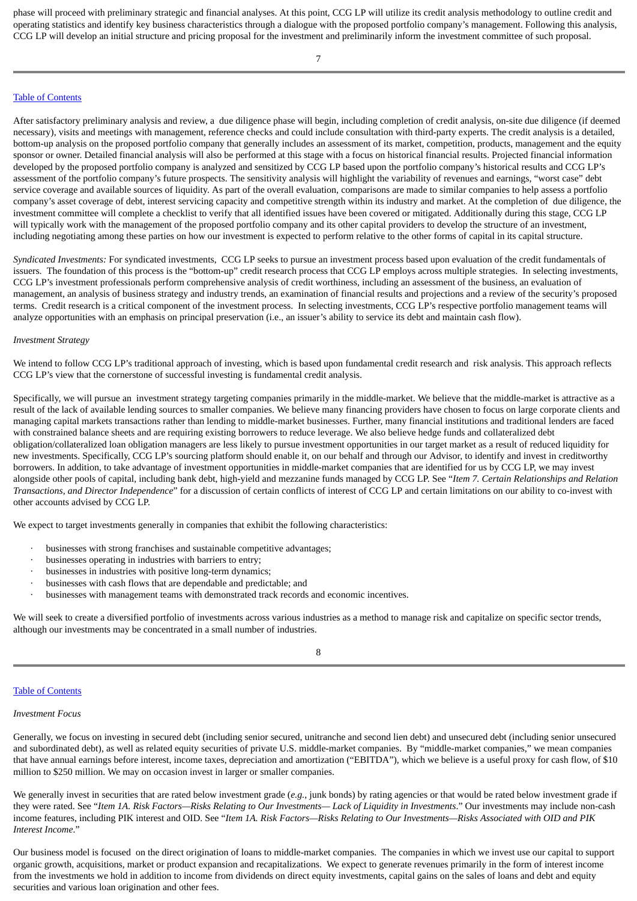phase will proceed with preliminary strategic and financial analyses. At this point, CCG LP will utilize its credit analysis methodology to outline credit and operating statistics and identify key business characteristics through a dialogue with the proposed portfolio company's management. Following this analysis, CCG LP will develop an initial structure and pricing proposal for the investment and preliminarily inform the investment committee of such proposal.

Table of Contents

After satisfactory preliminary analysis and review, a due diligence phase will begin, including completion of credit analysis, on-site due diligence (if deemed necessary), visits and meetings with management, reference checks and could include consultation with third-party experts. The credit analysis is a detailed, bottom-up analysis on the proposed portfolio company that generally includes an assessment of its market, competition, products, management and the equity sponsor or owner. Detailed financial analysis will also be performed at this stage with a focus on historical financial results. Projected financial information developed by the proposed portfolio company is analyzed and sensitized by CCG LP based upon the portfolio company's historical results and CCG LP's assessment of the portfolio company's future prospects. The sensitivity analysis will highlight the variability of revenues and earnings, "worst case" debt service coverage and available sources of liquidity. As part of the overall evaluation, comparisons are made to similar companies to help assess a portfolio company's asset coverage of debt, interest servicing capacity and competitive strength within its industry and market. At the completion of due diligence, the investment committee will complete a checklist to verify that all identified issues have been covered or mitigated. Additionally during this stage, CCG LP will typically work with the management of the proposed portfolio company and its other capital providers to develop the structure of an investment, including negotiating among these parties on how our investment is expected to perform relative to the other forms of capital in its capital structure.

*Syndicated Investments:* For syndicated investments, CCG LP seeks to pursue an investment process based upon evaluation of the credit fundamentals of issuers. The foundation of this process is the "bottom-up" credit research process that CCG LP employs across multiple strategies. In selecting investments, CCG LP's investment professionals perform comprehensive analysis of credit worthiness, including an assessment of the business, an evaluation of management, an analysis of business strategy and industry trends, an examination of financial results and projections and a review of the security's proposed terms. Credit research is a critical component of the investment process. In selecting investments, CCG LP's respective portfolio management teams will analyze opportunities with an emphasis on principal preservation (i.e., an issuer's ability to service its debt and maintain cash flow).

*Investment Strategy*

We intend to follow CCG LP's traditional approach of investing, which is based upon fundamental credit research and risk analysis. This approach reflects CCG LP's view that the cornerstone of successful investing is fundamental credit analysis.

Specifically, we will pursue an investment strategy targeting companies primarily in the middle-market. We believe that the middle-market is attractive as a result of the lack of available lending sources to smaller companies. We believe many financing providers have chosen to focus on large corporate clients and managing capital markets transactions rather than lending to middle-market businesses. Further, many financial institutions and traditional lenders are faced with constrained balance sheets and are requiring existing borrowers to reduce leverage. We also believe hedge funds and collateralized debt obligation/collateralized loan obligation managers are less likely to pursue investment opportunities in our target market as a result of reduced liquidity for new investments. Specifically, CCG LP's sourcing platform should enable it, on our behalf and through our Advisor, to identify and invest in creditworthy borrowers. In addition, to take advantage of investment opportunities in middle-market companies that are identified for us by CCG LP, we may invest alongside other pools of capital, including bank debt, high-yield and mezzanine funds managed by CCG LP. See "*Item 7. Certain Relationships and Relation Transactions, and Director Independence*" for a discussion of certain conflicts of interest of CCG LP and certain limitations on our ability to co-invest with other accounts advised by CCG LP.

We expect to target investments generally in companies that exhibit the following characteristics:

- businesses with strong franchises and sustainable competitive advantages;
- businesses operating in industries with barriers to entry;
- businesses in industries with positive long-term dynamics;
- businesses with cash flows that are dependable and predictable; and
- businesses with management teams with demonstrated track records and economic incentives.

We will seek to create a diversified portfolio of investments across various industries as a method to manage risk and capitalize on specific sector trends, although our investments may be concentrated in a small number of industries.

Table of Contents

*Investment Focus*

Generally, we focus on investing in secured debt (including senior secured, unitranche and second lien debt) and unsecured debt (including senior unsecured and subordinated debt), as well as related equity securities of private U.S. middle-market companies. By "middle-market companies," we mean companies that have annual earnings before interest, income taxes, depreciation and amortization ("EBITDA"), which we believe is a useful proxy for cash flow, of $10 million to $250 million. We may on occasion invest in larger or smaller companies.

We generally invest in securities that are rated below investment grade (*e.g.*, junk bonds) by rating agencies or that would be rated below investment grade if they were rated. See "*Item 1A. Risk Factors—Risks Relating to Our Investments— Lack of Liquidity in Investments*." Our investments may include non-cash income features, including PIK interest and OID. See "*Item 1A. Risk Factors—Risks Relating to Our Investments—Risks Associated with OID and PIK Interest Income*."

Our business model is focused on the direct origination of loans to middle-market companies. The companies in which we invest use our capital to support organic growth, acquisitions, market or product expansion and recapitalizations. We expect to generate revenues primarily in the form of interest income from the investments we hold in addition to income from dividends on direct equity investments, capital gains on the sales of loans and debt and equity securities and various loan origination and other fees.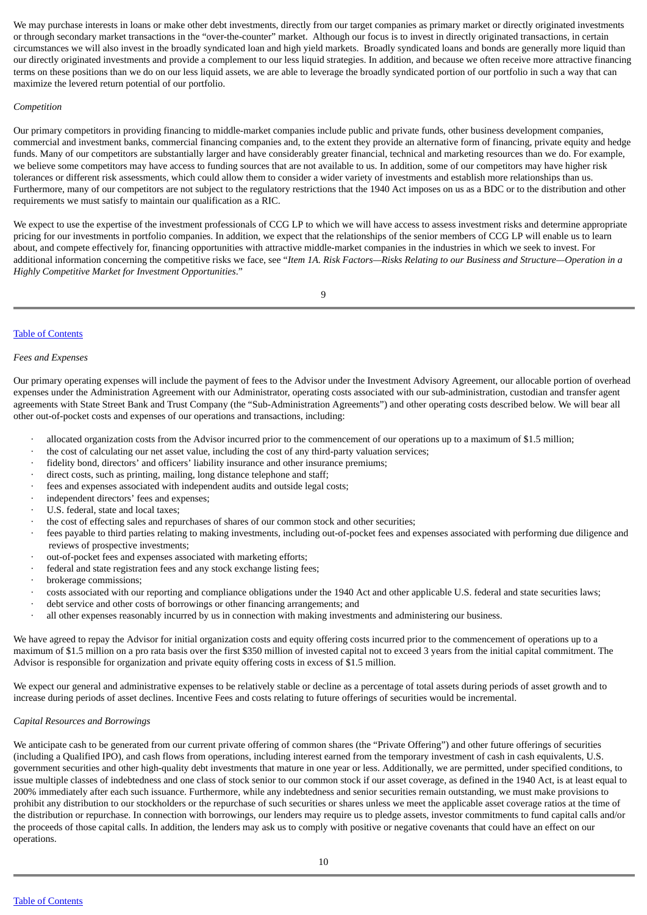We may purchase interests in loans or make other debt investments, directly from our target companies as primary market or directly originated investments or through secondary market transactions in the "over-the-counter" market. Although our focus is to invest in directly originated transactions, in certain circumstances we will also invest in the broadly syndicated loan and high yield markets. Broadly syndicated loans and bonds are generally more liquid than our directly originated investments and provide a complement to our less liquid strategies. In addition, and because we often receive more attractive financing terms on these positions than we do on our less liquid assets, we are able to leverage the broadly syndicated portion of our portfolio in such a way that can maximize the levered return potential of our portfolio.

*Competition*

Our primary competitors in providing financing to middle-market companies include public and private funds, other business development companies, commercial and investment banks, commercial financing companies and, to the extent they provide an alternative form of financing, private equity and hedge funds. Many of our competitors are substantially larger and have considerably greater financial, technical and marketing resources than we do. For example, we believe some competitors may have access to funding sources that are not available to us. In addition, some of our competitors may have higher risk tolerances or different risk assessments, which could allow them to consider a wider variety of investments and establish more relationships than us. Furthermore, many of our competitors are not subject to the regulatory restrictions that the 1940 Act imposes on us as a BDC or to the distribution and other requirements we must satisfy to maintain our qualification as a RIC.

We expect to use the expertise of the investment professionals of CCG LP to which we will have access to assess investment risks and determine appropriate pricing for our investments in portfolio companies. In addition, we expect that the relationships of the senior members of CCG LP will enable us to learn about, and compete effectively for, financing opportunities with attractive middle-market companies in the industries in which we seek to invest. For additional information concerning the competitive risks we face, see "*Item 1A. Risk Factors—Risks Relating to our Business and Structure—Operation in a Highly Competitive Market for Investment Opportunities*."

*Fees and Expenses*

Our primary operating expenses will include the payment of fees to the Advisor under the Investment Advisory Agreement, our allocable portion of overhead expenses under the Administration Agreement with our Administrator, operating costs associated with our sub-administration, custodian and transfer agent agreements with State Street Bank and Trust Company (the "Sub-Administration Agreements") and other operating costs described below. We will bear all other out-of-pocket costs and expenses of our operations and transactions, including:

- allocated organization costs from the Advisor incurred prior to the commencement of our operations up to a maximum of $1.5 million;
- the cost of calculating our net asset value, including the cost of any third-party valuation services;
- fidelity bond, directors' and officers' liability insurance and other insurance premiums;
- direct costs, such as printing, mailing, long distance telephone and staff;
- fees and expenses associated with independent audits and outside legal costs;
- independent directors' fees and expenses;
- U.S. federal, state and local taxes;
- the cost of effecting sales and repurchases of shares of our common stock and other securities;
- fees payable to third parties relating to making investments, including out-of-pocket fees and expenses associated with performing due diligence and reviews of prospective investments;
- out-of-pocket fees and expenses associated with marketing efforts;
- federal and state registration fees and any stock exchange listing fees;
- brokerage commissions;
- costs associated with our reporting and compliance obligations under the 1940 Act and other applicable U.S. federal and state securities laws;
- debt service and other costs of borrowings or other financing arrangements; and
- all other expenses reasonably incurred by us in connection with making investments and administering our business.

We have agreed to repay the Advisor for initial organization costs and equity offering costs incurred prior to the commencement of operations up to a maximum of $1.5 million on a pro rata basis over the first $350 million of invested capital not to exceed 3 years from the initial capital commitment. The Advisor is responsible for organization and private equity offering costs in excess of $1.5 million.

We expect our general and administrative expenses to be relatively stable or decline as a percentage of total assets during periods of asset growth and to increase during periods of asset declines. Incentive Fees and costs relating to future offerings of securities would be incremental.

*Capital Resources and Borrowings*

We anticipate cash to be generated from our current private offering of common shares (the "Private Offering") and other future offerings of securities (including a Qualified IPO), and cash flows from operations, including interest earned from the temporary investment of cash in cash equivalents, U.S. government securities and other high-quality debt investments that mature in one year or less. Additionally, we are permitted, under specified conditions, to issue multiple classes of indebtedness and one class of stock senior to our common stock if our asset coverage, as defined in the 1940 Act, is at least equal to 200% immediately after each such issuance. Furthermore, while any indebtedness and senior securities remain outstanding, we must make provisions to prohibit any distribution to our stockholders or the repurchase of such securities or shares unless we meet the applicable asset coverage ratios at the time of the distribution or repurchase. In connection with borrowings, our lenders may require us to pledge assets, investor commitments to fund capital calls and/or the proceeds of those capital calls. In addition, the lenders may ask us to comply with positive or negative covenants that could have an effect on our operations.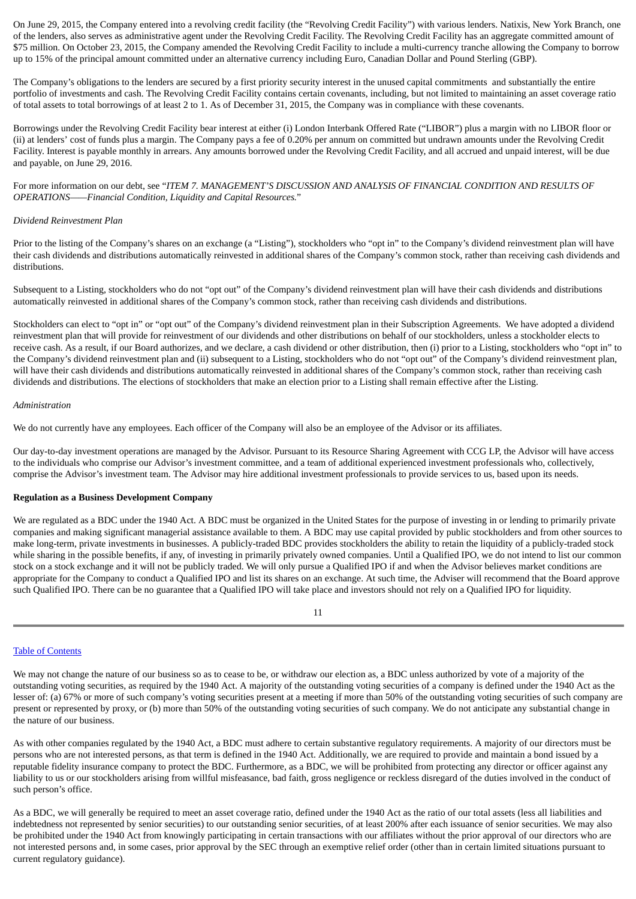On June 29, 2015, the Company entered into a revolving credit facility (the "Revolving Credit Facility") with various lenders. Natixis, New York Branch, one of the lenders, also serves as administrative agent under the Revolving Credit Facility. The Revolving Credit Facility has an aggregate committed amount of $75 million. On October 23, 2015, the Company amended the Revolving Credit Facility to include a multi-currency tranche allowing the Company to borrow up to 15% of the principal amount committed under an alternative currency including Euro, Canadian Dollar and Pound Sterling (GBP).

The Company's obligations to the lenders are secured by a first priority security interest in the unused capital commitments and substantially the entire portfolio of investments and cash. The Revolving Credit Facility contains certain covenants, including, but not limited to maintaining an asset coverage ratio of total assets to total borrowings of at least 2 to 1. As of December 31, 2015, the Company was in compliance with these covenants.

Borrowings under the Revolving Credit Facility bear interest at either (i) London Interbank Offered Rate ("LIBOR") plus a margin with no LIBOR floor or (ii) at lenders' cost of funds plus a margin. The Company pays a fee of 0.20% per annum on committed but undrawn amounts under the Revolving Credit Facility. Interest is payable monthly in arrears. Any amounts borrowed under the Revolving Credit Facility, and all accrued and unpaid interest, will be due and payable, on June 29, 2016.

For more information on our debt, see "*ITEM 7. MANAGEMENT'S DISCUSSION AND ANALYSIS OF FINANCIAL CONDITION AND RESULTS OF OPERATIONS——Financial Condition, Liquidity and Capital Resources.*"

*Dividend Reinvestment Plan*

Prior to the listing of the Company's shares on an exchange (a "Listing"), stockholders who "opt in" to the Company's dividend reinvestment plan will have their cash dividends and distributions automatically reinvested in additional shares of the Company's common stock, rather than receiving cash dividends and distributions.

Subsequent to a Listing, stockholders who do not "opt out" of the Company's dividend reinvestment plan will have their cash dividends and distributions automatically reinvested in additional shares of the Company's common stock, rather than receiving cash dividends and distributions.

Stockholders can elect to "opt in" or "opt out" of the Company's dividend reinvestment plan in their Subscription Agreements. We have adopted a dividend reinvestment plan that will provide for reinvestment of our dividends and other distributions on behalf of our stockholders, unless a stockholder elects to receive cash. As a result, if our Board authorizes, and we declare, a cash dividend or other distribution, then (i) prior to a Listing, stockholders who "opt in" to the Company's dividend reinvestment plan and (ii) subsequent to a Listing, stockholders who do not "opt out" of the Company's dividend reinvestment plan, will have their cash dividends and distributions automatically reinvested in additional shares of the Company's common stock, rather than receiving cash dividends and distributions. The elections of stockholders that make an election prior to a Listing shall remain effective after the Listing.

*Administration*

We do not currently have any employees. Each officer of the Company will also be an employee of the Advisor or its affiliates.

Our day-to-day investment operations are managed by the Advisor. Pursuant to its Resource Sharing Agreement with CCG LP, the Advisor will have access to the individuals who comprise our Advisor's investment committee, and a team of additional experienced investment professionals who, collectively, comprise the Advisor's investment team. The Advisor may hire additional investment professionals to provide services to us, based upon its needs.

**Regulation as a Business Development Company**

We are regulated as a BDC under the 1940 Act. A BDC must be organized in the United States for the purpose of investing in or lending to primarily private companies and making significant managerial assistance available to them. A BDC may use capital provided by public stockholders and from other sources to make long-term, private investments in businesses. A publicly-traded BDC provides stockholders the ability to retain the liquidity of a publicly-traded stock while sharing in the possible benefits, if any, of investing in primarily privately owned companies. Until a Qualified IPO, we do not intend to list our common stock on a stock exchange and it will not be publicly traded. We will only pursue a Qualified IPO if and when the Advisor believes market conditions are appropriate for the Company to conduct a Qualified IPO and list its shares on an exchange. At such time, the Adviser will recommend that the Board approve such Qualified IPO. There can be no guarantee that a Qualified IPO will take place and investors should not rely on a Qualified IPO for liquidity.

We may not change the nature of our business so as to cease to be, or withdraw our election as, a BDC unless authorized by vote of a majority of the outstanding voting securities, as required by the 1940 Act. A majority of the outstanding voting securities of a company is defined under the 1940 Act as the lesser of: (a) 67% or more of such company's voting securities present at a meeting if more than 50% of the outstanding voting securities of such company are present or represented by proxy, or (b) more than 50% of the outstanding voting securities of such company. We do not anticipate any substantial change in the nature of our business.

As with other companies regulated by the 1940 Act, a BDC must adhere to certain substantive regulatory requirements. A majority of our directors must be persons who are not interested persons, as that term is defined in the 1940 Act. Additionally, we are required to provide and maintain a bond issued by a reputable fidelity insurance company to protect the BDC. Furthermore, as a BDC, we will be prohibited from protecting any director or officer against any liability to us or our stockholders arising from willful misfeasance, bad faith, gross negligence or reckless disregard of the duties involved in the conduct of such person's office.

As a BDC, we will generally be required to meet an asset coverage ratio, defined under the 1940 Act as the ratio of our total assets (less all liabilities and indebtedness not represented by senior securities) to our outstanding senior securities, of at least 200% after each issuance of senior securities. We may also be prohibited under the 1940 Act from knowingly participating in certain transactions with our affiliates without the prior approval of our directors who are not interested persons and, in some cases, prior approval by the SEC through an exemptive relief order (other than in certain limited situations pursuant to current regulatory guidance).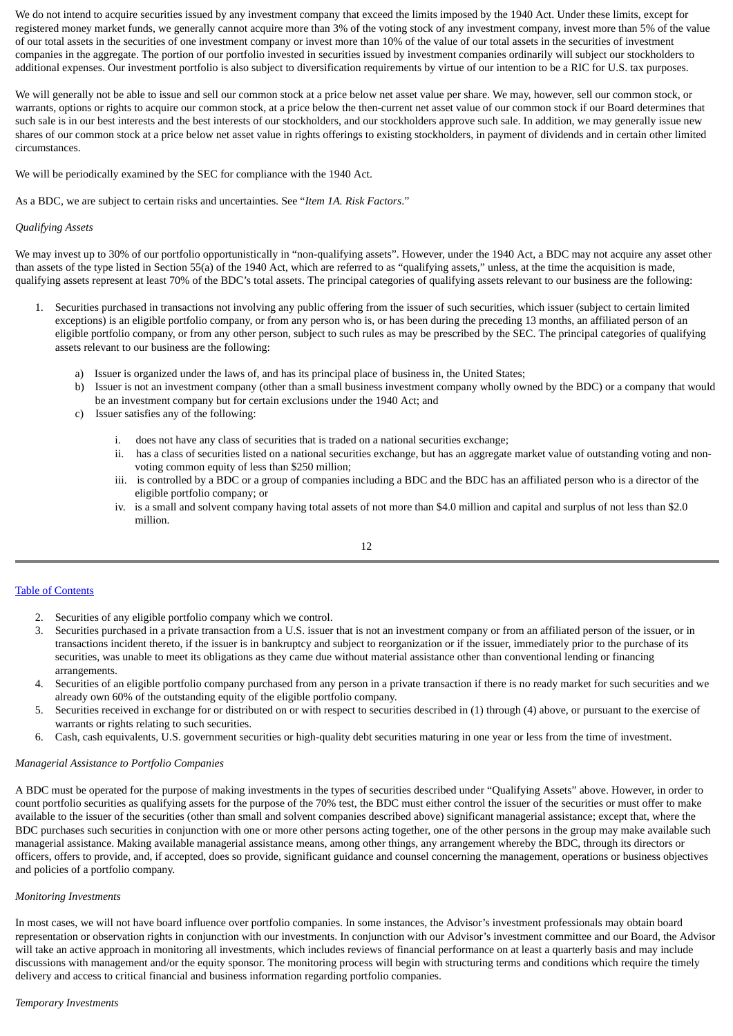We do not intend to acquire securities issued by any investment company that exceed the limits imposed by the 1940 Act. Under these limits, except for registered money market funds, we generally cannot acquire more than 3% of the voting stock of any investment company, invest more than 5% of the value of our total assets in the securities of one investment company or invest more than 10% of the value of our total assets in the securities of investment companies in the aggregate. The portion of our portfolio invested in securities issued by investment companies ordinarily will subject our stockholders to additional expenses. Our investment portfolio is also subject to diversification requirements by virtue of our intention to be a RIC for U.S. tax purposes.

We will generally not be able to issue and sell our common stock at a price below net asset value per share. We may, however, sell our common stock, or warrants, options or rights to acquire our common stock, at a price below the then-current net asset value of our common stock if our Board determines that such sale is in our best interests and the best interests of our stockholders, and our stockholders approve such sale. In addition, we may generally issue new shares of our common stock at a price below net asset value in rights offerings to existing stockholders, in payment of dividends and in certain other limited circumstances.

We will be periodically examined by the SEC for compliance with the 1940 Act.

As a BDC, we are subject to certain risks and uncertainties. See "*Item 1A. Risk Factors*."

*Qualifying Assets*

We may invest up to 30% of our portfolio opportunistically in "non-qualifying assets". However, under the 1940 Act, a BDC may not acquire any asset other than assets of the type listed in Section 55(a) of the 1940 Act, which are referred to as "qualifying assets," unless, at the time the acquisition is made, qualifying assets represent at least 70% of the BDC's total assets. The principal categories of qualifying assets relevant to our business are the following:

1. Securities purchased in transactions not involving any public offering from the issuer of such securities, which issuer (subject to certain limited exceptions) is an eligible portfolio company, or from any person who is, or has been during the preceding 13 months, an affiliated person of an eligible portfolio company, or from any other person, subject to such rules as may be prescribed by the SEC. The principal categories of qualifying assets relevant to our business are the following:
    a) Issuer is organized under the laws of, and has its principal place of business in, the United States;
    b) Issuer is not an investment company (other than a small business investment company wholly owned by the BDC) or a company that would be an investment company but for certain exclusions under the 1940 Act; and
    c) Issuer satisfies any of the following:
        i. does not have any class of securities that is traded on a national securities exchange;
        ii. has a class of securities listed on a national securities exchange, but has an aggregate market value of outstanding voting and non-voting common equity of less than $250 million;
        iii. is controlled by a BDC or a group of companies including a BDC and the BDC has an affiliated person who is a director of the eligible portfolio company; or
        iv. is a small and solvent company having total assets of not more than $4.0 million and capital and surplus of not less than $2.0 million.
2. Securities of any eligible portfolio company which we control.
3. Securities purchased in a private transaction from a U.S. issuer that is not an investment company or from an affiliated person of the issuer, or in transactions incident thereto, if the issuer is in bankruptcy and subject to reorganization or if the issuer, immediately prior to the purchase of its securities, was unable to meet its obligations as they came due without material assistance other than conventional lending or financing arrangements.
4. Securities of an eligible portfolio company purchased from any person in a private transaction if there is no ready market for such securities and we already own 60% of the outstanding equity of the eligible portfolio company.
5. Securities received in exchange for or distributed on or with respect to securities described in (1) through (4) above, or pursuant to the exercise of warrants or rights relating to such securities.
6. Cash, cash equivalents, U.S. government securities or high-quality debt securities maturing in one year or less from the time of investment.

*Managerial Assistance to Portfolio Companies*

A BDC must be operated for the purpose of making investments in the types of securities described under "Qualifying Assets" above. However, in order to count portfolio securities as qualifying assets for the purpose of the 70% test, the BDC must either control the issuer of the securities or must offer to make available to the issuer of the securities (other than small and solvent companies described above) significant managerial assistance; except that, where the BDC purchases such securities in conjunction with one or more other persons acting together, one of the other persons in the group may make available such managerial assistance. Making available managerial assistance means, among other things, any arrangement whereby the BDC, through its directors or officers, offers to provide, and, if accepted, does so provide, significant guidance and counsel concerning the management, operations or business objectives and policies of a portfolio company.

*Monitoring Investments*

In most cases, we will not have board influence over portfolio companies. In some instances, the Advisor's investment professionals may obtain board representation or observation rights in conjunction with our investments. In conjunction with our Advisor's investment committee and our Board, the Advisor will take an active approach in monitoring all investments, which includes reviews of financial performance on at least a quarterly basis and may include discussions with management and/or the equity sponsor. The monitoring process will begin with structuring terms and conditions which require the timely delivery and access to critical financial and business information regarding portfolio companies.

*Temporary Investments*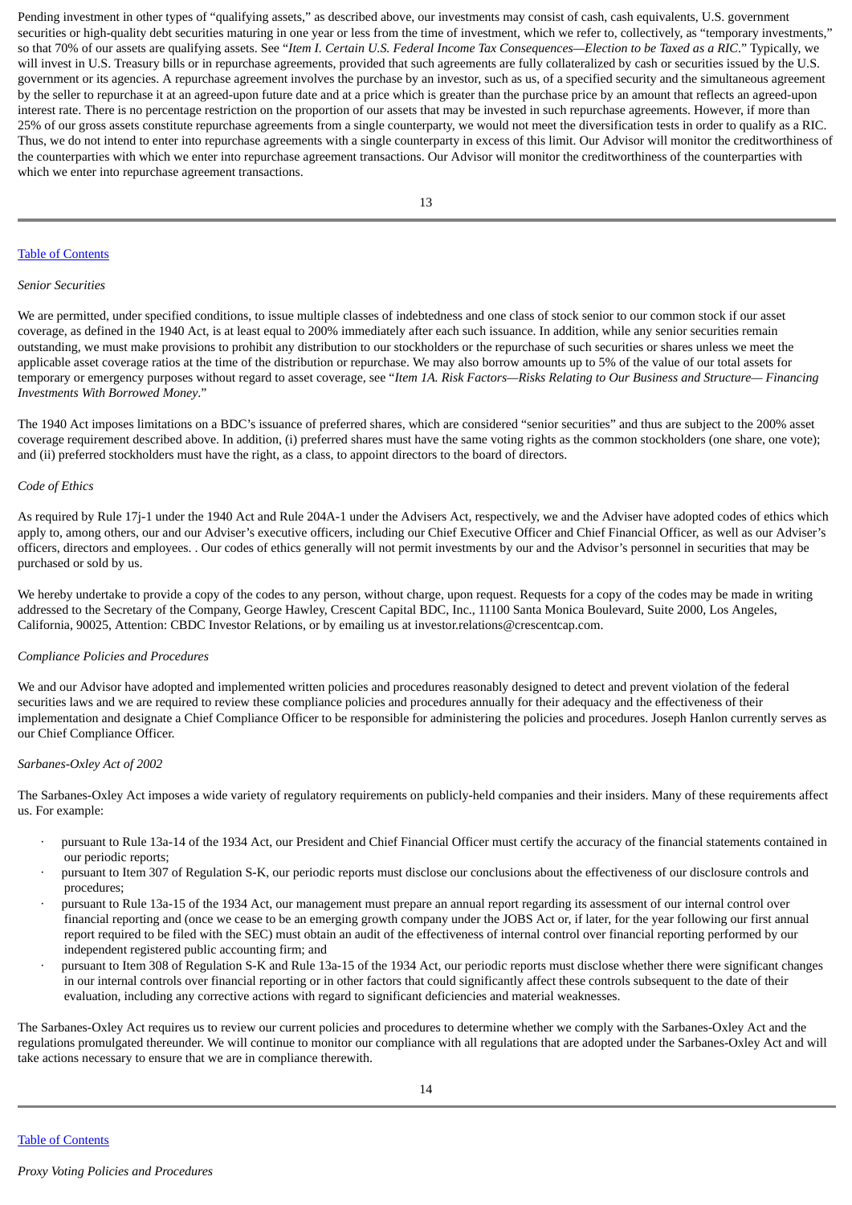Pending investment in other types of "qualifying assets," as described above, our investments may consist of cash, cash equivalents, U.S. government securities or high-quality debt securities maturing in one year or less from the time of investment, which we refer to, collectively, as "temporary investments," so that 70% of our assets are qualifying assets. See "*Item I. Certain U.S. Federal Income Tax Consequences—Election to be Taxed as a RIC*." Typically, we will invest in U.S. Treasury bills or in repurchase agreements, provided that such agreements are fully collateralized by cash or securities issued by the U.S. government or its agencies. A repurchase agreement involves the purchase by an investor, such as us, of a specified security and the simultaneous agreement by the seller to repurchase it at an agreed-upon future date and at a price which is greater than the purchase price by an amount that reflects an agreed-upon interest rate. There is no percentage restriction on the proportion of our assets that may be invested in such repurchase agreements. However, if more than 25% of our gross assets constitute repurchase agreements from a single counterparty, we would not meet the diversification tests in order to qualify as a RIC. Thus, we do not intend to enter into repurchase agreements with a single counterparty in excess of this limit. Our Advisor will monitor the creditworthiness of the counterparties with which we enter into repurchase agreement transactions. Our Advisor will monitor the creditworthiness of the counterparties with which we enter into repurchase agreement transactions.

*Senior Securities*

We are permitted, under specified conditions, to issue multiple classes of indebtedness and one class of stock senior to our common stock if our asset coverage, as defined in the 1940 Act, is at least equal to 200% immediately after each such issuance. In addition, while any senior securities remain outstanding, we must make provisions to prohibit any distribution to our stockholders or the repurchase of such securities or shares unless we meet the applicable asset coverage ratios at the time of the distribution or repurchase. We may also borrow amounts up to 5% of the value of our total assets for temporary or emergency purposes without regard to asset coverage, see "*Item 1A. Risk Factors—Risks Relating to Our Business and Structure— Financing Investments With Borrowed Money*."

The 1940 Act imposes limitations on a BDC's issuance of preferred shares, which are considered "senior securities" and thus are subject to the 200% asset coverage requirement described above. In addition, (i) preferred shares must have the same voting rights as the common stockholders (one share, one vote); and (ii) preferred stockholders must have the right, as a class, to appoint directors to the board of directors.

*Code of Ethics*

As required by Rule 17j-1 under the 1940 Act and Rule 204A-1 under the Advisers Act, respectively, we and the Adviser have adopted codes of ethics which apply to, among others, our and our Adviser's executive officers, including our Chief Executive Officer and Chief Financial Officer, as well as our Adviser's officers, directors and employees. . Our codes of ethics generally will not permit investments by our and the Advisor's personnel in securities that may be purchased or sold by us.

We hereby undertake to provide a copy of the codes to any person, without charge, upon request. Requests for a copy of the codes may be made in writing addressed to the Secretary of the Company, George Hawley, Crescent Capital BDC, Inc., 11100 Santa Monica Boulevard, Suite 2000, Los Angeles, California, 90025, Attention: CBDC Investor Relations, or by emailing us at investor.relations@crescentcap.com.

*Compliance Policies and Procedures*

We and our Advisor have adopted and implemented written policies and procedures reasonably designed to detect and prevent violation of the federal securities laws and we are required to review these compliance policies and procedures annually for their adequacy and the effectiveness of their implementation and designate a Chief Compliance Officer to be responsible for administering the policies and procedures. Joseph Hanlon currently serves as our Chief Compliance Officer.

*Sarbanes-Oxley Act of 2002*

The Sarbanes-Oxley Act imposes a wide variety of regulatory requirements on publicly-held companies and their insiders. Many of these requirements affect us. For example:

- pursuant to Rule 13a-14 of the 1934 Act, our President and Chief Financial Officer must certify the accuracy of the financial statements contained in our periodic reports;
- pursuant to Item 307 of Regulation S-K, our periodic reports must disclose our conclusions about the effectiveness of our disclosure controls and procedures;
- pursuant to Rule 13a-15 of the 1934 Act, our management must prepare an annual report regarding its assessment of our internal control over financial reporting and (once we cease to be an emerging growth company under the JOBS Act or, if later, for the year following our first annual report required to be filed with the SEC) must obtain an audit of the effectiveness of internal control over financial reporting performed by our independent registered public accounting firm; and
- pursuant to Item 308 of Regulation S-K and Rule 13a-15 of the 1934 Act, our periodic reports must disclose whether there were significant changes in our internal controls over financial reporting or in other factors that could significantly affect these controls subsequent to the date of their evaluation, including any corrective actions with regard to significant deficiencies and material weaknesses.

The Sarbanes-Oxley Act requires us to review our current policies and procedures to determine whether we comply with the Sarbanes-Oxley Act and the regulations promulgated thereunder. We will continue to monitor our compliance with all regulations that are adopted under the Sarbanes-Oxley Act and will take actions necessary to ensure that we are in compliance therewith.

*Proxy Voting Policies and Procedures*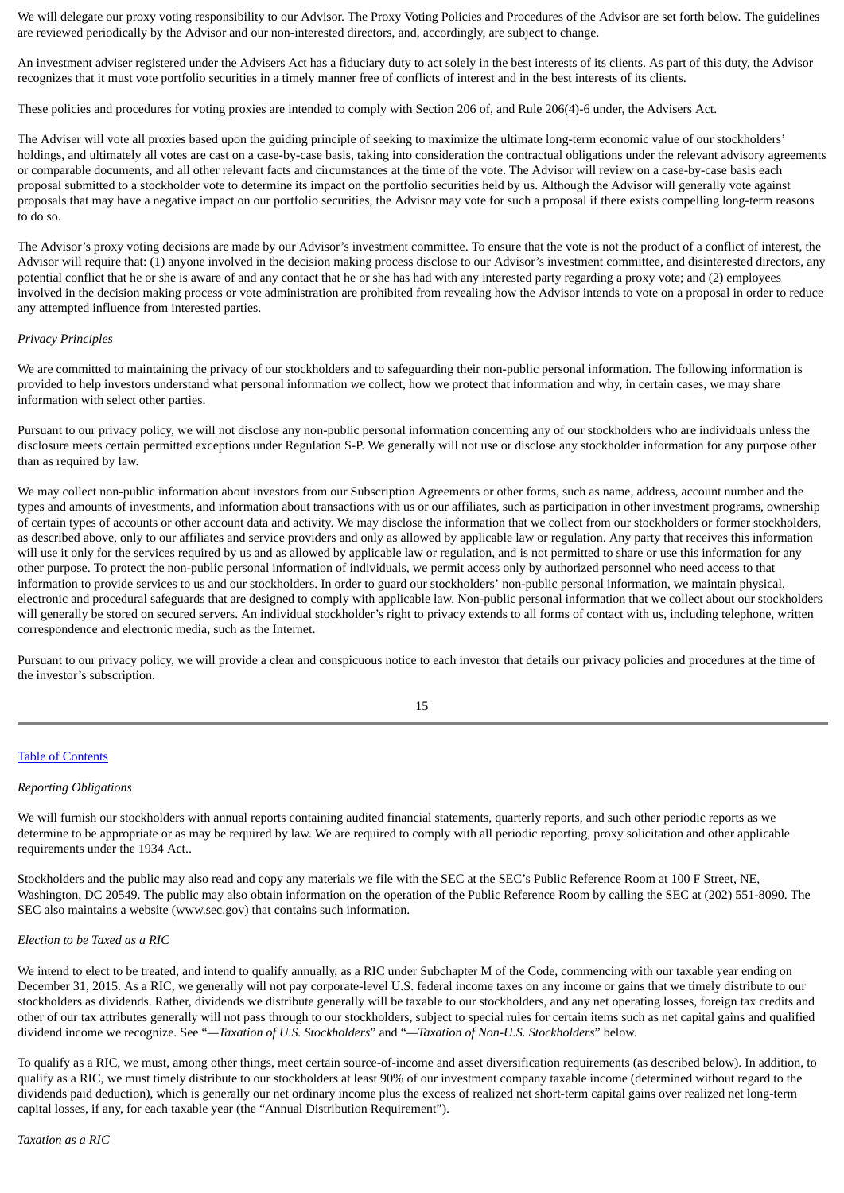We will delegate our proxy voting responsibility to our Advisor. The Proxy Voting Policies and Procedures of the Advisor are set forth below. The guidelines are reviewed periodically by the Advisor and our non-interested directors, and, accordingly, are subject to change.

An investment adviser registered under the Advisers Act has a fiduciary duty to act solely in the best interests of its clients. As part of this duty, the Advisor recognizes that it must vote portfolio securities in a timely manner free of conflicts of interest and in the best interests of its clients.

These policies and procedures for voting proxies are intended to comply with Section 206 of, and Rule 206(4)-6 under, the Advisers Act.

The Adviser will vote all proxies based upon the guiding principle of seeking to maximize the ultimate long-term economic value of our stockholders' holdings, and ultimately all votes are cast on a case-by-case basis, taking into consideration the contractual obligations under the relevant advisory agreements or comparable documents, and all other relevant facts and circumstances at the time of the vote. The Advisor will review on a case-by-case basis each proposal submitted to a stockholder vote to determine its impact on the portfolio securities held by us. Although the Advisor will generally vote against proposals that may have a negative impact on our portfolio securities, the Advisor may vote for such a proposal if there exists compelling long-term reasons to do so.

The Advisor's proxy voting decisions are made by our Advisor's investment committee. To ensure that the vote is not the product of a conflict of interest, the Advisor will require that: (1) anyone involved in the decision making process disclose to our Advisor's investment committee, and disinterested directors, any potential conflict that he or she is aware of and any contact that he or she has had with any interested party regarding a proxy vote; and (2) employees involved in the decision making process or vote administration are prohibited from revealing how the Advisor intends to vote on a proposal in order to reduce any attempted influence from interested parties.

*Privacy Principles*

We are committed to maintaining the privacy of our stockholders and to safeguarding their non-public personal information. The following information is provided to help investors understand what personal information we collect, how we protect that information and why, in certain cases, we may share information with select other parties.

Pursuant to our privacy policy, we will not disclose any non-public personal information concerning any of our stockholders who are individuals unless the disclosure meets certain permitted exceptions under Regulation S-P. We generally will not use or disclose any stockholder information for any purpose other than as required by law.

We may collect non-public information about investors from our Subscription Agreements or other forms, such as name, address, account number and the types and amounts of investments, and information about transactions with us or our affiliates, such as participation in other investment programs, ownership of certain types of accounts or other account data and activity. We may disclose the information that we collect from our stockholders or former stockholders, as described above, only to our affiliates and service providers and only as allowed by applicable law or regulation. Any party that receives this information will use it only for the services required by us and as allowed by applicable law or regulation, and is not permitted to share or use this information for any other purpose. To protect the non-public personal information of individuals, we permit access only by authorized personnel who need access to that information to provide services to us and our stockholders. In order to guard our stockholders' non-public personal information, we maintain physical, electronic and procedural safeguards that are designed to comply with applicable law. Non-public personal information that we collect about our stockholders will generally be stored on secured servers. An individual stockholder's right to privacy extends to all forms of contact with us, including telephone, written correspondence and electronic media, such as the Internet.

Pursuant to our privacy policy, we will provide a clear and conspicuous notice to each investor that details our privacy policies and procedures at the time of the investor's subscription.

*Reporting Obligations*

We will furnish our stockholders with annual reports containing audited financial statements, quarterly reports, and such other periodic reports as we determine to be appropriate or as may be required by law. We are required to comply with all periodic reporting, proxy solicitation and other applicable requirements under the 1934 Act..

Stockholders and the public may also read and copy any materials we file with the SEC at the SEC's Public Reference Room at 100 F Street, NE, Washington, DC 20549. The public may also obtain information on the operation of the Public Reference Room by calling the SEC at (202) 551-8090. The SEC also maintains a website (www.sec.gov) that contains such information.

*Election to be Taxed as a RIC*

We intend to elect to be treated, and intend to qualify annually, as a RIC under Subchapter M of the Code, commencing with our taxable year ending on December 31, 2015. As a RIC, we generally will not pay corporate-level U.S. federal income taxes on any income or gains that we timely distribute to our stockholders as dividends. Rather, dividends we distribute generally will be taxable to our stockholders, and any net operating losses, foreign tax credits and other of our tax attributes generally will not pass through to our stockholders, subject to special rules for certain items such as net capital gains and qualified dividend income we recognize. See "*—Taxation of U.S. Stockholders*" and "*—Taxation of Non-U.S. Stockholders*" below.

To qualify as a RIC, we must, among other things, meet certain source-of-income and asset diversification requirements (as described below). In addition, to qualify as a RIC, we must timely distribute to our stockholders at least 90% of our investment company taxable income (determined without regard to the dividends paid deduction), which is generally our net ordinary income plus the excess of realized net short-term capital gains over realized net long-term capital losses, if any, for each taxable year (the "Annual Distribution Requirement").

*Taxation as a RIC*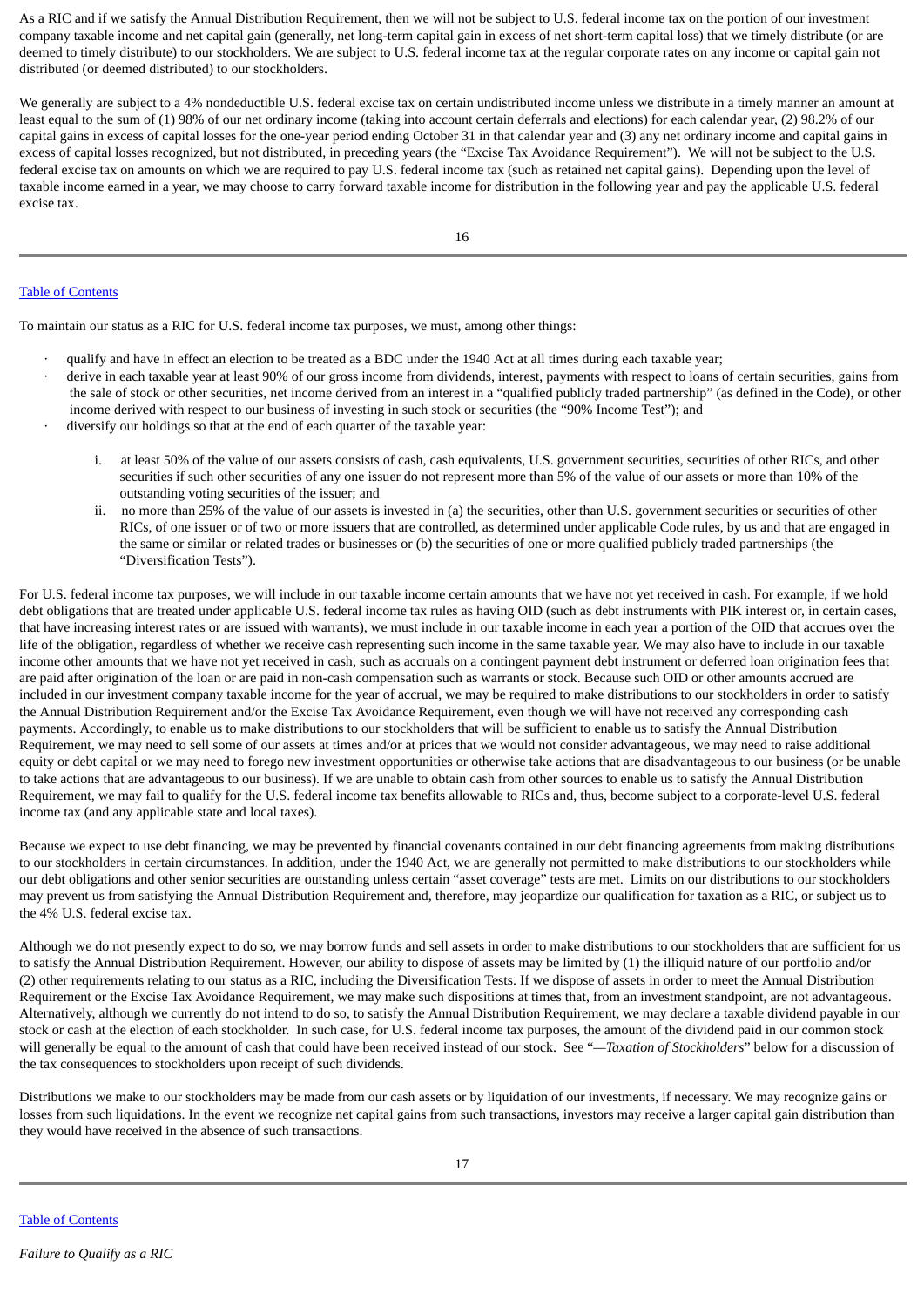As a RIC and if we satisfy the Annual Distribution Requirement, then we will not be subject to U.S. federal income tax on the portion of our investment company taxable income and net capital gain (generally, net long-term capital gain in excess of net short-term capital loss) that we timely distribute (or are deemed to timely distribute) to our stockholders. We are subject to U.S. federal income tax at the regular corporate rates on any income or capital gain not distributed (or deemed distributed) to our stockholders.

We generally are subject to a 4% nondeductible U.S. federal excise tax on certain undistributed income unless we distribute in a timely manner an amount at least equal to the sum of (1) 98% of our net ordinary income (taking into account certain deferrals and elections) for each calendar year, (2) 98.2% of our capital gains in excess of capital losses for the one-year period ending October 31 in that calendar year and (3) any net ordinary income and capital gains in excess of capital losses recognized, but not distributed, in preceding years (the "Excise Tax Avoidance Requirement"). We will not be subject to the U.S. federal excise tax on amounts on which we are required to pay U.S. federal income tax (such as retained net capital gains). Depending upon the level of taxable income earned in a year, we may choose to carry forward taxable income for distribution in the following year and pay the applicable U.S. federal excise tax.

To maintain our status as a RIC for U.S. federal income tax purposes, we must, among other things:

- qualify and have in effect an election to be treated as a BDC under the 1940 Act at all times during each taxable year;
- derive in each taxable year at least 90% of our gross income from dividends, interest, payments with respect to loans of certain securities, gains from the sale of stock or other securities, net income derived from an interest in a "qualified publicly traded partnership" (as defined in the Code), or other income derived with respect to our business of investing in such stock or securities (the "90% Income Test"); and
- diversify our holdings so that at the end of each quarter of the taxable year:
    1. at least 50% of the value of our assets consists of cash, cash equivalents, U.S. government securities, securities of other RICs, and other securities if such other securities of any one issuer do not represent more than 5% of the value of our assets or more than 10% of the outstanding voting securities of the issuer; and
    2. no more than 25% of the value of our assets is invested in (a) the securities, other than U.S. government securities or securities of other RICs, of one issuer or of two or more issuers that are controlled, as determined under applicable Code rules, by us and that are engaged in the same or similar or related trades or businesses or (b) the securities of one or more qualified publicly traded partnerships (the "Diversification Tests").

For U.S. federal income tax purposes, we will include in our taxable income certain amounts that we have not yet received in cash. For example, if we hold debt obligations that are treated under applicable U.S. federal income tax rules as having OID (such as debt instruments with PIK interest or, in certain cases, that have increasing interest rates or are issued with warrants), we must include in our taxable income in each year a portion of the OID that accrues over the life of the obligation, regardless of whether we receive cash representing such income in the same taxable year. We may also have to include in our taxable income other amounts that we have not yet received in cash, such as accruals on a contingent payment debt instrument or deferred loan origination fees that are paid after origination of the loan or are paid in non-cash compensation such as warrants or stock. Because such OID or other amounts accrued are included in our investment company taxable income for the year of accrual, we may be required to make distributions to our stockholders in order to satisfy the Annual Distribution Requirement and/or the Excise Tax Avoidance Requirement, even though we will have not received any corresponding cash payments. Accordingly, to enable us to make distributions to our stockholders that will be sufficient to enable us to satisfy the Annual Distribution Requirement, we may need to sell some of our assets at times and/or at prices that we would not consider advantageous, we may need to raise additional equity or debt capital or we may need to forego new investment opportunities or otherwise take actions that are disadvantageous to our business (or be unable to take actions that are advantageous to our business). If we are unable to obtain cash from other sources to enable us to satisfy the Annual Distribution Requirement, we may fail to qualify for the U.S. federal income tax benefits allowable to RICs and, thus, become subject to a corporate-level U.S. federal income tax (and any applicable state and local taxes).

Because we expect to use debt financing, we may be prevented by financial covenants contained in our debt financing agreements from making distributions to our stockholders in certain circumstances. In addition, under the 1940 Act, we are generally not permitted to make distributions to our stockholders while our debt obligations and other senior securities are outstanding unless certain "asset coverage" tests are met. Limits on our distributions to our stockholders may prevent us from satisfying the Annual Distribution Requirement and, therefore, may jeopardize our qualification for taxation as a RIC, or subject us to the 4% U.S. federal excise tax.

Although we do not presently expect to do so, we may borrow funds and sell assets in order to make distributions to our stockholders that are sufficient for us to satisfy the Annual Distribution Requirement. However, our ability to dispose of assets may be limited by (1) the illiquid nature of our portfolio and/or (2) other requirements relating to our status as a RIC, including the Diversification Tests. If we dispose of assets in order to meet the Annual Distribution Requirement or the Excise Tax Avoidance Requirement, we may make such dispositions at times that, from an investment standpoint, are not advantageous. Alternatively, although we currently do not intend to do so, to satisfy the Annual Distribution Requirement, we may declare a taxable dividend payable in our stock or cash at the election of each stockholder. In such case, for U.S. federal income tax purposes, the amount of the dividend paid in our common stock will generally be equal to the amount of cash that could have been received instead of our stock. See "*—Taxation of Stockholders*" below for a discussion of the tax consequences to stockholders upon receipt of such dividends.

Distributions we make to our stockholders may be made from our cash assets or by liquidation of our investments, if necessary. We may recognize gains or losses from such liquidations. In the event we recognize net capital gains from such transactions, investors may receive a larger capital gain distribution than they would have received in the absence of such transactions.

*Failure to Qualify as a RIC*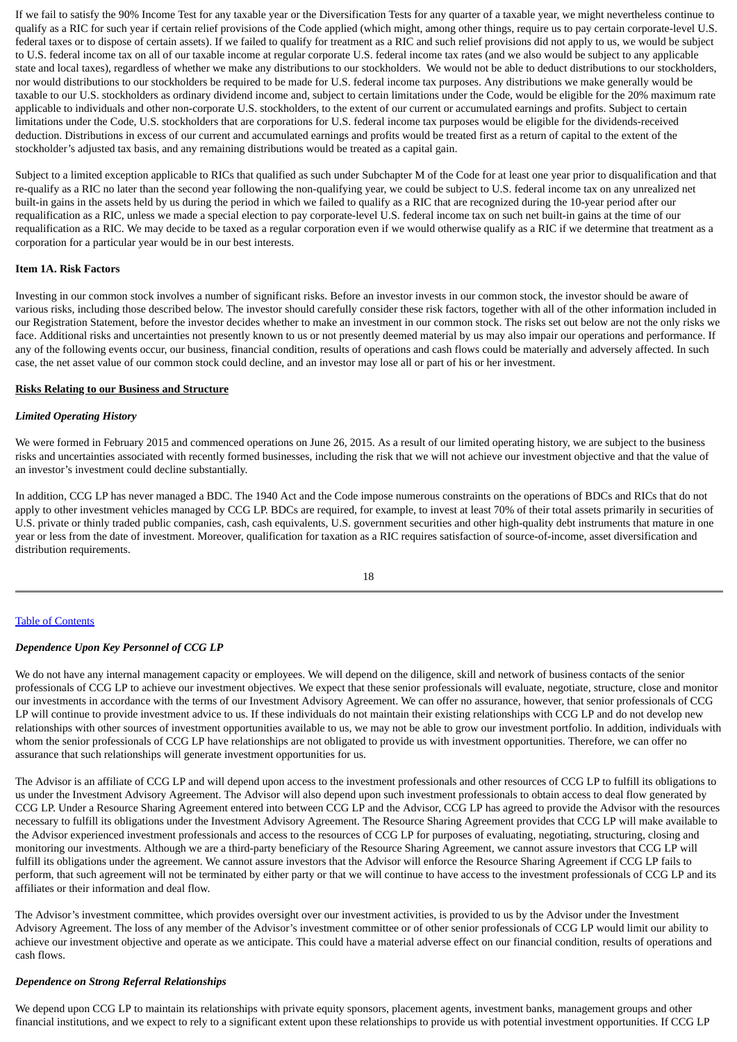If we fail to satisfy the 90% Income Test for any taxable year or the Diversification Tests for any quarter of a taxable year, we might nevertheless continue to qualify as a RIC for such year if certain relief provisions of the Code applied (which might, among other things, require us to pay certain corporate-level U.S. federal taxes or to dispose of certain assets). If we failed to qualify for treatment as a RIC and such relief provisions did not apply to us, we would be subject to U.S. federal income tax on all of our taxable income at regular corporate U.S. federal income tax rates (and we also would be subject to any applicable state and local taxes), regardless of whether we make any distributions to our stockholders. We would not be able to deduct distributions to our stockholders, nor would distributions to our stockholders be required to be made for U.S. federal income tax purposes. Any distributions we make generally would be taxable to our U.S. stockholders as ordinary dividend income and, subject to certain limitations under the Code, would be eligible for the 20% maximum rate applicable to individuals and other non-corporate U.S. stockholders, to the extent of our current or accumulated earnings and profits. Subject to certain limitations under the Code, U.S. stockholders that are corporations for U.S. federal income tax purposes would be eligible for the dividends-received deduction. Distributions in excess of our current and accumulated earnings and profits would be treated first as a return of capital to the extent of the stockholder's adjusted tax basis, and any remaining distributions would be treated as a capital gain.

Subject to a limited exception applicable to RICs that qualified as such under Subchapter M of the Code for at least one year prior to disqualification and that re-qualify as a RIC no later than the second year following the non-qualifying year, we could be subject to U.S. federal income tax on any unrealized net built-in gains in the assets held by us during the period in which we failed to qualify as a RIC that are recognized during the 10-year period after our requalification as a RIC, unless we made a special election to pay corporate-level U.S. federal income tax on such net built-in gains at the time of our requalification as a RIC. We may decide to be taxed as a regular corporation even if we would otherwise qualify as a RIC if we determine that treatment as a corporation for a particular year would be in our best interests.

## Item 1A. Risk Factors

Investing in our common stock involves a number of significant risks. Before an investor invests in our common stock, the investor should be aware of various risks, including those described below. The investor should carefully consider these risk factors, together with all of the other information included in our Registration Statement, before the investor decides whether to make an investment in our common stock. The risks set out below are not the only risks we face. Additional risks and uncertainties not presently known to us or not presently deemed material by us may also impair our operations and performance. If any of the following events occur, our business, financial condition, results of operations and cash flows could be materially and adversely affected. In such case, the net asset value of our common stock could decline, and an investor may lose all or part of his or her investment.

### Risks Relating to our Business and Structure

#### *Limited Operating History*

We were formed in February 2015 and commenced operations on June 26, 2015. As a result of our limited operating history, we are subject to the business risks and uncertainties associated with recently formed businesses, including the risk that we will not achieve our investment objective and that the value of an investor's investment could decline substantially.

In addition, CCG LP has never managed a BDC. The 1940 Act and the Code impose numerous constraints on the operations of BDCs and RICs that do not apply to other investment vehicles managed by CCG LP. BDCs are required, for example, to invest at least 70% of their total assets primarily in securities of U.S. private or thinly traded public companies, cash, cash equivalents, U.S. government securities and other high-quality debt instruments that mature in one year or less from the date of investment. Moreover, qualification for taxation as a RIC requires satisfaction of source-of-income, asset diversification and distribution requirements.

#### *Dependence Upon Key Personnel of CCG LP*

We do not have any internal management capacity or employees. We will depend on the diligence, skill and network of business contacts of the senior professionals of CCG LP to achieve our investment objectives. We expect that these senior professionals will evaluate, negotiate, structure, close and monitor our investments in accordance with the terms of our Investment Advisory Agreement. We can offer no assurance, however, that senior professionals of CCG LP will continue to provide investment advice to us. If these individuals do not maintain their existing relationships with CCG LP and do not develop new relationships with other sources of investment opportunities available to us, we may not be able to grow our investment portfolio. In addition, individuals with whom the senior professionals of CCG LP have relationships are not obligated to provide us with investment opportunities. Therefore, we can offer no assurance that such relationships will generate investment opportunities for us.

The Advisor is an affiliate of CCG LP and will depend upon access to the investment professionals and other resources of CCG LP to fulfill its obligations to us under the Investment Advisory Agreement. The Advisor will also depend upon such investment professionals to obtain access to deal flow generated by CCG LP. Under a Resource Sharing Agreement entered into between CCG LP and the Advisor, CCG LP has agreed to provide the Advisor with the resources necessary to fulfill its obligations under the Investment Advisory Agreement. The Resource Sharing Agreement provides that CCG LP will make available to the Advisor experienced investment professionals and access to the resources of CCG LP for purposes of evaluating, negotiating, structuring, closing and monitoring our investments. Although we are a third-party beneficiary of the Resource Sharing Agreement, we cannot assure investors that CCG LP will fulfill its obligations under the agreement. We cannot assure investors that the Advisor will enforce the Resource Sharing Agreement if CCG LP fails to perform, that such agreement will not be terminated by either party or that we will continue to have access to the investment professionals of CCG LP and its affiliates or their information and deal flow.

The Advisor's investment committee, which provides oversight over our investment activities, is provided to us by the Advisor under the Investment Advisory Agreement. The loss of any member of the Advisor's investment committee or of other senior professionals of CCG LP would limit our ability to achieve our investment objective and operate as we anticipate. This could have a material adverse effect on our financial condition, results of operations and cash flows.

#### *Dependence on Strong Referral Relationships*

We depend upon CCG LP to maintain its relationships with private equity sponsors, placement agents, investment banks, management groups and other financial institutions, and we expect to rely to a significant extent upon these relationships to provide us with potential investment opportunities. If CCG LP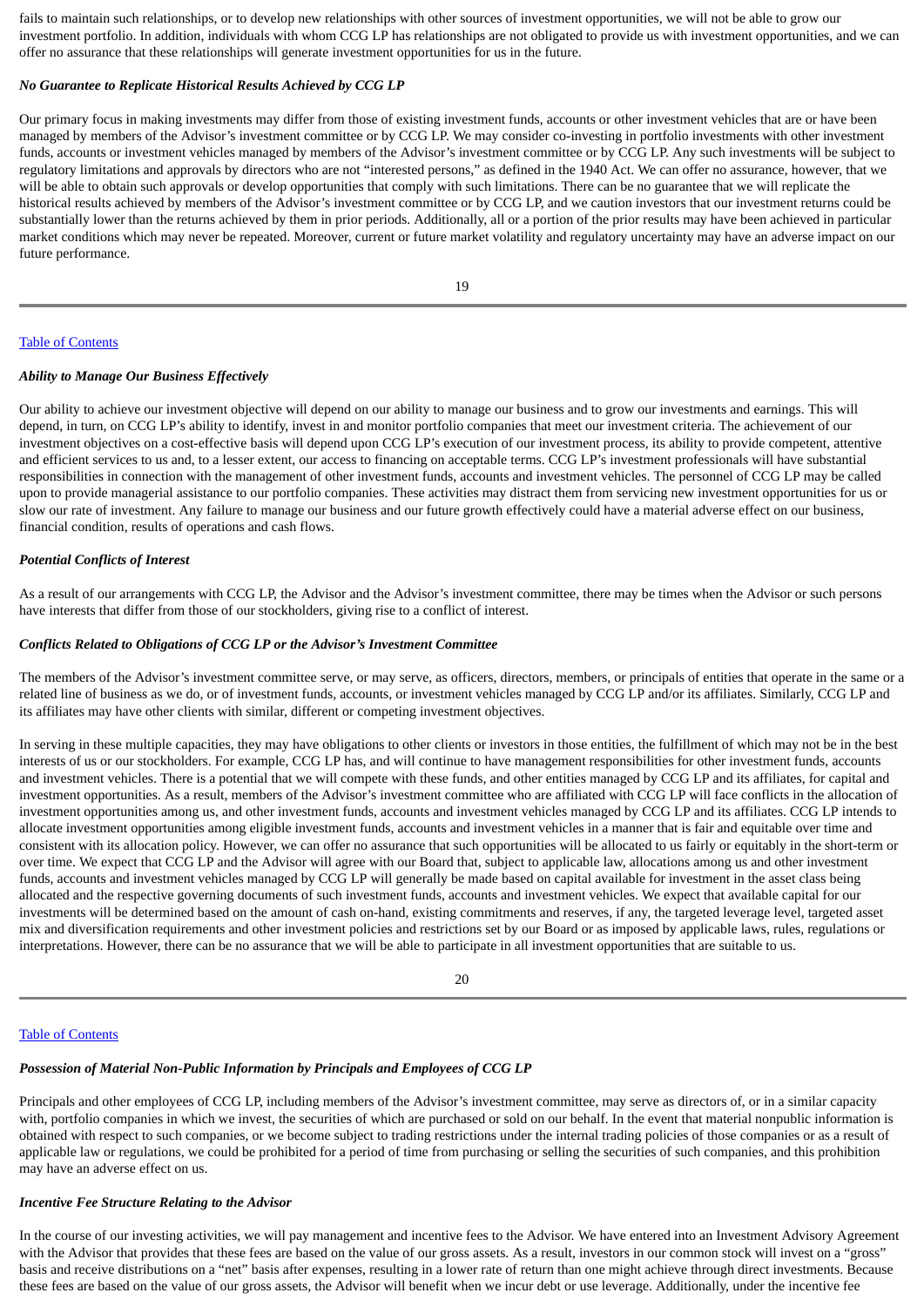fails to maintain such relationships, or to develop new relationships with other sources of investment opportunities, we will not be able to grow our investment portfolio. In addition, individuals with whom CCG LP has relationships are not obligated to provide us with investment opportunities, and we can offer no assurance that these relationships will generate investment opportunities for us in the future.

***No Guarantee to Replicate Historical Results Achieved by CCG LP***

Our primary focus in making investments may differ from those of existing investment funds, accounts or other investment vehicles that are or have been managed by members of the Advisor's investment committee or by CCG LP. We may consider co-investing in portfolio investments with other investment funds, accounts or investment vehicles managed by members of the Advisor's investment committee or by CCG LP. Any such investments will be subject to regulatory limitations and approvals by directors who are not "interested persons," as defined in the 1940 Act. We can offer no assurance, however, that we will be able to obtain such approvals or develop opportunities that comply with such limitations. There can be no guarantee that we will replicate the historical results achieved by members of the Advisor's investment committee or by CCG LP, and we caution investors that our investment returns could be substantially lower than the returns achieved by them in prior periods. Additionally, all or a portion of the prior results may have been achieved in particular market conditions which may never be repeated. Moreover, current or future market volatility and regulatory uncertainty may have an adverse impact on our future performance.

***Ability to Manage Our Business Effectively***

Our ability to achieve our investment objective will depend on our ability to manage our business and to grow our investments and earnings. This will depend, in turn, on CCG LP's ability to identify, invest in and monitor portfolio companies that meet our investment criteria. The achievement of our investment objectives on a cost-effective basis will depend upon CCG LP's execution of our investment process, its ability to provide competent, attentive and efficient services to us and, to a lesser extent, our access to financing on acceptable terms. CCG LP's investment professionals will have substantial responsibilities in connection with the management of other investment funds, accounts and investment vehicles. The personnel of CCG LP may be called upon to provide managerial assistance to our portfolio companies. These activities may distract them from servicing new investment opportunities for us or slow our rate of investment. Any failure to manage our business and our future growth effectively could have a material adverse effect on our business, financial condition, results of operations and cash flows.

***Potential Conflicts of Interest***

As a result of our arrangements with CCG LP, the Advisor and the Advisor's investment committee, there may be times when the Advisor or such persons have interests that differ from those of our stockholders, giving rise to a conflict of interest.

***Conflicts Related to Obligations of CCG LP or the Advisor's Investment Committee***

The members of the Advisor's investment committee serve, or may serve, as officers, directors, members, or principals of entities that operate in the same or a related line of business as we do, or of investment funds, accounts, or investment vehicles managed by CCG LP and/or its affiliates. Similarly, CCG LP and its affiliates may have other clients with similar, different or competing investment objectives.

In serving in these multiple capacities, they may have obligations to other clients or investors in those entities, the fulfillment of which may not be in the best interests of us or our stockholders. For example, CCG LP has, and will continue to have management responsibilities for other investment funds, accounts and investment vehicles. There is a potential that we will compete with these funds, and other entities managed by CCG LP and its affiliates, for capital and investment opportunities. As a result, members of the Advisor's investment committee who are affiliated with CCG LP will face conflicts in the allocation of investment opportunities among us, and other investment funds, accounts and investment vehicles managed by CCG LP and its affiliates. CCG LP intends to allocate investment opportunities among eligible investment funds, accounts and investment vehicles in a manner that is fair and equitable over time and consistent with its allocation policy. However, we can offer no assurance that such opportunities will be allocated to us fairly or equitably in the short-term or over time. We expect that CCG LP and the Advisor will agree with our Board that, subject to applicable law, allocations among us and other investment funds, accounts and investment vehicles managed by CCG LP will generally be made based on capital available for investment in the asset class being allocated and the respective governing documents of such investment funds, accounts and investment vehicles. We expect that available capital for our investments will be determined based on the amount of cash on-hand, existing commitments and reserves, if any, the targeted leverage level, targeted asset mix and diversification requirements and other investment policies and restrictions set by our Board or as imposed by applicable laws, rules, regulations or interpretations. However, there can be no assurance that we will be able to participate in all investment opportunities that are suitable to us.

***Possession of Material Non-Public Information by Principals and Employees of CCG LP***

Principals and other employees of CCG LP, including members of the Advisor's investment committee, may serve as directors of, or in a similar capacity with, portfolio companies in which we invest, the securities of which are purchased or sold on our behalf. In the event that material nonpublic information is obtained with respect to such companies, or we become subject to trading restrictions under the internal trading policies of those companies or as a result of applicable law or regulations, we could be prohibited for a period of time from purchasing or selling the securities of such companies, and this prohibition may have an adverse effect on us.

***Incentive Fee Structure Relating to the Advisor***

In the course of our investing activities, we will pay management and incentive fees to the Advisor. We have entered into an Investment Advisory Agreement with the Advisor that provides that these fees are based on the value of our gross assets. As a result, investors in our common stock will invest on a "gross" basis and receive distributions on a "net" basis after expenses, resulting in a lower rate of return than one might achieve through direct investments. Because these fees are based on the value of our gross assets, the Advisor will benefit when we incur debt or use leverage. Additionally, under the incentive fee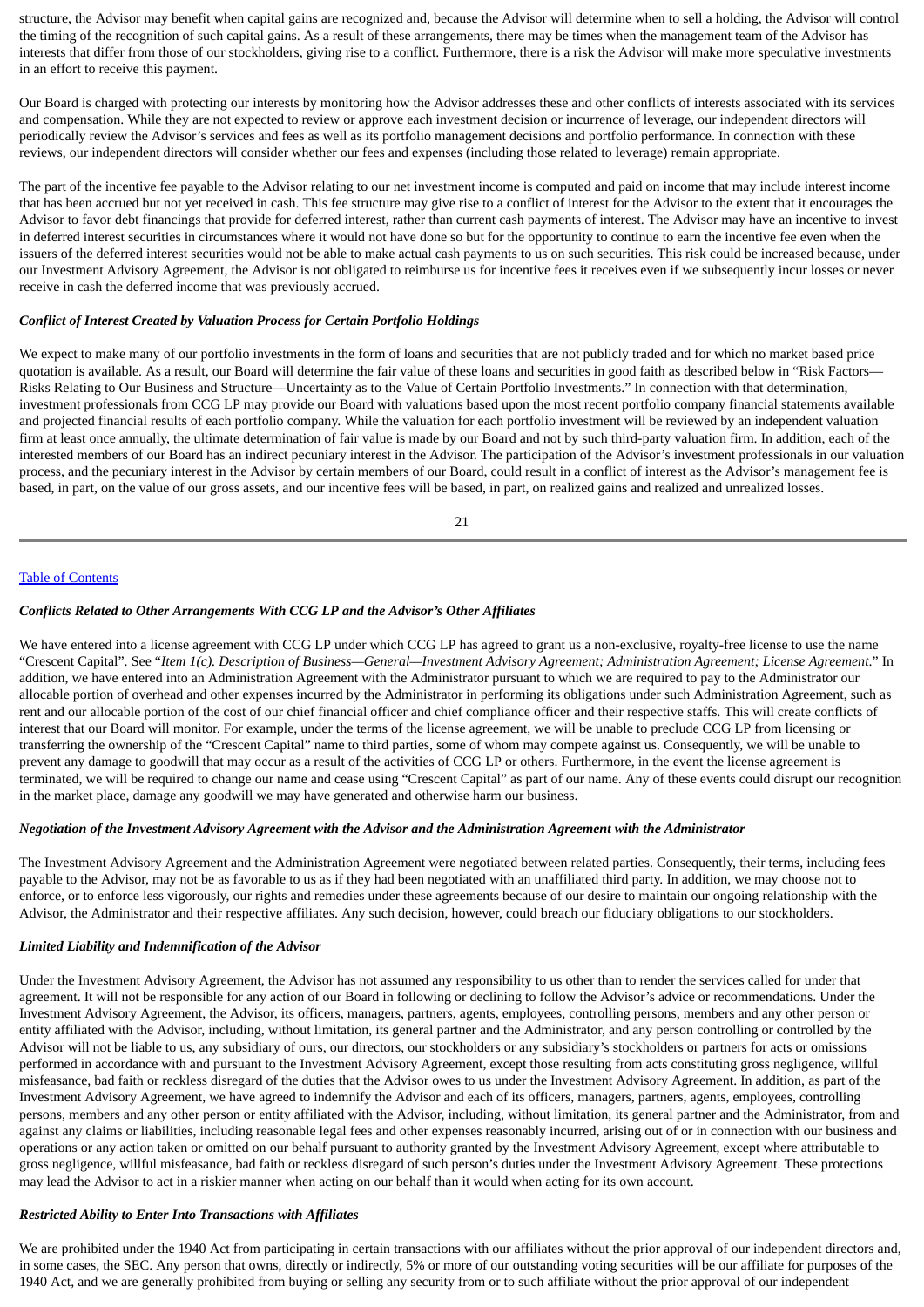structure, the Advisor may benefit when capital gains are recognized and, because the Advisor will determine when to sell a holding, the Advisor will control the timing of the recognition of such capital gains. As a result of these arrangements, there may be times when the management team of the Advisor has interests that differ from those of our stockholders, giving rise to a conflict. Furthermore, there is a risk the Advisor will make more speculative investments in an effort to receive this payment.

Our Board is charged with protecting our interests by monitoring how the Advisor addresses these and other conflicts of interests associated with its services and compensation. While they are not expected to review or approve each investment decision or incurrence of leverage, our independent directors will periodically review the Advisor's services and fees as well as its portfolio management decisions and portfolio performance. In connection with these reviews, our independent directors will consider whether our fees and expenses (including those related to leverage) remain appropriate.

The part of the incentive fee payable to the Advisor relating to our net investment income is computed and paid on income that may include interest income that has been accrued but not yet received in cash. This fee structure may give rise to a conflict of interest for the Advisor to the extent that it encourages the Advisor to favor debt financings that provide for deferred interest, rather than current cash payments of interest. The Advisor may have an incentive to invest in deferred interest securities in circumstances where it would not have done so but for the opportunity to continue to earn the incentive fee even when the issuers of the deferred interest securities would not be able to make actual cash payments to us on such securities. This risk could be increased because, under our Investment Advisory Agreement, the Advisor is not obligated to reimburse us for incentive fees it receives even if we subsequently incur losses or never receive in cash the deferred income that was previously accrued.

***Conflict of Interest Created by Valuation Process for Certain Portfolio Holdings***

We expect to make many of our portfolio investments in the form of loans and securities that are not publicly traded and for which no market based price quotation is available. As a result, our Board will determine the fair value of these loans and securities in good faith as described below in "Risk Factors—Risks Relating to Our Business and Structure—Uncertainty as to the Value of Certain Portfolio Investments." In connection with that determination, investment professionals from CCG LP may provide our Board with valuations based upon the most recent portfolio company financial statements available and projected financial results of each portfolio company. While the valuation for each portfolio investment will be reviewed by an independent valuation firm at least once annually, the ultimate determination of fair value is made by our Board and not by such third-party valuation firm. In addition, each of the interested members of our Board has an indirect pecuniary interest in the Advisor. The participation of the Advisor's investment professionals in our valuation process, and the pecuniary interest in the Advisor by certain members of our Board, could result in a conflict of interest as the Advisor's management fee is based, in part, on the value of our gross assets, and our incentive fees will be based, in part, on realized gains and realized and unrealized losses.

***Conflicts Related to Other Arrangements With CCG LP and the Advisor's Other Affiliates***

We have entered into a license agreement with CCG LP under which CCG LP has agreed to grant us a non-exclusive, royalty-free license to use the name "Crescent Capital". See "*Item 1(c). Description of Business—General—Investment Advisory Agreement; Administration Agreement; License Agreement*." In addition, we have entered into an Administration Agreement with the Administrator pursuant to which we are required to pay to the Administrator our allocable portion of overhead and other expenses incurred by the Administrator in performing its obligations under such Administration Agreement, such as rent and our allocable portion of the cost of our chief financial officer and chief compliance officer and their respective staffs. This will create conflicts of interest that our Board will monitor. For example, under the terms of the license agreement, we will be unable to preclude CCG LP from licensing or transferring the ownership of the "Crescent Capital" name to third parties, some of whom may compete against us. Consequently, we will be unable to prevent any damage to goodwill that may occur as a result of the activities of CCG LP or others. Furthermore, in the event the license agreement is terminated, we will be required to change our name and cease using "Crescent Capital" as part of our name. Any of these events could disrupt our recognition in the market place, damage any goodwill we may have generated and otherwise harm our business.

***Negotiation of the Investment Advisory Agreement with the Advisor and the Administration Agreement with the Administrator***

The Investment Advisory Agreement and the Administration Agreement were negotiated between related parties. Consequently, their terms, including fees payable to the Advisor, may not be as favorable to us as if they had been negotiated with an unaffiliated third party. In addition, we may choose not to enforce, or to enforce less vigorously, our rights and remedies under these agreements because of our desire to maintain our ongoing relationship with the Advisor, the Administrator and their respective affiliates. Any such decision, however, could breach our fiduciary obligations to our stockholders.

***Limited Liability and Indemnification of the Advisor***

Under the Investment Advisory Agreement, the Advisor has not assumed any responsibility to us other than to render the services called for under that agreement. It will not be responsible for any action of our Board in following or declining to follow the Advisor's advice or recommendations. Under the Investment Advisory Agreement, the Advisor, its officers, managers, partners, agents, employees, controlling persons, members and any other person or entity affiliated with the Advisor, including, without limitation, its general partner and the Administrator, and any person controlling or controlled by the Advisor will not be liable to us, any subsidiary of ours, our directors, our stockholders or any subsidiary's stockholders or partners for acts or omissions performed in accordance with and pursuant to the Investment Advisory Agreement, except those resulting from acts constituting gross negligence, willful misfeasance, bad faith or reckless disregard of the duties that the Advisor owes to us under the Investment Advisory Agreement. In addition, as part of the Investment Advisory Agreement, we have agreed to indemnify the Advisor and each of its officers, managers, partners, agents, employees, controlling persons, members and any other person or entity affiliated with the Advisor, including, without limitation, its general partner and the Administrator, from and against any claims or liabilities, including reasonable legal fees and other expenses reasonably incurred, arising out of or in connection with our business and operations or any action taken or omitted on our behalf pursuant to authority granted by the Investment Advisory Agreement, except where attributable to gross negligence, willful misfeasance, bad faith or reckless disregard of such person's duties under the Investment Advisory Agreement. These protections may lead the Advisor to act in a riskier manner when acting on our behalf than it would when acting for its own account.

***Restricted Ability to Enter Into Transactions with Affiliates***

We are prohibited under the 1940 Act from participating in certain transactions with our affiliates without the prior approval of our independent directors and, in some cases, the SEC. Any person that owns, directly or indirectly, 5% or more of our outstanding voting securities will be our affiliate for purposes of the 1940 Act, and we are generally prohibited from buying or selling any security from or to such affiliate without the prior approval of our independent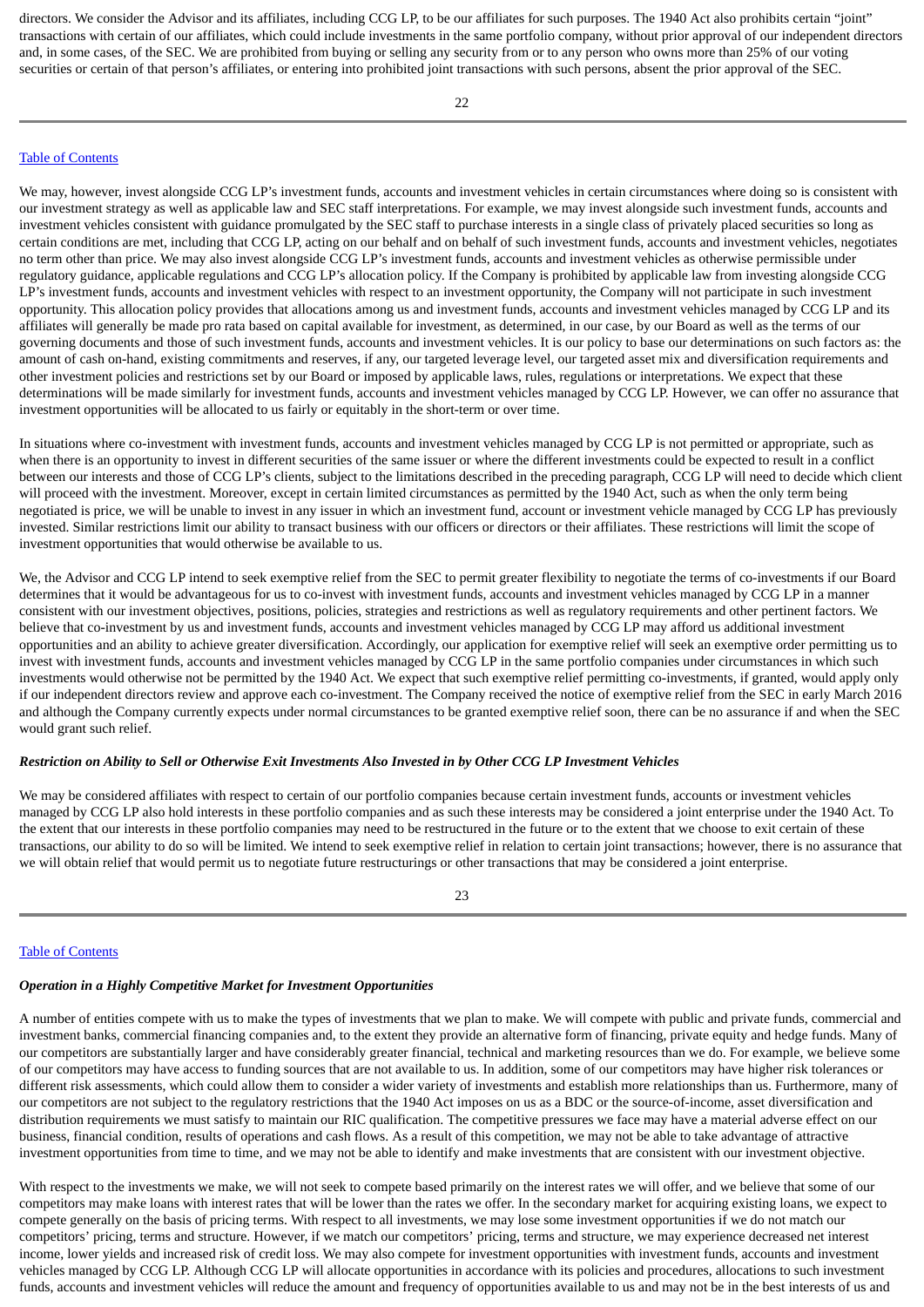directors. We consider the Advisor and its affiliates, including CCG LP, to be our affiliates for such purposes. The 1940 Act also prohibits certain "joint" transactions with certain of our affiliates, which could include investments in the same portfolio company, without prior approval of our independent directors and, in some cases, of the SEC. We are prohibited from buying or selling any security from or to any person who owns more than 25% of our voting securities or certain of that person's affiliates, or entering into prohibited joint transactions with such persons, absent the prior approval of the SEC.

[Table of Contents](#)

We may, however, invest alongside CCG LP's investment funds, accounts and investment vehicles in certain circumstances where doing so is consistent with our investment strategy as well as applicable law and SEC staff interpretations. For example, we may invest alongside such investment funds, accounts and investment vehicles consistent with guidance promulgated by the SEC staff to purchase interests in a single class of privately placed securities so long as certain conditions are met, including that CCG LP, acting on our behalf and on behalf of such investment funds, accounts and investment vehicles, negotiates no term other than price. We may also invest alongside CCG LP's investment funds, accounts and investment vehicles as otherwise permissible under regulatory guidance, applicable regulations and CCG LP's allocation policy. If the Company is prohibited by applicable law from investing alongside CCG LP's investment funds, accounts and investment vehicles with respect to an investment opportunity, the Company will not participate in such investment opportunity. This allocation policy provides that allocations among us and investment funds, accounts and investment vehicles managed by CCG LP and its affiliates will generally be made pro rata based on capital available for investment, as determined, in our case, by our Board as well as the terms of our governing documents and those of such investment funds, accounts and investment vehicles. It is our policy to base our determinations on such factors as: the amount of cash on-hand, existing commitments and reserves, if any, our targeted leverage level, our targeted asset mix and diversification requirements and other investment policies and restrictions set by our Board or imposed by applicable laws, rules, regulations or interpretations. We expect that these determinations will be made similarly for investment funds, accounts and investment vehicles managed by CCG LP. However, we can offer no assurance that investment opportunities will be allocated to us fairly or equitably in the short-term or over time.

In situations where co-investment with investment funds, accounts and investment vehicles managed by CCG LP is not permitted or appropriate, such as when there is an opportunity to invest in different securities of the same issuer or where the different investments could be expected to result in a conflict between our interests and those of CCG LP's clients, subject to the limitations described in the preceding paragraph, CCG LP will need to decide which client will proceed with the investment. Moreover, except in certain limited circumstances as permitted by the 1940 Act, such as when the only term being negotiated is price, we will be unable to invest in any issuer in which an investment fund, account or investment vehicle managed by CCG LP has previously invested. Similar restrictions limit our ability to transact business with our officers or directors or their affiliates. These restrictions will limit the scope of investment opportunities that would otherwise be available to us.

We, the Advisor and CCG LP intend to seek exemptive relief from the SEC to permit greater flexibility to negotiate the terms of co-investments if our Board determines that it would be advantageous for us to co-invest with investment funds, accounts and investment vehicles managed by CCG LP in a manner consistent with our investment objectives, positions, policies, strategies and restrictions as well as regulatory requirements and other pertinent factors. We believe that co-investment by us and investment funds, accounts and investment vehicles managed by CCG LP may afford us additional investment opportunities and an ability to achieve greater diversification. Accordingly, our application for exemptive relief will seek an exemptive order permitting us to invest with investment funds, accounts and investment vehicles managed by CCG LP in the same portfolio companies under circumstances in which such investments would otherwise not be permitted by the 1940 Act. We expect that such exemptive relief permitting co-investments, if granted, would apply only if our independent directors review and approve each co-investment. The Company received the notice of exemptive relief from the SEC in early March 2016 and although the Company currently expects under normal circumstances to be granted exemptive relief soon, there can be no assurance if and when the SEC would grant such relief.

***Restriction on Ability to Sell or Otherwise Exit Investments Also Invested in by Other CCG LP Investment Vehicles***

We may be considered affiliates with respect to certain of our portfolio companies because certain investment funds, accounts or investment vehicles managed by CCG LP also hold interests in these portfolio companies and as such these interests may be considered a joint enterprise under the 1940 Act. To the extent that our interests in these portfolio companies may need to be restructured in the future or to the extent that we choose to exit certain of these transactions, our ability to do so will be limited. We intend to seek exemptive relief in relation to certain joint transactions; however, there is no assurance that we will obtain relief that would permit us to negotiate future restructurings or other transactions that may be considered a joint enterprise.

[Table of Contents](#)

***Operation in a Highly Competitive Market for Investment Opportunities***

A number of entities compete with us to make the types of investments that we plan to make. We will compete with public and private funds, commercial and investment banks, commercial financing companies and, to the extent they provide an alternative form of financing, private equity and hedge funds. Many of our competitors are substantially larger and have considerably greater financial, technical and marketing resources than we do. For example, we believe some of our competitors may have access to funding sources that are not available to us. In addition, some of our competitors may have higher risk tolerances or different risk assessments, which could allow them to consider a wider variety of investments and establish more relationships than us. Furthermore, many of our competitors are not subject to the regulatory restrictions that the 1940 Act imposes on us as a BDC or the source-of-income, asset diversification and distribution requirements we must satisfy to maintain our RIC qualification. The competitive pressures we face may have a material adverse effect on our business, financial condition, results of operations and cash flows. As a result of this competition, we may not be able to take advantage of attractive investment opportunities from time to time, and we may not be able to identify and make investments that are consistent with our investment objective.

With respect to the investments we make, we will not seek to compete based primarily on the interest rates we will offer, and we believe that some of our competitors may make loans with interest rates that will be lower than the rates we offer. In the secondary market for acquiring existing loans, we expect to compete generally on the basis of pricing terms. With respect to all investments, we may lose some investment opportunities if we do not match our competitors' pricing, terms and structure. However, if we match our competitors' pricing, terms and structure, we may experience decreased net interest income, lower yields and increased risk of credit loss. We may also compete for investment opportunities with investment funds, accounts and investment vehicles managed by CCG LP. Although CCG LP will allocate opportunities in accordance with its policies and procedures, allocations to such investment funds, accounts and investment vehicles will reduce the amount and frequency of opportunities available to us and may not be in the best interests of us and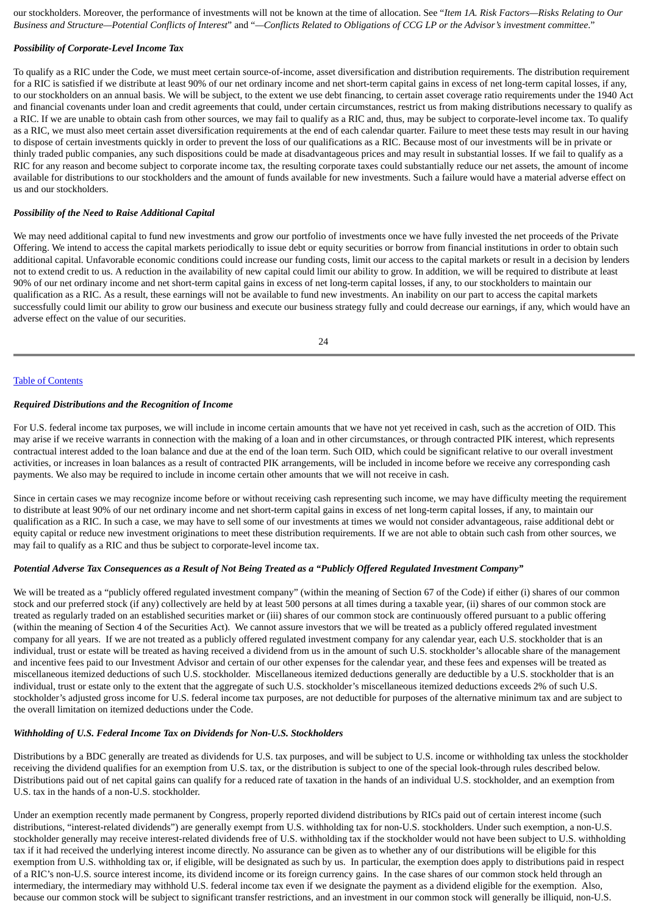our stockholders. Moreover, the performance of investments will not be known at the time of allocation. See "*Item 1A. Risk Factors—Risks Relating to Our Business and Structure—Potential Conflicts of Interest*" and "*—Conflicts Related to Obligations of CCG LP or the Advisor's investment committee*."

***Possibility of Corporate-Level Income Tax***

To qualify as a RIC under the Code, we must meet certain source-of-income, asset diversification and distribution requirements. The distribution requirement for a RIC is satisfied if we distribute at least 90% of our net ordinary income and net short-term capital gains in excess of net long-term capital losses, if any, to our stockholders on an annual basis. We will be subject, to the extent we use debt financing, to certain asset coverage ratio requirements under the 1940 Act and financial covenants under loan and credit agreements that could, under certain circumstances, restrict us from making distributions necessary to qualify as a RIC. If we are unable to obtain cash from other sources, we may fail to qualify as a RIC and, thus, may be subject to corporate-level income tax. To qualify as a RIC, we must also meet certain asset diversification requirements at the end of each calendar quarter. Failure to meet these tests may result in our having to dispose of certain investments quickly in order to prevent the loss of our qualifications as a RIC. Because most of our investments will be in private or thinly traded public companies, any such dispositions could be made at disadvantageous prices and may result in substantial losses. If we fail to qualify as a RIC for any reason and become subject to corporate income tax, the resulting corporate taxes could substantially reduce our net assets, the amount of income available for distributions to our stockholders and the amount of funds available for new investments. Such a failure would have a material adverse effect on us and our stockholders.

***Possibility of the Need to Raise Additional Capital***

We may need additional capital to fund new investments and grow our portfolio of investments once we have fully invested the net proceeds of the Private Offering. We intend to access the capital markets periodically to issue debt or equity securities or borrow from financial institutions in order to obtain such additional capital. Unfavorable economic conditions could increase our funding costs, limit our access to the capital markets or result in a decision by lenders not to extend credit to us. A reduction in the availability of new capital could limit our ability to grow. In addition, we will be required to distribute at least 90% of our net ordinary income and net short-term capital gains in excess of net long-term capital losses, if any, to our stockholders to maintain our qualification as a RIC. As a result, these earnings will not be available to fund new investments. An inability on our part to access the capital markets successfully could limit our ability to grow our business and execute our business strategy fully and could decrease our earnings, if any, which would have an adverse effect on the value of our securities.

***Required Distributions and the Recognition of Income***

For U.S. federal income tax purposes, we will include in income certain amounts that we have not yet received in cash, such as the accretion of OID. This may arise if we receive warrants in connection with the making of a loan and in other circumstances, or through contracted PIK interest, which represents contractual interest added to the loan balance and due at the end of the loan term. Such OID, which could be significant relative to our overall investment activities, or increases in loan balances as a result of contracted PIK arrangements, will be included in income before we receive any corresponding cash payments. We also may be required to include in income certain other amounts that we will not receive in cash.

Since in certain cases we may recognize income before or without receiving cash representing such income, we may have difficulty meeting the requirement to distribute at least 90% of our net ordinary income and net short-term capital gains in excess of net long-term capital losses, if any, to maintain our qualification as a RIC. In such a case, we may have to sell some of our investments at times we would not consider advantageous, raise additional debt or equity capital or reduce new investment originations to meet these distribution requirements. If we are not able to obtain such cash from other sources, we may fail to qualify as a RIC and thus be subject to corporate-level income tax.

***Potential Adverse Tax Consequences as a Result of Not Being Treated as a "Publicly Offered Regulated Investment Company"***

We will be treated as a "publicly offered regulated investment company" (within the meaning of Section 67 of the Code) if either (i) shares of our common stock and our preferred stock (if any) collectively are held by at least 500 persons at all times during a taxable year, (ii) shares of our common stock are treated as regularly traded on an established securities market or (iii) shares of our common stock are continuously offered pursuant to a public offering (within the meaning of Section 4 of the Securities Act). We cannot assure investors that we will be treated as a publicly offered regulated investment company for all years. If we are not treated as a publicly offered regulated investment company for any calendar year, each U.S. stockholder that is an individual, trust or estate will be treated as having received a dividend from us in the amount of such U.S. stockholder's allocable share of the management and incentive fees paid to our Investment Advisor and certain of our other expenses for the calendar year, and these fees and expenses will be treated as miscellaneous itemized deductions of such U.S. stockholder. Miscellaneous itemized deductions generally are deductible by a U.S. stockholder that is an individual, trust or estate only to the extent that the aggregate of such U.S. stockholder's miscellaneous itemized deductions exceeds 2% of such U.S. stockholder's adjusted gross income for U.S. federal income tax purposes, are not deductible for purposes of the alternative minimum tax and are subject to the overall limitation on itemized deductions under the Code.

***Withholding of U.S. Federal Income Tax on Dividends for Non-U.S. Stockholders***

Distributions by a BDC generally are treated as dividends for U.S. tax purposes, and will be subject to U.S. income or withholding tax unless the stockholder receiving the dividend qualifies for an exemption from U.S. tax, or the distribution is subject to one of the special look-through rules described below. Distributions paid out of net capital gains can qualify for a reduced rate of taxation in the hands of an individual U.S. stockholder, and an exemption from U.S. tax in the hands of a non-U.S. stockholder.

Under an exemption recently made permanent by Congress, properly reported dividend distributions by RICs paid out of certain interest income (such distributions, "interest-related dividends") are generally exempt from U.S. withholding tax for non-U.S. stockholders. Under such exemption, a non-U.S. stockholder generally may receive interest-related dividends free of U.S. withholding tax if the stockholder would not have been subject to U.S. withholding tax if it had received the underlying interest income directly. No assurance can be given as to whether any of our distributions will be eligible for this exemption from U.S. withholding tax or, if eligible, will be designated as such by us. In particular, the exemption does apply to distributions paid in respect of a RIC's non-U.S. source interest income, its dividend income or its foreign currency gains. In the case shares of our common stock held through an intermediary, the intermediary may withhold U.S. federal income tax even if we designate the payment as a dividend eligible for the exemption. Also, because our common stock will be subject to significant transfer restrictions, and an investment in our common stock will generally be illiquid, non-U.S.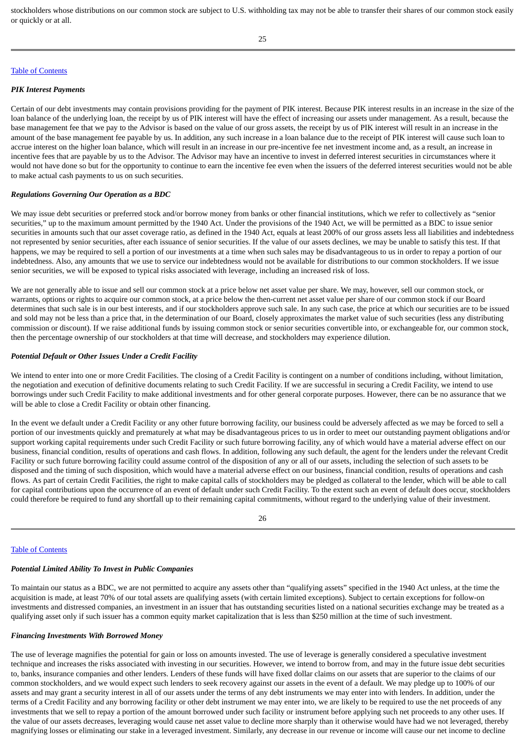stockholders whose distributions on our common stock are subject to U.S. withholding tax may not be able to transfer their shares of our common stock easily or quickly or at all.

***PIK Interest Payments***

Certain of our debt investments may contain provisions providing for the payment of PIK interest. Because PIK interest results in an increase in the size of the loan balance of the underlying loan, the receipt by us of PIK interest will have the effect of increasing our assets under management. As a result, because the base management fee that we pay to the Advisor is based on the value of our gross assets, the receipt by us of PIK interest will result in an increase in the amount of the base management fee payable by us. In addition, any such increase in a loan balance due to the receipt of PIK interest will cause such loan to accrue interest on the higher loan balance, which will result in an increase in our pre-incentive fee net investment income and, as a result, an increase in incentive fees that are payable by us to the Advisor. The Advisor may have an incentive to invest in deferred interest securities in circumstances where it would not have done so but for the opportunity to continue to earn the incentive fee even when the issuers of the deferred interest securities would not be able to make actual cash payments to us on such securities.

***Regulations Governing Our Operation as a BDC***

We may issue debt securities or preferred stock and/or borrow money from banks or other financial institutions, which we refer to collectively as "senior securities," up to the maximum amount permitted by the 1940 Act. Under the provisions of the 1940 Act, we will be permitted as a BDC to issue senior securities in amounts such that our asset coverage ratio, as defined in the 1940 Act, equals at least 200% of our gross assets less all liabilities and indebtedness not represented by senior securities, after each issuance of senior securities. If the value of our assets declines, we may be unable to satisfy this test. If that happens, we may be required to sell a portion of our investments at a time when such sales may be disadvantageous to us in order to repay a portion of our indebtedness. Also, any amounts that we use to service our indebtedness would not be available for distributions to our common stockholders. If we issue senior securities, we will be exposed to typical risks associated with leverage, including an increased risk of loss.

We are not generally able to issue and sell our common stock at a price below net asset value per share. We may, however, sell our common stock, or warrants, options or rights to acquire our common stock, at a price below the then-current net asset value per share of our common stock if our Board determines that such sale is in our best interests, and if our stockholders approve such sale. In any such case, the price at which our securities are to be issued and sold may not be less than a price that, in the determination of our Board, closely approximates the market value of such securities (less any distributing commission or discount). If we raise additional funds by issuing common stock or senior securities convertible into, or exchangeable for, our common stock, then the percentage ownership of our stockholders at that time will decrease, and stockholders may experience dilution.

***Potential Default or Other Issues Under a Credit Facility***

We intend to enter into one or more Credit Facilities. The closing of a Credit Facility is contingent on a number of conditions including, without limitation, the negotiation and execution of definitive documents relating to such Credit Facility. If we are successful in securing a Credit Facility, we intend to use borrowings under such Credit Facility to make additional investments and for other general corporate purposes. However, there can be no assurance that we will be able to close a Credit Facility or obtain other financing.

In the event we default under a Credit Facility or any other future borrowing facility, our business could be adversely affected as we may be forced to sell a portion of our investments quickly and prematurely at what may be disadvantageous prices to us in order to meet our outstanding payment obligations and/or support working capital requirements under such Credit Facility or such future borrowing facility, any of which would have a material adverse effect on our business, financial condition, results of operations and cash flows. In addition, following any such default, the agent for the lenders under the relevant Credit Facility or such future borrowing facility could assume control of the disposition of any or all of our assets, including the selection of such assets to be disposed and the timing of such disposition, which would have a material adverse effect on our business, financial condition, results of operations and cash flows. As part of certain Credit Facilities, the right to make capital calls of stockholders may be pledged as collateral to the lender, which will be able to call for capital contributions upon the occurrence of an event of default under such Credit Facility. To the extent such an event of default does occur, stockholders could therefore be required to fund any shortfall up to their remaining capital commitments, without regard to the underlying value of their investment.

***Potential Limited Ability To Invest in Public Companies***

To maintain our status as a BDC, we are not permitted to acquire any assets other than "qualifying assets" specified in the 1940 Act unless, at the time the acquisition is made, at least 70% of our total assets are qualifying assets (with certain limited exceptions). Subject to certain exceptions for follow-on investments and distressed companies, an investment in an issuer that has outstanding securities listed on a national securities exchange may be treated as a qualifying asset only if such issuer has a common equity market capitalization that is less than $250 million at the time of such investment.

***Financing Investments With Borrowed Money***

The use of leverage magnifies the potential for gain or loss on amounts invested. The use of leverage is generally considered a speculative investment technique and increases the risks associated with investing in our securities. However, we intend to borrow from, and may in the future issue debt securities to, banks, insurance companies and other lenders. Lenders of these funds will have fixed dollar claims on our assets that are superior to the claims of our common stockholders, and we would expect such lenders to seek recovery against our assets in the event of a default. We may pledge up to 100% of our assets and may grant a security interest in all of our assets under the terms of any debt instruments we may enter into with lenders. In addition, under the terms of a Credit Facility and any borrowing facility or other debt instrument we may enter into, we are likely to be required to use the net proceeds of any investments that we sell to repay a portion of the amount borrowed under such facility or instrument before applying such net proceeds to any other uses. If the value of our assets decreases, leveraging would cause net asset value to decline more sharply than it otherwise would have had we not leveraged, thereby magnifying losses or eliminating our stake in a leveraged investment. Similarly, any decrease in our revenue or income will cause our net income to decline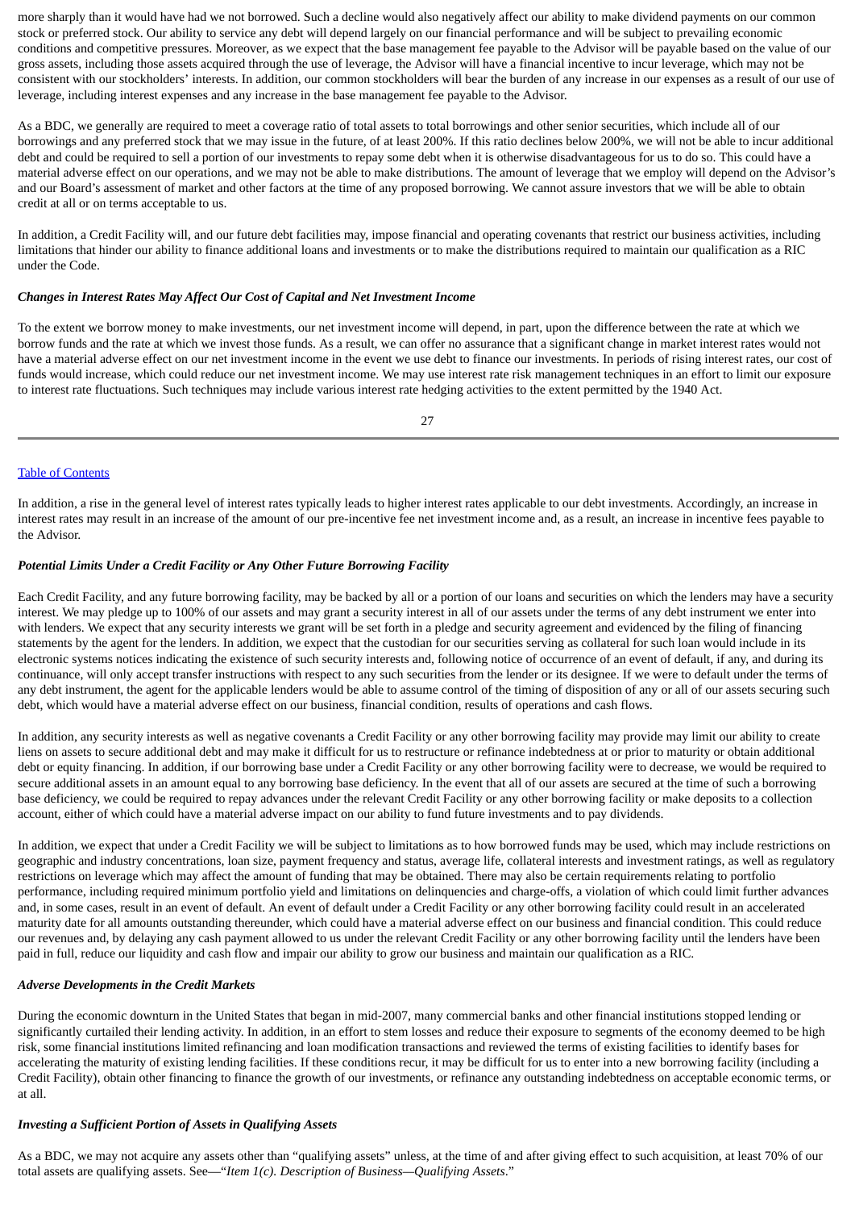more sharply than it would have had we not borrowed. Such a decline would also negatively affect our ability to make dividend payments on our common stock or preferred stock. Our ability to service any debt will depend largely on our financial performance and will be subject to prevailing economic conditions and competitive pressures. Moreover, as we expect that the base management fee payable to the Advisor will be payable based on the value of our gross assets, including those assets acquired through the use of leverage, the Advisor will have a financial incentive to incur leverage, which may not be consistent with our stockholders' interests. In addition, our common stockholders will bear the burden of any increase in our expenses as a result of our use of leverage, including interest expenses and any increase in the base management fee payable to the Advisor.

As a BDC, we generally are required to meet a coverage ratio of total assets to total borrowings and other senior securities, which include all of our borrowings and any preferred stock that we may issue in the future, of at least 200%. If this ratio declines below 200%, we will not be able to incur additional debt and could be required to sell a portion of our investments to repay some debt when it is otherwise disadvantageous for us to do so. This could have a material adverse effect on our operations, and we may not be able to make distributions. The amount of leverage that we employ will depend on the Advisor's and our Board's assessment of market and other factors at the time of any proposed borrowing. We cannot assure investors that we will be able to obtain credit at all or on terms acceptable to us.

In addition, a Credit Facility will, and our future debt facilities may, impose financial and operating covenants that restrict our business activities, including limitations that hinder our ability to finance additional loans and investments or to make the distributions required to maintain our qualification as a RIC under the Code.

***Changes in Interest Rates May Affect Our Cost of Capital and Net Investment Income***

To the extent we borrow money to make investments, our net investment income will depend, in part, upon the difference between the rate at which we borrow funds and the rate at which we invest those funds. As a result, we can offer no assurance that a significant change in market interest rates would not have a material adverse effect on our net investment income in the event we use debt to finance our investments. In periods of rising interest rates, our cost of funds would increase, which could reduce our net investment income. We may use interest rate risk management techniques in an effort to limit our exposure to interest rate fluctuations. Such techniques may include various interest rate hedging activities to the extent permitted by the 1940 Act.

In addition, a rise in the general level of interest rates typically leads to higher interest rates applicable to our debt investments. Accordingly, an increase in interest rates may result in an increase of the amount of our pre-incentive fee net investment income and, as a result, an increase in incentive fees payable to the Advisor.

***Potential Limits Under a Credit Facility or Any Other Future Borrowing Facility***

Each Credit Facility, and any future borrowing facility, may be backed by all or a portion of our loans and securities on which the lenders may have a security interest. We may pledge up to 100% of our assets and may grant a security interest in all of our assets under the terms of any debt instrument we enter into with lenders. We expect that any security interests we grant will be set forth in a pledge and security agreement and evidenced by the filing of financing statements by the agent for the lenders. In addition, we expect that the custodian for our securities serving as collateral for such loan would include in its electronic systems notices indicating the existence of such security interests and, following notice of occurrence of an event of default, if any, and during its continuance, will only accept transfer instructions with respect to any such securities from the lender or its designee. If we were to default under the terms of any debt instrument, the agent for the applicable lenders would be able to assume control of the timing of disposition of any or all of our assets securing such debt, which would have a material adverse effect on our business, financial condition, results of operations and cash flows.

In addition, any security interests as well as negative covenants a Credit Facility or any other borrowing facility may provide may limit our ability to create liens on assets to secure additional debt and may make it difficult for us to restructure or refinance indebtedness at or prior to maturity or obtain additional debt or equity financing. In addition, if our borrowing base under a Credit Facility or any other borrowing facility were to decrease, we would be required to secure additional assets in an amount equal to any borrowing base deficiency. In the event that all of our assets are secured at the time of such a borrowing base deficiency, we could be required to repay advances under the relevant Credit Facility or any other borrowing facility or make deposits to a collection account, either of which could have a material adverse impact on our ability to fund future investments and to pay dividends.

In addition, we expect that under a Credit Facility we will be subject to limitations as to how borrowed funds may be used, which may include restrictions on geographic and industry concentrations, loan size, payment frequency and status, average life, collateral interests and investment ratings, as well as regulatory restrictions on leverage which may affect the amount of funding that may be obtained. There may also be certain requirements relating to portfolio performance, including required minimum portfolio yield and limitations on delinquencies and charge-offs, a violation of which could limit further advances and, in some cases, result in an event of default. An event of default under a Credit Facility or any other borrowing facility could result in an accelerated maturity date for all amounts outstanding thereunder, which could have a material adverse effect on our business and financial condition. This could reduce our revenues and, by delaying any cash payment allowed to us under the relevant Credit Facility or any other borrowing facility until the lenders have been paid in full, reduce our liquidity and cash flow and impair our ability to grow our business and maintain our qualification as a RIC.

***Adverse Developments in the Credit Markets***

During the economic downturn in the United States that began in mid-2007, many commercial banks and other financial institutions stopped lending or significantly curtailed their lending activity. In addition, in an effort to stem losses and reduce their exposure to segments of the economy deemed to be high risk, some financial institutions limited refinancing and loan modification transactions and reviewed the terms of existing facilities to identify bases for accelerating the maturity of existing lending facilities. If these conditions recur, it may be difficult for us to enter into a new borrowing facility (including a Credit Facility), obtain other financing to finance the growth of our investments, or refinance any outstanding indebtedness on acceptable economic terms, or at all.

***Investing a Sufficient Portion of Assets in Qualifying Assets***

As a BDC, we may not acquire any assets other than "qualifying assets" unless, at the time of and after giving effect to such acquisition, at least 70% of our total assets are qualifying assets. See—"*Item 1(c). Description of Business—Qualifying Assets*."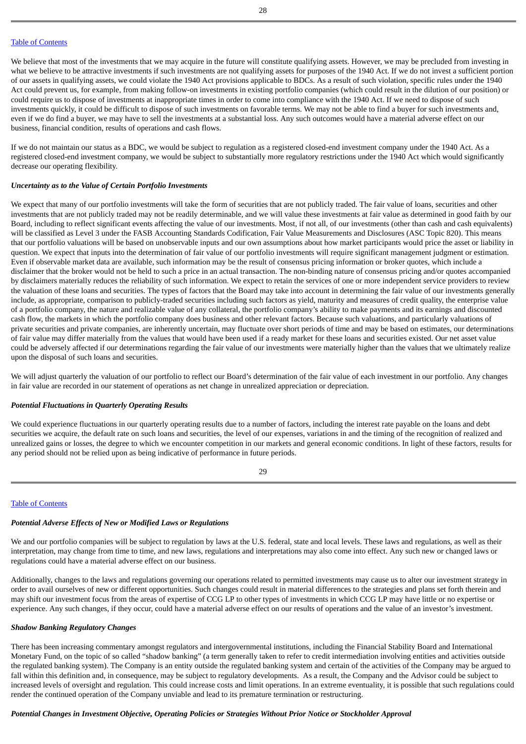We believe that most of the investments that we may acquire in the future will constitute qualifying assets. However, we may be precluded from investing in what we believe to be attractive investments if such investments are not qualifying assets for purposes of the 1940 Act. If we do not invest a sufficient portion of our assets in qualifying assets, we could violate the 1940 Act provisions applicable to BDCs. As a result of such violation, specific rules under the 1940 Act could prevent us, for example, from making follow-on investments in existing portfolio companies (which could result in the dilution of our position) or could require us to dispose of investments at inappropriate times in order to come into compliance with the 1940 Act. If we need to dispose of such investments quickly, it could be difficult to dispose of such investments on favorable terms. We may not be able to find a buyer for such investments and, even if we do find a buyer, we may have to sell the investments at a substantial loss. Any such outcomes would have a material adverse effect on our business, financial condition, results of operations and cash flows.

If we do not maintain our status as a BDC, we would be subject to regulation as a registered closed-end investment company under the 1940 Act. As a registered closed-end investment company, we would be subject to substantially more regulatory restrictions under the 1940 Act which would significantly decrease our operating flexibility.

***Uncertainty as to the Value of Certain Portfolio Investments***

We expect that many of our portfolio investments will take the form of securities that are not publicly traded. The fair value of loans, securities and other investments that are not publicly traded may not be readily determinable, and we will value these investments at fair value as determined in good faith by our Board, including to reflect significant events affecting the value of our investments. Most, if not all, of our investments (other than cash and cash equivalents) will be classified as Level 3 under the FASB Accounting Standards Codification, Fair Value Measurements and Disclosures (ASC Topic 820). This means that our portfolio valuations will be based on unobservable inputs and our own assumptions about how market participants would price the asset or liability in question. We expect that inputs into the determination of fair value of our portfolio investments will require significant management judgment or estimation. Even if observable market data are available, such information may be the result of consensus pricing information or broker quotes, which include a disclaimer that the broker would not be held to such a price in an actual transaction. The non-binding nature of consensus pricing and/or quotes accompanied by disclaimers materially reduces the reliability of such information. We expect to retain the services of one or more independent service providers to review the valuation of these loans and securities. The types of factors that the Board may take into account in determining the fair value of our investments generally include, as appropriate, comparison to publicly-traded securities including such factors as yield, maturity and measures of credit quality, the enterprise value of a portfolio company, the nature and realizable value of any collateral, the portfolio company's ability to make payments and its earnings and discounted cash flow, the markets in which the portfolio company does business and other relevant factors. Because such valuations, and particularly valuations of private securities and private companies, are inherently uncertain, may fluctuate over short periods of time and may be based on estimates, our determinations of fair value may differ materially from the values that would have been used if a ready market for these loans and securities existed. Our net asset value could be adversely affected if our determinations regarding the fair value of our investments were materially higher than the values that we ultimately realize upon the disposal of such loans and securities.

We will adjust quarterly the valuation of our portfolio to reflect our Board's determination of the fair value of each investment in our portfolio. Any changes in fair value are recorded in our statement of operations as net change in unrealized appreciation or depreciation.

***Potential Fluctuations in Quarterly Operating Results***

We could experience fluctuations in our quarterly operating results due to a number of factors, including the interest rate payable on the loans and debt securities we acquire, the default rate on such loans and securities, the level of our expenses, variations in and the timing of the recognition of realized and unrealized gains or losses, the degree to which we encounter competition in our markets and general economic conditions. In light of these factors, results for any period should not be relied upon as being indicative of performance in future periods.

***Potential Adverse Effects of New or Modified Laws or Regulations***

We and our portfolio companies will be subject to regulation by laws at the U.S. federal, state and local levels. These laws and regulations, as well as their interpretation, may change from time to time, and new laws, regulations and interpretations may also come into effect. Any such new or changed laws or regulations could have a material adverse effect on our business.

Additionally, changes to the laws and regulations governing our operations related to permitted investments may cause us to alter our investment strategy in order to avail ourselves of new or different opportunities. Such changes could result in material differences to the strategies and plans set forth therein and may shift our investment focus from the areas of expertise of CCG LP to other types of investments in which CCG LP may have little or no expertise or experience. Any such changes, if they occur, could have a material adverse effect on our results of operations and the value of an investor's investment.

***Shadow Banking Regulatory Changes***

There has been increasing commentary amongst regulators and intergovernmental institutions, including the Financial Stability Board and International Monetary Fund, on the topic of so called "shadow banking" (a term generally taken to refer to credit intermediation involving entities and activities outside the regulated banking system). The Company is an entity outside the regulated banking system and certain of the activities of the Company may be argued to fall within this definition and, in consequence, may be subject to regulatory developments. As a result, the Company and the Advisor could be subject to increased levels of oversight and regulation. This could increase costs and limit operations. In an extreme eventuality, it is possible that such regulations could render the continued operation of the Company unviable and lead to its premature termination or restructuring.

***Potential Changes in Investment Objective, Operating Policies or Strategies Without Prior Notice or Stockholder Approval***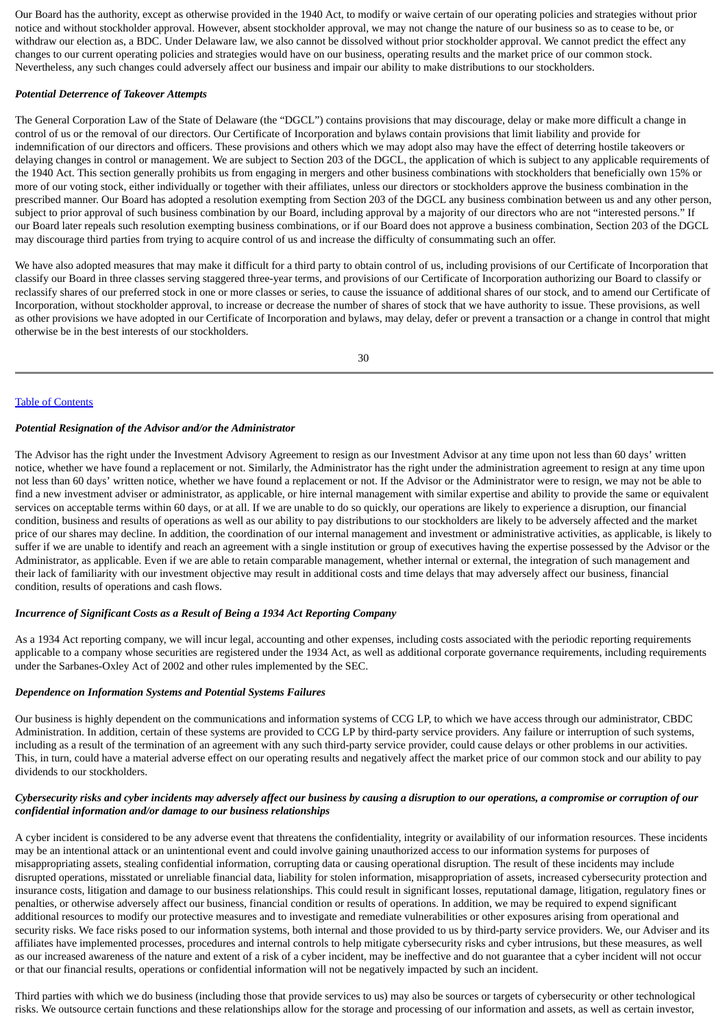Our Board has the authority, except as otherwise provided in the 1940 Act, to modify or waive certain of our operating policies and strategies without prior notice and without stockholder approval. However, absent stockholder approval, we may not change the nature of our business so as to cease to be, or withdraw our election as, a BDC. Under Delaware law, we also cannot be dissolved without prior stockholder approval. We cannot predict the effect any changes to our current operating policies and strategies would have on our business, operating results and the market price of our common stock. Nevertheless, any such changes could adversely affect our business and impair our ability to make distributions to our stockholders.

***Potential Deterrence of Takeover Attempts***

The General Corporation Law of the State of Delaware (the "DGCL") contains provisions that may discourage, delay or make more difficult a change in control of us or the removal of our directors. Our Certificate of Incorporation and bylaws contain provisions that limit liability and provide for indemnification of our directors and officers. These provisions and others which we may adopt also may have the effect of deterring hostile takeovers or delaying changes in control or management. We are subject to Section 203 of the DGCL, the application of which is subject to any applicable requirements of the 1940 Act. This section generally prohibits us from engaging in mergers and other business combinations with stockholders that beneficially own 15% or more of our voting stock, either individually or together with their affiliates, unless our directors or stockholders approve the business combination in the prescribed manner. Our Board has adopted a resolution exempting from Section 203 of the DGCL any business combination between us and any other person, subject to prior approval of such business combination by our Board, including approval by a majority of our directors who are not "interested persons." If our Board later repeals such resolution exempting business combinations, or if our Board does not approve a business combination, Section 203 of the DGCL may discourage third parties from trying to acquire control of us and increase the difficulty of consummating such an offer.

We have also adopted measures that may make it difficult for a third party to obtain control of us, including provisions of our Certificate of Incorporation that classify our Board in three classes serving staggered three-year terms, and provisions of our Certificate of Incorporation authorizing our Board to classify or reclassify shares of our preferred stock in one or more classes or series, to cause the issuance of additional shares of our stock, and to amend our Certificate of Incorporation, without stockholder approval, to increase or decrease the number of shares of stock that we have authority to issue. These provisions, as well as other provisions we have adopted in our Certificate of Incorporation and bylaws, may delay, defer or prevent a transaction or a change in control that might otherwise be in the best interests of our stockholders.

***Potential Resignation of the Advisor and/or the Administrator***

The Advisor has the right under the Investment Advisory Agreement to resign as our Investment Advisor at any time upon not less than 60 days' written notice, whether we have found a replacement or not. Similarly, the Administrator has the right under the administration agreement to resign at any time upon not less than 60 days' written notice, whether we have found a replacement or not. If the Advisor or the Administrator were to resign, we may not be able to find a new investment adviser or administrator, as applicable, or hire internal management with similar expertise and ability to provide the same or equivalent services on acceptable terms within 60 days, or at all. If we are unable to do so quickly, our operations are likely to experience a disruption, our financial condition, business and results of operations as well as our ability to pay distributions to our stockholders are likely to be adversely affected and the market price of our shares may decline. In addition, the coordination of our internal management and investment or administrative activities, as applicable, is likely to suffer if we are unable to identify and reach an agreement with a single institution or group of executives having the expertise possessed by the Advisor or the Administrator, as applicable. Even if we are able to retain comparable management, whether internal or external, the integration of such management and their lack of familiarity with our investment objective may result in additional costs and time delays that may adversely affect our business, financial condition, results of operations and cash flows.

***Incurrence of Significant Costs as a Result of Being a 1934 Act Reporting Company***

As a 1934 Act reporting company, we will incur legal, accounting and other expenses, including costs associated with the periodic reporting requirements applicable to a company whose securities are registered under the 1934 Act, as well as additional corporate governance requirements, including requirements under the Sarbanes-Oxley Act of 2002 and other rules implemented by the SEC.

***Dependence on Information Systems and Potential Systems Failures***

Our business is highly dependent on the communications and information systems of CCG LP, to which we have access through our administrator, CBDC Administration. In addition, certain of these systems are provided to CCG LP by third-party service providers. Any failure or interruption of such systems, including as a result of the termination of an agreement with any such third-party service provider, could cause delays or other problems in our activities. This, in turn, could have a material adverse effect on our operating results and negatively affect the market price of our common stock and our ability to pay dividends to our stockholders.

***Cybersecurity risks and cyber incidents may adversely affect our business by causing a disruption to our operations, a compromise or corruption of our confidential information and/or damage to our business relationships***

A cyber incident is considered to be any adverse event that threatens the confidentiality, integrity or availability of our information resources. These incidents may be an intentional attack or an unintentional event and could involve gaining unauthorized access to our information systems for purposes of misappropriating assets, stealing confidential information, corrupting data or causing operational disruption. The result of these incidents may include disrupted operations, misstated or unreliable financial data, liability for stolen information, misappropriation of assets, increased cybersecurity protection and insurance costs, litigation and damage to our business relationships. This could result in significant losses, reputational damage, litigation, regulatory fines or penalties, or otherwise adversely affect our business, financial condition or results of operations. In addition, we may be required to expend significant additional resources to modify our protective measures and to investigate and remediate vulnerabilities or other exposures arising from operational and security risks. We face risks posed to our information systems, both internal and those provided to us by third-party service providers. We, our Adviser and its affiliates have implemented processes, procedures and internal controls to help mitigate cybersecurity risks and cyber intrusions, but these measures, as well as our increased awareness of the nature and extent of a risk of a cyber incident, may be ineffective and do not guarantee that a cyber incident will not occur or that our financial results, operations or confidential information will not be negatively impacted by such an incident.

Third parties with which we do business (including those that provide services to us) may also be sources or targets of cybersecurity or other technological risks. We outsource certain functions and these relationships allow for the storage and processing of our information and assets, as well as certain investor,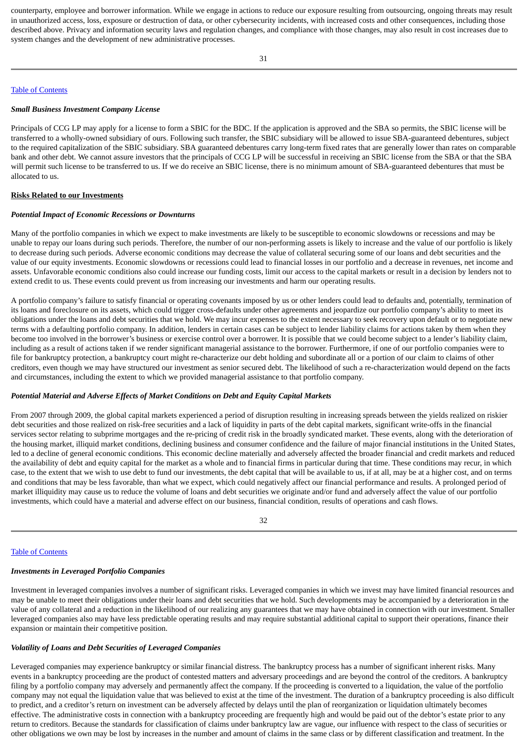counterparty, employee and borrower information. While we engage in actions to reduce our exposure resulting from outsourcing, ongoing threats may result in unauthorized access, loss, exposure or destruction of data, or other cybersecurity incidents, with increased costs and other consequences, including those described above. Privacy and information security laws and regulation changes, and compliance with those changes, may also result in cost increases due to system changes and the development of new administrative processes.

***Small Business Investment Company License***

Principals of CCG LP may apply for a license to form a SBIC for the BDC. If the application is approved and the SBA so permits, the SBIC license will be transferred to a wholly-owned subsidiary of ours. Following such transfer, the SBIC subsidiary will be allowed to issue SBA-guaranteed debentures, subject to the required capitalization of the SBIC subsidiary. SBA guaranteed debentures carry long-term fixed rates that are generally lower than rates on comparable bank and other debt. We cannot assure investors that the principals of CCG LP will be successful in receiving an SBIC license from the SBA or that the SBA will permit such license to be transferred to us. If we do receive an SBIC license, there is no minimum amount of SBA-guaranteed debentures that must be allocated to us.

**Risks Related to our Investments**

***Potential Impact of Economic Recessions or Downturns***

Many of the portfolio companies in which we expect to make investments are likely to be susceptible to economic slowdowns or recessions and may be unable to repay our loans during such periods. Therefore, the number of our non-performing assets is likely to increase and the value of our portfolio is likely to decrease during such periods. Adverse economic conditions may decrease the value of collateral securing some of our loans and debt securities and the value of our equity investments. Economic slowdowns or recessions could lead to financial losses in our portfolio and a decrease in revenues, net income and assets. Unfavorable economic conditions also could increase our funding costs, limit our access to the capital markets or result in a decision by lenders not to extend credit to us. These events could prevent us from increasing our investments and harm our operating results.

A portfolio company's failure to satisfy financial or operating covenants imposed by us or other lenders could lead to defaults and, potentially, termination of its loans and foreclosure on its assets, which could trigger cross-defaults under other agreements and jeopardize our portfolio company's ability to meet its obligations under the loans and debt securities that we hold. We may incur expenses to the extent necessary to seek recovery upon default or to negotiate new terms with a defaulting portfolio company. In addition, lenders in certain cases can be subject to lender liability claims for actions taken by them when they become too involved in the borrower's business or exercise control over a borrower. It is possible that we could become subject to a lender's liability claim, including as a result of actions taken if we render significant managerial assistance to the borrower. Furthermore, if one of our portfolio companies were to file for bankruptcy protection, a bankruptcy court might re-characterize our debt holding and subordinate all or a portion of our claim to claims of other creditors, even though we may have structured our investment as senior secured debt. The likelihood of such a re-characterization would depend on the facts and circumstances, including the extent to which we provided managerial assistance to that portfolio company.

***Potential Material and Adverse Effects of Market Conditions on Debt and Equity Capital Markets***

From 2007 through 2009, the global capital markets experienced a period of disruption resulting in increasing spreads between the yields realized on riskier debt securities and those realized on risk-free securities and a lack of liquidity in parts of the debt capital markets, significant write-offs in the financial services sector relating to subprime mortgages and the re-pricing of credit risk in the broadly syndicated market. These events, along with the deterioration of the housing market, illiquid market conditions, declining business and consumer confidence and the failure of major financial institutions in the United States, led to a decline of general economic conditions. This economic decline materially and adversely affected the broader financial and credit markets and reduced the availability of debt and equity capital for the market as a whole and to financial firms in particular during that time. These conditions may recur, in which case, to the extent that we wish to use debt to fund our investments, the debt capital that will be available to us, if at all, may be at a higher cost, and on terms and conditions that may be less favorable, than what we expect, which could negatively affect our financial performance and results. A prolonged period of market illiquidity may cause us to reduce the volume of loans and debt securities we originate and/or fund and adversely affect the value of our portfolio investments, which could have a material and adverse effect on our business, financial condition, results of operations and cash flows.

***Investments in Leveraged Portfolio Companies***

Investment in leveraged companies involves a number of significant risks. Leveraged companies in which we invest may have limited financial resources and may be unable to meet their obligations under their loans and debt securities that we hold. Such developments may be accompanied by a deterioration in the value of any collateral and a reduction in the likelihood of our realizing any guarantees that we may have obtained in connection with our investment. Smaller leveraged companies also may have less predictable operating results and may require substantial additional capital to support their operations, finance their expansion or maintain their competitive position.

***Volatility of Loans and Debt Securities of Leveraged Companies***

Leveraged companies may experience bankruptcy or similar financial distress. The bankruptcy process has a number of significant inherent risks. Many events in a bankruptcy proceeding are the product of contested matters and adversary proceedings and are beyond the control of the creditors. A bankruptcy filing by a portfolio company may adversely and permanently affect the company. If the proceeding is converted to a liquidation, the value of the portfolio company may not equal the liquidation value that was believed to exist at the time of the investment. The duration of a bankruptcy proceeding is also difficult to predict, and a creditor's return on investment can be adversely affected by delays until the plan of reorganization or liquidation ultimately becomes effective. The administrative costs in connection with a bankruptcy proceeding are frequently high and would be paid out of the debtor's estate prior to any return to creditors. Because the standards for classification of claims under bankruptcy law are vague, our influence with respect to the class of securities or other obligations we own may be lost by increases in the number and amount of claims in the same class or by different classification and treatment. In the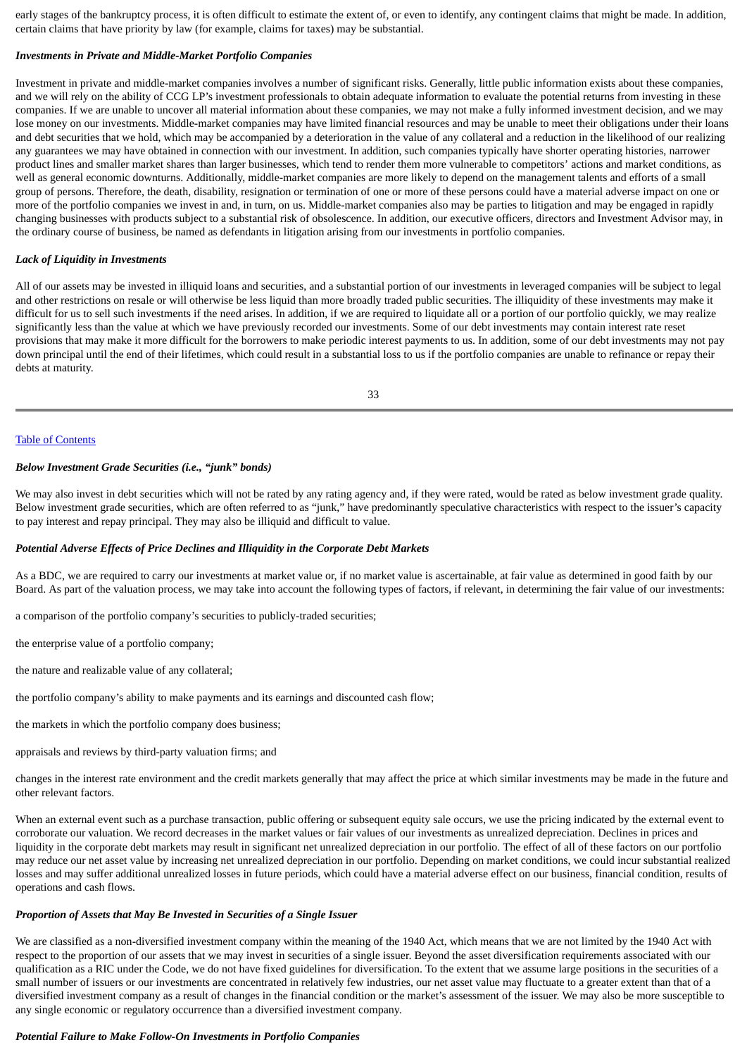early stages of the bankruptcy process, it is often difficult to estimate the extent of, or even to identify, any contingent claims that might be made. In addition, certain claims that have priority by law (for example, claims for taxes) may be substantial.

***Investments in Private and Middle-Market Portfolio Companies***

Investment in private and middle-market companies involves a number of significant risks. Generally, little public information exists about these companies, and we will rely on the ability of CCG LP's investment professionals to obtain adequate information to evaluate the potential returns from investing in these companies. If we are unable to uncover all material information about these companies, we may not make a fully informed investment decision, and we may lose money on our investments. Middle-market companies may have limited financial resources and may be unable to meet their obligations under their loans and debt securities that we hold, which may be accompanied by a deterioration in the value of any collateral and a reduction in the likelihood of our realizing any guarantees we may have obtained in connection with our investment. In addition, such companies typically have shorter operating histories, narrower product lines and smaller market shares than larger businesses, which tend to render them more vulnerable to competitors' actions and market conditions, as well as general economic downturns. Additionally, middle-market companies are more likely to depend on the management talents and efforts of a small group of persons. Therefore, the death, disability, resignation or termination of one or more of these persons could have a material adverse impact on one or more of the portfolio companies we invest in and, in turn, on us. Middle-market companies also may be parties to litigation and may be engaged in rapidly changing businesses with products subject to a substantial risk of obsolescence. In addition, our executive officers, directors and Investment Advisor may, in the ordinary course of business, be named as defendants in litigation arising from our investments in portfolio companies.

***Lack of Liquidity in Investments***

All of our assets may be invested in illiquid loans and securities, and a substantial portion of our investments in leveraged companies will be subject to legal and other restrictions on resale or will otherwise be less liquid than more broadly traded public securities. The illiquidity of these investments may make it difficult for us to sell such investments if the need arises. In addition, if we are required to liquidate all or a portion of our portfolio quickly, we may realize significantly less than the value at which we have previously recorded our investments. Some of our debt investments may contain interest rate reset provisions that may make it more difficult for the borrowers to make periodic interest payments to us. In addition, some of our debt investments may not pay down principal until the end of their lifetimes, which could result in a substantial loss to us if the portfolio companies are unable to refinance or repay their debts at maturity.

***Below Investment Grade Securities (i.e., "junk" bonds)***

We may also invest in debt securities which will not be rated by any rating agency and, if they were rated, would be rated as below investment grade quality. Below investment grade securities, which are often referred to as "junk," have predominantly speculative characteristics with respect to the issuer's capacity to pay interest and repay principal. They may also be illiquid and difficult to value.

***Potential Adverse Effects of Price Declines and Illiquidity in the Corporate Debt Markets***

As a BDC, we are required to carry our investments at market value or, if no market value is ascertainable, at fair value as determined in good faith by our Board. As part of the valuation process, we may take into account the following types of factors, if relevant, in determining the fair value of our investments:

a comparison of the portfolio company's securities to publicly-traded securities;

the enterprise value of a portfolio company;

the nature and realizable value of any collateral;

the portfolio company's ability to make payments and its earnings and discounted cash flow;

the markets in which the portfolio company does business;

appraisals and reviews by third-party valuation firms; and

changes in the interest rate environment and the credit markets generally that may affect the price at which similar investments may be made in the future and other relevant factors.

When an external event such as a purchase transaction, public offering or subsequent equity sale occurs, we use the pricing indicated by the external event to corroborate our valuation. We record decreases in the market values or fair values of our investments as unrealized depreciation. Declines in prices and liquidity in the corporate debt markets may result in significant net unrealized depreciation in our portfolio. The effect of all of these factors on our portfolio may reduce our net asset value by increasing net unrealized depreciation in our portfolio. Depending on market conditions, we could incur substantial realized losses and may suffer additional unrealized losses in future periods, which could have a material adverse effect on our business, financial condition, results of operations and cash flows.

***Proportion of Assets that May Be Invested in Securities of a Single Issuer***

We are classified as a non-diversified investment company within the meaning of the 1940 Act, which means that we are not limited by the 1940 Act with respect to the proportion of our assets that we may invest in securities of a single issuer. Beyond the asset diversification requirements associated with our qualification as a RIC under the Code, we do not have fixed guidelines for diversification. To the extent that we assume large positions in the securities of a small number of issuers or our investments are concentrated in relatively few industries, our net asset value may fluctuate to a greater extent than that of a diversified investment company as a result of changes in the financial condition or the market's assessment of the issuer. We may also be more susceptible to any single economic or regulatory occurrence than a diversified investment company.

***Potential Failure to Make Follow-On Investments in Portfolio Companies***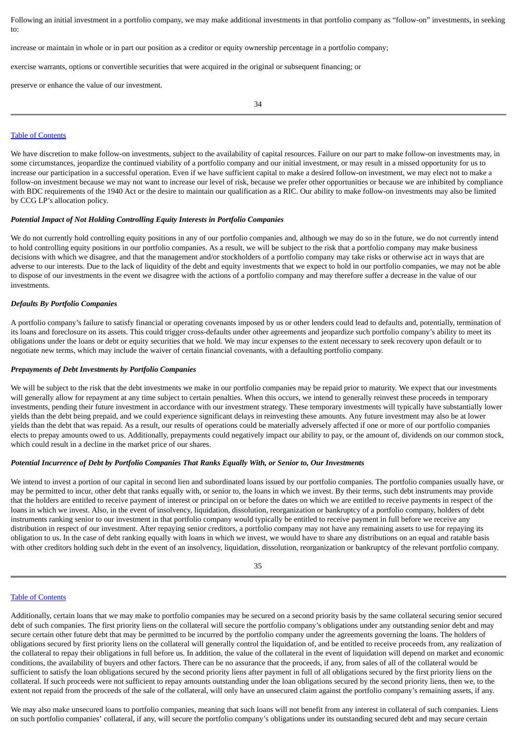Following an initial investment in a portfolio company, we may make additional investments in that portfolio company as "follow-on" investments, in seeking to:

increase or maintain in whole or in part our position as a creditor or equity ownership percentage in a portfolio company;

exercise warrants, options or convertible securities that were acquired in the original or subsequent financing; or

preserve or enhance the value of our investment.

We have discretion to make follow-on investments, subject to the availability of capital resources. Failure on our part to make follow-on investments may, in some circumstances, jeopardize the continued viability of a portfolio company and our initial investment, or may result in a missed opportunity for us to increase our participation in a successful operation. Even if we have sufficient capital to make a desired follow-on investment, we may elect not to make a follow-on investment because we may not want to increase our level of risk, because we prefer other opportunities or because we are inhibited by compliance with BDC requirements of the 1940 Act or the desire to maintain our qualification as a RIC. Our ability to make follow-on investments may also be limited by CCG LP's allocation policy.

***Potential Impact of Not Holding Controlling Equity Interests in Portfolio Companies***

We do not currently hold controlling equity positions in any of our portfolio companies and, although we may do so in the future, we do not currently intend to hold controlling equity positions in our portfolio companies. As a result, we will be subject to the risk that a portfolio company may make business decisions with which we disagree, and that the management and/or stockholders of a portfolio company may take risks or otherwise act in ways that are adverse to our interests. Due to the lack of liquidity of the debt and equity investments that we expect to hold in our portfolio companies, we may not be able to dispose of our investments in the event we disagree with the actions of a portfolio company and may therefore suffer a decrease in the value of our investments.

***Defaults By Portfolio Companies***

A portfolio company's failure to satisfy financial or operating covenants imposed by us or other lenders could lead to defaults and, potentially, termination of its loans and foreclosure on its assets. This could trigger cross-defaults under other agreements and jeopardize such portfolio company's ability to meet its obligations under the loans or debt or equity securities that we hold. We may incur expenses to the extent necessary to seek recovery upon default or to negotiate new terms, which may include the waiver of certain financial covenants, with a defaulting portfolio company.

***Prepayments of Debt Investments by Portfolio Companies***

We will be subject to the risk that the debt investments we make in our portfolio companies may be repaid prior to maturity. We expect that our investments will generally allow for repayment at any time subject to certain penalties. When this occurs, we intend to generally reinvest these proceeds in temporary investments, pending their future investment in accordance with our investment strategy. These temporary investments will typically have substantially lower yields than the debt being prepaid, and we could experience significant delays in reinvesting these amounts. Any future investment may also be at lower yields than the debt that was repaid. As a result, our results of operations could be materially adversely affected if one or more of our portfolio companies elects to prepay amounts owed to us. Additionally, prepayments could negatively impact our ability to pay, or the amount of, dividends on our common stock, which could result in a decline in the market price of our shares.

***Potential Incurrence of Debt by Portfolio Companies That Ranks Equally With, or Senior to, Our Investments***

We intend to invest a portion of our capital in second lien and subordinated loans issued by our portfolio companies. The portfolio companies usually have, or may be permitted to incur, other debt that ranks equally with, or senior to, the loans in which we invest. By their terms, such debt instruments may provide that the holders are entitled to receive payment of interest or principal on or before the dates on which we are entitled to receive payments in respect of the loans in which we invest. Also, in the event of insolvency, liquidation, dissolution, reorganization or bankruptcy of a portfolio company, holders of debt instruments ranking senior to our investment in that portfolio company would typically be entitled to receive payment in full before we receive any distribution in respect of our investment. After repaying senior creditors, a portfolio company may not have any remaining assets to use for repaying its obligation to us. In the case of debt ranking equally with loans in which we invest, we would have to share any distributions on an equal and ratable basis with other creditors holding such debt in the event of an insolvency, liquidation, dissolution, reorganization or bankruptcy of the relevant portfolio company.

Additionally, certain loans that we may make to portfolio companies may be secured on a second priority basis by the same collateral securing senior secured debt of such companies. The first priority liens on the collateral will secure the portfolio company's obligations under any outstanding senior debt and may secure certain other future debt that may be permitted to be incurred by the portfolio company under the agreements governing the loans. The holders of obligations secured by first priority liens on the collateral will generally control the liquidation of, and be entitled to receive proceeds from, any realization of the collateral to repay their obligations in full before us. In addition, the value of the collateral in the event of liquidation will depend on market and economic conditions, the availability of buyers and other factors. There can be no assurance that the proceeds, if any, from sales of all of the collateral would be sufficient to satisfy the loan obligations secured by the second priority liens after payment in full of all obligations secured by the first priority liens on the collateral. If such proceeds were not sufficient to repay amounts outstanding under the loan obligations secured by the second priority liens, then we, to the extent not repaid from the proceeds of the sale of the collateral, will only have an unsecured claim against the portfolio company's remaining assets, if any.

We may also make unsecured loans to portfolio companies, meaning that such loans will not benefit from any interest in collateral of such companies. Liens on such portfolio companies' collateral, if any, will secure the portfolio company's obligations under its outstanding secured debt and may secure certain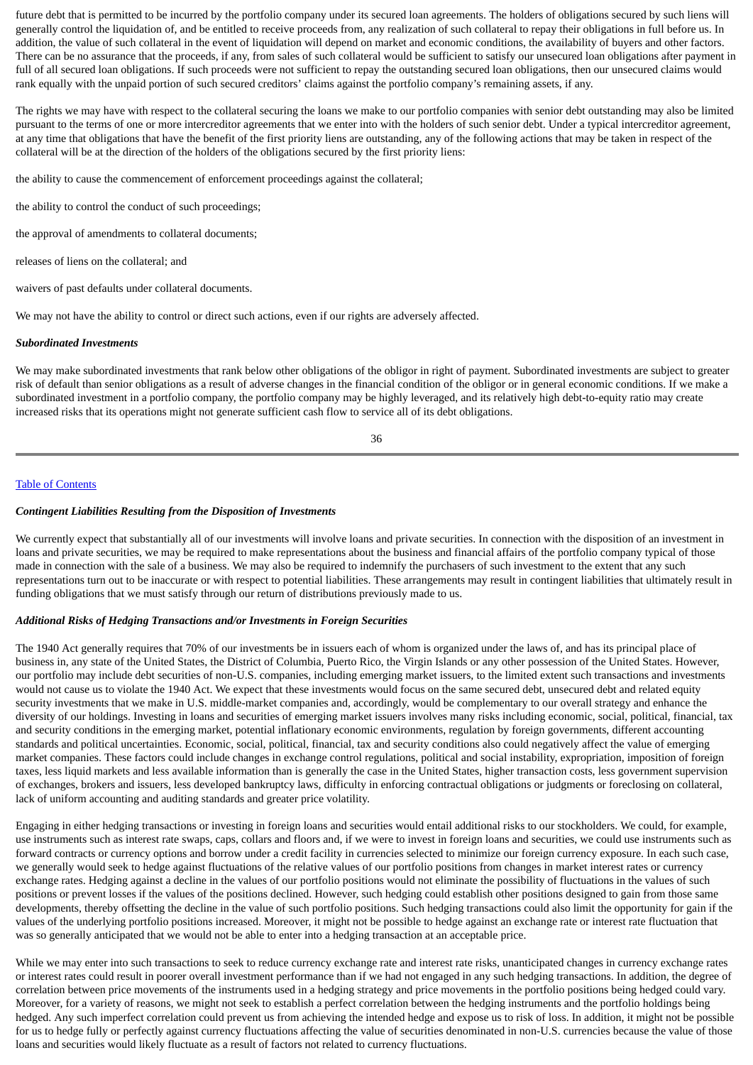future debt that is permitted to be incurred by the portfolio company under its secured loan agreements. The holders of obligations secured by such liens will generally control the liquidation of, and be entitled to receive proceeds from, any realization of such collateral to repay their obligations in full before us. In addition, the value of such collateral in the event of liquidation will depend on market and economic conditions, the availability of buyers and other factors. There can be no assurance that the proceeds, if any, from sales of such collateral would be sufficient to satisfy our unsecured loan obligations after payment in full of all secured loan obligations. If such proceeds were not sufficient to repay the outstanding secured loan obligations, then our unsecured claims would rank equally with the unpaid portion of such secured creditors' claims against the portfolio company's remaining assets, if any.

The rights we may have with respect to the collateral securing the loans we make to our portfolio companies with senior debt outstanding may also be limited pursuant to the terms of one or more intercreditor agreements that we enter into with the holders of such senior debt. Under a typical intercreditor agreement, at any time that obligations that have the benefit of the first priority liens are outstanding, any of the following actions that may be taken in respect of the collateral will be at the direction of the holders of the obligations secured by the first priority liens:

the ability to cause the commencement of enforcement proceedings against the collateral;

the ability to control the conduct of such proceedings;

the approval of amendments to collateral documents;

releases of liens on the collateral; and

waivers of past defaults under collateral documents.

We may not have the ability to control or direct such actions, even if our rights are adversely affected.

***Subordinated Investments***

We may make subordinated investments that rank below other obligations of the obligor in right of payment. Subordinated investments are subject to greater risk of default than senior obligations as a result of adverse changes in the financial condition of the obligor or in general economic conditions. If we make a subordinated investment in a portfolio company, the portfolio company may be highly leveraged, and its relatively high debt-to-equity ratio may create increased risks that its operations might not generate sufficient cash flow to service all of its debt obligations.

***Contingent Liabilities Resulting from the Disposition of Investments***

We currently expect that substantially all of our investments will involve loans and private securities. In connection with the disposition of an investment in loans and private securities, we may be required to make representations about the business and financial affairs of the portfolio company typical of those made in connection with the sale of a business. We may also be required to indemnify the purchasers of such investment to the extent that any such representations turn out to be inaccurate or with respect to potential liabilities. These arrangements may result in contingent liabilities that ultimately result in funding obligations that we must satisfy through our return of distributions previously made to us.

***Additional Risks of Hedging Transactions and/or Investments in Foreign Securities***

The 1940 Act generally requires that 70% of our investments be in issuers each of whom is organized under the laws of, and has its principal place of business in, any state of the United States, the District of Columbia, Puerto Rico, the Virgin Islands or any other possession of the United States. However, our portfolio may include debt securities of non-U.S. companies, including emerging market issuers, to the limited extent such transactions and investments would not cause us to violate the 1940 Act. We expect that these investments would focus on the same secured debt, unsecured debt and related equity security investments that we make in U.S. middle-market companies and, accordingly, would be complementary to our overall strategy and enhance the diversity of our holdings. Investing in loans and securities of emerging market issuers involves many risks including economic, social, political, financial, tax and security conditions in the emerging market, potential inflationary economic environments, regulation by foreign governments, different accounting standards and political uncertainties. Economic, social, political, financial, tax and security conditions also could negatively affect the value of emerging market companies. These factors could include changes in exchange control regulations, political and social instability, expropriation, imposition of foreign taxes, less liquid markets and less available information than is generally the case in the United States, higher transaction costs, less government supervision of exchanges, brokers and issuers, less developed bankruptcy laws, difficulty in enforcing contractual obligations or judgments or foreclosing on collateral, lack of uniform accounting and auditing standards and greater price volatility.

Engaging in either hedging transactions or investing in foreign loans and securities would entail additional risks to our stockholders. We could, for example, use instruments such as interest rate swaps, caps, collars and floors and, if we were to invest in foreign loans and securities, we could use instruments such as forward contracts or currency options and borrow under a credit facility in currencies selected to minimize our foreign currency exposure. In each such case, we generally would seek to hedge against fluctuations of the relative values of our portfolio positions from changes in market interest rates or currency exchange rates. Hedging against a decline in the values of our portfolio positions would not eliminate the possibility of fluctuations in the values of such positions or prevent losses if the values of the positions declined. However, such hedging could establish other positions designed to gain from those same developments, thereby offsetting the decline in the value of such portfolio positions. Such hedging transactions could also limit the opportunity for gain if the values of the underlying portfolio positions increased. Moreover, it might not be possible to hedge against an exchange rate or interest rate fluctuation that was so generally anticipated that we would not be able to enter into a hedging transaction at an acceptable price.

While we may enter into such transactions to seek to reduce currency exchange rate and interest rate risks, unanticipated changes in currency exchange rates or interest rates could result in poorer overall investment performance than if we had not engaged in any such hedging transactions. In addition, the degree of correlation between price movements of the instruments used in a hedging strategy and price movements in the portfolio positions being hedged could vary. Moreover, for a variety of reasons, we might not seek to establish a perfect correlation between the hedging instruments and the portfolio holdings being hedged. Any such imperfect correlation could prevent us from achieving the intended hedge and expose us to risk of loss. In addition, it might not be possible for us to hedge fully or perfectly against currency fluctuations affecting the value of securities denominated in non-U.S. currencies because the value of those loans and securities would likely fluctuate as a result of factors not related to currency fluctuations.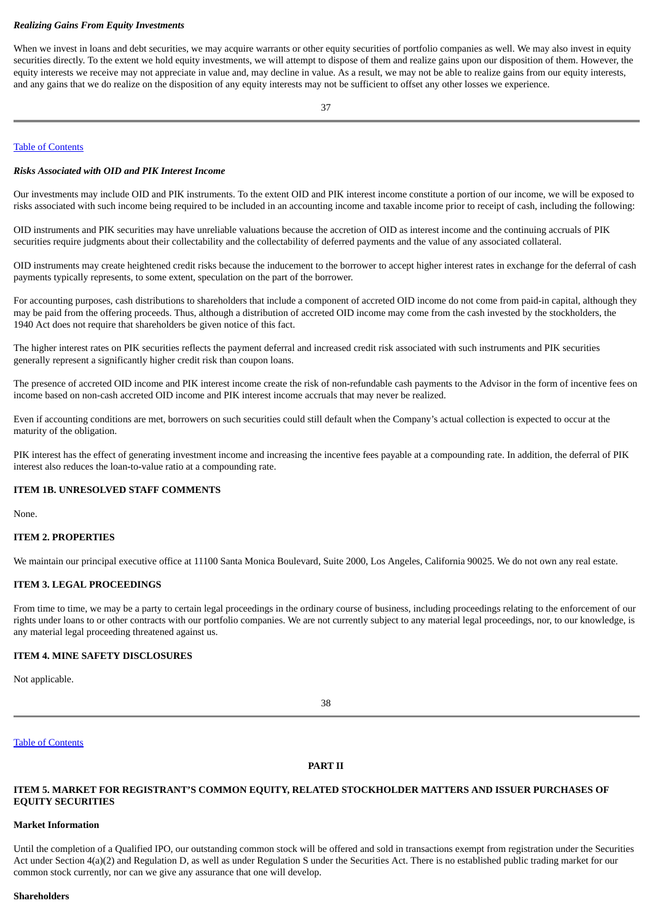***Realizing Gains From Equity Investments***

When we invest in loans and debt securities, we may acquire warrants or other equity securities of portfolio companies as well. We may also invest in equity securities directly. To the extent we hold equity investments, we will attempt to dispose of them and realize gains upon our disposition of them. However, the equity interests we receive may not appreciate in value and, may decline in value. As a result, we may not be able to realize gains from our equity interests, and any gains that we do realize on the disposition of any equity interests may not be sufficient to offset any other losses we experience.

Table of Contents

***Risks Associated with OID and PIK Interest Income***

Our investments may include OID and PIK instruments. To the extent OID and PIK interest income constitute a portion of our income, we will be exposed to risks associated with such income being required to be included in an accounting income and taxable income prior to receipt of cash, including the following:

OID instruments and PIK securities may have unreliable valuations because the accretion of OID as interest income and the continuing accruals of PIK securities require judgments about their collectability and the collectability of deferred payments and the value of any associated collateral.

OID instruments may create heightened credit risks because the inducement to the borrower to accept higher interest rates in exchange for the deferral of cash payments typically represents, to some extent, speculation on the part of the borrower.

For accounting purposes, cash distributions to shareholders that include a component of accreted OID income do not come from paid-in capital, although they may be paid from the offering proceeds. Thus, although a distribution of accreted OID income may come from the cash invested by the stockholders, the 1940 Act does not require that shareholders be given notice of this fact.

The higher interest rates on PIK securities reflects the payment deferral and increased credit risk associated with such instruments and PIK securities generally represent a significantly higher credit risk than coupon loans.

The presence of accreted OID income and PIK interest income create the risk of non-refundable cash payments to the Advisor in the form of incentive fees on income based on non-cash accreted OID income and PIK interest income accruals that may never be realized.

Even if accounting conditions are met, borrowers on such securities could still default when the Company's actual collection is expected to occur at the maturity of the obligation.

PIK interest has the effect of generating investment income and increasing the incentive fees payable at a compounding rate. In addition, the deferral of PIK interest also reduces the loan-to-value ratio at a compounding rate.

## ITEM 1B. UNRESOLVED STAFF COMMENTS

None.

## ITEM 2. PROPERTIES

We maintain our principal executive office at 11100 Santa Monica Boulevard, Suite 2000, Los Angeles, California 90025. We do not own any real estate.

## ITEM 3. LEGAL PROCEEDINGS

From time to time, we may be a party to certain legal proceedings in the ordinary course of business, including proceedings relating to the enforcement of our rights under loans to or other contracts with our portfolio companies. We are not currently subject to any material legal proceedings, nor, to our knowledge, is any material legal proceeding threatened against us.

## ITEM 4. MINE SAFETY DISCLOSURES

Not applicable.

Table of Contents

# PART II

## ITEM 5. MARKET FOR REGISTRANT'S COMMON EQUITY, RELATED STOCKHOLDER MATTERS AND ISSUER PURCHASES OF EQUITY SECURITIES

**Market Information**

Until the completion of a Qualified IPO, our outstanding common stock will be offered and sold in transactions exempt from registration under the Securities Act under Section 4(a)(2) and Regulation D, as well as under Regulation S under the Securities Act. There is no established public trading market for our common stock currently, nor can we give any assurance that one will develop.

**Shareholders**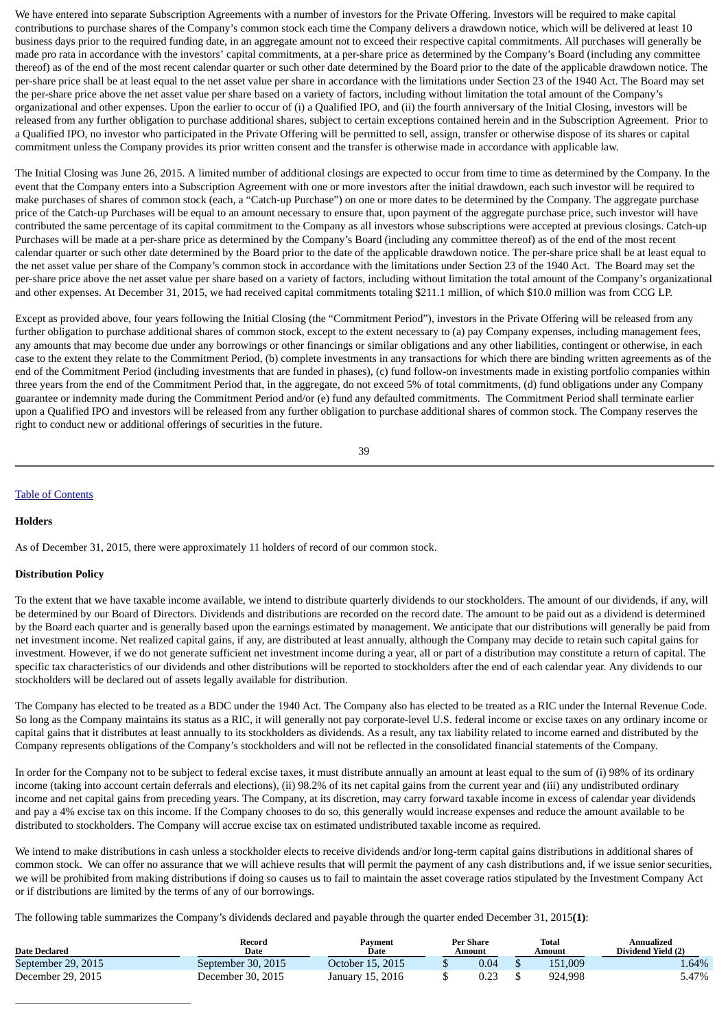We have entered into separate Subscription Agreements with a number of investors for the Private Offering. Investors will be required to make capital contributions to purchase shares of the Company's common stock each time the Company delivers a drawdown notice, which will be delivered at least 10 business days prior to the required funding date, in an aggregate amount not to exceed their respective capital commitments. All purchases will generally be made pro rata in accordance with the investors' capital commitments, at a per-share price as determined by the Company's Board (including any committee thereof) as of the end of the most recent calendar quarter or such other date determined by the Board prior to the date of the applicable drawdown notice. The per-share price shall be at least equal to the net asset value per share in accordance with the limitations under Section 23 of the 1940 Act. The Board may set the per-share price above the net asset value per share based on a variety of factors, including without limitation the total amount of the Company's organizational and other expenses. Upon the earlier to occur of (i) a Qualified IPO, and (ii) the fourth anniversary of the Initial Closing, investors will be released from any further obligation to purchase additional shares, subject to certain exceptions contained herein and in the Subscription Agreement. Prior to a Qualified IPO, no investor who participated in the Private Offering will be permitted to sell, assign, transfer or otherwise dispose of its shares or capital commitment unless the Company provides its prior written consent and the transfer is otherwise made in accordance with applicable law.

The Initial Closing was June 26, 2015. A limited number of additional closings are expected to occur from time to time as determined by the Company. In the event that the Company enters into a Subscription Agreement with one or more investors after the initial drawdown, each such investor will be required to make purchases of shares of common stock (each, a "Catch-up Purchase") on one or more dates to be determined by the Company. The aggregate purchase price of the Catch-up Purchases will be equal to an amount necessary to ensure that, upon payment of the aggregate purchase price, such investor will have contributed the same percentage of its capital commitment to the Company as all investors whose subscriptions were accepted at previous closings. Catch-up Purchases will be made at a per-share price as determined by the Company's Board (including any committee thereof) as of the end of the most recent calendar quarter or such other date determined by the Board prior to the date of the applicable drawdown notice. The per-share price shall be at least equal to the net asset value per share of the Company's common stock in accordance with the limitations under Section 23 of the 1940 Act. The Board may set the per-share price above the net asset value per share based on a variety of factors, including without limitation the total amount of the Company's organizational and other expenses. At December 31, 2015, we had received capital commitments totaling $211.1 million, of which $10.0 million was from CCG LP.

Except as provided above, four years following the Initial Closing (the "Commitment Period"), investors in the Private Offering will be released from any further obligation to purchase additional shares of common stock, except to the extent necessary to (a) pay Company expenses, including management fees, any amounts that may become due under any borrowings or other financings or similar obligations and any other liabilities, contingent or otherwise, in each case to the extent they relate to the Commitment Period, (b) complete investments in any transactions for which there are binding written agreements as of the end of the Commitment Period (including investments that are funded in phases), (c) fund follow-on investments made in existing portfolio companies within three years from the end of the Commitment Period that, in the aggregate, do not exceed 5% of total commitments, (d) fund obligations under any Company guarantee or indemnity made during the Commitment Period and/or (e) fund any defaulted commitments. The Commitment Period shall terminate earlier upon a Qualified IPO and investors will be released from any further obligation to purchase additional shares of common stock. The Company reserves the right to conduct new or additional offerings of securities in the future.

Table of Contents

**Holders**

As of December 31, 2015, there were approximately 11 holders of record of our common stock.

**Distribution Policy**

To the extent that we have taxable income available, we intend to distribute quarterly dividends to our stockholders. The amount of our dividends, if any, will be determined by our Board of Directors. Dividends and distributions are recorded on the record date. The amount to be paid out as a dividend is determined by the Board each quarter and is generally based upon the earnings estimated by management. We anticipate that our distributions will generally be paid from net investment income. Net realized capital gains, if any, are distributed at least annually, although the Company may decide to retain such capital gains for investment. However, if we do not generate sufficient net investment income during a year, all or part of a distribution may constitute a return of capital. The specific tax characteristics of our dividends and other distributions will be reported to stockholders after the end of each calendar year. Any dividends to our stockholders will be declared out of assets legally available for distribution.

The Company has elected to be treated as a BDC under the 1940 Act. The Company also has elected to be treated as a RIC under the Internal Revenue Code. So long as the Company maintains its status as a RIC, it will generally not pay corporate-level U.S. federal income or excise taxes on any ordinary income or capital gains that it distributes at least annually to its stockholders as dividends. As a result, any tax liability related to income earned and distributed by the Company represents obligations of the Company's stockholders and will not be reflected in the consolidated financial statements of the Company.

In order for the Company not to be subject to federal excise taxes, it must distribute annually an amount at least equal to the sum of (i) 98% of its ordinary income (taking into account certain deferrals and elections), (ii) 98.2% of its net capital gains from the current year and (iii) any undistributed ordinary income and net capital gains from preceding years. The Company, at its discretion, may carry forward taxable income in excess of calendar year dividends and pay a 4% excise tax on this income. If the Company chooses to do so, this generally would increase expenses and reduce the amount available to be distributed to stockholders. The Company will accrue excise tax on estimated undistributed taxable income as required.

We intend to make distributions in cash unless a stockholder elects to receive dividends and/or long-term capital gains distributions in additional shares of common stock. We can offer no assurance that we will achieve results that will permit the payment of any cash distributions and, if we issue senior securities, we will be prohibited from making distributions if doing so causes us to fail to maintain the asset coverage ratios stipulated by the Investment Company Act or if distributions are limited by the terms of any of our borrowings.

The following table summarizes the Company's dividends declared and payable through the quarter ended December 31, 2015**(1)**:

| Date Declared | Record Date | Payment Date | Per Share Amount | Total Amount | Annualized Dividend Yield (2) |
|---|---|---|---|---|---|
| September 29, 2015 | September 30, 2015 | October 15, 2015 | $ 0.04 | $ 151,009 | 1.64% |
| December 29, 2015 | December 30, 2015 | January 15, 2016 | $ 0.23 | $ 924,998 | 5.47% |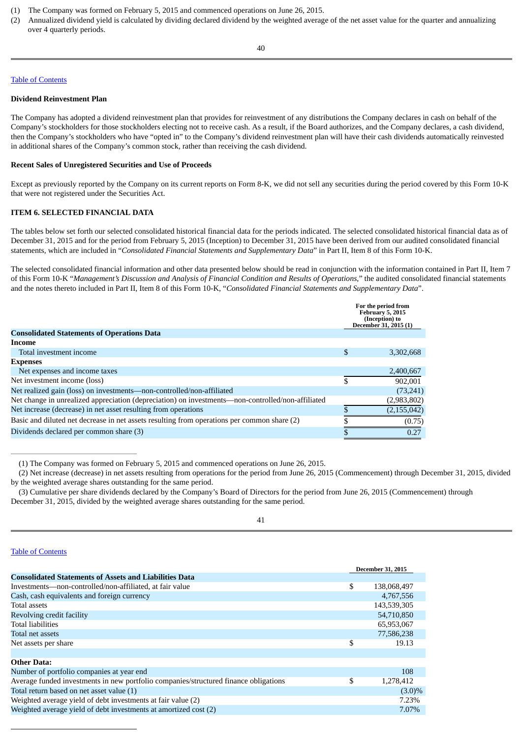(1) The Company was formed on February 5, 2015 and commenced operations on June 26, 2015.
(2) Annualized dividend yield is calculated by dividing declared dividend by the weighted average of the net asset value for the quarter and annualizing over 4 quarterly periods.

Table of Contents

**Dividend Reinvestment Plan**

The Company has adopted a dividend reinvestment plan that provides for reinvestment of any distributions the Company declares in cash on behalf of the Company's stockholders for those stockholders electing not to receive cash. As a result, if the Board authorizes, and the Company declares, a cash dividend, then the Company's stockholders who have "opted in" to the Company's dividend reinvestment plan will have their cash dividends automatically reinvested in additional shares of the Company's common stock, rather than receiving the cash dividend.

**Recent Sales of Unregistered Securities and Use of Proceeds**

Except as previously reported by the Company on its current reports on Form 8-K, we did not sell any securities during the period covered by this Form 10-K that were not registered under the Securities Act.

**ITEM 6. SELECTED FINANCIAL DATA**

The tables below set forth our selected consolidated historical financial data for the periods indicated. The selected consolidated historical financial data as of December 31, 2015 and for the period from February 5, 2015 (Inception) to December 31, 2015 have been derived from our audited consolidated financial statements, which are included in "*Consolidated Financial Statements and Supplementary Data*" in Part II, Item 8 of this Form 10-K.

The selected consolidated financial information and other data presented below should be read in conjunction with the information contained in Part II, Item 7 of this Form 10-K "*Management's Discussion and Analysis of Financial Condition and Results of Operations*," the audited consolidated financial statements and the notes thereto included in Part II, Item 8 of this Form 10-K, "*Consolidated Financial Statements and Supplementary Data*".

| | For the period from February 5, 2015 (Inception) to December 31, 2015 (1) |
|---|---|
| **Consolidated Statements of Operations Data** | |
| **Income** | |
| Total investment income | $ 3,302,668 |
| **Expenses** | |
| Net expenses and income taxes | 2,400,667 |
| Net investment income (loss) | $ 902,001 |
| Net realized gain (loss) on investments—non-controlled/non-affiliated | (73,241) |
| Net change in unrealized appreciation (depreciation) on investments—non-controlled/non-affiliated | (2,983,802) |
| Net increase (decrease) in net asset resulting from operations | $ (2,155,042) |
| Basic and diluted net decrease in net assets resulting from operations per common share (2) | $ (0.75) |
| Dividends declared per common share (3) | $ 0.27 |

(1) The Company was formed on February 5, 2015 and commenced operations on June 26, 2015.
(2) Net increase (decrease) in net assets resulting from operations for the period from June 26, 2015 (Commencement) through December 31, 2015, divided by the weighted average shares outstanding for the same period.
(3) Cumulative per share dividends declared by the Company's Board of Directors for the period from June 26, 2015 (Commencement) through December 31, 2015, divided by the weighted average shares outstanding for the same period.

Table of Contents

| | December 31, 2015 |
|---|---|
| **Consolidated Statements of Assets and Liabilities Data** | |
| Investments—non-controlled/non-affiliated, at fair value | $ 138,068,497 |
| Cash, cash equivalents and foreign currency | 4,767,556 |
| Total assets | 143,539,305 |
| Revolving credit facility | 54,710,850 |
| Total liabilities | 65,953,067 |
| Total net assets | 77,586,238 |
| Net assets per share | $ 19.13 |
| | |
| **Other Data:** | |
| Number of portfolio companies at year end | 108 |
| Average funded investments in new portfolio companies/structured finance obligations | $ 1,278,412 |
| Total return based on net asset value (1) | (3.0)% |
| Weighted average yield of debt investments at fair value (2) | 7.23% |
| Weighted average yield of debt investments at amortized cost (2) | 7.07% |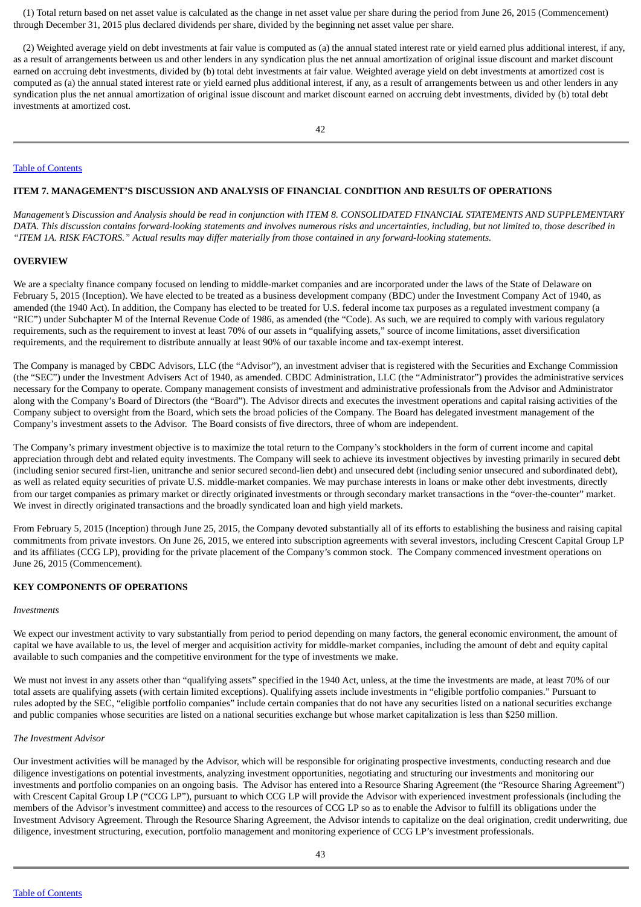(1) Total return based on net asset value is calculated as the change in net asset value per share during the period from June 26, 2015 (Commencement) through December 31, 2015 plus declared dividends per share, divided by the beginning net asset value per share.

(2) Weighted average yield on debt investments at fair value is computed as (a) the annual stated interest rate or yield earned plus additional interest, if any, as a result of arrangements between us and other lenders in any syndication plus the net annual amortization of original issue discount and market discount earned on accruing debt investments, divided by (b) total debt investments at fair value. Weighted average yield on debt investments at amortized cost is computed as (a) the annual stated interest rate or yield earned plus additional interest, if any, as a result of arrangements between us and other lenders in any syndication plus the net annual amortization of original issue discount and market discount earned on accruing debt investments, divided by (b) total debt investments at amortized cost.

## ITEM 7. MANAGEMENT'S DISCUSSION AND ANALYSIS OF FINANCIAL CONDITION AND RESULTS OF OPERATIONS

*Management's Discussion and Analysis should be read in conjunction with ITEM 8. CONSOLIDATED FINANCIAL STATEMENTS AND SUPPLEMENTARY DATA. This discussion contains forward-looking statements and involves numerous risks and uncertainties, including, but not limited to, those described in "ITEM 1A. RISK FACTORS." Actual results may differ materially from those contained in any forward-looking statements.*

### OVERVIEW

We are a specialty finance company focused on lending to middle-market companies and are incorporated under the laws of the State of Delaware on February 5, 2015 (Inception). We have elected to be treated as a business development company (BDC) under the Investment Company Act of 1940, as amended (the 1940 Act). In addition, the Company has elected to be treated for U.S. federal income tax purposes as a regulated investment company (a "RIC") under Subchapter M of the Internal Revenue Code of 1986, as amended (the "Code). As such, we are required to comply with various regulatory requirements, such as the requirement to invest at least 70% of our assets in "qualifying assets," source of income limitations, asset diversification requirements, and the requirement to distribute annually at least 90% of our taxable income and tax-exempt interest.

The Company is managed by CBDC Advisors, LLC (the "Advisor"), an investment adviser that is registered with the Securities and Exchange Commission (the "SEC") under the Investment Advisers Act of 1940, as amended. CBDC Administration, LLC (the "Administrator") provides the administrative services necessary for the Company to operate. Company management consists of investment and administrative professionals from the Advisor and Administrator along with the Company's Board of Directors (the "Board"). The Advisor directs and executes the investment operations and capital raising activities of the Company subject to oversight from the Board, which sets the broad policies of the Company. The Board has delegated investment management of the Company's investment assets to the Advisor. The Board consists of five directors, three of whom are independent.

The Company's primary investment objective is to maximize the total return to the Company's stockholders in the form of current income and capital appreciation through debt and related equity investments. The Company will seek to achieve its investment objectives by investing primarily in secured debt (including senior secured first-lien, unitranche and senior secured second-lien debt) and unsecured debt (including senior unsecured and subordinated debt), as well as related equity securities of private U.S. middle-market companies. We may purchase interests in loans or make other debt investments, directly from our target companies as primary market or directly originated investments or through secondary market transactions in the "over-the-counter" market. We invest in directly originated transactions and the broadly syndicated loan and high yield markets.

From February 5, 2015 (Inception) through June 25, 2015, the Company devoted substantially all of its efforts to establishing the business and raising capital commitments from private investors. On June 26, 2015, we entered into subscription agreements with several investors, including Crescent Capital Group LP and its affiliates (CCG LP), providing for the private placement of the Company's common stock. The Company commenced investment operations on June 26, 2015 (Commencement).

### KEY COMPONENTS OF OPERATIONS

*Investments*

We expect our investment activity to vary substantially from period to period depending on many factors, the general economic environment, the amount of capital we have available to us, the level of merger and acquisition activity for middle-market companies, including the amount of debt and equity capital available to such companies and the competitive environment for the type of investments we make.

We must not invest in any assets other than "qualifying assets" specified in the 1940 Act, unless, at the time the investments are made, at least 70% of our total assets are qualifying assets (with certain limited exceptions). Qualifying assets include investments in "eligible portfolio companies." Pursuant to rules adopted by the SEC, "eligible portfolio companies" include certain companies that do not have any securities listed on a national securities exchange and public companies whose securities are listed on a national securities exchange but whose market capitalization is less than $250 million.

*The Investment Advisor*

Our investment activities will be managed by the Advisor, which will be responsible for originating prospective investments, conducting research and due diligence investigations on potential investments, analyzing investment opportunities, negotiating and structuring our investments and monitoring our investments and portfolio companies on an ongoing basis. The Advisor has entered into a Resource Sharing Agreement (the "Resource Sharing Agreement") with Crescent Capital Group LP ("CCG LP"), pursuant to which CCG LP will provide the Advisor with experienced investment professionals (including the members of the Advisor's investment committee) and access to the resources of CCG LP so as to enable the Advisor to fulfill its obligations under the Investment Advisory Agreement. Through the Resource Sharing Agreement, the Advisor intends to capitalize on the deal origination, credit underwriting, due diligence, investment structuring, execution, portfolio management and monitoring experience of CCG LP's investment professionals.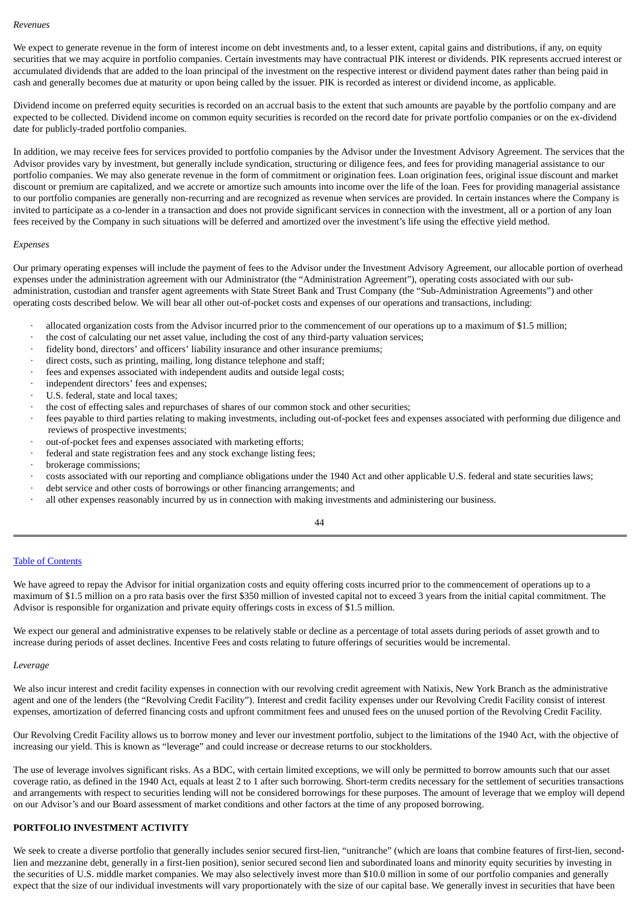*Revenues*

We expect to generate revenue in the form of interest income on debt investments and, to a lesser extent, capital gains and distributions, if any, on equity securities that we may acquire in portfolio companies. Certain investments may have contractual PIK interest or dividends. PIK represents accrued interest or accumulated dividends that are added to the loan principal of the investment on the respective interest or dividend payment dates rather than being paid in cash and generally becomes due at maturity or upon being called by the issuer. PIK is recorded as interest or dividend income, as applicable.

Dividend income on preferred equity securities is recorded on an accrual basis to the extent that such amounts are payable by the portfolio company and are expected to be collected. Dividend income on common equity securities is recorded on the record date for private portfolio companies or on the ex-dividend date for publicly-traded portfolio companies.

In addition, we may receive fees for services provided to portfolio companies by the Advisor under the Investment Advisory Agreement. The services that the Advisor provides vary by investment, but generally include syndication, structuring or diligence fees, and fees for providing managerial assistance to our portfolio companies. We may also generate revenue in the form of commitment or origination fees. Loan origination fees, original issue discount and market discount or premium are capitalized, and we accrete or amortize such amounts into income over the life of the loan. Fees for providing managerial assistance to our portfolio companies are generally non-recurring and are recognized as revenue when services are provided. In certain instances where the Company is invited to participate as a co-lender in a transaction and does not provide significant services in connection with the investment, all or a portion of any loan fees received by the Company in such situations will be deferred and amortized over the investment's life using the effective yield method.

*Expenses*

Our primary operating expenses will include the payment of fees to the Advisor under the Investment Advisory Agreement, our allocable portion of overhead expenses under the administration agreement with our Administrator (the "Administration Agreement"), operating costs associated with our sub-administration, custodian and transfer agent agreements with State Street Bank and Trust Company (the "Sub-Administration Agreements") and other operating costs described below. We will bear all other out-of-pocket costs and expenses of our operations and transactions, including:

- allocated organization costs from the Advisor incurred prior to the commencement of our operations up to a maximum of $1.5 million;
- the cost of calculating our net asset value, including the cost of any third-party valuation services;
- fidelity bond, directors' and officers' liability insurance and other insurance premiums;
- direct costs, such as printing, mailing, long distance telephone and staff;
- fees and expenses associated with independent audits and outside legal costs;
- independent directors' fees and expenses;
- U.S. federal, state and local taxes;
- the cost of effecting sales and repurchases of shares of our common stock and other securities;
- fees payable to third parties relating to making investments, including out-of-pocket fees and expenses associated with performing due diligence and reviews of prospective investments;
- out-of-pocket fees and expenses associated with marketing efforts;
- federal and state registration fees and any stock exchange listing fees;
- brokerage commissions;
- costs associated with our reporting and compliance obligations under the 1940 Act and other applicable U.S. federal and state securities laws;
- debt service and other costs of borrowings or other financing arrangements; and
- all other expenses reasonably incurred by us in connection with making investments and administering our business.

We have agreed to repay the Advisor for initial organization costs and equity offering costs incurred prior to the commencement of operations up to a maximum of $1.5 million on a pro rata basis over the first $350 million of invested capital not to exceed 3 years from the initial capital commitment. The Advisor is responsible for organization and private equity offerings costs in excess of $1.5 million.

We expect our general and administrative expenses to be relatively stable or decline as a percentage of total assets during periods of asset growth and to increase during periods of asset declines. Incentive Fees and costs relating to future offerings of securities would be incremental.

*Leverage*

We also incur interest and credit facility expenses in connection with our revolving credit agreement with Natixis, New York Branch as the administrative agent and one of the lenders (the "Revolving Credit Facility"). Interest and credit facility expenses under our Revolving Credit Facility consist of interest expenses, amortization of deferred financing costs and upfront commitment fees and unused fees on the unused portion of the Revolving Credit Facility.

Our Revolving Credit Facility allows us to borrow money and lever our investment portfolio, subject to the limitations of the 1940 Act, with the objective of increasing our yield. This is known as "leverage" and could increase or decrease returns to our stockholders.

The use of leverage involves significant risks. As a BDC, with certain limited exceptions, we will only be permitted to borrow amounts such that our asset coverage ratio, as defined in the 1940 Act, equals at least 2 to 1 after such borrowing. Short-term credits necessary for the settlement of securities transactions and arrangements with respect to securities lending will not be considered borrowings for these purposes. The amount of leverage that we employ will depend on our Advisor's and our Board assessment of market conditions and other factors at the time of any proposed borrowing.

**PORTFOLIO INVESTMENT ACTIVITY**

We seek to create a diverse portfolio that generally includes senior secured first-lien, "unitranche" (which are loans that combine features of first-lien, second-lien and mezzanine debt, generally in a first-lien position), senior secured second lien and subordinated loans and minority equity securities by investing in the securities of U.S. middle market companies. We may also selectively invest more than $10.0 million in some of our portfolio companies and generally expect that the size of our individual investments will vary proportionately with the size of our capital base. We generally invest in securities that have been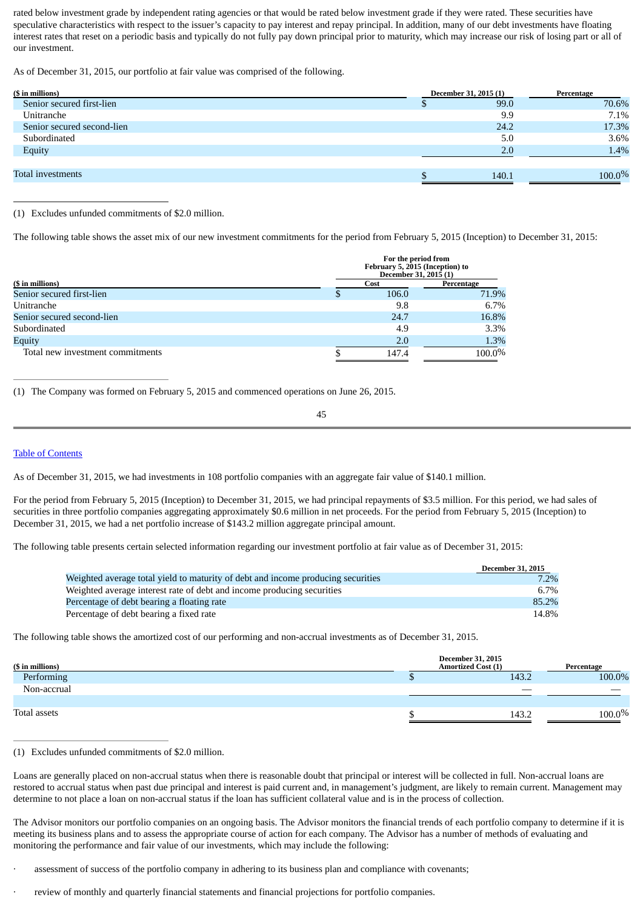rated below investment grade by independent rating agencies or that would be rated below investment grade if they were rated. These securities have speculative characteristics with respect to the issuer's capacity to pay interest and repay principal. In addition, many of our debt investments have floating interest rates that reset on a periodic basis and typically do not fully pay down principal prior to maturity, which may increase our risk of losing part or all of our investment.

As of December 31, 2015, our portfolio at fair value was comprised of the following.

| ($ in millions) | December 31, 2015 (1) | Percentage |
|---|---|---|
| Senior secured first-lien | $ 99.0 | 70.6% |
| Unitranche | 9.9 | 7.1% |
| Senior secured second-lien | 24.2 | 17.3% |
| Subordinated | 5.0 | 3.6% |
| Equity | 2.0 | 1.4% |
| Total investments | $ 140.1 | 100.0% |

(1) Excludes unfunded commitments of $2.0 million.

The following table shows the asset mix of our new investment commitments for the period from February 5, 2015 (Inception) to December 31, 2015:

| | For the period from February 5, 2015 (Inception) to December 31, 2015 (1) | |
|---|---|---|
| ($ in millions) | Cost | Percentage |
| Senior secured first-lien | $ 106.0 | 71.9% |
| Unitranche | 9.8 | 6.7% |
| Senior secured second-lien | 24.7 | 16.8% |
| Subordinated | 4.9 | 3.3% |
| Equity | 2.0 | 1.3% |
| Total new investment commitments | $ 147.4 | 100.0% |

(1) The Company was formed on February 5, 2015 and commenced operations on June 26, 2015.

As of December 31, 2015, we had investments in 108 portfolio companies with an aggregate fair value of $140.1 million.

For the period from February 5, 2015 (Inception) to December 31, 2015, we had principal repayments of $3.5 million. For this period, we had sales of securities in three portfolio companies aggregating approximately $0.6 million in net proceeds. For the period from February 5, 2015 (Inception) to December 31, 2015, we had a net portfolio increase of $143.2 million aggregate principal amount.

The following table presents certain selected information regarding our investment portfolio at fair value as of December 31, 2015:

| | December 31, 2015 |
|---|---|
| Weighted average total yield to maturity of debt and income producing securities | 7.2% |
| Weighted average interest rate of debt and income producing securities | 6.7% |
| Percentage of debt bearing a floating rate | 85.2% |
| Percentage of debt bearing a fixed rate | 14.8% |

The following table shows the amortized cost of our performing and non-accrual investments as of December 31, 2015.

| ($ in millions) | December 31, 2015 Amortized Cost (1) | Percentage |
|---|---|---|
| Performing | $ 143.2 | 100.0% |
| Non-accrual | — | — |
| Total assets | $ 143.2 | 100.0% |

(1) Excludes unfunded commitments of $2.0 million.

Loans are generally placed on non-accrual status when there is reasonable doubt that principal or interest will be collected in full. Non-accrual loans are restored to accrual status when past due principal and interest is paid current and, in management's judgment, are likely to remain current. Management may determine to not place a loan on non-accrual status if the loan has sufficient collateral value and is in the process of collection.

The Advisor monitors our portfolio companies on an ongoing basis. The Advisor monitors the financial trends of each portfolio company to determine if it is meeting its business plans and to assess the appropriate course of action for each company. The Advisor has a number of methods of evaluating and monitoring the performance and fair value of our investments, which may include the following:

- assessment of success of the portfolio company in adhering to its business plan and compliance with covenants;
- review of monthly and quarterly financial statements and financial projections for portfolio companies.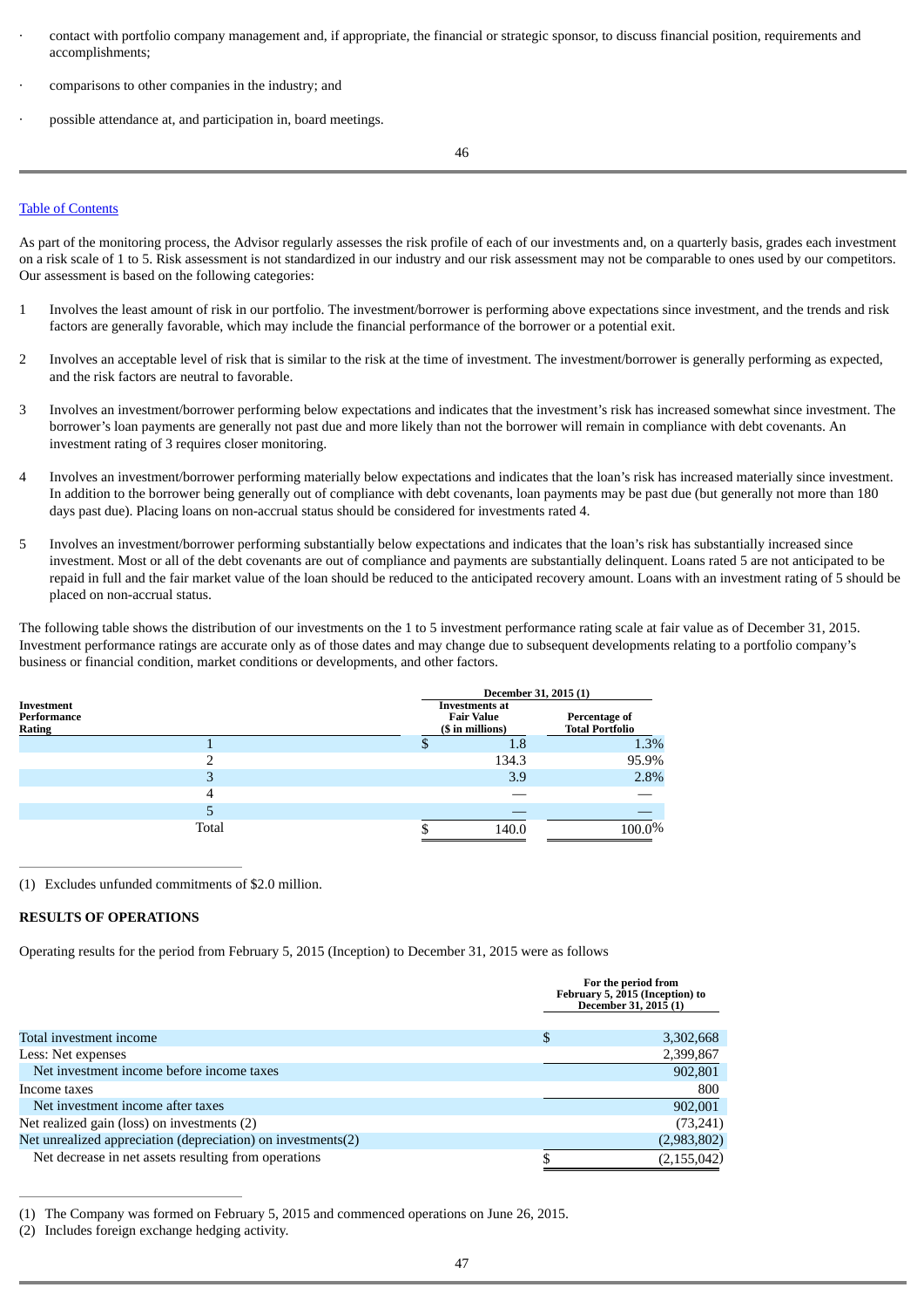- contact with portfolio company management and, if appropriate, the financial or strategic sponsor, to discuss financial position, requirements and accomplishments;
- comparisons to other companies in the industry; and
- possible attendance at, and participation in, board meetings.

[Table of Contents]

As part of the monitoring process, the Advisor regularly assesses the risk profile of each of our investments and, on a quarterly basis, grades each investment on a risk scale of 1 to 5. Risk assessment is not standardized in our industry and our risk assessment may not be comparable to ones used by our competitors. Our assessment is based on the following categories:

1 Involves the least amount of risk in our portfolio. The investment/borrower is performing above expectations since investment, and the trends and risk factors are generally favorable, which may include the financial performance of the borrower or a potential exit.

2 Involves an acceptable level of risk that is similar to the risk at the time of investment. The investment/borrower is generally performing as expected, and the risk factors are neutral to favorable.

3 Involves an investment/borrower performing below expectations and indicates that the investment's risk has increased somewhat since investment. The borrower's loan payments are generally not past due and more likely than not the borrower will remain in compliance with debt covenants. An investment rating of 3 requires closer monitoring.

4 Involves an investment/borrower performing materially below expectations and indicates that the loan's risk has increased materially since investment. In addition to the borrower being generally out of compliance with debt covenants, loan payments may be past due (but generally not more than 180 days past due). Placing loans on non-accrual status should be considered for investments rated 4.

5 Involves an investment/borrower performing substantially below expectations and indicates that the loan's risk has substantially increased since investment. Most or all of the debt covenants are out of compliance and payments are substantially delinquent. Loans rated 5 are not anticipated to be repaid in full and the fair market value of the loan should be reduced to the anticipated recovery amount. Loans with an investment rating of 5 should be placed on non-accrual status.

The following table shows the distribution of our investments on the 1 to 5 investment performance rating scale at fair value as of December 31, 2015. Investment performance ratings are accurate only as of those dates and may change due to subsequent developments relating to a portfolio company's business or financial condition, market conditions or developments, and other factors.

| | December 31, 2015 (1) | |
|---|---|---|
| Investment Performance Rating | Investments at Fair Value ($ in millions) | Percentage of Total Portfolio |
| 1 | $ 1.8 | 1.3% |
| 2 | 134.3 | 95.9% |
| 3 | 3.9 | 2.8% |
| 4 | — | — |
| 5 | — | — |
| Total | $ 140.0 | 100.0% |

(1) Excludes unfunded commitments of $2.0 million.

## RESULTS OF OPERATIONS

Operating results for the period from February 5, 2015 (Inception) to December 31, 2015 were as follows

| | For the period from February 5, 2015 (Inception) to December 31, 2015 (1) |
|---|---|
| Total investment income | $ 3,302,668 |
| Less: Net expenses | 2,399,867 |
| Net investment income before income taxes | 902,801 |
| Income taxes | 800 |
| Net investment income after taxes | 902,001 |
| Net realized gain (loss) on investments (2) | (73,241) |
| Net unrealized appreciation (depreciation) on investments(2) | (2,983,802) |
| Net decrease in net assets resulting from operations | $ (2,155,042) |

(1) The Company was formed on February 5, 2015 and commenced operations on June 26, 2015.

(2) Includes foreign exchange hedging activity.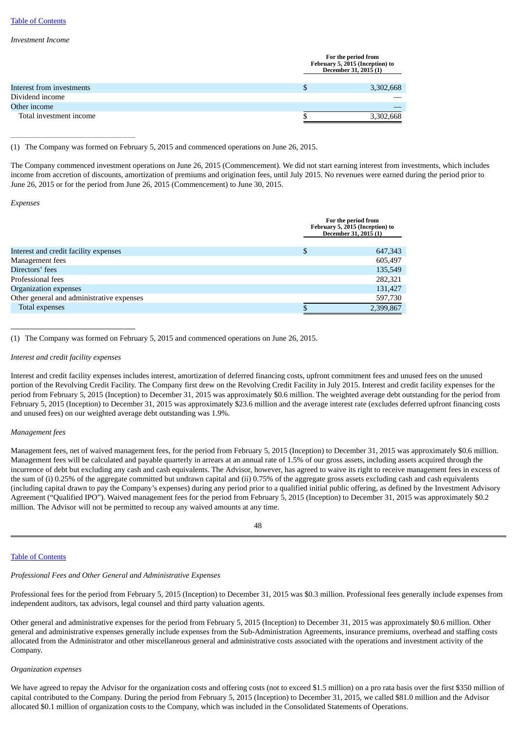*Investment Income*

| | For the period from February 5, 2015 (Inception) to December 31, 2015 (1) |
|---|---|
| Interest from investments | $ 3,302,668 |
| Dividend income | — |
| Other income | — |
| Total investment income | $ 3,302,668 |

(1) The Company was formed on February 5, 2015 and commenced operations on June 26, 2015.

The Company commenced investment operations on June 26, 2015 (Commencement). We did not start earning interest from investments, which includes income from accretion of discounts, amortization of premiums and origination fees, until July 2015. No revenues were earned during the period prior to June 26, 2015 or for the period from June 26, 2015 (Commencement) to June 30, 2015.

*Expenses*

| | For the period from February 5, 2015 (Inception) to December 31, 2015 (1) |
|---|---|
| Interest and credit facility expenses | $ 647,343 |
| Management fees | 605,497 |
| Directors' fees | 135,549 |
| Professional fees | 282,321 |
| Organization expenses | 131,427 |
| Other general and administrative expenses | 597,730 |
| Total expenses | $ 2,399,867 |

(1) The Company was formed on February 5, 2015 and commenced operations on June 26, 2015.

*Interest and credit facility expenses*

Interest and credit facility expenses includes interest, amortization of deferred financing costs, upfront commitment fees and unused fees on the unused portion of the Revolving Credit Facility. The Company first drew on the Revolving Credit Facility in July 2015. Interest and credit facility expenses for the period from February 5, 2015 (Inception) to December 31, 2015 was approximately $0.6 million. The weighted average debt outstanding for the period from February 5, 2015 (Inception) to December 31, 2015 was approximately $23.6 million and the average interest rate (excludes deferred upfront financing costs and unused fees) on our weighted average debt outstanding was 1.9%.

*Management fees*

Management fees, net of waived management fees, for the period from February 5, 2015 (Inception) to December 31, 2015 was approximately $0.6 million. Management fees will be calculated and payable quarterly in arrears at an annual rate of 1.5% of our gross assets, including assets acquired through the incurrence of debt but excluding any cash and cash equivalents. The Advisor, however, has agreed to waive its right to receive management fees in excess of the sum of (i) 0.25% of the aggregate committed but undrawn capital and (ii) 0.75% of the aggregate gross assets excluding cash and cash equivalents (including capital drawn to pay the Company's expenses) during any period prior to a qualified initial public offering, as defined by the Investment Advisory Agreement ("Qualified IPO"). Waived management fees for the period from February 5, 2015 (Inception) to December 31, 2015 was approximately $0.2 million. The Advisor will not be permitted to recoup any waived amounts at any time.

*Professional Fees and Other General and Administrative Expenses*

Professional fees for the period from February 5, 2015 (Inception) to December 31, 2015 was $0.3 million. Professional fees generally include expenses from independent auditors, tax advisors, legal counsel and third party valuation agents.

Other general and administrative expenses for the period from February 5, 2015 (Inception) to December 31, 2015 was approximately $0.6 million. Other general and administrative expenses generally include expenses from the Sub-Administration Agreements, insurance premiums, overhead and staffing costs allocated from the Administrator and other miscellaneous general and administrative costs associated with the operations and investment activity of the Company.

*Organization expenses*

We have agreed to repay the Advisor for the organization costs and offering costs (not to exceed $1.5 million) on a pro rata basis over the first $350 million of capital contributed to the Company. During the period from February 5, 2015 (Inception) to December 31, 2015, we called $81.0 million and the Advisor allocated $0.1 million of organization costs to the Company, which was included in the Consolidated Statements of Operations.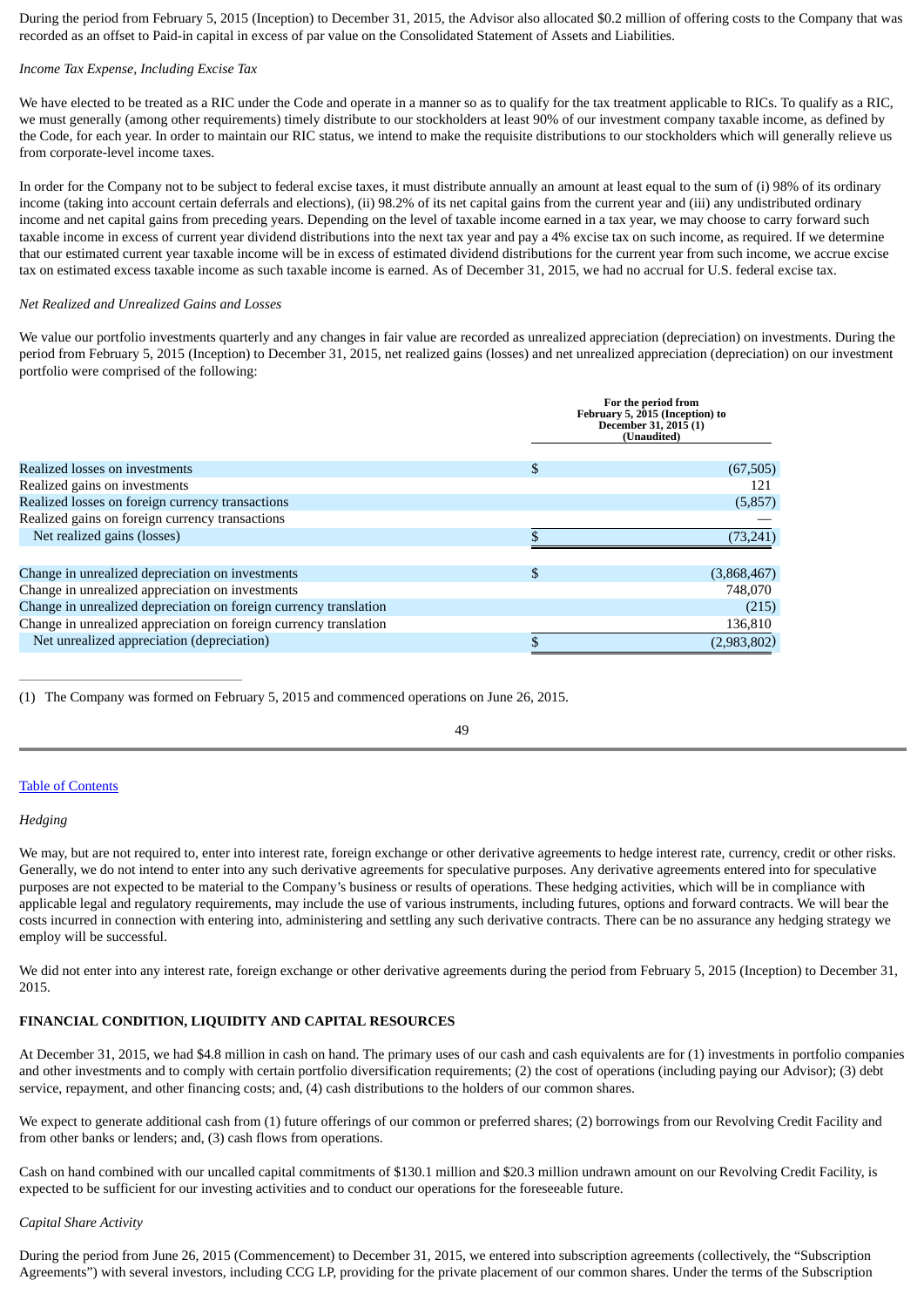During the period from February 5, 2015 (Inception) to December 31, 2015, the Advisor also allocated $0.2 million of offering costs to the Company that was recorded as an offset to Paid-in capital in excess of par value on the Consolidated Statement of Assets and Liabilities.

*Income Tax Expense, Including Excise Tax*

We have elected to be treated as a RIC under the Code and operate in a manner so as to qualify for the tax treatment applicable to RICs. To qualify as a RIC, we must generally (among other requirements) timely distribute to our stockholders at least 90% of our investment company taxable income, as defined by the Code, for each year. In order to maintain our RIC status, we intend to make the requisite distributions to our stockholders which will generally relieve us from corporate-level income taxes.

In order for the Company not to be subject to federal excise taxes, it must distribute annually an amount at least equal to the sum of (i) 98% of its ordinary income (taking into account certain deferrals and elections), (ii) 98.2% of its net capital gains from the current year and (iii) any undistributed ordinary income and net capital gains from preceding years. Depending on the level of taxable income earned in a tax year, we may choose to carry forward such taxable income in excess of current year dividend distributions into the next tax year and pay a 4% excise tax on such income, as required. If we determine that our estimated current year taxable income will be in excess of estimated dividend distributions for the current year from such income, we accrue excise tax on estimated excess taxable income as such taxable income is earned. As of December 31, 2015, we had no accrual for U.S. federal excise tax.

*Net Realized and Unrealized Gains and Losses*

We value our portfolio investments quarterly and any changes in fair value are recorded as unrealized appreciation (depreciation) on investments. During the period from February 5, 2015 (Inception) to December 31, 2015, net realized gains (losses) and net unrealized appreciation (depreciation) on our investment portfolio were comprised of the following:

| | For the period from February 5, 2015 (Inception) to December 31, 2015 (1) (Unaudited) |
|---|---|
| Realized losses on investments | $ (67,505) |
| Realized gains on investments | 121 |
| Realized losses on foreign currency transactions | (5,857) |
| Realized gains on foreign currency transactions | — |
| Net realized gains (losses) | $ (73,241) |
| | |
| Change in unrealized depreciation on investments | $ (3,868,467) |
| Change in unrealized appreciation on investments | 748,070 |
| Change in unrealized depreciation on foreign currency translation | (215) |
| Change in unrealized appreciation on foreign currency translation | 136,810 |
| Net unrealized appreciation (depreciation) | $ (2,983,802) |

(1) The Company was formed on February 5, 2015 and commenced operations on June 26, 2015.

*Hedging*

We may, but are not required to, enter into interest rate, foreign exchange or other derivative agreements to hedge interest rate, currency, credit or other risks. Generally, we do not intend to enter into any such derivative agreements for speculative purposes. Any derivative agreements entered into for speculative purposes are not expected to be material to the Company's business or results of operations. These hedging activities, which will be in compliance with applicable legal and regulatory requirements, may include the use of various instruments, including futures, options and forward contracts. We will bear the costs incurred in connection with entering into, administering and settling any such derivative contracts. There can be no assurance any hedging strategy we employ will be successful.

We did not enter into any interest rate, foreign exchange or other derivative agreements during the period from February 5, 2015 (Inception) to December 31, 2015.

**FINANCIAL CONDITION, LIQUIDITY AND CAPITAL RESOURCES**

At December 31, 2015, we had $4.8 million in cash on hand. The primary uses of our cash and cash equivalents are for (1) investments in portfolio companies and other investments and to comply with certain portfolio diversification requirements; (2) the cost of operations (including paying our Advisor); (3) debt service, repayment, and other financing costs; and, (4) cash distributions to the holders of our common shares.

We expect to generate additional cash from (1) future offerings of our common or preferred shares; (2) borrowings from our Revolving Credit Facility and from other banks or lenders; and, (3) cash flows from operations.

Cash on hand combined with our uncalled capital commitments of $130.1 million and $20.3 million undrawn amount on our Revolving Credit Facility, is expected to be sufficient for our investing activities and to conduct our operations for the foreseeable future.

*Capital Share Activity*

During the period from June 26, 2015 (Commencement) to December 31, 2015, we entered into subscription agreements (collectively, the "Subscription Agreements") with several investors, including CCG LP, providing for the private placement of our common shares. Under the terms of the Subscription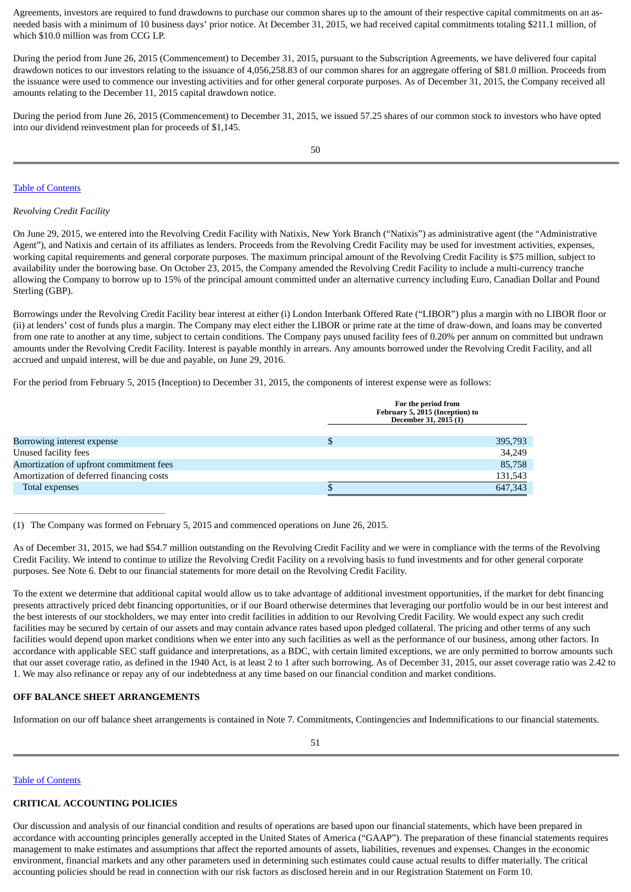Agreements, investors are required to fund drawdowns to purchase our common shares up to the amount of their respective capital commitments on an as-needed basis with a minimum of 10 business days' prior notice. At December 31, 2015, we had received capital commitments totaling $211.1 million, of which $10.0 million was from CCG LP.

During the period from June 26, 2015 (Commencement) to December 31, 2015, pursuant to the Subscription Agreements, we have delivered four capital drawdown notices to our investors relating to the issuance of 4,056,258.83 of our common shares for an aggregate offering of $81.0 million. Proceeds from the issuance were used to commence our investing activities and for other general corporate purposes. As of December 31, 2015, the Company received all amounts relating to the December 11, 2015 capital drawdown notice.

During the period from June 26, 2015 (Commencement) to December 31, 2015, we issued 57.25 shares of our common stock to investors who have opted into our dividend reinvestment plan for proceeds of $1,145.

*Revolving Credit Facility*

On June 29, 2015, we entered into the Revolving Credit Facility with Natixis, New York Branch ("Natixis") as administrative agent (the "Administrative Agent"), and Natixis and certain of its affiliates as lenders. Proceeds from the Revolving Credit Facility may be used for investment activities, expenses, working capital requirements and general corporate purposes. The maximum principal amount of the Revolving Credit Facility is $75 million, subject to availability under the borrowing base. On October 23, 2015, the Company amended the Revolving Credit Facility to include a multi-currency tranche allowing the Company to borrow up to 15% of the principal amount committed under an alternative currency including Euro, Canadian Dollar and Pound Sterling (GBP).

Borrowings under the Revolving Credit Facility bear interest at either (i) London Interbank Offered Rate ("LIBOR") plus a margin with no LIBOR floor or (ii) at lenders' cost of funds plus a margin. The Company may elect either the LIBOR or prime rate at the time of draw-down, and loans may be converted from one rate to another at any time, subject to certain conditions. The Company pays unused facility fees of 0.20% per annum on committed but undrawn amounts under the Revolving Credit Facility. Interest is payable monthly in arrears. Any amounts borrowed under the Revolving Credit Facility, and all accrued and unpaid interest, will be due and payable, on June 29, 2016.

For the period from February 5, 2015 (Inception) to December 31, 2015, the components of interest expense were as follows:

| | For the period from February 5, 2015 (Inception) to December 31, 2015 (1) |
|---|---|
| Borrowing interest expense | $ 395,793 |
| Unused facility fees | 34,249 |
| Amortization of upfront commitment fees | 85,758 |
| Amortization of deferred financing costs | 131,543 |
| Total expenses | $ 647,343 |

(1) The Company was formed on February 5, 2015 and commenced operations on June 26, 2015.

As of December 31, 2015, we had $54.7 million outstanding on the Revolving Credit Facility and we were in compliance with the terms of the Revolving Credit Facility. We intend to continue to utilize the Revolving Credit Facility on a revolving basis to fund investments and for other general corporate purposes. See Note 6. Debt to our financial statements for more detail on the Revolving Credit Facility.

To the extent we determine that additional capital would allow us to take advantage of additional investment opportunities, if the market for debt financing presents attractively priced debt financing opportunities, or if our Board otherwise determines that leveraging our portfolio would be in our best interest and the best interests of our stockholders, we may enter into credit facilities in addition to our Revolving Credit Facility. We would expect any such credit facilities may be secured by certain of our assets and may contain advance rates based upon pledged collateral. The pricing and other terms of any such facilities would depend upon market conditions when we enter into any such facilities as well as the performance of our business, among other factors. In accordance with applicable SEC staff guidance and interpretations, as a BDC, with certain limited exceptions, we are only permitted to borrow amounts such that our asset coverage ratio, as defined in the 1940 Act, is at least 2 to 1 after such borrowing. As of December 31, 2015, our asset coverage ratio was 2.42 to 1. We may also refinance or repay any of our indebtedness at any time based on our financial condition and market conditions.

## OFF BALANCE SHEET ARRANGEMENTS

Information on our off balance sheet arrangements is contained in Note 7. Commitments, Contingencies and Indemnifications to our financial statements.

## CRITICAL ACCOUNTING POLICIES

Our discussion and analysis of our financial condition and results of operations are based upon our financial statements, which have been prepared in accordance with accounting principles generally accepted in the United States of America ("GAAP"). The preparation of these financial statements requires management to make estimates and assumptions that affect the reported amounts of assets, liabilities, revenues and expenses. Changes in the economic environment, financial markets and any other parameters used in determining such estimates could cause actual results to differ materially. The critical accounting policies should be read in connection with our risk factors as disclosed herein and in our Registration Statement on Form 10.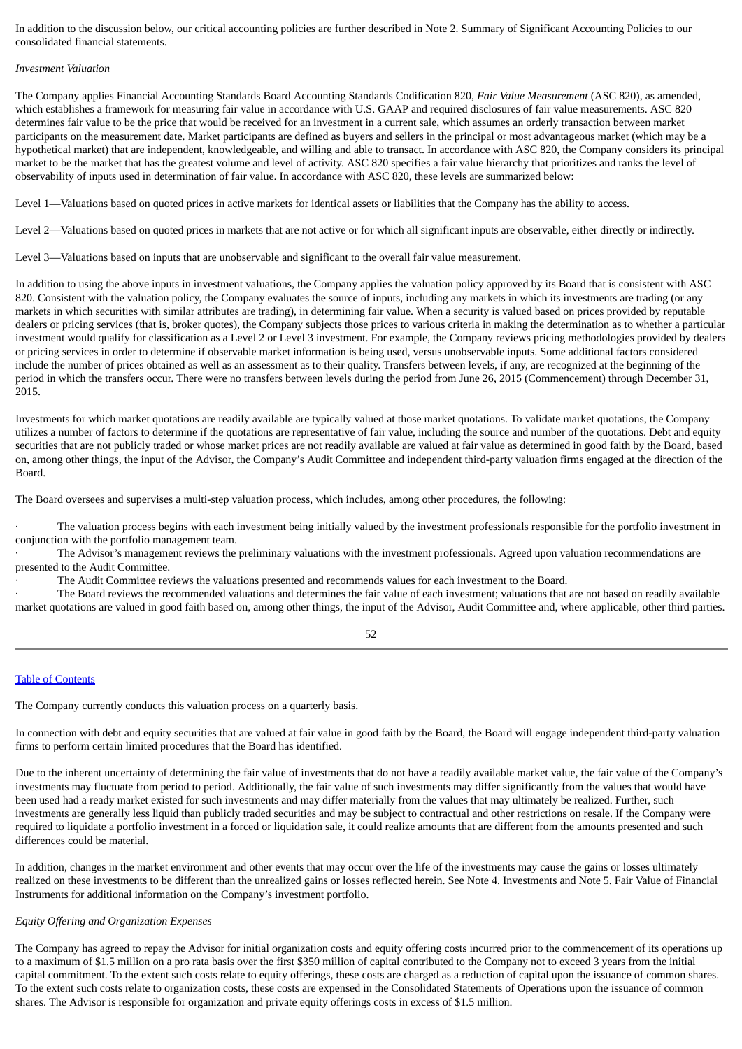In addition to the discussion below, our critical accounting policies are further described in Note 2. Summary of Significant Accounting Policies to our consolidated financial statements.

*Investment Valuation*

The Company applies Financial Accounting Standards Board Accounting Standards Codification 820, *Fair Value Measurement* (ASC 820), as amended, which establishes a framework for measuring fair value in accordance with U.S. GAAP and required disclosures of fair value measurements. ASC 820 determines fair value to be the price that would be received for an investment in a current sale, which assumes an orderly transaction between market participants on the measurement date. Market participants are defined as buyers and sellers in the principal or most advantageous market (which may be a hypothetical market) that are independent, knowledgeable, and willing and able to transact. In accordance with ASC 820, the Company considers its principal market to be the market that has the greatest volume and level of activity. ASC 820 specifies a fair value hierarchy that prioritizes and ranks the level of observability of inputs used in determination of fair value. In accordance with ASC 820, these levels are summarized below:

Level 1—Valuations based on quoted prices in active markets for identical assets or liabilities that the Company has the ability to access.

Level 2—Valuations based on quoted prices in markets that are not active or for which all significant inputs are observable, either directly or indirectly.

Level 3—Valuations based on inputs that are unobservable and significant to the overall fair value measurement.

In addition to using the above inputs in investment valuations, the Company applies the valuation policy approved by its Board that is consistent with ASC 820. Consistent with the valuation policy, the Company evaluates the source of inputs, including any markets in which its investments are trading (or any markets in which securities with similar attributes are trading), in determining fair value. When a security is valued based on prices provided by reputable dealers or pricing services (that is, broker quotes), the Company subjects those prices to various criteria in making the determination as to whether a particular investment would qualify for classification as a Level 2 or Level 3 investment. For example, the Company reviews pricing methodologies provided by dealers or pricing services in order to determine if observable market information is being used, versus unobservable inputs. Some additional factors considered include the number of prices obtained as well as an assessment as to their quality. Transfers between levels, if any, are recognized at the beginning of the period in which the transfers occur. There were no transfers between levels during the period from June 26, 2015 (Commencement) through December 31, 2015.

Investments for which market quotations are readily available are typically valued at those market quotations. To validate market quotations, the Company utilizes a number of factors to determine if the quotations are representative of fair value, including the source and number of the quotations. Debt and equity securities that are not publicly traded or whose market prices are not readily available are valued at fair value as determined in good faith by the Board, based on, among other things, the input of the Advisor, the Company's Audit Committee and independent third-party valuation firms engaged at the direction of the Board.

The Board oversees and supervises a multi-step valuation process, which includes, among other procedures, the following:

- The valuation process begins with each investment being initially valued by the investment professionals responsible for the portfolio investment in conjunction with the portfolio management team.
- The Advisor's management reviews the preliminary valuations with the investment professionals. Agreed upon valuation recommendations are presented to the Audit Committee.
- The Audit Committee reviews the valuations presented and recommends values for each investment to the Board.
- The Board reviews the recommended valuations and determines the fair value of each investment; valuations that are not based on readily available market quotations are valued in good faith based on, among other things, the input of the Advisor, Audit Committee and, where applicable, other third parties.

The Company currently conducts this valuation process on a quarterly basis.

In connection with debt and equity securities that are valued at fair value in good faith by the Board, the Board will engage independent third-party valuation firms to perform certain limited procedures that the Board has identified.

Due to the inherent uncertainty of determining the fair value of investments that do not have a readily available market value, the fair value of the Company's investments may fluctuate from period to period. Additionally, the fair value of such investments may differ significantly from the values that would have been used had a ready market existed for such investments and may differ materially from the values that may ultimately be realized. Further, such investments are generally less liquid than publicly traded securities and may be subject to contractual and other restrictions on resale. If the Company were required to liquidate a portfolio investment in a forced or liquidation sale, it could realize amounts that are different from the amounts presented and such differences could be material.

In addition, changes in the market environment and other events that may occur over the life of the investments may cause the gains or losses ultimately realized on these investments to be different than the unrealized gains or losses reflected herein. See Note 4. Investments and Note 5. Fair Value of Financial Instruments for additional information on the Company's investment portfolio.

*Equity Offering and Organization Expenses*

The Company has agreed to repay the Advisor for initial organization costs and equity offering costs incurred prior to the commencement of its operations up to a maximum of $1.5 million on a pro rata basis over the first $350 million of capital contributed to the Company not to exceed 3 years from the initial capital commitment. To the extent such costs relate to equity offerings, these costs are charged as a reduction of capital upon the issuance of common shares. To the extent such costs relate to organization costs, these costs are expensed in the Consolidated Statements of Operations upon the issuance of common shares. The Advisor is responsible for organization and private equity offerings costs in excess of $1.5 million.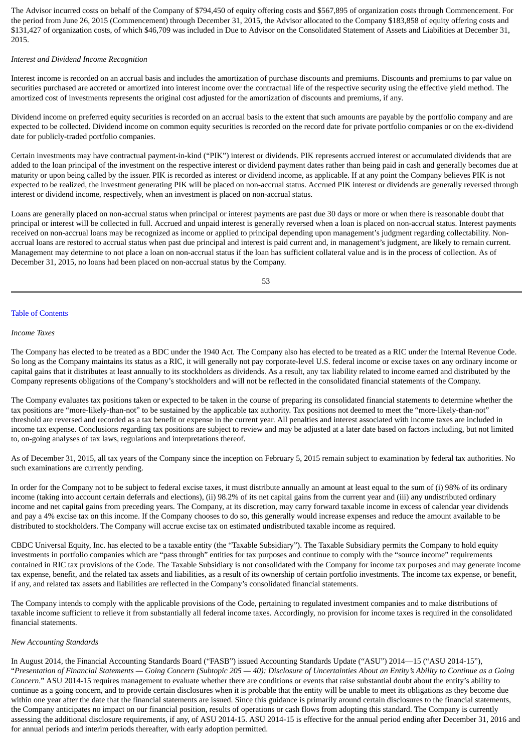The Advisor incurred costs on behalf of the Company of $794,450 of equity offering costs and $567,895 of organization costs through Commencement. For the period from June 26, 2015 (Commencement) through December 31, 2015, the Advisor allocated to the Company $183,858 of equity offering costs and $131,427 of organization costs, of which $46,709 was included in Due to Advisor on the Consolidated Statement of Assets and Liabilities at December 31, 2015.

*Interest and Dividend Income Recognition*

Interest income is recorded on an accrual basis and includes the amortization of purchase discounts and premiums. Discounts and premiums to par value on securities purchased are accreted or amortized into interest income over the contractual life of the respective security using the effective yield method. The amortized cost of investments represents the original cost adjusted for the amortization of discounts and premiums, if any.

Dividend income on preferred equity securities is recorded on an accrual basis to the extent that such amounts are payable by the portfolio company and are expected to be collected. Dividend income on common equity securities is recorded on the record date for private portfolio companies or on the ex-dividend date for publicly-traded portfolio companies.

Certain investments may have contractual payment-in-kind ("PIK") interest or dividends. PIK represents accrued interest or accumulated dividends that are added to the loan principal of the investment on the respective interest or dividend payment dates rather than being paid in cash and generally becomes due at maturity or upon being called by the issuer. PIK is recorded as interest or dividend income, as applicable. If at any point the Company believes PIK is not expected to be realized, the investment generating PIK will be placed on non-accrual status. Accrued PIK interest or dividends are generally reversed through interest or dividend income, respectively, when an investment is placed on non-accrual status.

Loans are generally placed on non-accrual status when principal or interest payments are past due 30 days or more or when there is reasonable doubt that principal or interest will be collected in full. Accrued and unpaid interest is generally reversed when a loan is placed on non-accrual status. Interest payments received on non-accrual loans may be recognized as income or applied to principal depending upon management's judgment regarding collectability. Non-accrual loans are restored to accrual status when past due principal and interest is paid current and, in management's judgment, are likely to remain current. Management may determine to not place a loan on non-accrual status if the loan has sufficient collateral value and is in the process of collection. As of December 31, 2015, no loans had been placed on non-accrual status by the Company.

*Income Taxes*

The Company has elected to be treated as a BDC under the 1940 Act. The Company also has elected to be treated as a RIC under the Internal Revenue Code. So long as the Company maintains its status as a RIC, it will generally not pay corporate-level U.S. federal income or excise taxes on any ordinary income or capital gains that it distributes at least annually to its stockholders as dividends. As a result, any tax liability related to income earned and distributed by the Company represents obligations of the Company's stockholders and will not be reflected in the consolidated financial statements of the Company.

The Company evaluates tax positions taken or expected to be taken in the course of preparing its consolidated financial statements to determine whether the tax positions are "more-likely-than-not" to be sustained by the applicable tax authority. Tax positions not deemed to meet the "more-likely-than-not" threshold are reversed and recorded as a tax benefit or expense in the current year. All penalties and interest associated with income taxes are included in income tax expense. Conclusions regarding tax positions are subject to review and may be adjusted at a later date based on factors including, but not limited to, on-going analyses of tax laws, regulations and interpretations thereof.

As of December 31, 2015, all tax years of the Company since the inception on February 5, 2015 remain subject to examination by federal tax authorities. No such examinations are currently pending.

In order for the Company not to be subject to federal excise taxes, it must distribute annually an amount at least equal to the sum of (i) 98% of its ordinary income (taking into account certain deferrals and elections), (ii) 98.2% of its net capital gains from the current year and (iii) any undistributed ordinary income and net capital gains from preceding years. The Company, at its discretion, may carry forward taxable income in excess of calendar year dividends and pay a 4% excise tax on this income. If the Company chooses to do so, this generally would increase expenses and reduce the amount available to be distributed to stockholders. The Company will accrue excise tax on estimated undistributed taxable income as required.

CBDC Universal Equity, Inc. has elected to be a taxable entity (the "Taxable Subsidiary"). The Taxable Subsidiary permits the Company to hold equity investments in portfolio companies which are "pass through" entities for tax purposes and continue to comply with the "source income" requirements contained in RIC tax provisions of the Code. The Taxable Subsidiary is not consolidated with the Company for income tax purposes and may generate income tax expense, benefit, and the related tax assets and liabilities, as a result of its ownership of certain portfolio investments. The income tax expense, or benefit, if any, and related tax assets and liabilities are reflected in the Company's consolidated financial statements.

The Company intends to comply with the applicable provisions of the Code, pertaining to regulated investment companies and to make distributions of taxable income sufficient to relieve it from substantially all federal income taxes. Accordingly, no provision for income taxes is required in the consolidated financial statements.

*New Accounting Standards*

In August 2014, the Financial Accounting Standards Board ("FASB") issued Accounting Standards Update ("ASU") 2014—15 ("ASU 2014-15"), "*Presentation of Financial Statements — Going Concern (Subtopic 205 — 40): Disclosure of Uncertainties About an Entity's Ability to Continue as a Going Concern*." ASU 2014-15 requires management to evaluate whether there are conditions or events that raise substantial doubt about the entity's ability to continue as a going concern, and to provide certain disclosures when it is probable that the entity will be unable to meet its obligations as they become due within one year after the date that the financial statements are issued. Since this guidance is primarily around certain disclosures to the financial statements, the Company anticipates no impact on our financial position, results of operations or cash flows from adopting this standard. The Company is currently assessing the additional disclosure requirements, if any, of ASU 2014-15. ASU 2014-15 is effective for the annual period ending after December 31, 2016 and for annual periods and interim periods thereafter, with early adoption permitted.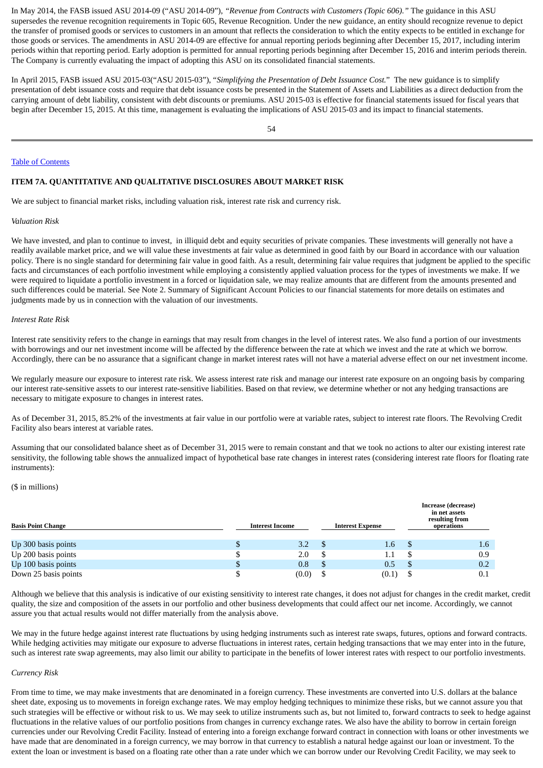In May 2014, the FASB issued ASU 2014-09 ("ASU 2014-09"), *"Revenue from Contracts with Customers (Topic 606)."* The guidance in this ASU supersedes the revenue recognition requirements in Topic 605, Revenue Recognition. Under the new guidance, an entity should recognize revenue to depict the transfer of promised goods or services to customers in an amount that reflects the consideration to which the entity expects to be entitled in exchange for those goods or services. The amendments in ASU 2014-09 are effective for annual reporting periods beginning after December 15, 2017, including interim periods within that reporting period. Early adoption is permitted for annual reporting periods beginning after December 15, 2016 and interim periods therein. The Company is currently evaluating the impact of adopting this ASU on its consolidated financial statements.

In April 2015, FASB issued ASU 2015-03("ASU 2015-03"), "*Simplifying the Presentation of Debt Issuance Cost.*" The new guidance is to simplify presentation of debt issuance costs and require that debt issuance costs be presented in the Statement of Assets and Liabilities as a direct deduction from the carrying amount of debt liability, consistent with debt discounts or premiums. ASU 2015-03 is effective for financial statements issued for fiscal years that begin after December 15, 2015. At this time, management is evaluating the implications of ASU 2015-03 and its impact to financial statements.

Table of Contents

## ITEM 7A. QUANTITATIVE AND QUALITATIVE DISCLOSURES ABOUT MARKET RISK

We are subject to financial market risks, including valuation risk, interest rate risk and currency risk.

*Valuation Risk*

We have invested, and plan to continue to invest, in illiquid debt and equity securities of private companies. These investments will generally not have a readily available market price, and we will value these investments at fair value as determined in good faith by our Board in accordance with our valuation policy. There is no single standard for determining fair value in good faith. As a result, determining fair value requires that judgment be applied to the specific facts and circumstances of each portfolio investment while employing a consistently applied valuation process for the types of investments we make. If we were required to liquidate a portfolio investment in a forced or liquidation sale, we may realize amounts that are different from the amounts presented and such differences could be material. See Note 2. Summary of Significant Account Policies to our financial statements for more details on estimates and judgments made by us in connection with the valuation of our investments.

*Interest Rate Risk*

Interest rate sensitivity refers to the change in earnings that may result from changes in the level of interest rates. We also fund a portion of our investments with borrowings and our net investment income will be affected by the difference between the rate at which we invest and the rate at which we borrow. Accordingly, there can be no assurance that a significant change in market interest rates will not have a material adverse effect on our net investment income.

We regularly measure our exposure to interest rate risk. We assess interest rate risk and manage our interest rate exposure on an ongoing basis by comparing our interest rate-sensitive assets to our interest rate-sensitive liabilities. Based on that review, we determine whether or not any hedging transactions are necessary to mitigate exposure to changes in interest rates.

As of December 31, 2015, 85.2% of the investments at fair value in our portfolio were at variable rates, subject to interest rate floors. The Revolving Credit Facility also bears interest at variable rates.

Assuming that our consolidated balance sheet as of December 31, 2015 were to remain constant and that we took no actions to alter our existing interest rate sensitivity, the following table shows the annualized impact of hypothetical base rate changes in interest rates (considering interest rate floors for floating rate instruments):

($ in millions)

| Basis Point Change | Interest Income | Interest Expense | Increase (decrease) in net assets resulting from operations |
|---|---|---|---|
| Up 300 basis points | $ 3.2 | $ 1.6 | $ 1.6 |
| Up 200 basis points | $ 2.0 | $ 1.1 | $ 0.9 |
| Up 100 basis points | $ 0.8 | $ 0.5 | $ 0.2 |
| Down 25 basis points | $ (0.0) | $ (0.1) | $ 0.1 |

Although we believe that this analysis is indicative of our existing sensitivity to interest rate changes, it does not adjust for changes in the credit market, credit quality, the size and composition of the assets in our portfolio and other business developments that could affect our net income. Accordingly, we cannot assure you that actual results would not differ materially from the analysis above.

We may in the future hedge against interest rate fluctuations by using hedging instruments such as interest rate swaps, futures, options and forward contracts. While hedging activities may mitigate our exposure to adverse fluctuations in interest rates, certain hedging transactions that we may enter into in the future, such as interest rate swap agreements, may also limit our ability to participate in the benefits of lower interest rates with respect to our portfolio investments.

*Currency Risk*

From time to time, we may make investments that are denominated in a foreign currency. These investments are converted into U.S. dollars at the balance sheet date, exposing us to movements in foreign exchange rates. We may employ hedging techniques to minimize these risks, but we cannot assure you that such strategies will be effective or without risk to us. We may seek to utilize instruments such as, but not limited to, forward contracts to seek to hedge against fluctuations in the relative values of our portfolio positions from changes in currency exchange rates. We also have the ability to borrow in certain foreign currencies under our Revolving Credit Facility. Instead of entering into a foreign exchange forward contract in connection with loans or other investments we have made that are denominated in a foreign currency, we may borrow in that currency to establish a natural hedge against our loan or investment. To the extent the loan or investment is based on a floating rate other than a rate under which we can borrow under our Revolving Credit Facility, we may seek to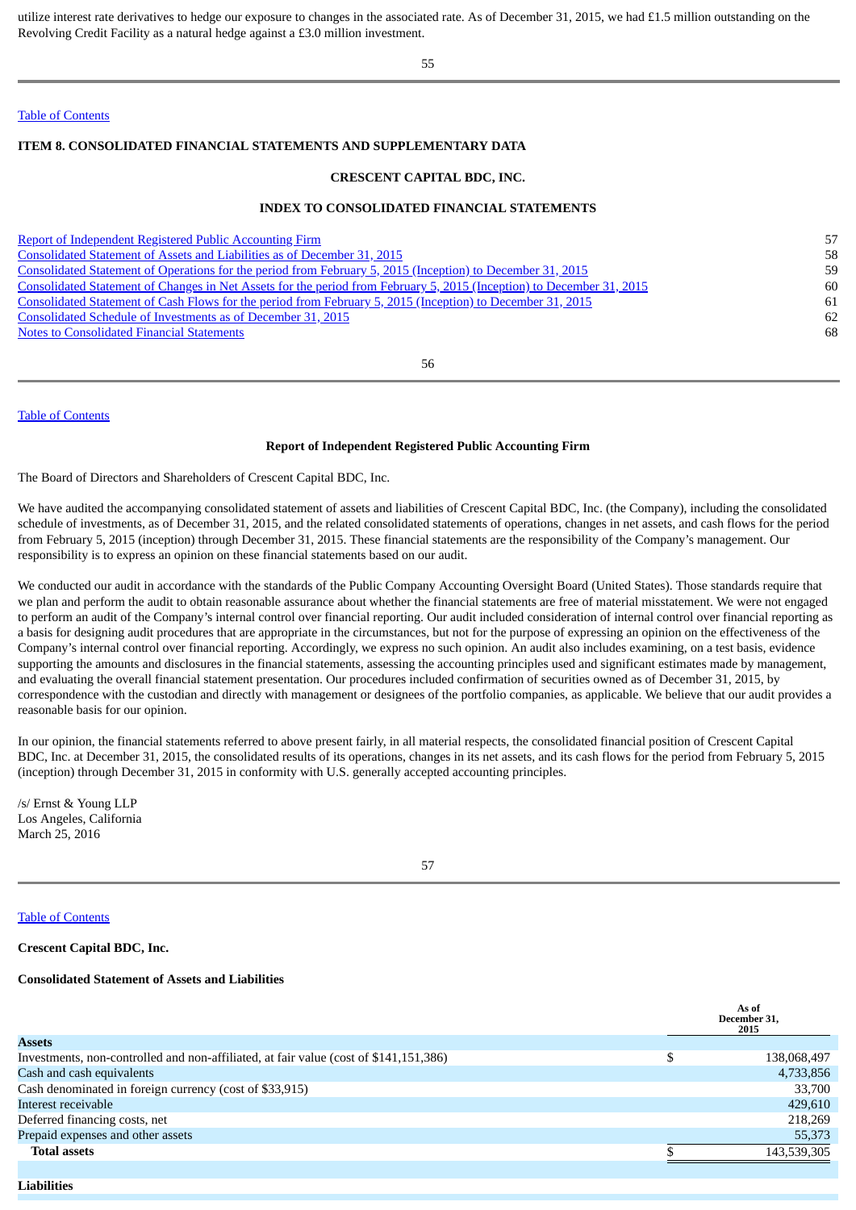utilize interest rate derivatives to hedge our exposure to changes in the associated rate. As of December 31, 2015, we had £1.5 million outstanding on the Revolving Credit Facility as a natural hedge against a £3.0 million investment.

Table of Contents

## ITEM 8. CONSOLIDATED FINANCIAL STATEMENTS AND SUPPLEMENTARY DATA

### CRESCENT CAPITAL BDC, INC.

### INDEX TO CONSOLIDATED FINANCIAL STATEMENTS

| | |
|---|---|
| Report of Independent Registered Public Accounting Firm | 57 |
| Consolidated Statement of Assets and Liabilities as of December 31, 2015 | 58 |
| Consolidated Statement of Operations for the period from February 5, 2015 (Inception) to December 31, 2015 | 59 |
| Consolidated Statement of Changes in Net Assets for the period from February 5, 2015 (Inception) to December 31, 2015 | 60 |
| Consolidated Statement of Cash Flows for the period from February 5, 2015 (Inception) to December 31, 2015 | 61 |
| Consolidated Schedule of Investments as of December 31, 2015 | 62 |
| Notes to Consolidated Financial Statements | 68 |

Table of Contents

### Report of Independent Registered Public Accounting Firm

The Board of Directors and Shareholders of Crescent Capital BDC, Inc.

We have audited the accompanying consolidated statement of assets and liabilities of Crescent Capital BDC, Inc. (the Company), including the consolidated schedule of investments, as of December 31, 2015, and the related consolidated statements of operations, changes in net assets, and cash flows for the period from February 5, 2015 (inception) through December 31, 2015. These financial statements are the responsibility of the Company's management. Our responsibility is to express an opinion on these financial statements based on our audit.

We conducted our audit in accordance with the standards of the Public Company Accounting Oversight Board (United States). Those standards require that we plan and perform the audit to obtain reasonable assurance about whether the financial statements are free of material misstatement. We were not engaged to perform an audit of the Company's internal control over financial reporting. Our audit included consideration of internal control over financial reporting as a basis for designing audit procedures that are appropriate in the circumstances, but not for the purpose of expressing an opinion on the effectiveness of the Company's internal control over financial reporting. Accordingly, we express no such opinion. An audit also includes examining, on a test basis, evidence supporting the amounts and disclosures in the financial statements, assessing the accounting principles used and significant estimates made by management, and evaluating the overall financial statement presentation. Our procedures included confirmation of securities owned as of December 31, 2015, by correspondence with the custodian and directly with management or designees of the portfolio companies, as applicable. We believe that our audit provides a reasonable basis for our opinion.

In our opinion, the financial statements referred to above present fairly, in all material respects, the consolidated financial position of Crescent Capital BDC, Inc. at December 31, 2015, the consolidated results of its operations, changes in its net assets, and its cash flows for the period from February 5, 2015 (inception) through December 31, 2015 in conformity with U.S. generally accepted accounting principles.

/s/ Ernst & Young LLP
Los Angeles, California
March 25, 2016

Table of Contents

**Crescent Capital BDC, Inc.**

**Consolidated Statement of Assets and Liabilities**

| | | As of December 31, 2015 |
|---|---|---|
| **Assets** | | |
| Investments, non-controlled and non-affiliated, at fair value (cost of $141,151,386) | $ | 138,068,497 |
| Cash and cash equivalents | | 4,733,856 |
| Cash denominated in foreign currency (cost of $33,915) | | 33,700 |
| Interest receivable | | 429,610 |
| Deferred financing costs, net | | 218,269 |
| Prepaid expenses and other assets | | 55,373 |
| **Total assets** | $ | 143,539,305 |
| | | |
| **Liabilities** | | |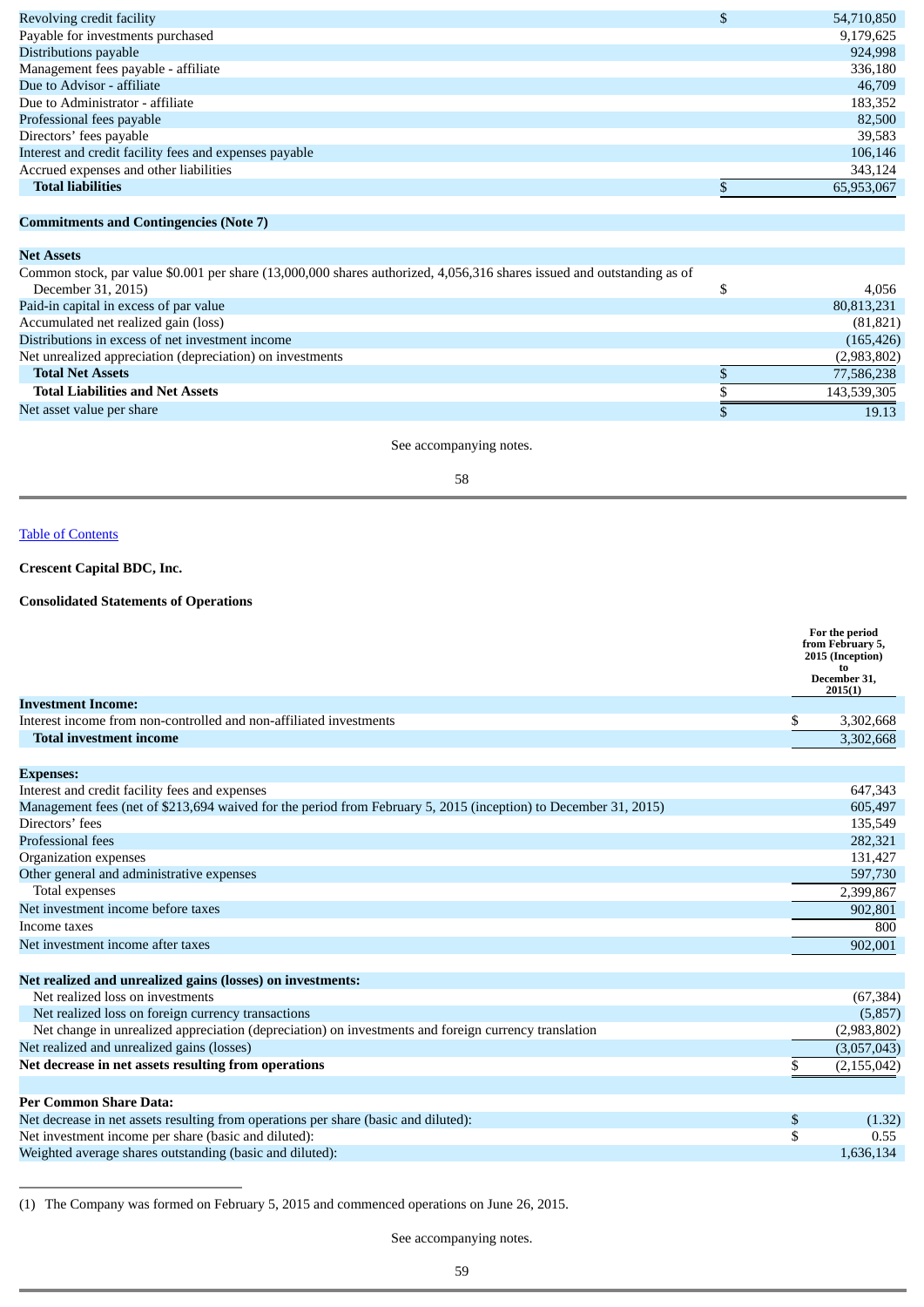| | | |
|---|---|---|
| Revolving credit facility | $ | 54,710,850 |
| Payable for investments purchased | | 9,179,625 |
| Distributions payable | | 924,998 |
| Management fees payable - affiliate | | 336,180 |
| Due to Advisor - affiliate | | 46,709 |
| Due to Administrator - affiliate | | 183,352 |
| Professional fees payable | | 82,500 |
| Directors' fees payable | | 39,583 |
| Interest and credit facility fees and expenses payable | | 106,146 |
| Accrued expenses and other liabilities | | 343,124 |
| **Total liabilities** | $ | 65,953,067 |
| | | |
| **Commitments and Contingencies (Note 7)** | | |
| | | |
| **Net Assets** | | |
| Common stock, par value $0.001 per share (13,000,000 shares authorized, 4,056,316 shares issued and outstanding as of December 31, 2015) | $ | 4,056 |
| Paid-in capital in excess of par value | | 80,813,231 |
| Accumulated net realized gain (loss) | | (81,821) |
| Distributions in excess of net investment income | | (165,426) |
| Net unrealized appreciation (depreciation) on investments | | (2,983,802) |
| **Total Net Assets** | $ | 77,586,238 |
| **Total Liabilities and Net Assets** | $ | 143,539,305 |
| Net asset value per share | $ | 19.13 |

See accompanying notes.

**Crescent Capital BDC, Inc.**

**Consolidated Statements of Operations**

| | | For the period from February 5, 2015 (Inception) to December 31, 2015(1) |
|---|---|---|
| **Investment Income:** | | |
| Interest income from non-controlled and non-affiliated investments | $ | 3,302,668 |
| **Total investment income** | | 3,302,668 |
| | | |
| **Expenses:** | | |
| Interest and credit facility fees and expenses | | 647,343 |
| Management fees (net of $213,694 waived for the period from February 5, 2015 (inception) to December 31, 2015) | | 605,497 |
| Directors' fees | | 135,549 |
| Professional fees | | 282,321 |
| Organization expenses | | 131,427 |
| Other general and administrative expenses | | 597,730 |
| Total expenses | | 2,399,867 |
| Net investment income before taxes | | 902,801 |
| Income taxes | | 800 |
| Net investment income after taxes | | 902,001 |
| | | |
| **Net realized and unrealized gains (losses) on investments:** | | |
| Net realized loss on investments | | (67,384) |
| Net realized loss on foreign currency transactions | | (5,857) |
| Net change in unrealized appreciation (depreciation) on investments and foreign currency translation | | (2,983,802) |
| Net realized and unrealized gains (losses) | | (3,057,043) |
| **Net decrease in net assets resulting from operations** | $ | (2,155,042) |
| | | |
| **Per Common Share Data:** | | |
| Net decrease in net assets resulting from operations per share (basic and diluted): | $ | (1.32) |
| Net investment income per share (basic and diluted): | $ | 0.55 |
| Weighted average shares outstanding (basic and diluted): | | 1,636,134 |

(1) The Company was formed on February 5, 2015 and commenced operations on June 26, 2015.

See accompanying notes.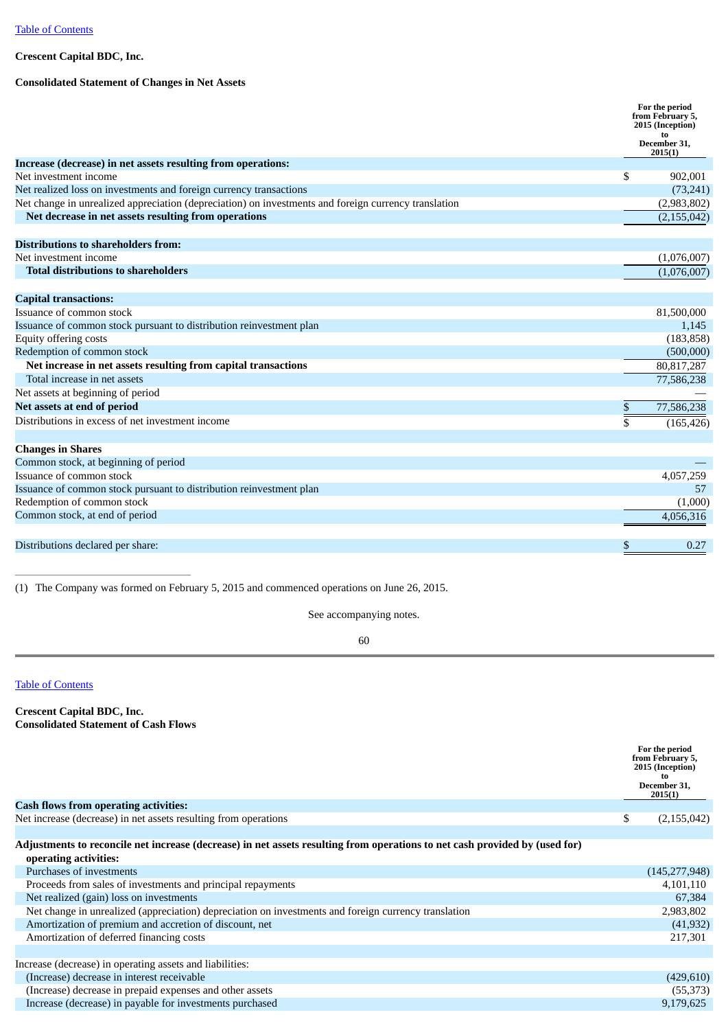Table of Contents

**Crescent Capital BDC, Inc.**

**Consolidated Statement of Changes in Net Assets**

| | For the period from February 5, 2015 (Inception) to December 31, 2015(1) |
|---|---|
| **Increase (decrease) in net assets resulting from operations:** | |
| Net investment income | $ 902,001 |
| Net realized loss on investments and foreign currency transactions | (73,241) |
| Net change in unrealized appreciation (depreciation) on investments and foreign currency translation | (2,983,802) |
| **Net decrease in net assets resulting from operations** | (2,155,042) |
| | |
| **Distributions to shareholders from:** | |
| Net investment income | (1,076,007) |
| **Total distributions to shareholders** | (1,076,007) |
| | |
| **Capital transactions:** | |
| Issuance of common stock | 81,500,000 |
| Issuance of common stock pursuant to distribution reinvestment plan | 1,145 |
| Equity offering costs | (183,858) |
| Redemption of common stock | (500,000) |
| **Net increase in net assets resulting from capital transactions** | 80,817,287 |
| Total increase in net assets | 77,586,238 |
| Net assets at beginning of period | — |
| **Net assets at end of period** | $ 77,586,238 |
| Distributions in excess of net investment income | $ (165,426) |
| | |
| **Changes in Shares** | |
| Common stock, at beginning of period | — |
| Issuance of common stock | 4,057,259 |
| Issuance of common stock pursuant to distribution reinvestment plan | 57 |
| Redemption of common stock | (1,000) |
| Common stock, at end of period | 4,056,316 |
| | |
| Distributions declared per share: | $ 0.27 |

(1) The Company was formed on February 5, 2015 and commenced operations on June 26, 2015.

See accompanying notes.

Table of Contents

**Crescent Capital BDC, Inc.**
**Consolidated Statement of Cash Flows**

| | For the period from February 5, 2015 (Inception) to December 31, 2015(1) |
|---|---|
| **Cash flows from operating activities:** | |
| Net increase (decrease) in net assets resulting from operations | $ (2,155,042) |
| | |
| **Adjustments to reconcile net increase (decrease) in net assets resulting from operations to net cash provided by (used for) operating activities:** | |
| Purchases of investments | (145,277,948) |
| Proceeds from sales of investments and principal repayments | 4,101,110 |
| Net realized (gain) loss on investments | 67,384 |
| Net change in unrealized (appreciation) depreciation on investments and foreign currency translation | 2,983,802 |
| Amortization of premium and accretion of discount, net | (41,932) |
| Amortization of deferred financing costs | 217,301 |
| | |
| Increase (decrease) in operating assets and liabilities: | |
| (Increase) decrease in interest receivable | (429,610) |
| (Increase) decrease in prepaid expenses and other assets | (55,373) |
| Increase (decrease) in payable for investments purchased | 9,179,625 |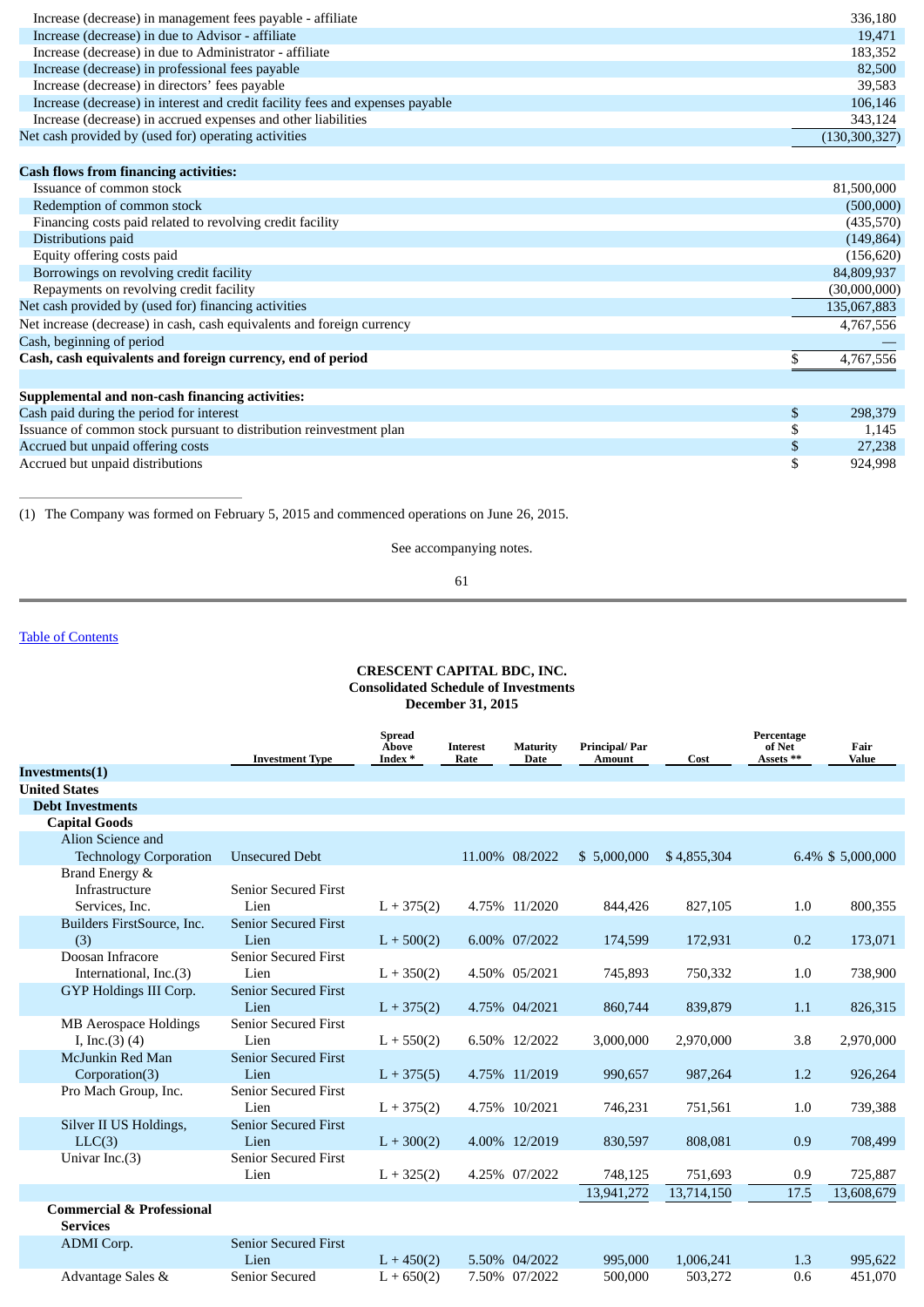| | |
|---|---|
| Increase (decrease) in management fees payable - affiliate | 336,180 |
| Increase (decrease) in due to Advisor - affiliate | 19,471 |
| Increase (decrease) in due to Administrator - affiliate | 183,352 |
| Increase (decrease) in professional fees payable | 82,500 |
| Increase (decrease) in directors' fees payable | 39,583 |
| Increase (decrease) in interest and credit facility fees and expenses payable | 106,146 |
| Increase (decrease) in accrued expenses and other liabilities | 343,124 |
| Net cash provided by (used for) operating activities | (130,300,327) |
| **Cash flows from financing activities:** | |
| Issuance of common stock | 81,500,000 |
| Redemption of common stock | (500,000) |
| Financing costs paid related to revolving credit facility | (435,570) |
| Distributions paid | (149,864) |
| Equity offering costs paid | (156,620) |
| Borrowings on revolving credit facility | 84,809,937 |
| Repayments on revolving credit facility | (30,000,000) |
| Net cash provided by (used for) financing activities | 135,067,883 |
| Net increase (decrease) in cash, cash equivalents and foreign currency | 4,767,556 |
| Cash, beginning of period | — |
| **Cash, cash equivalents and foreign currency, end of period** | $ 4,767,556 |
| | |
| **Supplemental and non-cash financing activities:** | |
| Cash paid during the period for interest | $ 298,379 |
| Issuance of common stock pursuant to distribution reinvestment plan | $ 1,145 |
| Accrued but unpaid offering costs | $ 27,238 |
| Accrued but unpaid distributions | $ 924,998 |

(1) The Company was formed on February 5, 2015 and commenced operations on June 26, 2015.

See accompanying notes.

Table of Contents

**CRESCENT CAPITAL BDC, INC.**
**Consolidated Schedule of Investments**
**December 31, 2015**

| | Investment Type | Spread Above Index * | Interest Rate | Maturity Date | Principal/ Par Amount | Cost | Percentage of Net Assets ** | Fair Value |
|---|---|---|---|---|---|---|---|---|
| **Investments(1)** | | | | | | | | |
| **United States** | | | | | | | | |
| **Debt Investments** | | | | | | | | |
| **Capital Goods** | | | | | | | | |
| Alion Science and Technology Corporation | Unsecured Debt | | 11.00% | 08/2022 | $ 5,000,000 | $ 4,855,304 | 6.4% | $ 5,000,000 |
| Brand Energy & Infrastructure Services, Inc. | Senior Secured First Lien | L + 375(2) | 4.75% | 11/2020 | 844,426 | 827,105 | 1.0 | 800,355 |
| Builders FirstSource, Inc. (3) | Senior Secured First Lien | L + 500(2) | 6.00% | 07/2022 | 174,599 | 172,931 | 0.2 | 173,071 |
| Doosan Infracore International, Inc.(3) | Senior Secured First Lien | L + 350(2) | 4.50% | 05/2021 | 745,893 | 750,332 | 1.0 | 738,900 |
| GYP Holdings III Corp. | Senior Secured First Lien | L + 375(2) | 4.75% | 04/2021 | 860,744 | 839,879 | 1.1 | 826,315 |
| MB Aerospace Holdings I, Inc.(3) (4) | Senior Secured First Lien | L + 550(2) | 6.50% | 12/2022 | 3,000,000 | 2,970,000 | 3.8 | 2,970,000 |
| McJunkin Red Man Corporation(3) | Senior Secured First Lien | L + 375(5) | 4.75% | 11/2019 | 990,657 | 987,264 | 1.2 | 926,264 |
| Pro Mach Group, Inc. | Senior Secured First Lien | L + 375(2) | 4.75% | 10/2021 | 746,231 | 751,561 | 1.0 | 739,388 |
| Silver II US Holdings, LLC(3) | Senior Secured First Lien | L + 300(2) | 4.00% | 12/2019 | 830,597 | 808,081 | 0.9 | 708,499 |
| Univar Inc.(3) | Senior Secured First Lien | L + 325(2) | 4.25% | 07/2022 | 748,125 | 751,693 | 0.9 | 725,887 |
| | | | | | 13,941,272 | 13,714,150 | 17.5 | 13,608,679 |
| **Commercial & Professional Services** | | | | | | | | |
| ADMI Corp. | Senior Secured First Lien | L + 450(2) | 5.50% | 04/2022 | 995,000 | 1,006,241 | 1.3 | 995,622 |
| Advantage Sales & | Senior Secured | L + 650(2) | 7.50% | 07/2022 | 500,000 | 503,272 | 0.6 | 451,070 |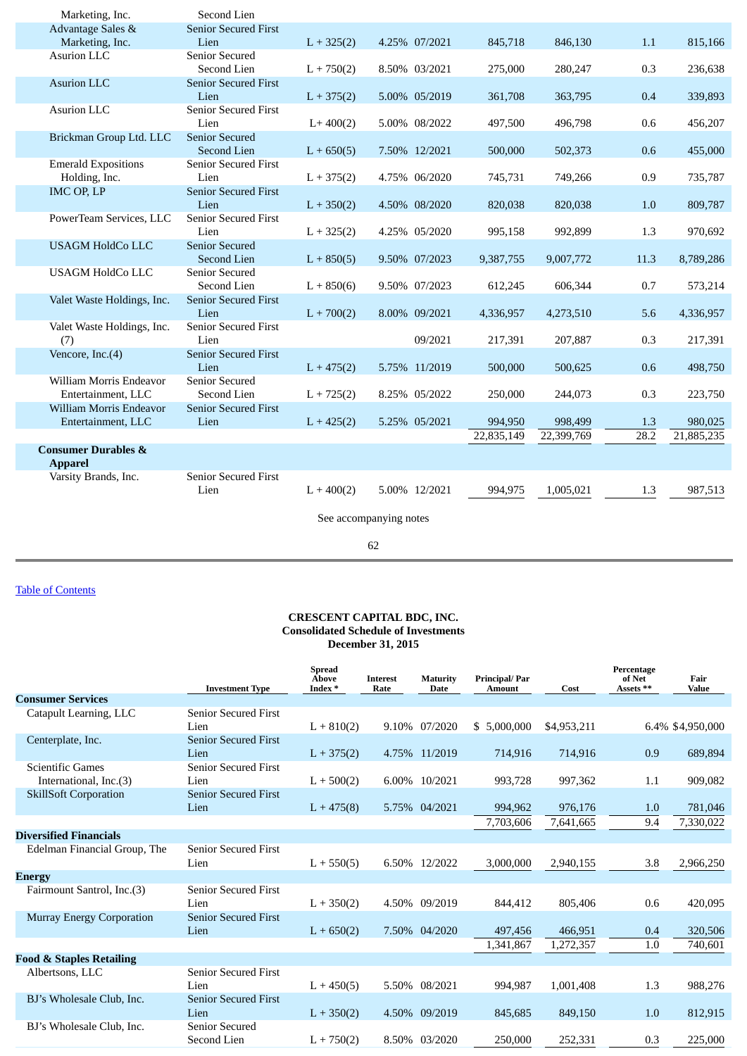| | | | | | | | | |
|---|---|---|---|---|---|---|---|---|
| Marketing, Inc. | Second Lien | | | | | | | |
| Advantage Sales & Marketing, Inc. | Senior Secured First Lien | L + 325(2) | 4.25% | 07/2021 | 845,718 | 846,130 | 1.1 | 815,166 |
| Asurion LLC | Senior Secured Second Lien | L + 750(2) | 8.50% | 03/2021 | 275,000 | 280,247 | 0.3 | 236,638 |
| Asurion LLC | Senior Secured First Lien | L + 375(2) | 5.00% | 05/2019 | 361,708 | 363,795 | 0.4 | 339,893 |
| Asurion LLC | Senior Secured First Lien | L+ 400(2) | 5.00% | 08/2022 | 497,500 | 496,798 | 0.6 | 456,207 |
| Brickman Group Ltd. LLC | Senior Secured Second Lien | L + 650(5) | 7.50% | 12/2021 | 500,000 | 502,373 | 0.6 | 455,000 |
| Emerald Expositions Holding, Inc. | Senior Secured First Lien | L + 375(2) | 4.75% | 06/2020 | 745,731 | 749,266 | 0.9 | 735,787 |
| IMC OP, LP | Senior Secured First Lien | L + 350(2) | 4.50% | 08/2020 | 820,038 | 820,038 | 1.0 | 809,787 |
| PowerTeam Services, LLC | Senior Secured First Lien | L + 325(2) | 4.25% | 05/2020 | 995,158 | 992,899 | 1.3 | 970,692 |
| USAGM HoldCo LLC | Senior Secured Second Lien | L + 850(5) | 9.50% | 07/2023 | 9,387,755 | 9,007,772 | 11.3 | 8,789,286 |
| USAGM HoldCo LLC | Senior Secured Second Lien | L + 850(6) | 9.50% | 07/2023 | 612,245 | 606,344 | 0.7 | 573,214 |
| Valet Waste Holdings, Inc. | Senior Secured First Lien | L + 700(2) | 8.00% | 09/2021 | 4,336,957 | 4,273,510 | 5.6 | 4,336,957 |
| Valet Waste Holdings, Inc. (7) | Senior Secured First Lien | | | 09/2021 | 217,391 | 207,887 | 0.3 | 217,391 |
| Vencore, Inc.(4) | Senior Secured First Lien | L + 475(2) | 5.75% | 11/2019 | 500,000 | 500,625 | 0.6 | 498,750 |
| William Morris Endeavor Entertainment, LLC | Senior Secured Second Lien | L + 725(2) | 8.25% | 05/2022 | 250,000 | 244,073 | 0.3 | 223,750 |
| William Morris Endeavor Entertainment, LLC | Senior Secured First Lien | L + 425(2) | 5.25% | 05/2021 | 994,950 | 998,499 | 1.3 | 980,025 |
| | | | | | 22,835,149 | 22,399,769 | 28.2 | 21,885,235 |
| **Consumer Durables & Apparel** | | | | | | | | |
| Varsity Brands, Inc. | Senior Secured First Lien | L + 400(2) | 5.00% | 12/2021 | 994,975 | 1,005,021 | 1.3 | 987,513 |

See accompanying notes

**CRESCENT CAPITAL BDC, INC.**
**Consolidated Schedule of Investments**
**December 31, 2015**

| | Investment Type | Spread Above Index * | Interest Rate | Maturity Date | Principal/ Par Amount | Cost | Percentage of Net Assets ** | Fair Value |
|---|---|---|---|---|---|---|---|---|
| **Consumer Services** | | | | | | | | |
| Catapult Learning, LLC | Senior Secured First Lien | L + 810(2) | 9.10% | 07/2020 | $ 5,000,000 | $4,953,211 | 6.4% | $4,950,000 |
| Centerplate, Inc. | Senior Secured First Lien | L + 375(2) | 4.75% | 11/2019 | 714,916 | 714,916 | 0.9 | 689,894 |
| Scientific Games International, Inc.(3) | Senior Secured First Lien | L + 500(2) | 6.00% | 10/2021 | 993,728 | 997,362 | 1.1 | 909,082 |
| SkillSoft Corporation | Senior Secured First Lien | L + 475(8) | 5.75% | 04/2021 | 994,962 | 976,176 | 1.0 | 781,046 |
| | | | | | 7,703,606 | 7,641,665 | 9.4 | 7,330,022 |
| **Diversified Financials** | | | | | | | | |
| Edelman Financial Group, The | Senior Secured First Lien | L + 550(5) | 6.50% | 12/2022 | 3,000,000 | 2,940,155 | 3.8 | 2,966,250 |
| **Energy** | | | | | | | | |
| Fairmount Santrol, Inc.(3) | Senior Secured First Lien | L + 350(2) | 4.50% | 09/2019 | 844,412 | 805,406 | 0.6 | 420,095 |
| Murray Energy Corporation | Senior Secured First Lien | L + 650(2) | 7.50% | 04/2020 | 497,456 | 466,951 | 0.4 | 320,506 |
| | | | | | 1,341,867 | 1,272,357 | 1.0 | 740,601 |
| **Food & Staples Retailing** | | | | | | | | |
| Albertsons, LLC | Senior Secured First Lien | L + 450(5) | 5.50% | 08/2021 | 994,987 | 1,001,408 | 1.3 | 988,276 |
| BJ's Wholesale Club, Inc. | Senior Secured First Lien | L + 350(2) | 4.50% | 09/2019 | 845,685 | 849,150 | 1.0 | 812,915 |
| BJ's Wholesale Club, Inc. | Senior Secured Second Lien | L + 750(2) | 8.50% | 03/2020 | 250,000 | 252,331 | 0.3 | 225,000 |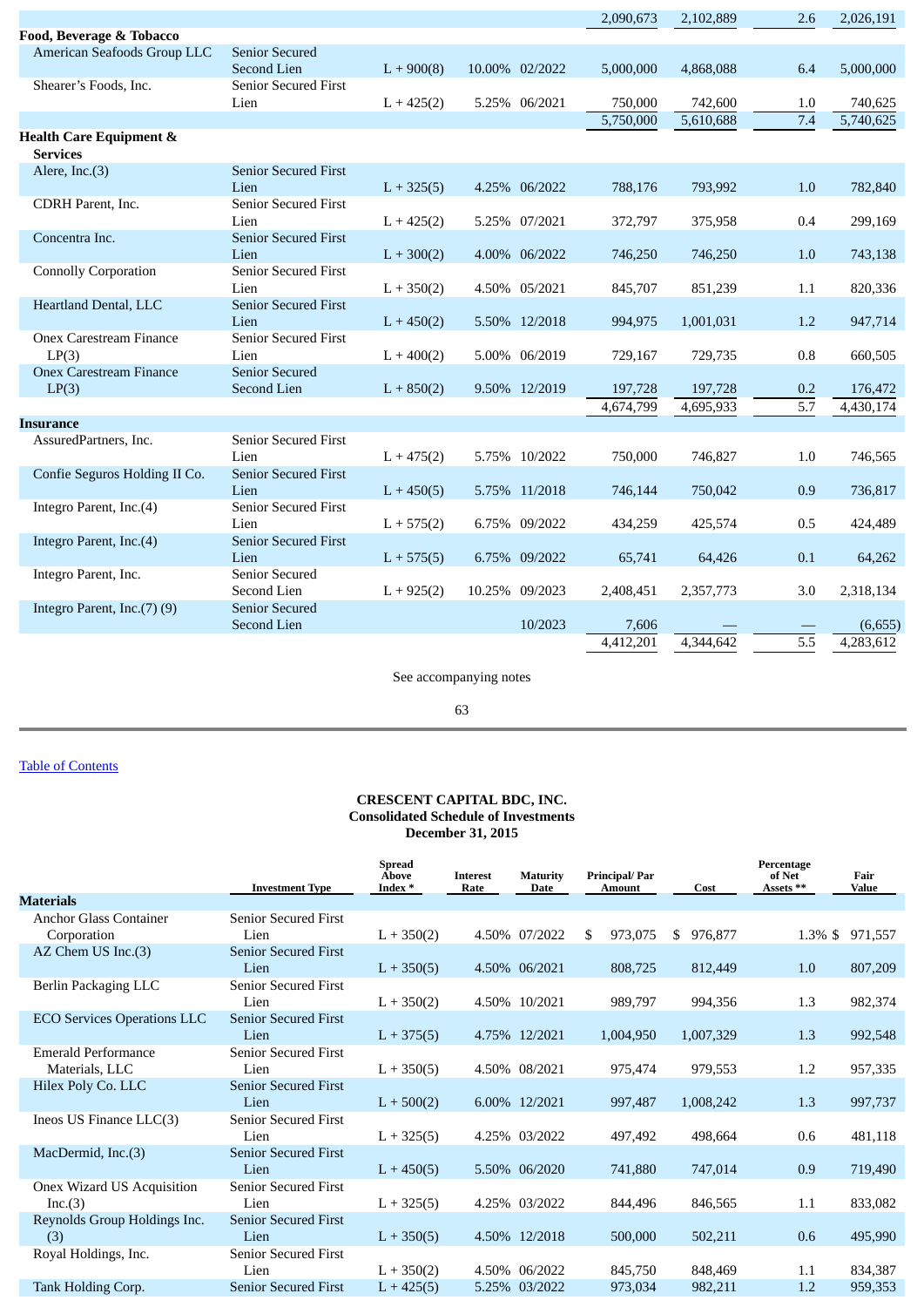| | | | | | | | | |
|---|---|---|---|---|---|---|---|---|
| | | | | | 2,090,673 | 2,102,889 | 2.6 | 2,026,191 |
| **Food, Beverage & Tobacco** | | | | | | | | |
| American Seafoods Group LLC | Senior Secured Second Lien | L + 900(8) | 10.00% | 02/2022 | 5,000,000 | 4,868,088 | 6.4 | 5,000,000 |
| Shearer's Foods, Inc. | Senior Secured First Lien | L + 425(2) | 5.25% | 06/2021 | 750,000 | 742,600 | 1.0 | 740,625 |
| | | | | | 5,750,000 | 5,610,688 | 7.4 | 5,740,625 |
| **Health Care Equipment & Services** | | | | | | | | |
| Alere, Inc.(3) | Senior Secured First Lien | L + 325(5) | 4.25% | 06/2022 | 788,176 | 793,992 | 1.0 | 782,840 |
| CDRH Parent, Inc. | Senior Secured First Lien | L + 425(2) | 5.25% | 07/2021 | 372,797 | 375,958 | 0.4 | 299,169 |
| Concentra Inc. | Senior Secured First Lien | L + 300(2) | 4.00% | 06/2022 | 746,250 | 746,250 | 1.0 | 743,138 |
| Connolly Corporation | Senior Secured First Lien | L + 350(2) | 4.50% | 05/2021 | 845,707 | 851,239 | 1.1 | 820,336 |
| Heartland Dental, LLC | Senior Secured First Lien | L + 450(2) | 5.50% | 12/2018 | 994,975 | 1,001,031 | 1.2 | 947,714 |
| Onex Carestream Finance LP(3) | Senior Secured First Lien | L + 400(2) | 5.00% | 06/2019 | 729,167 | 729,735 | 0.8 | 660,505 |
| Onex Carestream Finance LP(3) | Senior Secured Second Lien | L + 850(2) | 9.50% | 12/2019 | 197,728 | 197,728 | 0.2 | 176,472 |
| | | | | | 4,674,799 | 4,695,933 | 5.7 | 4,430,174 |
| **Insurance** | | | | | | | | |
| AssuredPartners, Inc. | Senior Secured First Lien | L + 475(2) | 5.75% | 10/2022 | 750,000 | 746,827 | 1.0 | 746,565 |
| Confie Seguros Holding II Co. | Senior Secured First Lien | L + 450(5) | 5.75% | 11/2018 | 746,144 | 750,042 | 0.9 | 736,817 |
| Integro Parent, Inc.(4) | Senior Secured First Lien | L + 575(2) | 6.75% | 09/2022 | 434,259 | 425,574 | 0.5 | 424,489 |
| Integro Parent, Inc.(4) | Senior Secured First Lien | L + 575(5) | 6.75% | 09/2022 | 65,741 | 64,426 | 0.1 | 64,262 |
| Integro Parent, Inc. | Senior Secured Second Lien | L + 925(2) | 10.25% | 09/2023 | 2,408,451 | 2,357,773 | 3.0 | 2,318,134 |
| Integro Parent, Inc.(7) (9) | Senior Secured Second Lien | | | 10/2023 | 7,606 | — | — | (6,655) |
| | | | | | 4,412,201 | 4,344,642 | 5.5 | 4,283,612 |

See accompanying notes

[Table of Contents](#)

**CRESCENT CAPITAL BDC, INC.**
**Consolidated Schedule of Investments**
**December 31, 2015**

| | Investment Type | Spread Above Index * | Interest Rate | Maturity Date | Principal/ Par Amount | Cost | Percentage of Net Assets ** | Fair Value |
|---|---|---|---|---|---|---|---|---|
| **Materials** | | | | | | | | |
| Anchor Glass Container Corporation | Senior Secured First Lien | L + 350(2) | 4.50% | 07/2022 | $ 973,075 | $ 976,877 | 1.3% | $ 971,557 |
| AZ Chem US Inc.(3) | Senior Secured First Lien | L + 350(5) | 4.50% | 06/2021 | 808,725 | 812,449 | 1.0 | 807,209 |
| Berlin Packaging LLC | Senior Secured First Lien | L + 350(2) | 4.50% | 10/2021 | 989,797 | 994,356 | 1.3 | 982,374 |
| ECO Services Operations LLC | Senior Secured First Lien | L + 375(5) | 4.75% | 12/2021 | 1,004,950 | 1,007,329 | 1.3 | 992,548 |
| Emerald Performance Materials, LLC | Senior Secured First Lien | L + 350(5) | 4.50% | 08/2021 | 975,474 | 979,553 | 1.2 | 957,335 |
| Hilex Poly Co. LLC | Senior Secured First Lien | L + 500(2) | 6.00% | 12/2021 | 997,487 | 1,008,242 | 1.3 | 997,737 |
| Ineos US Finance LLC(3) | Senior Secured First Lien | L + 325(5) | 4.25% | 03/2022 | 497,492 | 498,664 | 0.6 | 481,118 |
| MacDermid, Inc.(3) | Senior Secured First Lien | L + 450(5) | 5.50% | 06/2020 | 741,880 | 747,014 | 0.9 | 719,490 |
| Onex Wizard US Acquisition Inc.(3) | Senior Secured First Lien | L + 325(5) | 4.25% | 03/2022 | 844,496 | 846,565 | 1.1 | 833,082 |
| Reynolds Group Holdings Inc. (3) | Senior Secured First Lien | L + 350(5) | 4.50% | 12/2018 | 500,000 | 502,211 | 0.6 | 495,990 |
| Royal Holdings, Inc. | Senior Secured First Lien | L + 350(2) | 4.50% | 06/2022 | 845,750 | 848,469 | 1.1 | 834,387 |
| Tank Holding Corp. | Senior Secured First | L + 425(5) | 5.25% | 03/2022 | 973,034 | 982,211 | 1.2 | 959,353 |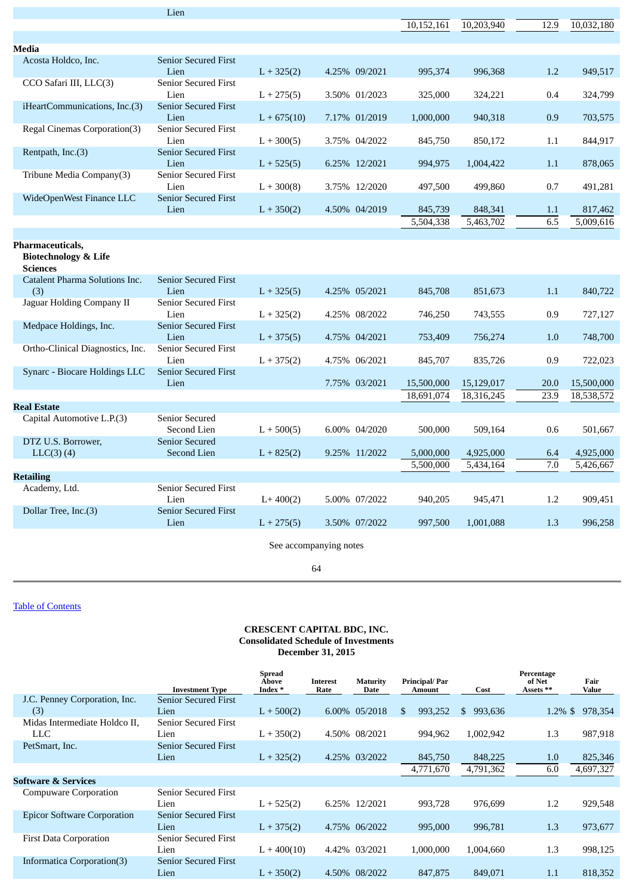| | Lien | | | | | | | |
|---|---|---|---|---|---|---|---|---|
| | | | | | 10,152,161 | 10,203,940 | 12.9 | 10,032,180 |
| **Media** | | | | | | | | |
| Acosta Holdco, Inc. | Senior Secured First Lien | L + 325(2) | 4.25% | 09/2021 | 995,374 | 996,368 | 1.2 | 949,517 |
| CCO Safari III, LLC(3) | Senior Secured First Lien | L + 275(5) | 3.50% | 01/2023 | 325,000 | 324,221 | 0.4 | 324,799 |
| iHeartCommunications, Inc.(3) | Senior Secured First Lien | L + 675(10) | 7.17% | 01/2019 | 1,000,000 | 940,318 | 0.9 | 703,575 |
| Regal Cinemas Corporation(3) | Senior Secured First Lien | L + 300(5) | 3.75% | 04/2022 | 845,750 | 850,172 | 1.1 | 844,917 |
| Rentpath, Inc.(3) | Senior Secured First Lien | L + 525(5) | 6.25% | 12/2021 | 994,975 | 1,004,422 | 1.1 | 878,065 |
| Tribune Media Company(3) | Senior Secured First Lien | L + 300(8) | 3.75% | 12/2020 | 497,500 | 499,860 | 0.7 | 491,281 |
| WideOpenWest Finance LLC | Senior Secured First Lien | L + 350(2) | 4.50% | 04/2019 | 845,739 | 848,341 | 1.1 | 817,462 |
| | | | | | 5,504,338 | 5,463,702 | 6.5 | 5,009,616 |
| **Pharmaceuticals, Biotechnology & Life Sciences** | | | | | | | | |
| Catalent Pharma Solutions Inc. (3) | Senior Secured First Lien | L + 325(5) | 4.25% | 05/2021 | 845,708 | 851,673 | 1.1 | 840,722 |
| Jaguar Holding Company II | Senior Secured First Lien | L + 325(2) | 4.25% | 08/2022 | 746,250 | 743,555 | 0.9 | 727,127 |
| Medpace Holdings, Inc. | Senior Secured First Lien | L + 375(5) | 4.75% | 04/2021 | 753,409 | 756,274 | 1.0 | 748,700 |
| Ortho-Clinical Diagnostics, Inc. | Senior Secured First Lien | L + 375(2) | 4.75% | 06/2021 | 845,707 | 835,726 | 0.9 | 722,023 |
| Synarc - Biocare Holdings LLC | Senior Secured First Lien | | 7.75% | 03/2021 | 15,500,000 | 15,129,017 | 20.0 | 15,500,000 |
| | | | | | 18,691,074 | 18,316,245 | 23.9 | 18,538,572 |
| **Real Estate** | | | | | | | | |
| Capital Automotive L.P.(3) | Senior Secured Second Lien | L + 500(5) | 6.00% | 04/2020 | 500,000 | 509,164 | 0.6 | 501,667 |
| DTZ U.S. Borrower, LLC(3) (4) | Senior Secured Second Lien | L + 825(2) | 9.25% | 11/2022 | 5,000,000 | 4,925,000 | 6.4 | 4,925,000 |
| | | | | | 5,500,000 | 5,434,164 | 7.0 | 5,426,667 |
| **Retailing** | | | | | | | | |
| Academy, Ltd. | Senior Secured First Lien | L+ 400(2) | 5.00% | 07/2022 | 940,205 | 945,471 | 1.2 | 909,451 |
| Dollar Tree, Inc.(3) | Senior Secured First Lien | L + 275(5) | 3.50% | 07/2022 | 997,500 | 1,001,088 | 1.3 | 996,258 |

See accompanying notes

Table of Contents

**CRESCENT CAPITAL BDC, INC.**
**Consolidated Schedule of Investments**
**December 31, 2015**

| | Investment Type | Spread Above Index * | Interest Rate | Maturity Date | Principal/ Par Amount | Cost | Percentage of Net Assets ** | Fair Value |
|---|---|---|---|---|---|---|---|---|
| J.C. Penney Corporation, Inc. (3) | Senior Secured First Lien | L + 500(2) | 6.00% | 05/2018 | $ 993,252 | $ 993,636 | 1.2% | $ 978,354 |
| Midas Intermediate Holdco II, LLC | Senior Secured First Lien | L + 350(2) | 4.50% | 08/2021 | 994,962 | 1,002,942 | 1.3 | 987,918 |
| PetSmart, Inc. | Senior Secured First Lien | L + 325(2) | 4.25% | 03/2022 | 845,750 | 848,225 | 1.0 | 825,346 |
| | | | | | 4,771,670 | 4,791,362 | 6.0 | 4,697,327 |
| **Software & Services** | | | | | | | | |
| Compuware Corporation | Senior Secured First Lien | L + 525(2) | 6.25% | 12/2021 | 993,728 | 976,699 | 1.2 | 929,548 |
| Epicor Software Corporation | Senior Secured First Lien | L + 375(2) | 4.75% | 06/2022 | 995,000 | 996,781 | 1.3 | 973,677 |
| First Data Corporation | Senior Secured First Lien | L + 400(10) | 4.42% | 03/2021 | 1,000,000 | 1,004,660 | 1.3 | 998,125 |
| Informatica Corporation(3) | Senior Secured First Lien | L + 350(2) | 4.50% | 08/2022 | 847,875 | 849,071 | 1.1 | 818,352 |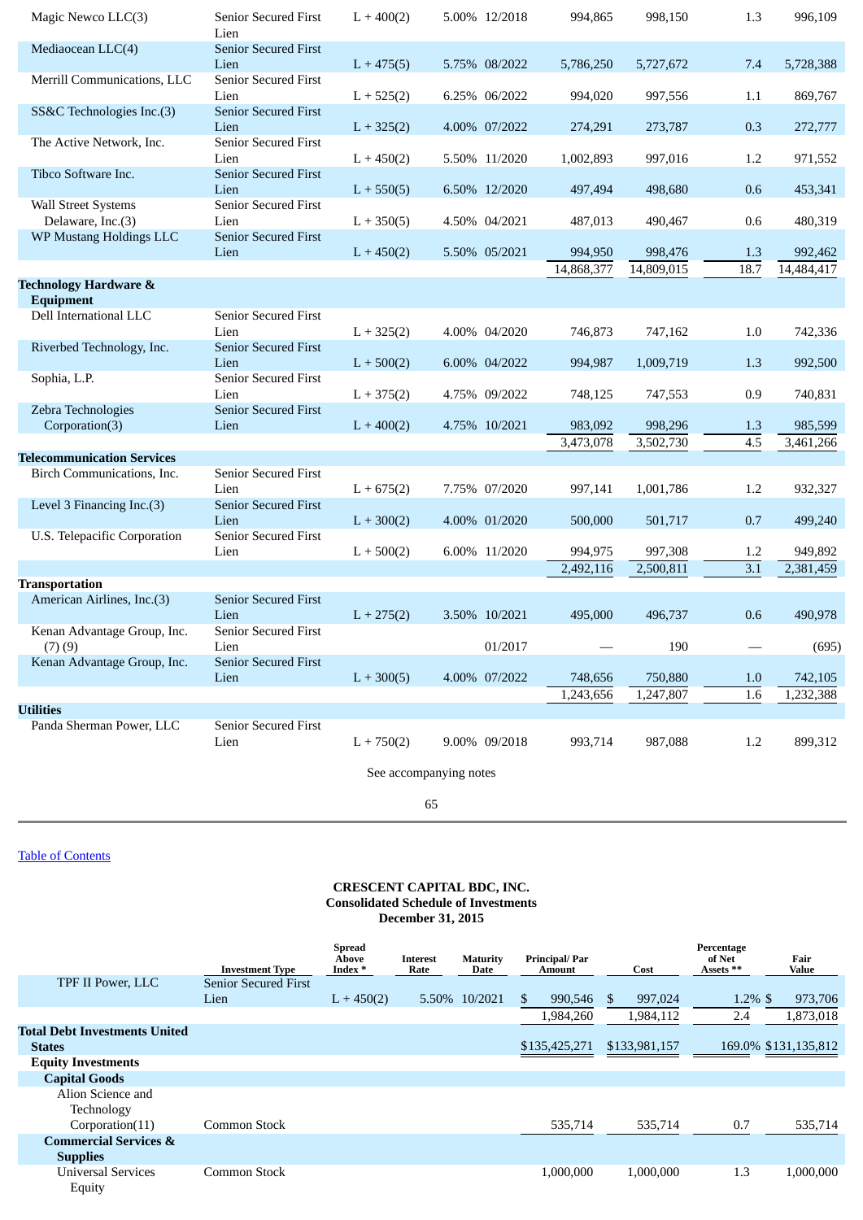| | Investment Type | Spread Above Index * | Interest Rate | Maturity Date | Principal/ Par Amount | Cost | Percentage of Net Assets ** | Fair Value |
|---|---|---|---|---|---|---|---|---|
| Magic Newco LLC(3) | Senior Secured First Lien | L + 400(2) | 5.00% | 12/2018 | 994,865 | 998,150 | 1.3 | 996,109 |
| Mediaocean LLC(4) | Senior Secured First Lien | L + 475(5) | 5.75% | 08/2022 | 5,786,250 | 5,727,672 | 7.4 | 5,728,388 |
| Merrill Communications, LLC | Senior Secured First Lien | L + 525(2) | 6.25% | 06/2022 | 994,020 | 997,556 | 1.1 | 869,767 |
| SS&C Technologies Inc.(3) | Senior Secured First Lien | L + 325(2) | 4.00% | 07/2022 | 274,291 | 273,787 | 0.3 | 272,777 |
| The Active Network, Inc. | Senior Secured First Lien | L + 450(2) | 5.50% | 11/2020 | 1,002,893 | 997,016 | 1.2 | 971,552 |
| Tibco Software Inc. | Senior Secured First Lien | L + 550(5) | 6.50% | 12/2020 | 497,494 | 498,680 | 0.6 | 453,341 |
| Wall Street Systems Delaware, Inc.(3) | Senior Secured First Lien | L + 350(5) | 4.50% | 04/2021 | 487,013 | 490,467 | 0.6 | 480,319 |
| WP Mustang Holdings LLC | Senior Secured First Lien | L + 450(2) | 5.50% | 05/2021 | 994,950 | 998,476 | 1.3 | 992,462 |
| | | | | | 14,868,377 | 14,809,015 | 18.7 | 14,484,417 |
| **Technology Hardware & Equipment** | | | | | | | | |
| Dell International LLC | Senior Secured First Lien | L + 325(2) | 4.00% | 04/2020 | 746,873 | 747,162 | 1.0 | 742,336 |
| Riverbed Technology, Inc. | Senior Secured First Lien | L + 500(2) | 6.00% | 04/2022 | 994,987 | 1,009,719 | 1.3 | 992,500 |
| Sophia, L.P. | Senior Secured First Lien | L + 375(2) | 4.75% | 09/2022 | 748,125 | 747,553 | 0.9 | 740,831 |
| Zebra Technologies Corporation(3) | Senior Secured First Lien | L + 400(2) | 4.75% | 10/2021 | 983,092 | 998,296 | 1.3 | 985,599 |
| | | | | | 3,473,078 | 3,502,730 | 4.5 | 3,461,266 |
| **Telecommunication Services** | | | | | | | | |
| Birch Communications, Inc. | Senior Secured First Lien | L + 675(2) | 7.75% | 07/2020 | 997,141 | 1,001,786 | 1.2 | 932,327 |
| Level 3 Financing Inc.(3) | Senior Secured First Lien | L + 300(2) | 4.00% | 01/2020 | 500,000 | 501,717 | 0.7 | 499,240 |
| U.S. Telepacific Corporation | Senior Secured First Lien | L + 500(2) | 6.00% | 11/2020 | 994,975 | 997,308 | 1.2 | 949,892 |
| | | | | | 2,492,116 | 2,500,811 | 3.1 | 2,381,459 |
| **Transportation** | | | | | | | | |
| American Airlines, Inc.(3) | Senior Secured First Lien | L + 275(2) | 3.50% | 10/2021 | 495,000 | 496,737 | 0.6 | 490,978 |
| Kenan Advantage Group, Inc. (7) (9) | Senior Secured First Lien | | | 01/2017 | — | 190 | — | (695) |
| Kenan Advantage Group, Inc. | Senior Secured First Lien | L + 300(5) | 4.00% | 07/2022 | 748,656 | 750,880 | 1.0 | 742,105 |
| | | | | | 1,243,656 | 1,247,807 | 1.6 | 1,232,388 |
| **Utilities** | | | | | | | | |
| Panda Sherman Power, LLC | Senior Secured First Lien | L + 750(2) | 9.00% | 09/2018 | 993,714 | 987,088 | 1.2 | 899,312 |

See accompanying notes

Table of Contents

**CRESCENT CAPITAL BDC, INC.**
**Consolidated Schedule of Investments**
**December 31, 2015**

| | Investment Type | Spread Above Index * | Interest Rate | Maturity Date | Principal/ Par Amount | Cost | Percentage of Net Assets ** | Fair Value |
|---|---|---|---|---|---|---|---|---|
| TPF II Power, LLC | Senior Secured First Lien | L + 450(2) | 5.50% | 10/2021 | $ 990,546 | $ 997,024 | 1.2% | $ 973,706 |
| | | | | | 1,984,260 | 1,984,112 | 2.4 | 1,873,018 |
| **Total Debt Investments United States** | | | | | $135,425,271 | $133,981,157 | 169.0% | $131,135,812 |
| **Equity Investments** | | | | | | | | |
| **Capital Goods** | | | | | | | | |
| Alion Science and Technology Corporation(11) | Common Stock | | | | 535,714 | 535,714 | 0.7 | 535,714 |
| **Commercial Services & Supplies** | | | | | | | | |
| Universal Services Equity | Common Stock | | | | 1,000,000 | 1,000,000 | 1.3 | 1,000,000 |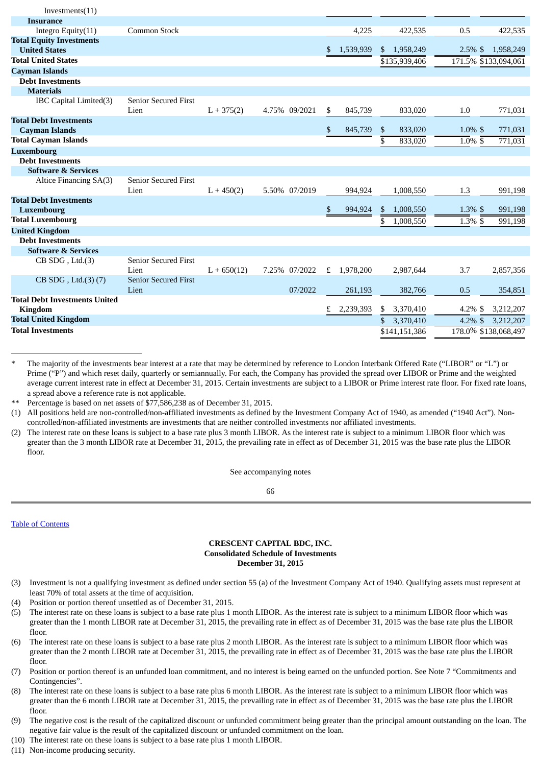| Investments(11) | | | | | | | | |
|---|---|---|---|---|---|---|---|---|
| **Insurance** | | | | | | | | |
| Integro Equity(11) | Common Stock | | | | 4,225 | 422,535 | 0.5 | 422,535 |
| **Total Equity Investments United States** | | | | | $ 1,539,939 | $ 1,958,249 | 2.5% | $ 1,958,249 |
| **Total United States** | | | | | | $135,939,406 | 171.5% | $133,094,061 |
| **Cayman Islands** | | | | | | | | |
| **Debt Investments** | | | | | | | | |
| **Materials** | | | | | | | | |
| IBC Capital Limited(3) | Senior Secured First Lien | L + 375(2) | 4.75% | 09/2021 | $ 845,739 | 833,020 | 1.0 | 771,031 |
| **Total Debt Investments Cayman Islands** | | | | | $ 845,739 | $ 833,020 | 1.0% | $ 771,031 |
| **Total Cayman Islands** | | | | | | $ 833,020 | 1.0% | $ 771,031 |
| **Luxembourg** | | | | | | | | |
| **Debt Investments** | | | | | | | | |
| **Software & Services** | | | | | | | | |
| Altice Financing SA(3) | Senior Secured First Lien | L + 450(2) | 5.50% | 07/2019 | 994,924 | 1,008,550 | 1.3 | 991,198 |
| **Total Debt Investments Luxembourg** | | | | | $ 994,924 | $ 1,008,550 | 1.3% | $ 991,198 |
| **Total Luxembourg** | | | | | | $ 1,008,550 | 1.3% | $ 991,198 |
| **United Kingdom** | | | | | | | | |
| **Debt Investments** | | | | | | | | |
| **Software & Services** | | | | | | | | |
| CB SDG , Ltd.(3) | Senior Secured First Lien | L + 650(12) | 7.25% | 07/2022 | £ 1,978,200 | 2,987,644 | 3.7 | 2,857,356 |
| CB SDG , Ltd.(3) (7) | Senior Secured First Lien | | | 07/2022 | 261,193 | 382,766 | 0.5 | 354,851 |
| **Total Debt Investments United Kingdom** | | | | | £ 2,239,393 | $ 3,370,410 | 4.2% | $ 3,212,207 |
| **Total United Kingdom** | | | | | | $ 3,370,410 | 4.2% | $ 3,212,207 |
| **Total Investments** | | | | | | $141,151,386 | 178.0% | $138,068,497 |

\* The majority of the investments bear interest at a rate that may be determined by reference to London Interbank Offered Rate ("LIBOR" or "L") or Prime ("P") and which reset daily, quarterly or semiannually. For each, the Company has provided the spread over LIBOR or Prime and the weighted average current interest rate in effect at December 31, 2015. Certain investments are subject to a LIBOR or Prime interest rate floor. For fixed rate loans, a spread above a reference rate is not applicable.

\*\* Percentage is based on net assets of $77,586,238 as of December 31, 2015.

(1) All positions held are non-controlled/non-affiliated investments as defined by the Investment Company Act of 1940, as amended ("1940 Act"). Non-controlled/non-affiliated investments are investments that are neither controlled investments nor affiliated investments.

(2) The interest rate on these loans is subject to a base rate plus 3 month LIBOR. As the interest rate is subject to a minimum LIBOR floor which was greater than the 3 month LIBOR rate at December 31, 2015, the prevailing rate in effect as of December 31, 2015 was the base rate plus the LIBOR floor.

See accompanying notes

**CRESCENT CAPITAL BDC, INC.**
**Consolidated Schedule of Investments**
**December 31, 2015**

(3) Investment is not a qualifying investment as defined under section 55 (a) of the Investment Company Act of 1940. Qualifying assets must represent at least 70% of total assets at the time of acquisition.

(4) Position or portion thereof unsettled as of December 31, 2015.

(5) The interest rate on these loans is subject to a base rate plus 1 month LIBOR. As the interest rate is subject to a minimum LIBOR floor which was greater than the 1 month LIBOR rate at December 31, 2015, the prevailing rate in effect as of December 31, 2015 was the base rate plus the LIBOR floor.

(6) The interest rate on these loans is subject to a base rate plus 2 month LIBOR. As the interest rate is subject to a minimum LIBOR floor which was greater than the 2 month LIBOR rate at December 31, 2015, the prevailing rate in effect as of December 31, 2015 was the base rate plus the LIBOR floor.

(7) Position or portion thereof is an unfunded loan commitment, and no interest is being earned on the unfunded portion. See Note 7 "Commitments and Contingencies".

(8) The interest rate on these loans is subject to a base rate plus 6 month LIBOR. As the interest rate is subject to a minimum LIBOR floor which was greater than the 6 month LIBOR rate at December 31, 2015, the prevailing rate in effect as of December 31, 2015 was the base rate plus the LIBOR floor.

(9) The negative cost is the result of the capitalized discount or unfunded commitment being greater than the principal amount outstanding on the loan. The negative fair value is the result of the capitalized discount or unfunded commitment on the loan.

(10) The interest rate on these loans is subject to a base rate plus 1 month LIBOR.

(11) Non-income producing security.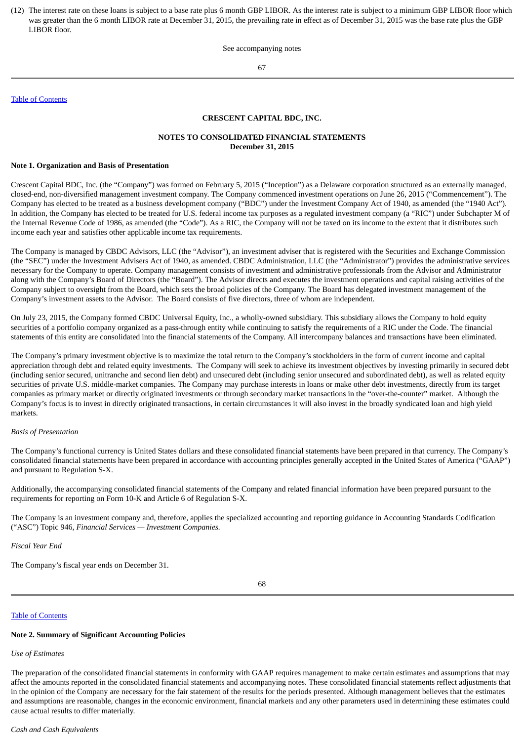(12) The interest rate on these loans is subject to a base rate plus 6 month GBP LIBOR. As the interest rate is subject to a minimum GBP LIBOR floor which was greater than the 6 month LIBOR rate at December 31, 2015, the prevailing rate in effect as of December 31, 2015 was the base rate plus the GBP LIBOR floor.

See accompanying notes

Table of Contents

**CRESCENT CAPITAL BDC, INC.**

**NOTES TO CONSOLIDATED FINANCIAL STATEMENTS**
**December 31, 2015**

**Note 1. Organization and Basis of Presentation**

Crescent Capital BDC, Inc. (the "Company") was formed on February 5, 2015 ("Inception") as a Delaware corporation structured as an externally managed, closed-end, non-diversified management investment company. The Company commenced investment operations on June 26, 2015 ("Commencement"). The Company has elected to be treated as a business development company ("BDC") under the Investment Company Act of 1940, as amended (the "1940 Act"). In addition, the Company has elected to be treated for U.S. federal income tax purposes as a regulated investment company (a "RIC") under Subchapter M of the Internal Revenue Code of 1986, as amended (the "Code"). As a RIC, the Company will not be taxed on its income to the extent that it distributes such income each year and satisfies other applicable income tax requirements.

The Company is managed by CBDC Advisors, LLC (the "Advisor"), an investment adviser that is registered with the Securities and Exchange Commission (the "SEC") under the Investment Advisers Act of 1940, as amended. CBDC Administration, LLC (the "Administrator") provides the administrative services necessary for the Company to operate. Company management consists of investment and administrative professionals from the Advisor and Administrator along with the Company's Board of Directors (the "Board"). The Advisor directs and executes the investment operations and capital raising activities of the Company subject to oversight from the Board, which sets the broad policies of the Company. The Board has delegated investment management of the Company's investment assets to the Advisor. The Board consists of five directors, three of whom are independent.

On July 23, 2015, the Company formed CBDC Universal Equity, Inc., a wholly-owned subsidiary. This subsidiary allows the Company to hold equity securities of a portfolio company organized as a pass-through entity while continuing to satisfy the requirements of a RIC under the Code. The financial statements of this entity are consolidated into the financial statements of the Company. All intercompany balances and transactions have been eliminated.

The Company's primary investment objective is to maximize the total return to the Company's stockholders in the form of current income and capital appreciation through debt and related equity investments. The Company will seek to achieve its investment objectives by investing primarily in secured debt (including senior secured, unitranche and second lien debt) and unsecured debt (including senior unsecured and subordinated debt), as well as related equity securities of private U.S. middle-market companies. The Company may purchase interests in loans or make other debt investments, directly from its target companies as primary market or directly originated investments or through secondary market transactions in the "over-the-counter" market. Although the Company's focus is to invest in directly originated transactions, in certain circumstances it will also invest in the broadly syndicated loan and high yield markets.

*Basis of Presentation*

The Company's functional currency is United States dollars and these consolidated financial statements have been prepared in that currency. The Company's consolidated financial statements have been prepared in accordance with accounting principles generally accepted in the United States of America ("GAAP") and pursuant to Regulation S-X.

Additionally, the accompanying consolidated financial statements of the Company and related financial information have been prepared pursuant to the requirements for reporting on Form 10-K and Article 6 of Regulation S-X.

The Company is an investment company and, therefore, applies the specialized accounting and reporting guidance in Accounting Standards Codification ("ASC") Topic 946, *Financial Services — Investment Companies.*

*Fiscal Year End*

The Company's fiscal year ends on December 31.

Table of Contents

**Note 2. Summary of Significant Accounting Policies**

*Use of Estimates*

The preparation of the consolidated financial statements in conformity with GAAP requires management to make certain estimates and assumptions that may affect the amounts reported in the consolidated financial statements and accompanying notes. These consolidated financial statements reflect adjustments that in the opinion of the Company are necessary for the fair statement of the results for the periods presented. Although management believes that the estimates and assumptions are reasonable, changes in the economic environment, financial markets and any other parameters used in determining these estimates could cause actual results to differ materially.

*Cash and Cash Equivalents*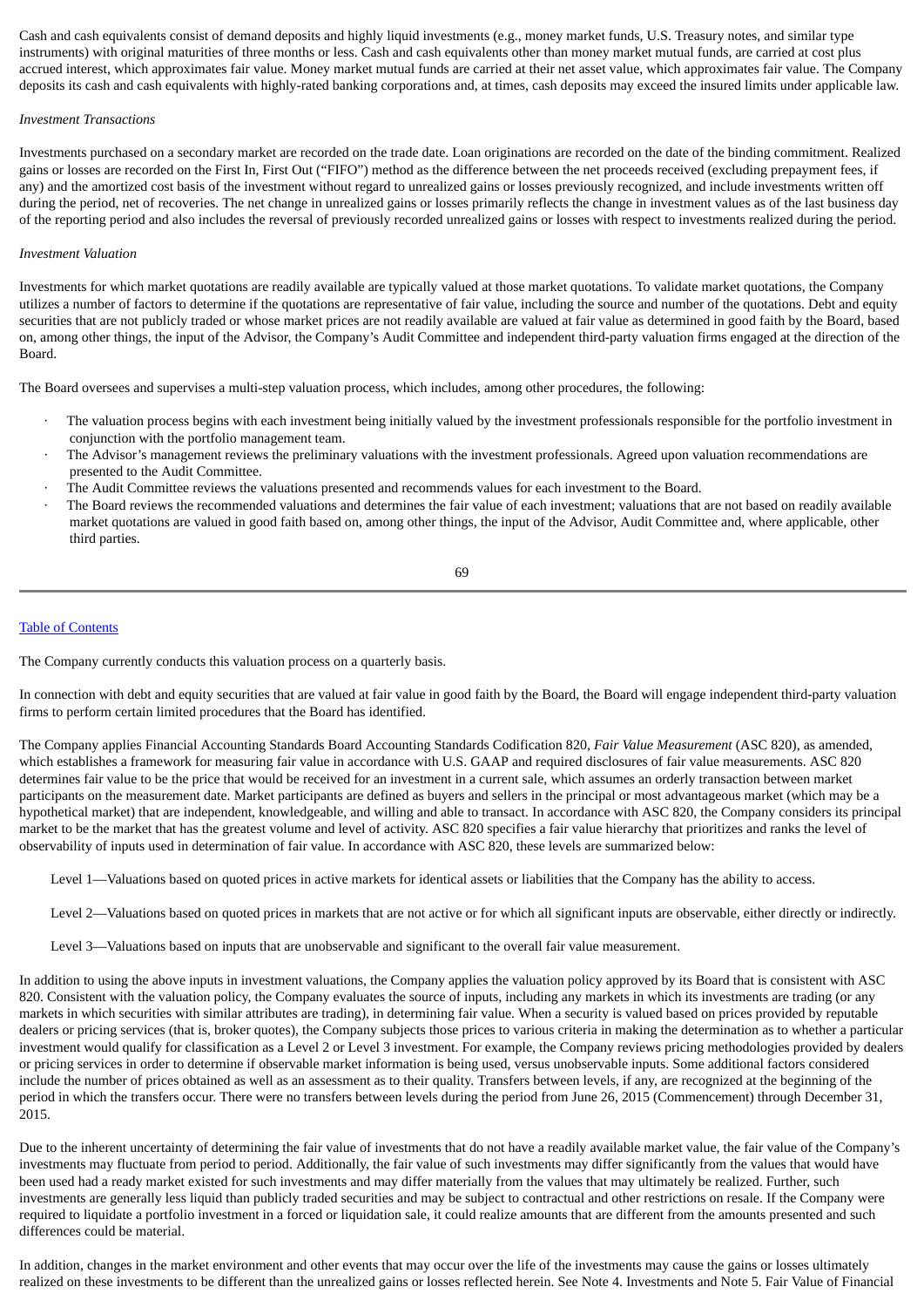Cash and cash equivalents consist of demand deposits and highly liquid investments (e.g., money market funds, U.S. Treasury notes, and similar type instruments) with original maturities of three months or less. Cash and cash equivalents other than money market mutual funds, are carried at cost plus accrued interest, which approximates fair value. Money market mutual funds are carried at their net asset value, which approximates fair value. The Company deposits its cash and cash equivalents with highly-rated banking corporations and, at times, cash deposits may exceed the insured limits under applicable law.

*Investment Transactions*

Investments purchased on a secondary market are recorded on the trade date. Loan originations are recorded on the date of the binding commitment. Realized gains or losses are recorded on the First In, First Out ("FIFO") method as the difference between the net proceeds received (excluding prepayment fees, if any) and the amortized cost basis of the investment without regard to unrealized gains or losses previously recognized, and include investments written off during the period, net of recoveries. The net change in unrealized gains or losses primarily reflects the change in investment values as of the last business day of the reporting period and also includes the reversal of previously recorded unrealized gains or losses with respect to investments realized during the period.

*Investment Valuation*

Investments for which market quotations are readily available are typically valued at those market quotations. To validate market quotations, the Company utilizes a number of factors to determine if the quotations are representative of fair value, including the source and number of the quotations. Debt and equity securities that are not publicly traded or whose market prices are not readily available are valued at fair value as determined in good faith by the Board, based on, among other things, the input of the Advisor, the Company's Audit Committee and independent third-party valuation firms engaged at the direction of the Board.

The Board oversees and supervises a multi-step valuation process, which includes, among other procedures, the following:

- The valuation process begins with each investment being initially valued by the investment professionals responsible for the portfolio investment in conjunction with the portfolio management team.
- The Advisor's management reviews the preliminary valuations with the investment professionals. Agreed upon valuation recommendations are presented to the Audit Committee.
- The Audit Committee reviews the valuations presented and recommends values for each investment to the Board.
- The Board reviews the recommended valuations and determines the fair value of each investment; valuations that are not based on readily available market quotations are valued in good faith based on, among other things, the input of the Advisor, Audit Committee and, where applicable, other third parties.

The Company currently conducts this valuation process on a quarterly basis.

In connection with debt and equity securities that are valued at fair value in good faith by the Board, the Board will engage independent third-party valuation firms to perform certain limited procedures that the Board has identified.

The Company applies Financial Accounting Standards Board Accounting Standards Codification 820, *Fair Value Measurement* (ASC 820), as amended, which establishes a framework for measuring fair value in accordance with U.S. GAAP and required disclosures of fair value measurements. ASC 820 determines fair value to be the price that would be received for an investment in a current sale, which assumes an orderly transaction between market participants on the measurement date. Market participants are defined as buyers and sellers in the principal or most advantageous market (which may be a hypothetical market) that are independent, knowledgeable, and willing and able to transact. In accordance with ASC 820, the Company considers its principal market to be the market that has the greatest volume and level of activity. ASC 820 specifies a fair value hierarchy that prioritizes and ranks the level of observability of inputs used in determination of fair value. In accordance with ASC 820, these levels are summarized below:

Level 1—Valuations based on quoted prices in active markets for identical assets or liabilities that the Company has the ability to access.

Level 2—Valuations based on quoted prices in markets that are not active or for which all significant inputs are observable, either directly or indirectly.

Level 3—Valuations based on inputs that are unobservable and significant to the overall fair value measurement.

In addition to using the above inputs in investment valuations, the Company applies the valuation policy approved by its Board that is consistent with ASC 820. Consistent with the valuation policy, the Company evaluates the source of inputs, including any markets in which its investments are trading (or any markets in which securities with similar attributes are trading), in determining fair value. When a security is valued based on prices provided by reputable dealers or pricing services (that is, broker quotes), the Company subjects those prices to various criteria in making the determination as to whether a particular investment would qualify for classification as a Level 2 or Level 3 investment. For example, the Company reviews pricing methodologies provided by dealers or pricing services in order to determine if observable market information is being used, versus unobservable inputs. Some additional factors considered include the number of prices obtained as well as an assessment as to their quality. Transfers between levels, if any, are recognized at the beginning of the period in which the transfers occur. There were no transfers between levels during the period from June 26, 2015 (Commencement) through December 31, 2015.

Due to the inherent uncertainty of determining the fair value of investments that do not have a readily available market value, the fair value of the Company's investments may fluctuate from period to period. Additionally, the fair value of such investments may differ significantly from the values that would have been used had a ready market existed for such investments and may differ materially from the values that may ultimately be realized. Further, such investments are generally less liquid than publicly traded securities and may be subject to contractual and other restrictions on resale. If the Company were required to liquidate a portfolio investment in a forced or liquidation sale, it could realize amounts that are different from the amounts presented and such differences could be material.

In addition, changes in the market environment and other events that may occur over the life of the investments may cause the gains or losses ultimately realized on these investments to be different than the unrealized gains or losses reflected herein. See Note 4. Investments and Note 5. Fair Value of Financial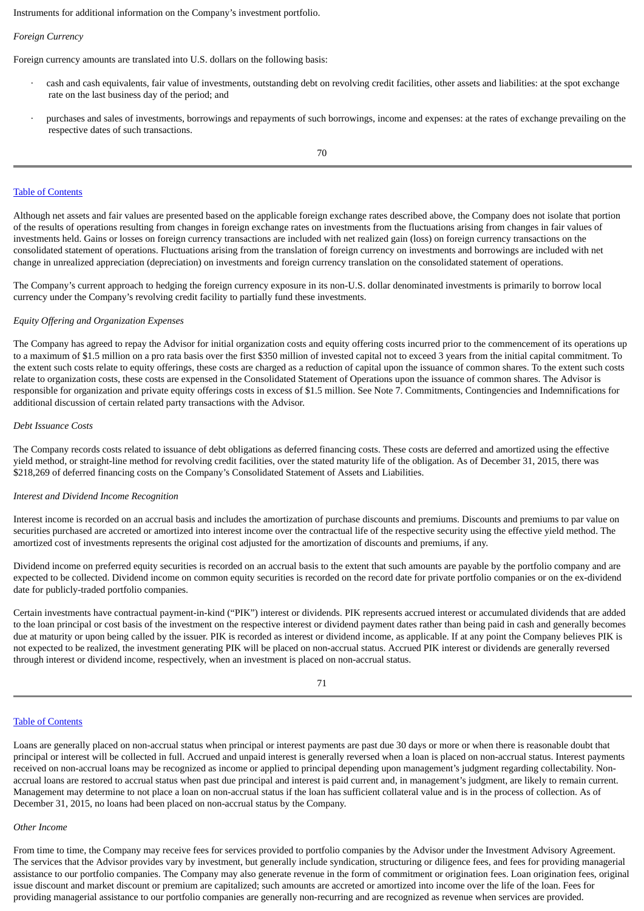Instruments for additional information on the Company's investment portfolio.

*Foreign Currency*

Foreign currency amounts are translated into U.S. dollars on the following basis:

- cash and cash equivalents, fair value of investments, outstanding debt on revolving credit facilities, other assets and liabilities: at the spot exchange rate on the last business day of the period; and
- purchases and sales of investments, borrowings and repayments of such borrowings, income and expenses: at the rates of exchange prevailing on the respective dates of such transactions.

Although net assets and fair values are presented based on the applicable foreign exchange rates described above, the Company does not isolate that portion of the results of operations resulting from changes in foreign exchange rates on investments from the fluctuations arising from changes in fair values of investments held. Gains or losses on foreign currency transactions are included with net realized gain (loss) on foreign currency transactions on the consolidated statement of operations. Fluctuations arising from the translation of foreign currency on investments and borrowings are included with net change in unrealized appreciation (depreciation) on investments and foreign currency translation on the consolidated statement of operations.

The Company's current approach to hedging the foreign currency exposure in its non-U.S. dollar denominated investments is primarily to borrow local currency under the Company's revolving credit facility to partially fund these investments.

*Equity Offering and Organization Expenses*

The Company has agreed to repay the Advisor for initial organization costs and equity offering costs incurred prior to the commencement of its operations up to a maximum of $1.5 million on a pro rata basis over the first $350 million of invested capital not to exceed 3 years from the initial capital commitment. To the extent such costs relate to equity offerings, these costs are charged as a reduction of capital upon the issuance of common shares. To the extent such costs relate to organization costs, these costs are expensed in the Consolidated Statement of Operations upon the issuance of common shares. The Advisor is responsible for organization and private equity offerings costs in excess of $1.5 million. See Note 7. Commitments, Contingencies and Indemnifications for additional discussion of certain related party transactions with the Advisor.

*Debt Issuance Costs*

The Company records costs related to issuance of debt obligations as deferred financing costs. These costs are deferred and amortized using the effective yield method, or straight-line method for revolving credit facilities, over the stated maturity life of the obligation. As of December 31, 2015, there was $218,269 of deferred financing costs on the Company's Consolidated Statement of Assets and Liabilities.

*Interest and Dividend Income Recognition*

Interest income is recorded on an accrual basis and includes the amortization of purchase discounts and premiums. Discounts and premiums to par value on securities purchased are accreted or amortized into interest income over the contractual life of the respective security using the effective yield method. The amortized cost of investments represents the original cost adjusted for the amortization of discounts and premiums, if any.

Dividend income on preferred equity securities is recorded on an accrual basis to the extent that such amounts are payable by the portfolio company and are expected to be collected. Dividend income on common equity securities is recorded on the record date for private portfolio companies or on the ex-dividend date for publicly-traded portfolio companies.

Certain investments have contractual payment-in-kind ("PIK") interest or dividends. PIK represents accrued interest or accumulated dividends that are added to the loan principal or cost basis of the investment on the respective interest or dividend payment dates rather than being paid in cash and generally becomes due at maturity or upon being called by the issuer. PIK is recorded as interest or dividend income, as applicable. If at any point the Company believes PIK is not expected to be realized, the investment generating PIK will be placed on non-accrual status. Accrued PIK interest or dividends are generally reversed through interest or dividend income, respectively, when an investment is placed on non-accrual status.

Loans are generally placed on non-accrual status when principal or interest payments are past due 30 days or more or when there is reasonable doubt that principal or interest will be collected in full. Accrued and unpaid interest is generally reversed when a loan is placed on non-accrual status. Interest payments received on non-accrual loans may be recognized as income or applied to principal depending upon management's judgment regarding collectability. Non-accrual loans are restored to accrual status when past due principal and interest is paid current and, in management's judgment, are likely to remain current. Management may determine to not place a loan on non-accrual status if the loan has sufficient collateral value and is in the process of collection. As of December 31, 2015, no loans had been placed on non-accrual status by the Company.

*Other Income*

From time to time, the Company may receive fees for services provided to portfolio companies by the Advisor under the Investment Advisory Agreement. The services that the Advisor provides vary by investment, but generally include syndication, structuring or diligence fees, and fees for providing managerial assistance to our portfolio companies. The Company may also generate revenue in the form of commitment or origination fees. Loan origination fees, original issue discount and market discount or premium are capitalized; such amounts are accreted or amortized into income over the life of the loan. Fees for providing managerial assistance to our portfolio companies are generally non-recurring and are recognized as revenue when services are provided.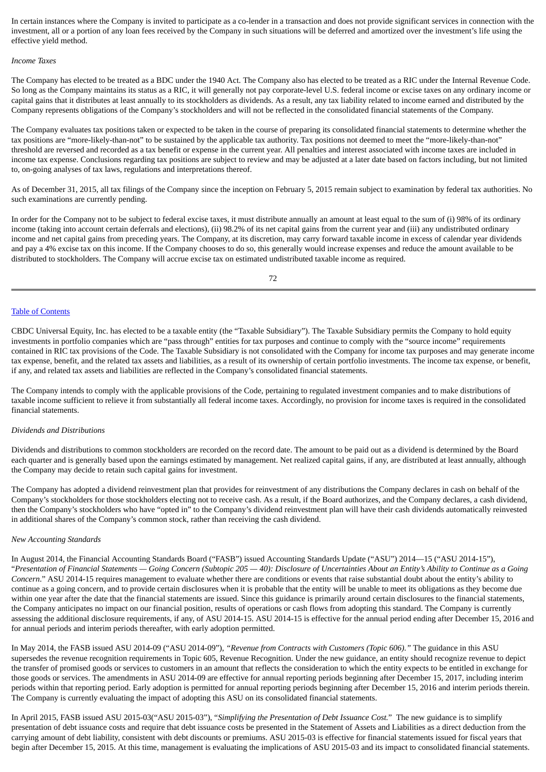In certain instances where the Company is invited to participate as a co-lender in a transaction and does not provide significant services in connection with the investment, all or a portion of any loan fees received by the Company in such situations will be deferred and amortized over the investment's life using the effective yield method.

*Income Taxes*

The Company has elected to be treated as a BDC under the 1940 Act. The Company also has elected to be treated as a RIC under the Internal Revenue Code. So long as the Company maintains its status as a RIC, it will generally not pay corporate-level U.S. federal income or excise taxes on any ordinary income or capital gains that it distributes at least annually to its stockholders as dividends. As a result, any tax liability related to income earned and distributed by the Company represents obligations of the Company's stockholders and will not be reflected in the consolidated financial statements of the Company.

The Company evaluates tax positions taken or expected to be taken in the course of preparing its consolidated financial statements to determine whether the tax positions are "more-likely-than-not" to be sustained by the applicable tax authority. Tax positions not deemed to meet the "more-likely-than-not" threshold are reversed and recorded as a tax benefit or expense in the current year. All penalties and interest associated with income taxes are included in income tax expense. Conclusions regarding tax positions are subject to review and may be adjusted at a later date based on factors including, but not limited to, on-going analyses of tax laws, regulations and interpretations thereof.

As of December 31, 2015, all tax filings of the Company since the inception on February 5, 2015 remain subject to examination by federal tax authorities. No such examinations are currently pending.

In order for the Company not to be subject to federal excise taxes, it must distribute annually an amount at least equal to the sum of (i) 98% of its ordinary income (taking into account certain deferrals and elections), (ii) 98.2% of its net capital gains from the current year and (iii) any undistributed ordinary income and net capital gains from preceding years. The Company, at its discretion, may carry forward taxable income in excess of calendar year dividends and pay a 4% excise tax on this income. If the Company chooses to do so, this generally would increase expenses and reduce the amount available to be distributed to stockholders. The Company will accrue excise tax on estimated undistributed taxable income as required.

CBDC Universal Equity, Inc. has elected to be a taxable entity (the "Taxable Subsidiary"). The Taxable Subsidiary permits the Company to hold equity investments in portfolio companies which are "pass through" entities for tax purposes and continue to comply with the "source income" requirements contained in RIC tax provisions of the Code. The Taxable Subsidiary is not consolidated with the Company for income tax purposes and may generate income tax expense, benefit, and the related tax assets and liabilities, as a result of its ownership of certain portfolio investments. The income tax expense, or benefit, if any, and related tax assets and liabilities are reflected in the Company's consolidated financial statements.

The Company intends to comply with the applicable provisions of the Code, pertaining to regulated investment companies and to make distributions of taxable income sufficient to relieve it from substantially all federal income taxes. Accordingly, no provision for income taxes is required in the consolidated financial statements.

*Dividends and Distributions*

Dividends and distributions to common stockholders are recorded on the record date. The amount to be paid out as a dividend is determined by the Board each quarter and is generally based upon the earnings estimated by management. Net realized capital gains, if any, are distributed at least annually, although the Company may decide to retain such capital gains for investment.

The Company has adopted a dividend reinvestment plan that provides for reinvestment of any distributions the Company declares in cash on behalf of the Company's stockholders for those stockholders electing not to receive cash. As a result, if the Board authorizes, and the Company declares, a cash dividend, then the Company's stockholders who have "opted in" to the Company's dividend reinvestment plan will have their cash dividends automatically reinvested in additional shares of the Company's common stock, rather than receiving the cash dividend.

*New Accounting Standards*

In August 2014, the Financial Accounting Standards Board ("FASB") issued Accounting Standards Update ("ASU") 2014—15 ("ASU 2014-15"), "*Presentation of Financial Statements — Going Concern (Subtopic 205 — 40): Disclosure of Uncertainties About an Entity's Ability to Continue as a Going Concern*." ASU 2014-15 requires management to evaluate whether there are conditions or events that raise substantial doubt about the entity's ability to continue as a going concern, and to provide certain disclosures when it is probable that the entity will be unable to meet its obligations as they become due within one year after the date that the financial statements are issued. Since this guidance is primarily around certain disclosures to the financial statements, the Company anticipates no impact on our financial position, results of operations or cash flows from adopting this standard. The Company is currently assessing the additional disclosure requirements, if any, of ASU 2014-15. ASU 2014-15 is effective for the annual period ending after December 15, 2016 and for annual periods and interim periods thereafter, with early adoption permitted.

In May 2014, the FASB issued ASU 2014-09 ("ASU 2014-09"), *"Revenue from Contracts with Customers (Topic 606)."* The guidance in this ASU supersedes the revenue recognition requirements in Topic 605, Revenue Recognition. Under the new guidance, an entity should recognize revenue to depict the transfer of promised goods or services to customers in an amount that reflects the consideration to which the entity expects to be entitled in exchange for those goods or services. The amendments in ASU 2014-09 are effective for annual reporting periods beginning after December 15, 2017, including interim periods within that reporting period. Early adoption is permitted for annual reporting periods beginning after December 15, 2016 and interim periods therein. The Company is currently evaluating the impact of adopting this ASU on its consolidated financial statements.

In April 2015, FASB issued ASU 2015-03("ASU 2015-03"), "*Simplifying the Presentation of Debt Issuance Cost.*" The new guidance is to simplify presentation of debt issuance costs and require that debt issuance costs be presented in the Statement of Assets and Liabilities as a direct deduction from the carrying amount of debt liability, consistent with debt discounts or premiums. ASU 2015-03 is effective for financial statements issued for fiscal years that begin after December 15, 2015. At this time, management is evaluating the implications of ASU 2015-03 and its impact to consolidated financial statements.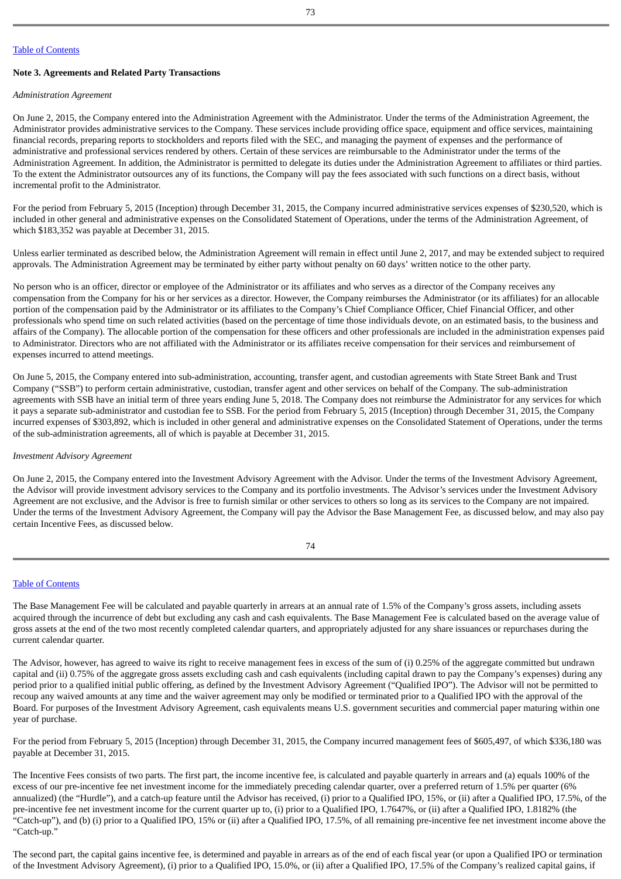[Table of Contents](#)

**Note 3. Agreements and Related Party Transactions**

*Administration Agreement*

On June 2, 2015, the Company entered into the Administration Agreement with the Administrator. Under the terms of the Administration Agreement, the Administrator provides administrative services to the Company. These services include providing office space, equipment and office services, maintaining financial records, preparing reports to stockholders and reports filed with the SEC, and managing the payment of expenses and the performance of administrative and professional services rendered by others. Certain of these services are reimbursable to the Administrator under the terms of the Administration Agreement. In addition, the Administrator is permitted to delegate its duties under the Administration Agreement to affiliates or third parties. To the extent the Administrator outsources any of its functions, the Company will pay the fees associated with such functions on a direct basis, without incremental profit to the Administrator.

For the period from February 5, 2015 (Inception) through December 31, 2015, the Company incurred administrative services expenses of $230,520, which is included in other general and administrative expenses on the Consolidated Statement of Operations, under the terms of the Administration Agreement, of which $183,352 was payable at December 31, 2015.

Unless earlier terminated as described below, the Administration Agreement will remain in effect until June 2, 2017, and may be extended subject to required approvals. The Administration Agreement may be terminated by either party without penalty on 60 days' written notice to the other party.

No person who is an officer, director or employee of the Administrator or its affiliates and who serves as a director of the Company receives any compensation from the Company for his or her services as a director. However, the Company reimburses the Administrator (or its affiliates) for an allocable portion of the compensation paid by the Administrator or its affiliates to the Company's Chief Compliance Officer, Chief Financial Officer, and other professionals who spend time on such related activities (based on the percentage of time those individuals devote, on an estimated basis, to the business and affairs of the Company). The allocable portion of the compensation for these officers and other professionals are included in the administration expenses paid to Administrator. Directors who are not affiliated with the Administrator or its affiliates receive compensation for their services and reimbursement of expenses incurred to attend meetings.

On June 5, 2015, the Company entered into sub-administration, accounting, transfer agent, and custodian agreements with State Street Bank and Trust Company ("SSB") to perform certain administrative, custodian, transfer agent and other services on behalf of the Company. The sub-administration agreements with SSB have an initial term of three years ending June 5, 2018. The Company does not reimburse the Administrator for any services for which it pays a separate sub-administrator and custodian fee to SSB. For the period from February 5, 2015 (Inception) through December 31, 2015, the Company incurred expenses of $303,892, which is included in other general and administrative expenses on the Consolidated Statement of Operations, under the terms of the sub-administration agreements, all of which is payable at December 31, 2015.

*Investment Advisory Agreement*

On June 2, 2015, the Company entered into the Investment Advisory Agreement with the Advisor. Under the terms of the Investment Advisory Agreement, the Advisor will provide investment advisory services to the Company and its portfolio investments. The Advisor's services under the Investment Advisory Agreement are not exclusive, and the Advisor is free to furnish similar or other services to others so long as its services to the Company are not impaired. Under the terms of the Investment Advisory Agreement, the Company will pay the Advisor the Base Management Fee, as discussed below, and may also pay certain Incentive Fees, as discussed below.

[Table of Contents](#)

The Base Management Fee will be calculated and payable quarterly in arrears at an annual rate of 1.5% of the Company's gross assets, including assets acquired through the incurrence of debt but excluding any cash and cash equivalents. The Base Management Fee is calculated based on the average value of gross assets at the end of the two most recently completed calendar quarters, and appropriately adjusted for any share issuances or repurchases during the current calendar quarter.

The Advisor, however, has agreed to waive its right to receive management fees in excess of the sum of (i) 0.25% of the aggregate committed but undrawn capital and (ii) 0.75% of the aggregate gross assets excluding cash and cash equivalents (including capital drawn to pay the Company's expenses) during any period prior to a qualified initial public offering, as defined by the Investment Advisory Agreement ("Qualified IPO"). The Advisor will not be permitted to recoup any waived amounts at any time and the waiver agreement may only be modified or terminated prior to a Qualified IPO with the approval of the Board. For purposes of the Investment Advisory Agreement, cash equivalents means U.S. government securities and commercial paper maturing within one year of purchase.

For the period from February 5, 2015 (Inception) through December 31, 2015, the Company incurred management fees of $605,497, of which $336,180 was payable at December 31, 2015.

The Incentive Fees consists of two parts. The first part, the income incentive fee, is calculated and payable quarterly in arrears and (a) equals 100% of the excess of our pre-incentive fee net investment income for the immediately preceding calendar quarter, over a preferred return of 1.5% per quarter (6% annualized) (the "Hurdle"), and a catch-up feature until the Advisor has received, (i) prior to a Qualified IPO, 15%, or (ii) after a Qualified IPO, 17.5%, of the pre-incentive fee net investment income for the current quarter up to, (i) prior to a Qualified IPO, 1.7647%, or (ii) after a Qualified IPO, 1.8182% (the "Catch-up"), and (b) (i) prior to a Qualified IPO, 15% or (ii) after a Qualified IPO, 17.5%, of all remaining pre-incentive fee net investment income above the "Catch-up."

The second part, the capital gains incentive fee, is determined and payable in arrears as of the end of each fiscal year (or upon a Qualified IPO or termination of the Investment Advisory Agreement), (i) prior to a Qualified IPO, 15.0%, or (ii) after a Qualified IPO, 17.5% of the Company's realized capital gains, if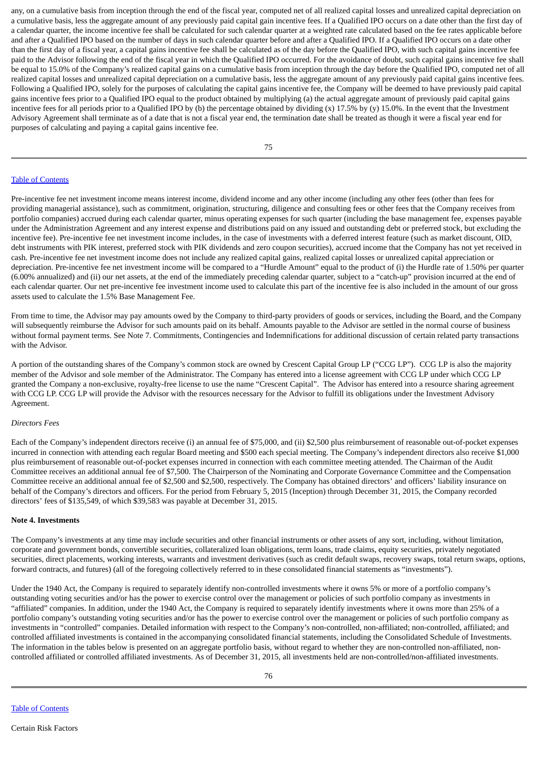any, on a cumulative basis from inception through the end of the fiscal year, computed net of all realized capital losses and unrealized capital depreciation on a cumulative basis, less the aggregate amount of any previously paid capital gain incentive fees. If a Qualified IPO occurs on a date other than the first day of a calendar quarter, the income incentive fee shall be calculated for such calendar quarter at a weighted rate calculated based on the fee rates applicable before and after a Qualified IPO based on the number of days in such calendar quarter before and after a Qualified IPO. If a Qualified IPO occurs on a date other than the first day of a fiscal year, a capital gains incentive fee shall be calculated as of the day before the Qualified IPO, with such capital gains incentive fee paid to the Advisor following the end of the fiscal year in which the Qualified IPO occurred. For the avoidance of doubt, such capital gains incentive fee shall be equal to 15.0% of the Company's realized capital gains on a cumulative basis from inception through the day before the Qualified IPO, computed net of all realized capital losses and unrealized capital depreciation on a cumulative basis, less the aggregate amount of any previously paid capital gains incentive fees. Following a Qualified IPO, solely for the purposes of calculating the capital gains incentive fee, the Company will be deemed to have previously paid capital gains incentive fees prior to a Qualified IPO equal to the product obtained by multiplying (a) the actual aggregate amount of previously paid capital gains incentive fees for all periods prior to a Qualified IPO by (b) the percentage obtained by dividing (x) 17.5% by (y) 15.0%. In the event that the Investment Advisory Agreement shall terminate as of a date that is not a fiscal year end, the termination date shall be treated as though it were a fiscal year end for purposes of calculating and paying a capital gains incentive fee.

Table of Contents

Pre-incentive fee net investment income means interest income, dividend income and any other income (including any other fees (other than fees for providing managerial assistance), such as commitment, origination, structuring, diligence and consulting fees or other fees that the Company receives from portfolio companies) accrued during each calendar quarter, minus operating expenses for such quarter (including the base management fee, expenses payable under the Administration Agreement and any interest expense and distributions paid on any issued and outstanding debt or preferred stock, but excluding the incentive fee). Pre-incentive fee net investment income includes, in the case of investments with a deferred interest feature (such as market discount, OID, debt instruments with PIK interest, preferred stock with PIK dividends and zero coupon securities), accrued income that the Company has not yet received in cash. Pre-incentive fee net investment income does not include any realized capital gains, realized capital losses or unrealized capital appreciation or depreciation. Pre-incentive fee net investment income will be compared to a "Hurdle Amount" equal to the product of (i) the Hurdle rate of 1.50% per quarter (6.00% annualized) and (ii) our net assets, at the end of the immediately preceding calendar quarter, subject to a "catch-up" provision incurred at the end of each calendar quarter. Our net pre-incentive fee investment income used to calculate this part of the incentive fee is also included in the amount of our gross assets used to calculate the 1.5% Base Management Fee.

From time to time, the Advisor may pay amounts owed by the Company to third-party providers of goods or services, including the Board, and the Company will subsequently reimburse the Advisor for such amounts paid on its behalf. Amounts payable to the Advisor are settled in the normal course of business without formal payment terms. See Note 7. Commitments, Contingencies and Indemnifications for additional discussion of certain related party transactions with the Advisor.

A portion of the outstanding shares of the Company's common stock are owned by Crescent Capital Group LP ("CCG LP"). CCG LP is also the majority member of the Advisor and sole member of the Administrator. The Company has entered into a license agreement with CCG LP under which CCG LP granted the Company a non-exclusive, royalty-free license to use the name "Crescent Capital". The Advisor has entered into a resource sharing agreement with CCG LP. CCG LP will provide the Advisor with the resources necessary for the Advisor to fulfill its obligations under the Investment Advisory Agreement.

*Directors Fees*

Each of the Company's independent directors receive (i) an annual fee of $75,000, and (ii) $2,500 plus reimbursement of reasonable out-of-pocket expenses incurred in connection with attending each regular Board meeting and $500 each special meeting. The Company's independent directors also receive $1,000 plus reimbursement of reasonable out-of-pocket expenses incurred in connection with each committee meeting attended. The Chairman of the Audit Committee receives an additional annual fee of $7,500. The Chairperson of the Nominating and Corporate Governance Committee and the Compensation Committee receive an additional annual fee of $2,500 and $2,500, respectively. The Company has obtained directors' and officers' liability insurance on behalf of the Company's directors and officers. For the period from February 5, 2015 (Inception) through December 31, 2015, the Company recorded directors' fees of $135,549, of which $39,583 was payable at December 31, 2015.

**Note 4. Investments**

The Company's investments at any time may include securities and other financial instruments or other assets of any sort, including, without limitation, corporate and government bonds, convertible securities, collateralized loan obligations, term loans, trade claims, equity securities, privately negotiated securities, direct placements, working interests, warrants and investment derivatives (such as credit default swaps, recovery swaps, total return swaps, options, forward contracts, and futures) (all of the foregoing collectively referred to in these consolidated financial statements as "investments").

Under the 1940 Act, the Company is required to separately identify non-controlled investments where it owns 5% or more of a portfolio company's outstanding voting securities and/or has the power to exercise control over the management or policies of such portfolio company as investments in "affiliated" companies. In addition, under the 1940 Act, the Company is required to separately identify investments where it owns more than 25% of a portfolio company's outstanding voting securities and/or has the power to exercise control over the management or policies of such portfolio company as investments in "controlled" companies. Detailed information with respect to the Company's non-controlled, non-affiliated; non-controlled, affiliated; and controlled affiliated investments is contained in the accompanying consolidated financial statements, including the Consolidated Schedule of Investments. The information in the tables below is presented on an aggregate portfolio basis, without regard to whether they are non-controlled non-affiliated, non-controlled affiliated or controlled affiliated investments. As of December 31, 2015, all investments held are non-controlled/non-affiliated investments.

Table of Contents

Certain Risk Factors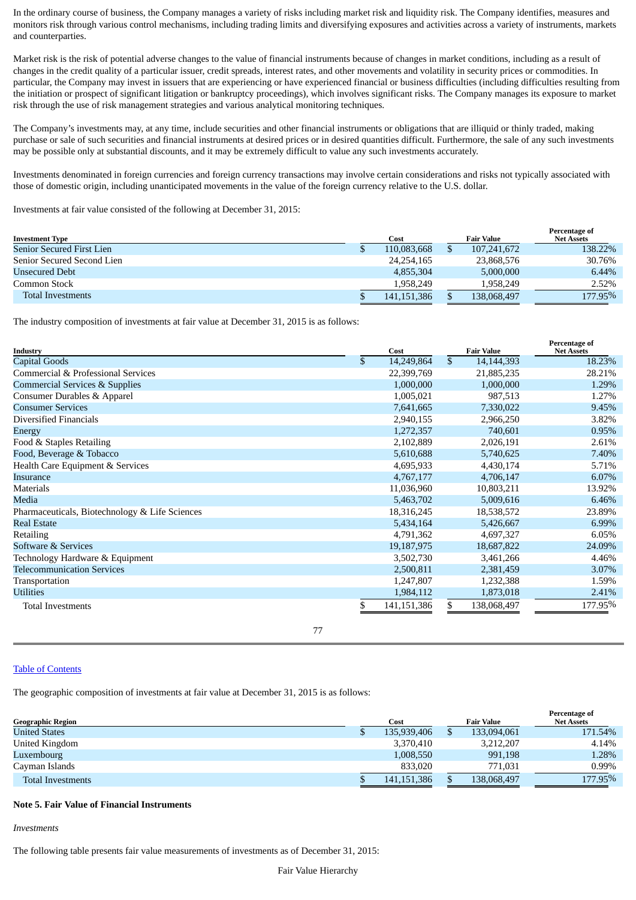In the ordinary course of business, the Company manages a variety of risks including market risk and liquidity risk. The Company identifies, measures and monitors risk through various control mechanisms, including trading limits and diversifying exposures and activities across a variety of instruments, markets and counterparties.

Market risk is the risk of potential adverse changes to the value of financial instruments because of changes in market conditions, including as a result of changes in the credit quality of a particular issuer, credit spreads, interest rates, and other movements and volatility in security prices or commodities. In particular, the Company may invest in issuers that are experiencing or have experienced financial or business difficulties (including difficulties resulting from the initiation or prospect of significant litigation or bankruptcy proceedings), which involves significant risks. The Company manages its exposure to market risk through the use of risk management strategies and various analytical monitoring techniques.

The Company's investments may, at any time, include securities and other financial instruments or obligations that are illiquid or thinly traded, making purchase or sale of such securities and financial instruments at desired prices or in desired quantities difficult. Furthermore, the sale of any such investments may be possible only at substantial discounts, and it may be extremely difficult to value any such investments accurately.

Investments denominated in foreign currencies and foreign currency transactions may involve certain considerations and risks not typically associated with those of domestic origin, including unanticipated movements in the value of the foreign currency relative to the U.S. dollar.

Investments at fair value consisted of the following at December 31, 2015:

| Investment Type | Cost | Fair Value | Percentage of Net Assets |
|---|---|---|---|
| Senior Secured First Lien | $ 110,083,668 | $ 107,241,672 | 138.22% |
| Senior Secured Second Lien | 24,254,165 | 23,868,576 | 30.76% |
| Unsecured Debt | 4,855,304 | 5,000,000 | 6.44% |
| Common Stock | 1,958,249 | 1,958,249 | 2.52% |
| Total Investments | $ 141,151,386 | $ 138,068,497 | 177.95% |

The industry composition of investments at fair value at December 31, 2015 is as follows:

| Industry | Cost | Fair Value | Percentage of Net Assets |
|---|---|---|---|
| Capital Goods | $ 14,249,864 | $ 14,144,393 | 18.23% |
| Commercial & Professional Services | 22,399,769 | 21,885,235 | 28.21% |
| Commercial Services & Supplies | 1,000,000 | 1,000,000 | 1.29% |
| Consumer Durables & Apparel | 1,005,021 | 987,513 | 1.27% |
| Consumer Services | 7,641,665 | 7,330,022 | 9.45% |
| Diversified Financials | 2,940,155 | 2,966,250 | 3.82% |
| Energy | 1,272,357 | 740,601 | 0.95% |
| Food & Staples Retailing | 2,102,889 | 2,026,191 | 2.61% |
| Food, Beverage & Tobacco | 5,610,688 | 5,740,625 | 7.40% |
| Health Care Equipment & Services | 4,695,933 | 4,430,174 | 5.71% |
| Insurance | 4,767,177 | 4,706,147 | 6.07% |
| Materials | 11,036,960 | 10,803,211 | 13.92% |
| Media | 5,463,702 | 5,009,616 | 6.46% |
| Pharmaceuticals, Biotechnology & Life Sciences | 18,316,245 | 18,538,572 | 23.89% |
| Real Estate | 5,434,164 | 5,426,667 | 6.99% |
| Retailing | 4,791,362 | 4,697,327 | 6.05% |
| Software & Services | 19,187,975 | 18,687,822 | 24.09% |
| Technology Hardware & Equipment | 3,502,730 | 3,461,266 | 4.46% |
| Telecommunication Services | 2,500,811 | 2,381,459 | 3.07% |
| Transportation | 1,247,807 | 1,232,388 | 1.59% |
| Utilities | 1,984,112 | 1,873,018 | 2.41% |
| Total Investments | $ 141,151,386 | $ 138,068,497 | 177.95% |

[Table of Contents](#)

The geographic composition of investments at fair value at December 31, 2015 is as follows:

| Geographic Region | Cost | Fair Value | Percentage of Net Assets |
|---|---|---|---|
| United States | $ 135,939,406 | $ 133,094,061 | 171.54% |
| United Kingdom | 3,370,410 | 3,212,207 | 4.14% |
| Luxembourg | 1,008,550 | 991,198 | 1.28% |
| Cayman Islands | 833,020 | 771,031 | 0.99% |
| Total Investments | $ 141,151,386 | $ 138,068,497 | 177.95% |

**Note 5. Fair Value of Financial Instruments**

*Investments*

The following table presents fair value measurements of investments as of December 31, 2015:

Fair Value Hierarchy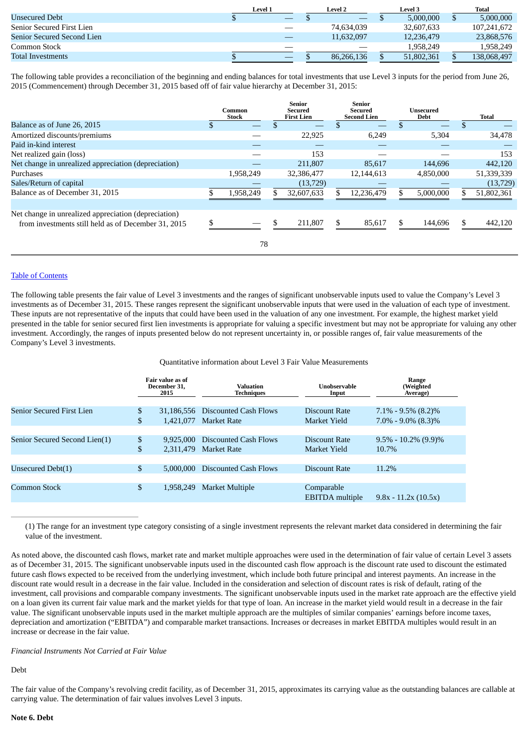| | Level 1 | Level 2 | Level 3 | Total |
|---|---|---|---|---|
| Unsecured Debt | $ — | $ — | $ 5,000,000 | $ 5,000,000 |
| Senior Secured First Lien | — | 74,634,039 | 32,607,633 | 107,241,672 |
| Senior Secured Second Lien | — | 11,632,097 | 12,236,479 | 23,868,576 |
| Common Stock | — | — | 1,958,249 | 1,958,249 |
| Total Investments | $ — | $ 86,266,136 | $ 51,802,361 | $ 138,068,497 |

The following table provides a reconciliation of the beginning and ending balances for total investments that use Level 3 inputs for the period from June 26, 2015 (Commencement) through December 31, 2015 based off of fair value hierarchy at December 31, 2015:

| | Common Stock | Senior Secured First Lien | Senior Secured Second Lien | Unsecured Debt | Total |
|---|---|---|---|---|---|
| Balance as of June 26, 2015 | $ — | $ — | $ — | $ — | $ — |
| Amortized discounts/premiums | — | 22,925 | 6,249 | 5,304 | 34,478 |
| Paid in-kind interest | — | — | — | — | — |
| Net realized gain (loss) | — | 153 | — | — | 153 |
| Net change in unrealized appreciation (depreciation) | — | 211,807 | 85,617 | 144,696 | 442,120 |
| Purchases | 1,958,249 | 32,386,477 | 12,144,613 | 4,850,000 | 51,339,339 |
| Sales/Return of capital | — | (13,729) | — | — | (13,729) |
| Balance as of December 31, 2015 | $ 1,958,249 | $ 32,607,633 | $ 12,236,479 | $ 5,000,000 | $ 51,802,361 |
| | | | | | |
| Net change in unrealized appreciation (depreciation) from investments still held as of December 31, 2015 | $ — | $ 211,807 | $ 85,617 | $ 144,696 | $ 442,120 |

[Table of Contents](#)

The following table presents the fair value of Level 3 investments and the ranges of significant unobservable inputs used to value the Company's Level 3 investments as of December 31, 2015. These ranges represent the significant unobservable inputs that were used in the valuation of each type of investment. These inputs are not representative of the inputs that could have been used in the valuation of any one investment. For example, the highest market yield presented in the table for senior secured first lien investments is appropriate for valuing a specific investment but may not be appropriate for valuing any other investment. Accordingly, the ranges of inputs presented below do not represent uncertainty in, or possible ranges of, fair value measurements of the Company's Level 3 investments.

Quantitative information about Level 3 Fair Value Measurements

| | Fair value as of December 31, 2015 | Valuation Techniques | Unobservable Input | Range (Weighted Average) |
|---|---|---|---|---|
| Senior Secured First Lien | $ 31,186,556 | Discounted Cash Flows | Discount Rate | 7.1% - 9.5% (8.2)% |
| | $ 1,421,077 | Market Rate | Market Yield | 7.0% - 9.0% (8.3)% |
| Senior Secured Second Lien(1) | $ 9,925,000 | Discounted Cash Flows | Discount Rate | 9.5% - 10.2% (9.9)% |
| | $ 2,311,479 | Market Rate | Market Yield | 10.7% |
| Unsecured Debt(1) | $ 5,000,000 | Discounted Cash Flows | Discount Rate | 11.2% |
| Common Stock | $ 1,958,249 | Market Multiple | Comparable EBITDA multiple | 9.8x - 11.2x (10.5x) |

(1) The range for an investment type category consisting of a single investment represents the relevant market data considered in determining the fair value of the investment.

As noted above, the discounted cash flows, market rate and market multiple approaches were used in the determination of fair value of certain Level 3 assets as of December 31, 2015. The significant unobservable inputs used in the discounted cash flow approach is the discount rate used to discount the estimated future cash flows expected to be received from the underlying investment, which include both future principal and interest payments. An increase in the discount rate would result in a decrease in the fair value. Included in the consideration and selection of discount rates is risk of default, rating of the investment, call provisions and comparable company investments. The significant unobservable inputs used in the market rate approach are the effective yield on a loan given its current fair value mark and the market yields for that type of loan. An increase in the market yield would result in a decrease in the fair value. The significant unobservable inputs used in the market multiple approach are the multiples of similar companies' earnings before income taxes, depreciation and amortization ("EBITDA") and comparable market transactions. Increases or decreases in market EBITDA multiples would result in an increase or decrease in the fair value.

*Financial Instruments Not Carried at Fair Value*

Debt

The fair value of the Company's revolving credit facility, as of December 31, 2015, approximates its carrying value as the outstanding balances are callable at carrying value. The determination of fair values involves Level 3 inputs.

**Note 6. Debt**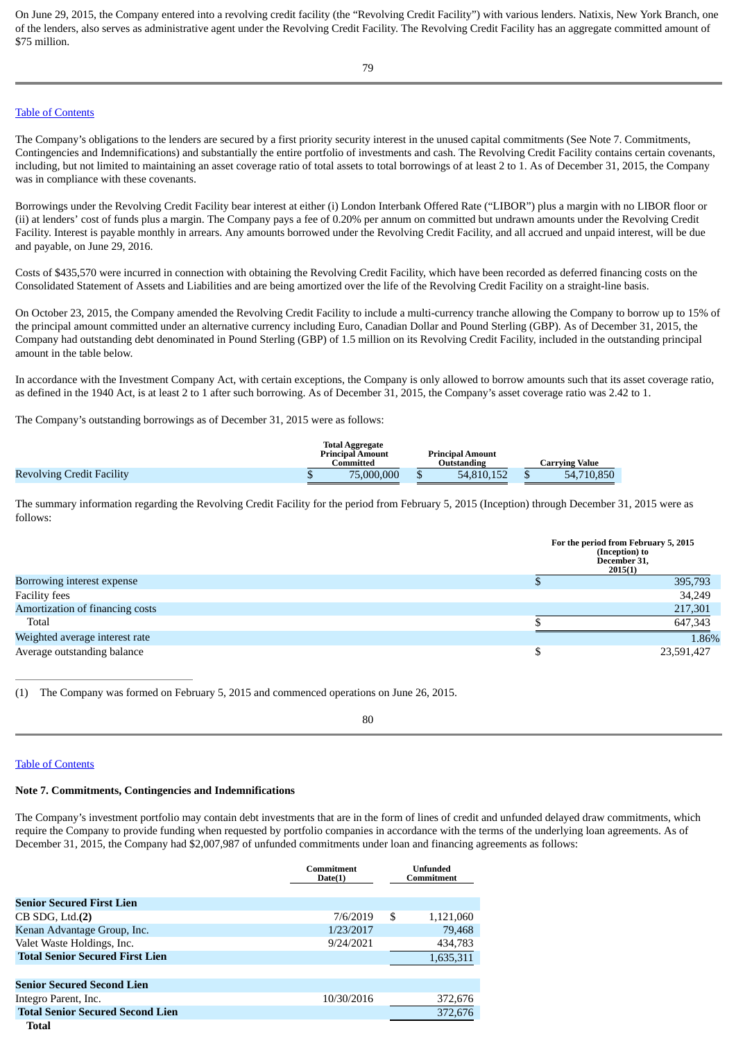On June 29, 2015, the Company entered into a revolving credit facility (the "Revolving Credit Facility") with various lenders. Natixis, New York Branch, one of the lenders, also serves as administrative agent under the Revolving Credit Facility. The Revolving Credit Facility has an aggregate committed amount of $75 million.

The Company's obligations to the lenders are secured by a first priority security interest in the unused capital commitments (See Note 7. Commitments, Contingencies and Indemnifications) and substantially the entire portfolio of investments and cash. The Revolving Credit Facility contains certain covenants, including, but not limited to maintaining an asset coverage ratio of total assets to total borrowings of at least 2 to 1. As of December 31, 2015, the Company was in compliance with these covenants.

Borrowings under the Revolving Credit Facility bear interest at either (i) London Interbank Offered Rate ("LIBOR") plus a margin with no LIBOR floor or (ii) at lenders' cost of funds plus a margin. The Company pays a fee of 0.20% per annum on committed but undrawn amounts under the Revolving Credit Facility. Interest is payable monthly in arrears. Any amounts borrowed under the Revolving Credit Facility, and all accrued and unpaid interest, will be due and payable, on June 29, 2016.

Costs of $435,570 were incurred in connection with obtaining the Revolving Credit Facility, which have been recorded as deferred financing costs on the Consolidated Statement of Assets and Liabilities and are being amortized over the life of the Revolving Credit Facility on a straight-line basis.

On October 23, 2015, the Company amended the Revolving Credit Facility to include a multi-currency tranche allowing the Company to borrow up to 15% of the principal amount committed under an alternative currency including Euro, Canadian Dollar and Pound Sterling (GBP). As of December 31, 2015, the Company had outstanding debt denominated in Pound Sterling (GBP) of 1.5 million on its Revolving Credit Facility, included in the outstanding principal amount in the table below.

In accordance with the Investment Company Act, with certain exceptions, the Company is only allowed to borrow amounts such that its asset coverage ratio, as defined in the 1940 Act, is at least 2 to 1 after such borrowing. As of December 31, 2015, the Company's asset coverage ratio was 2.42 to 1.

The Company's outstanding borrowings as of December 31, 2015 were as follows:

| | Total Aggregate Principal Amount Committed | Principal Amount Outstanding | Carrying Value |
|---|---|---|---|
| Revolving Credit Facility | $ 75,000,000 | $ 54,810,152 | $ 54,710,850 |

The summary information regarding the Revolving Credit Facility for the period from February 5, 2015 (Inception) through December 31, 2015 were as follows:

| | For the period from February 5, 2015 (Inception) to December 31, 2015(1) |
|---|---|
| Borrowing interest expense | $ 395,793 |
| Facility fees | 34,249 |
| Amortization of financing costs | 217,301 |
| Total | $ 647,343 |
| Weighted average interest rate | 1.86% |
| Average outstanding balance | $ 23,591,427 |

(1) The Company was formed on February 5, 2015 and commenced operations on June 26, 2015.

**Note 7. Commitments, Contingencies and Indemnifications**

The Company's investment portfolio may contain debt investments that are in the form of lines of credit and unfunded delayed draw commitments, which require the Company to provide funding when requested by portfolio companies in accordance with the terms of the underlying loan agreements. As of December 31, 2015, the Company had $2,007,987 of unfunded commitments under loan and financing agreements as follows:

| | Commitment Date(1) | Unfunded Commitment |
|---|---|---|
| **Senior Secured First Lien** | | |
| CB SDG, Ltd.**(2)** | 7/6/2019 | $ 1,121,060 |
| Kenan Advantage Group, Inc. | 1/23/2017 | 79,468 |
| Valet Waste Holdings, Inc. | 9/24/2021 | 434,783 |
| **Total Senior Secured First Lien** | | 1,635,311 |
| | | |
| **Senior Secured Second Lien** | | |
| Integro Parent, Inc. | 10/30/2016 | 372,676 |
| **Total Senior Secured Second Lien** | | 372,676 |
| **Total** | | |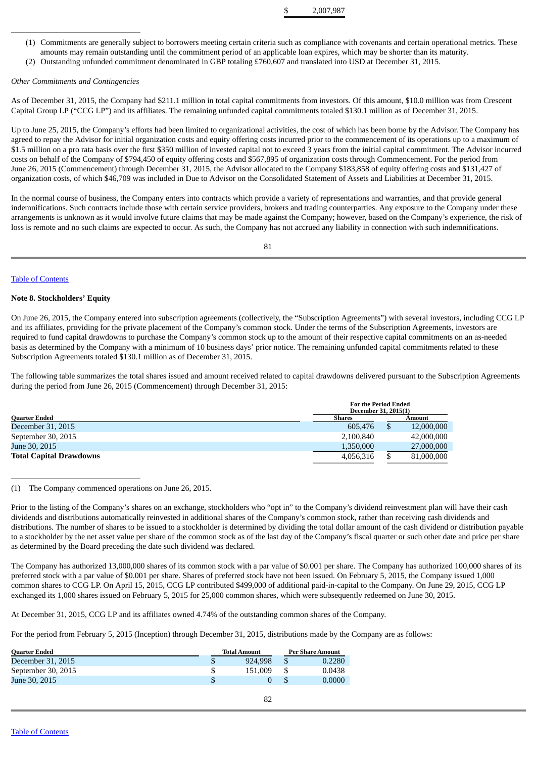$ 2,007,987

(1) Commitments are generally subject to borrowers meeting certain criteria such as compliance with covenants and certain operational metrics. These amounts may remain outstanding until the commitment period of an applicable loan expires, which may be shorter than its maturity.

(2) Outstanding unfunded commitment denominated in GBP totaling £760,607 and translated into USD at December 31, 2015.

*Other Commitments and Contingencies*

As of December 31, 2015, the Company had $211.1 million in total capital commitments from investors. Of this amount, $10.0 million was from Crescent Capital Group LP ("CCG LP") and its affiliates. The remaining unfunded capital commitments totaled $130.1 million as of December 31, 2015.

Up to June 25, 2015, the Company's efforts had been limited to organizational activities, the cost of which has been borne by the Advisor. The Company has agreed to repay the Advisor for initial organization costs and equity offering costs incurred prior to the commencement of its operations up to a maximum of $1.5 million on a pro rata basis over the first $350 million of invested capital not to exceed 3 years from the initial capital commitment. The Advisor incurred costs on behalf of the Company of $794,450 of equity offering costs and $567,895 of organization costs through Commencement. For the period from June 26, 2015 (Commencement) through December 31, 2015, the Advisor allocated to the Company $183,858 of equity offering costs and $131,427 of organization costs, of which $46,709 was included in Due to Advisor on the Consolidated Statement of Assets and Liabilities at December 31, 2015.

In the normal course of business, the Company enters into contracts which provide a variety of representations and warranties, and that provide general indemnifications. Such contracts include those with certain service providers, brokers and trading counterparties. Any exposure to the Company under these arrangements is unknown as it would involve future claims that may be made against the Company; however, based on the Company's experience, the risk of loss is remote and no such claims are expected to occur. As such, the Company has not accrued any liability in connection with such indemnifications.

## Note 8. Stockholders' Equity

On June 26, 2015, the Company entered into subscription agreements (collectively, the "Subscription Agreements") with several investors, including CCG LP and its affiliates, providing for the private placement of the Company's common stock. Under the terms of the Subscription Agreements, investors are required to fund capital drawdowns to purchase the Company's common stock up to the amount of their respective capital commitments on an as-needed basis as determined by the Company with a minimum of 10 business days' prior notice. The remaining unfunded capital commitments related to these Subscription Agreements totaled $130.1 million as of December 31, 2015.

The following table summarizes the total shares issued and amount received related to capital drawdowns delivered pursuant to the Subscription Agreements during the period from June 26, 2015 (Commencement) through December 31, 2015:

| | For the Period Ended December 31, 2015(1) | |
|---|---|---|
| **Quarter Ended** | **Shares** | **Amount** |
| December 31, 2015 | 605,476 | $ 12,000,000 |
| September 30, 2015 | 2,100,840 | 42,000,000 |
| June 30, 2015 | 1,350,000 | 27,000,000 |
| **Total Capital Drawdowns** | 4,056,316 | $ 81,000,000 |

(1) The Company commenced operations on June 26, 2015.

Prior to the listing of the Company's shares on an exchange, stockholders who "opt in" to the Company's dividend reinvestment plan will have their cash dividends and distributions automatically reinvested in additional shares of the Company's common stock, rather than receiving cash dividends and distributions. The number of shares to be issued to a stockholder is determined by dividing the total dollar amount of the cash dividend or distribution payable to a stockholder by the net asset value per share of the common stock as of the last day of the Company's fiscal quarter or such other date and price per share as determined by the Board preceding the date such dividend was declared.

The Company has authorized 13,000,000 shares of its common stock with a par value of $0.001 per share. The Company has authorized 100,000 shares of its preferred stock with a par value of $0.001 per share. Shares of preferred stock have not been issued. On February 5, 2015, the Company issued 1,000 common shares to CCG LP. On April 15, 2015, CCG LP contributed $499,000 of additional paid-in-capital to the Company. On June 29, 2015, CCG LP exchanged its 1,000 shares issued on February 5, 2015 for 25,000 common shares, which were subsequently redeemed on June 30, 2015.

At December 31, 2015, CCG LP and its affiliates owned 4.74% of the outstanding common shares of the Company.

For the period from February 5, 2015 (Inception) through December 31, 2015, distributions made by the Company are as follows:

| Quarter Ended | Total Amount | Per Share Amount |
|---|---|---|
| December 31, 2015 | $ 924,998 | $ 0.2280 |
| September 30, 2015 | $ 151,009 | $ 0.0438 |
| June 30, 2015 | $ 0 | $ 0.0000 |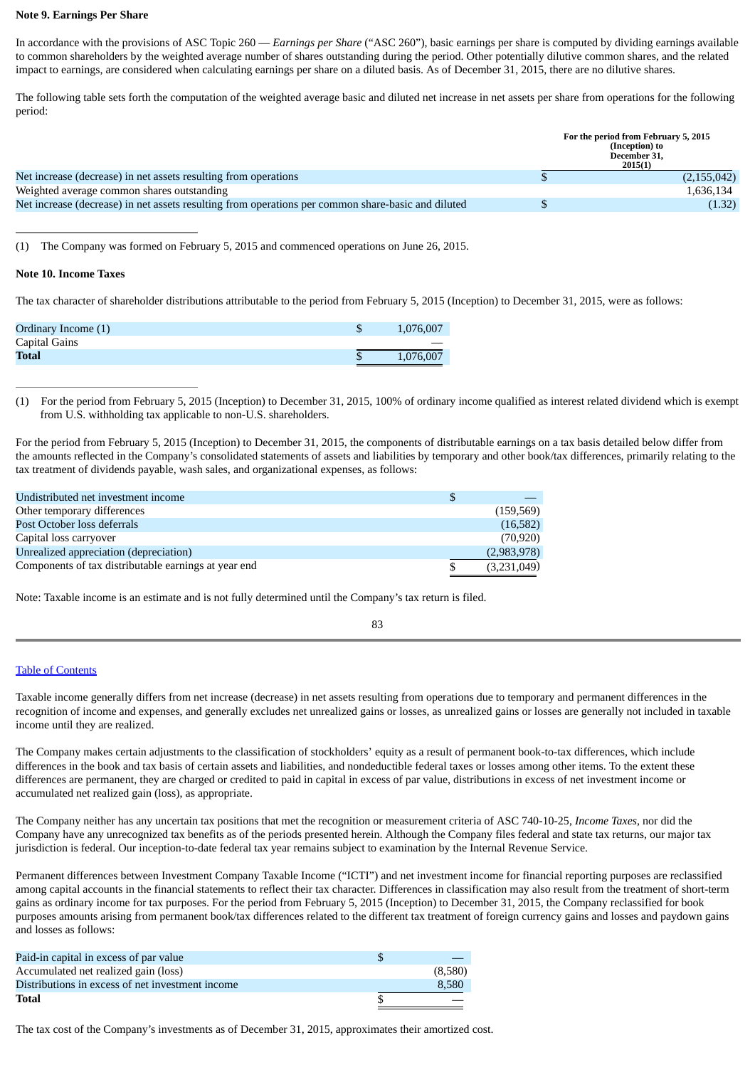**Note 9. Earnings Per Share**

In accordance with the provisions of ASC Topic 260 — *Earnings per Share* ("ASC 260"), basic earnings per share is computed by dividing earnings available to common shareholders by the weighted average number of shares outstanding during the period. Other potentially dilutive common shares, and the related impact to earnings, are considered when calculating earnings per share on a diluted basis. As of December 31, 2015, there are no dilutive shares.

The following table sets forth the computation of the weighted average basic and diluted net increase in net assets per share from operations for the following period:

| | For the period from February 5, 2015 (Inception) to December 31, 2015(1) |
|---|---|
| Net increase (decrease) in net assets resulting from operations | $ (2,155,042) |
| Weighted average common shares outstanding | 1,636,134 |
| Net increase (decrease) in net assets resulting from operations per common share-basic and diluted | $ (1.32) |

(1) The Company was formed on February 5, 2015 and commenced operations on June 26, 2015.

**Note 10. Income Taxes**

The tax character of shareholder distributions attributable to the period from February 5, 2015 (Inception) to December 31, 2015, were as follows:

| | |
|---|---|
| Ordinary Income (1) | $ 1,076,007 |
| Capital Gains | — |
| **Total** | $ 1,076,007 |

(1) For the period from February 5, 2015 (Inception) to December 31, 2015, 100% of ordinary income qualified as interest related dividend which is exempt from U.S. withholding tax applicable to non-U.S. shareholders.

For the period from February 5, 2015 (Inception) to December 31, 2015, the components of distributable earnings on a tax basis detailed below differ from the amounts reflected in the Company's consolidated statements of assets and liabilities by temporary and other book/tax differences, primarily relating to the tax treatment of dividends payable, wash sales, and organizational expenses, as follows:

| | |
|---|---|
| Undistributed net investment income | $ — |
| Other temporary differences | (159,569) |
| Post October loss deferrals | (16,582) |
| Capital loss carryover | (70,920) |
| Unrealized appreciation (depreciation) | (2,983,978) |
| Components of tax distributable earnings at year end | $ (3,231,049) |

Note: Taxable income is an estimate and is not fully determined until the Company's tax return is filed.

Taxable income generally differs from net increase (decrease) in net assets resulting from operations due to temporary and permanent differences in the recognition of income and expenses, and generally excludes net unrealized gains or losses, as unrealized gains or losses are generally not included in taxable income until they are realized.

The Company makes certain adjustments to the classification of stockholders' equity as a result of permanent book-to-tax differences, which include differences in the book and tax basis of certain assets and liabilities, and nondeductible federal taxes or losses among other items. To the extent these differences are permanent, they are charged or credited to paid in capital in excess of par value, distributions in excess of net investment income or accumulated net realized gain (loss), as appropriate.

The Company neither has any uncertain tax positions that met the recognition or measurement criteria of ASC 740-10-25, *Income Taxes*, nor did the Company have any unrecognized tax benefits as of the periods presented herein. Although the Company files federal and state tax returns, our major tax jurisdiction is federal. Our inception-to-date federal tax year remains subject to examination by the Internal Revenue Service.

Permanent differences between Investment Company Taxable Income ("ICTI") and net investment income for financial reporting purposes are reclassified among capital accounts in the financial statements to reflect their tax character. Differences in classification may also result from the treatment of short-term gains as ordinary income for tax purposes. For the period from February 5, 2015 (Inception) to December 31, 2015, the Company reclassified for book purposes amounts arising from permanent book/tax differences related to the different tax treatment of foreign currency gains and losses and paydown gains and losses as follows:

| | |
|---|---|
| Paid-in capital in excess of par value | $ — |
| Accumulated net realized gain (loss) | (8,580) |
| Distributions in excess of net investment income | 8,580 |
| **Total** | $ — |

The tax cost of the Company's investments as of December 31, 2015, approximates their amortized cost.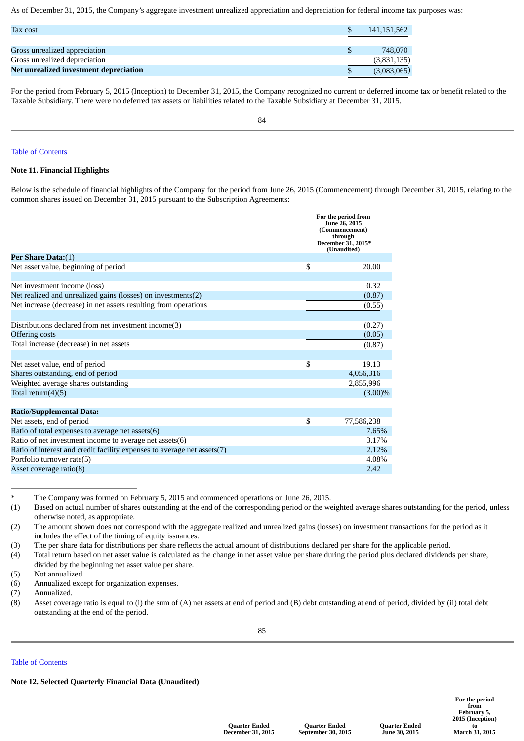As of December 31, 2015, the Company's aggregate investment unrealized appreciation and depreciation for federal income tax purposes was:

| | |
|---|---|
| Tax cost | $ 141,151,562 |
| | |
| Gross unrealized appreciation | $ 748,070 |
| Gross unrealized depreciation | (3,831,135) |
| **Net unrealized investment depreciation** | $ (3,083,065) |

For the period from February 5, 2015 (Inception) to December 31, 2015, the Company recognized no current or deferred income tax or benefit related to the Taxable Subsidiary. There were no deferred tax assets or liabilities related to the Taxable Subsidiary at December 31, 2015.

Table of Contents

**Note 11. Financial Highlights**

Below is the schedule of financial highlights of the Company for the period from June 26, 2015 (Commencement) through December 31, 2015, relating to the common shares issued on December 31, 2015 pursuant to the Subscription Agreements:

| | For the period from June 26, 2015 (Commencement) through December 31, 2015* (Unaudited) |
|---|---|
| **Per Share Data:**(1) | |
| Net asset value, beginning of period | $ 20.00 |
| | |
| Net investment income (loss) | 0.32 |
| Net realized and unrealized gains (losses) on investments(2) | (0.87) |
| Net increase (decrease) in net assets resulting from operations | (0.55) |
| | |
| Distributions declared from net investment income(3) | (0.27) |
| Offering costs | (0.05) |
| Total increase (decrease) in net assets | (0.87) |
| | |
| Net asset value, end of period | $ 19.13 |
| Shares outstanding, end of period | 4,056,316 |
| Weighted average shares outstanding | 2,855,996 |
| Total return(4)(5) | (3.00)% |
| | |
| **Ratio/Supplemental Data:** | |
| Net assets, end of period | $ 77,586,238 |
| Ratio of total expenses to average net assets(6) | 7.65% |
| Ratio of net investment income to average net assets(6) | 3.17% |
| Ratio of interest and credit facility expenses to average net assets(7) | 2.12% |
| Portfolio turnover rate(5) | 4.08% |
| Asset coverage ratio(8) | 2.42 |

\* The Company was formed on February 5, 2015 and commenced operations on June 26, 2015.

(1) Based on actual number of shares outstanding at the end of the corresponding period or the weighted average shares outstanding for the period, unless otherwise noted, as appropriate.

(2) The amount shown does not correspond with the aggregate realized and unrealized gains (losses) on investment transactions for the period as it includes the effect of the timing of equity issuances.

(3) The per share data for distributions per share reflects the actual amount of distributions declared per share for the applicable period.

(4) Total return based on net asset value is calculated as the change in net asset value per share during the period plus declared dividends per share, divided by the beginning net asset value per share.

(5) Not annualized.

(6) Annualized except for organization expenses.

(7) Annualized.

(8) Asset coverage ratio is equal to (i) the sum of (A) net assets at end of period and (B) debt outstanding at end of period, divided by (ii) total debt outstanding at the end of the period.

Table of Contents

**Note 12. Selected Quarterly Financial Data (Unaudited)**

| | Quarter Ended December 31, 2015 | Quarter Ended September 30, 2015 | Quarter Ended June 30, 2015 | For the period from February 5, 2015 (Inception) to March 31, 2015 |
|---|---|---|---|---|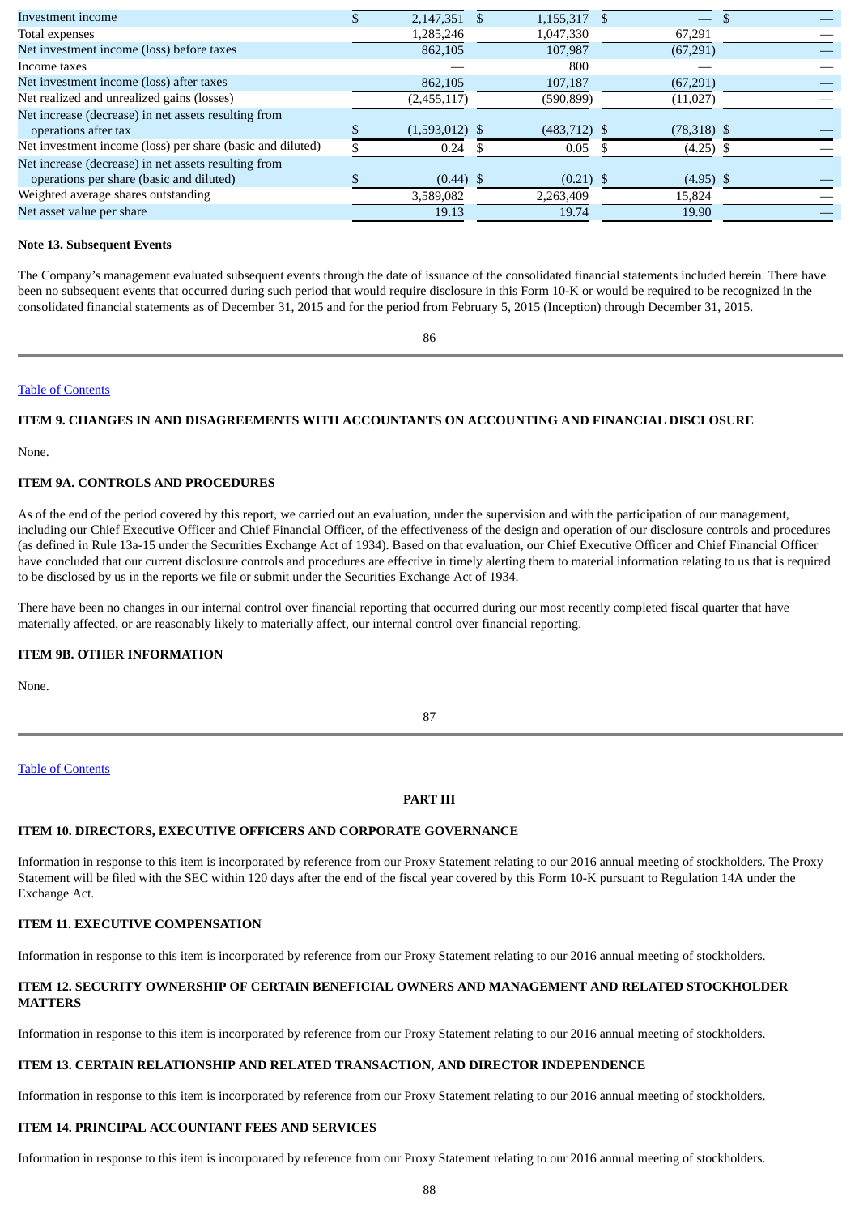| | | | | |
|---|---|---|---|---|
| Investment income | $ 2,147,351 | $ 1,155,317 | $ — | $ — |
| Total expenses | 1,285,246 | 1,047,330 | 67,291 | — |
| Net investment income (loss) before taxes | 862,105 | 107,987 | (67,291) | — |
| Income taxes | — | 800 | — | — |
| Net investment income (loss) after taxes | 862,105 | 107,187 | (67,291) | — |
| Net realized and unrealized gains (losses) | (2,455,117) | (590,899) | (11,027) | — |
| Net increase (decrease) in net assets resulting from operations after tax | $ (1,593,012) | $ (483,712) | $ (78,318) | $ — |
| Net investment income (loss) per share (basic and diluted) | $ 0.24 | $ 0.05 | $ (4.25) | $ — |
| Net increase (decrease) in net assets resulting from operations per share (basic and diluted) | $ (0.44) | $ (0.21) | $ (4.95) | $ — |
| Weighted average shares outstanding | 3,589,082 | 2,263,409 | 15,824 | — |
| Net asset value per share | 19.13 | 19.74 | 19.90 | — |

**Note 13. Subsequent Events**

The Company's management evaluated subsequent events through the date of issuance of the consolidated financial statements included herein. There have been no subsequent events that occurred during such period that would require disclosure in this Form 10-K or would be required to be recognized in the consolidated financial statements as of December 31, 2015 and for the period from February 5, 2015 (Inception) through December 31, 2015.

Table of Contents

## ITEM 9. CHANGES IN AND DISAGREEMENTS WITH ACCOUNTANTS ON ACCOUNTING AND FINANCIAL DISCLOSURE

None.

## ITEM 9A. CONTROLS AND PROCEDURES

As of the end of the period covered by this report, we carried out an evaluation, under the supervision and with the participation of our management, including our Chief Executive Officer and Chief Financial Officer, of the effectiveness of the design and operation of our disclosure controls and procedures (as defined in Rule 13a-15 under the Securities Exchange Act of 1934). Based on that evaluation, our Chief Executive Officer and Chief Financial Officer have concluded that our current disclosure controls and procedures are effective in timely alerting them to material information relating to us that is required to be disclosed by us in the reports we file or submit under the Securities Exchange Act of 1934.

There have been no changes in our internal control over financial reporting that occurred during our most recently completed fiscal quarter that have materially affected, or are reasonably likely to materially affect, our internal control over financial reporting.

## ITEM 9B. OTHER INFORMATION

None.

Table of Contents

# PART III

## ITEM 10. DIRECTORS, EXECUTIVE OFFICERS AND CORPORATE GOVERNANCE

Information in response to this item is incorporated by reference from our Proxy Statement relating to our 2016 annual meeting of stockholders. The Proxy Statement will be filed with the SEC within 120 days after the end of the fiscal year covered by this Form 10-K pursuant to Regulation 14A under the Exchange Act.

## ITEM 11. EXECUTIVE COMPENSATION

Information in response to this item is incorporated by reference from our Proxy Statement relating to our 2016 annual meeting of stockholders.

## ITEM 12. SECURITY OWNERSHIP OF CERTAIN BENEFICIAL OWNERS AND MANAGEMENT AND RELATED STOCKHOLDER MATTERS

Information in response to this item is incorporated by reference from our Proxy Statement relating to our 2016 annual meeting of stockholders.

## ITEM 13. CERTAIN RELATIONSHIP AND RELATED TRANSACTION, AND DIRECTOR INDEPENDENCE

Information in response to this item is incorporated by reference from our Proxy Statement relating to our 2016 annual meeting of stockholders.

## ITEM 14. PRINCIPAL ACCOUNTANT FEES AND SERVICES

Information in response to this item is incorporated by reference from our Proxy Statement relating to our 2016 annual meeting of stockholders.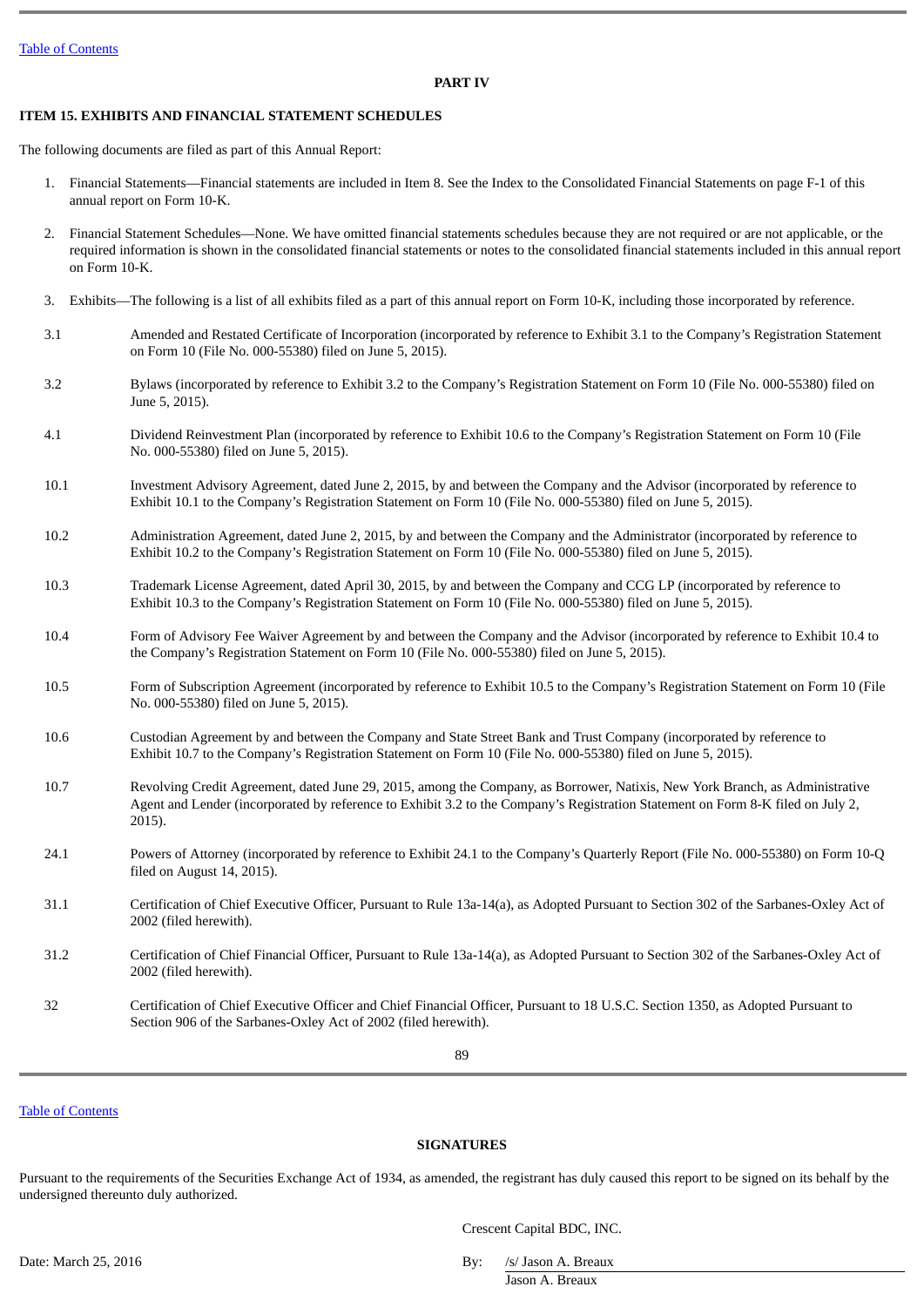## PART IV

### ITEM 15. EXHIBITS AND FINANCIAL STATEMENT SCHEDULES

The following documents are filed as part of this Annual Report:

1. Financial Statements—Financial statements are included in Item 8. See the Index to the Consolidated Financial Statements on page F-1 of this annual report on Form 10-K.
2. Financial Statement Schedules—None. We have omitted financial statements schedules because they are not required or are not applicable, or the required information is shown in the consolidated financial statements or notes to the consolidated financial statements included in this annual report on Form 10-K.
3. Exhibits—The following is a list of all exhibits filed as a part of this annual report on Form 10-K, including those incorporated by reference.

| | |
|---|---|
| 3.1 | Amended and Restated Certificate of Incorporation (incorporated by reference to Exhibit 3.1 to the Company's Registration Statement on Form 10 (File No. 000-55380) filed on June 5, 2015). |
| 3.2 | Bylaws (incorporated by reference to Exhibit 3.2 to the Company's Registration Statement on Form 10 (File No. 000-55380) filed on June 5, 2015). |
| 4.1 | Dividend Reinvestment Plan (incorporated by reference to Exhibit 10.6 to the Company's Registration Statement on Form 10 (File No. 000-55380) filed on June 5, 2015). |
| 10.1 | Investment Advisory Agreement, dated June 2, 2015, by and between the Company and the Advisor (incorporated by reference to Exhibit 10.1 to the Company's Registration Statement on Form 10 (File No. 000-55380) filed on June 5, 2015). |
| 10.2 | Administration Agreement, dated June 2, 2015, by and between the Company and the Administrator (incorporated by reference to Exhibit 10.2 to the Company's Registration Statement on Form 10 (File No. 000-55380) filed on June 5, 2015). |
| 10.3 | Trademark License Agreement, dated April 30, 2015, by and between the Company and CCG LP (incorporated by reference to Exhibit 10.3 to the Company's Registration Statement on Form 10 (File No. 000-55380) filed on June 5, 2015). |
| 10.4 | Form of Advisory Fee Waiver Agreement by and between the Company and the Advisor (incorporated by reference to Exhibit 10.4 to the Company's Registration Statement on Form 10 (File No. 000-55380) filed on June 5, 2015). |
| 10.5 | Form of Subscription Agreement (incorporated by reference to Exhibit 10.5 to the Company's Registration Statement on Form 10 (File No. 000-55380) filed on June 5, 2015). |
| 10.6 | Custodian Agreement by and between the Company and State Street Bank and Trust Company (incorporated by reference to Exhibit 10.7 to the Company's Registration Statement on Form 10 (File No. 000-55380) filed on June 5, 2015). |
| 10.7 | Revolving Credit Agreement, dated June 29, 2015, among the Company, as Borrower, Natixis, New York Branch, as Administrative Agent and Lender (incorporated by reference to Exhibit 3.2 to the Company's Registration Statement on Form 8-K filed on July 2, 2015). |
| 24.1 | Powers of Attorney (incorporated by reference to Exhibit 24.1 to the Company's Quarterly Report (File No. 000-55380) on Form 10-Q filed on August 14, 2015). |
| 31.1 | Certification of Chief Executive Officer, Pursuant to Rule 13a-14(a), as Adopted Pursuant to Section 302 of the Sarbanes-Oxley Act of 2002 (filed herewith). |
| 31.2 | Certification of Chief Financial Officer, Pursuant to Rule 13a-14(a), as Adopted Pursuant to Section 302 of the Sarbanes-Oxley Act of 2002 (filed herewith). |
| 32 | Certification of Chief Executive Officer and Chief Financial Officer, Pursuant to 18 U.S.C. Section 1350, as Adopted Pursuant to Section 906 of the Sarbanes-Oxley Act of 2002 (filed herewith). |

## SIGNATURES

Pursuant to the requirements of the Securities Exchange Act of 1934, as amended, the registrant has duly caused this report to be signed on its behalf by the undersigned thereunto duly authorized.

Crescent Capital BDC, INC.

Date: March 25, 2016

By: /s/ Jason A. Breaux
Jason A. Breaux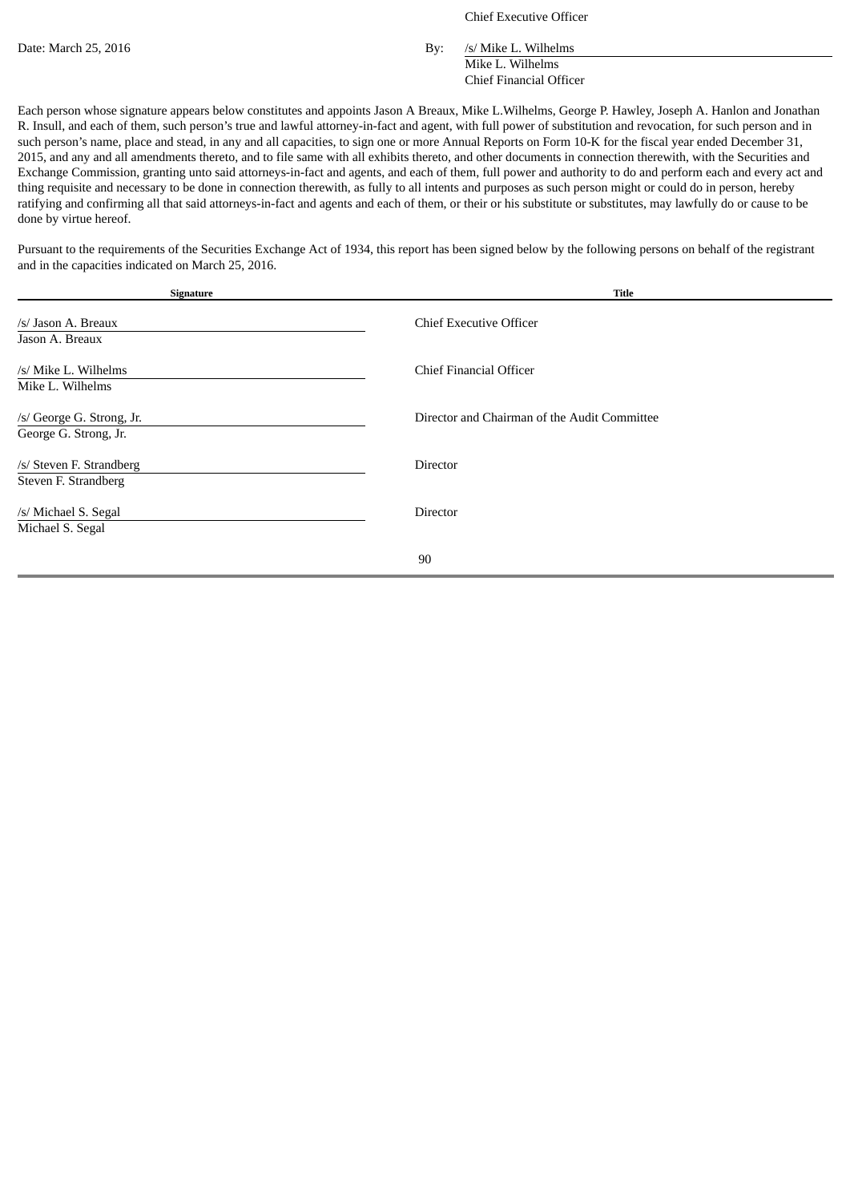Chief Executive Officer

Date: March 25, 2016

By: /s/ Mike L. Wilhelms
Mike L. Wilhelms
Chief Financial Officer

Each person whose signature appears below constitutes and appoints Jason A Breaux, Mike L.Wilhelms, George P. Hawley, Joseph A. Hanlon and Jonathan R. Insull, and each of them, such person's true and lawful attorney-in-fact and agent, with full power of substitution and revocation, for such person and in such person's name, place and stead, in any and all capacities, to sign one or more Annual Reports on Form 10-K for the fiscal year ended December 31, 2015, and any and all amendments thereto, and to file same with all exhibits thereto, and other documents in connection therewith, with the Securities and Exchange Commission, granting unto said attorneys-in-fact and agents, and each of them, full power and authority to do and perform each and every act and thing requisite and necessary to be done in connection therewith, as fully to all intents and purposes as such person might or could do in person, hereby ratifying and confirming all that said attorneys-in-fact and agents and each of them, or their or his substitute or substitutes, may lawfully do or cause to be done by virtue hereof.

Pursuant to the requirements of the Securities Exchange Act of 1934, this report has been signed below by the following persons on behalf of the registrant and in the capacities indicated on March 25, 2016.

| Signature | Title |
|---|---|
| /s/ Jason A. Breaux<br>Jason A. Breaux | Chief Executive Officer |
| /s/ Mike L. Wilhelms<br>Mike L. Wilhelms | Chief Financial Officer |
| /s/ George G. Strong, Jr.<br>George G. Strong, Jr. | Director and Chairman of the Audit Committee |
| /s/ Steven F. Strandberg<br>Steven F. Strandberg | Director |
| /s/ Michael S. Segal<br>Michael S. Segal | Director |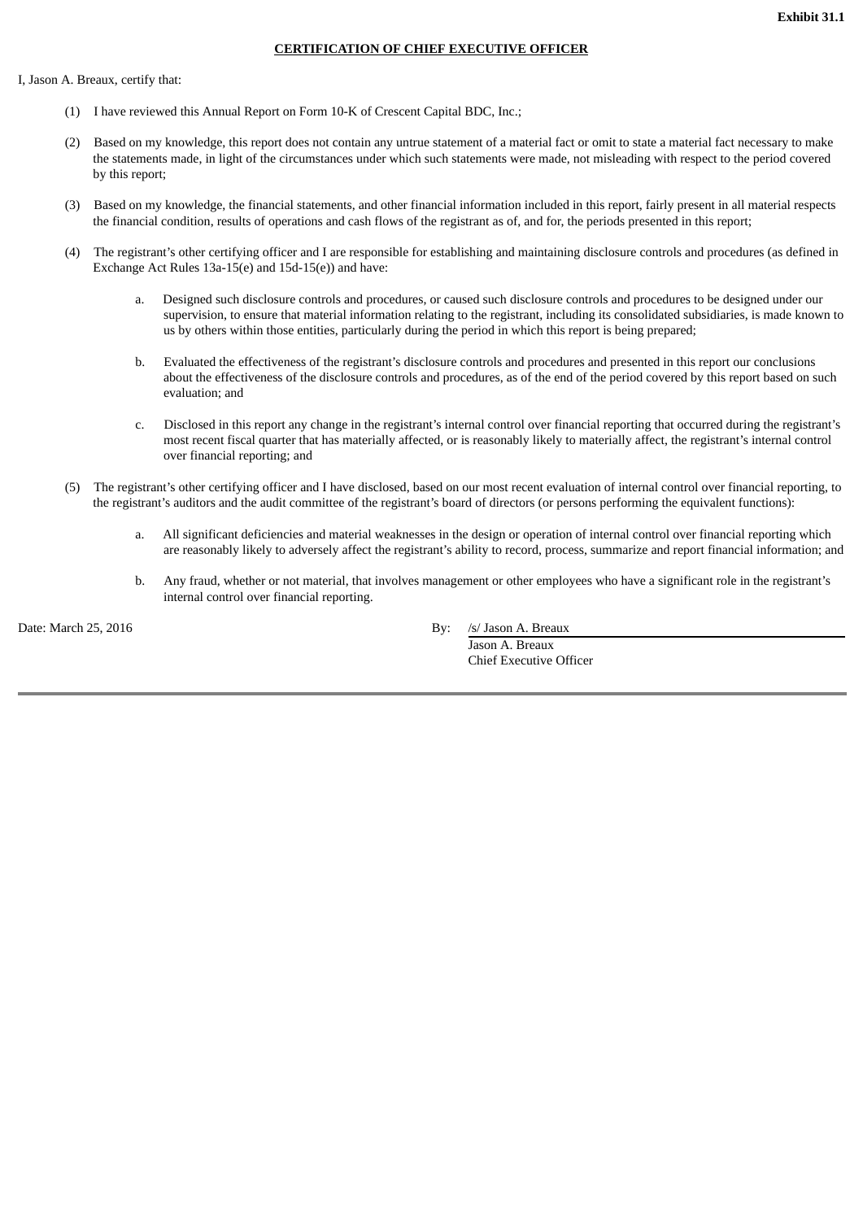**Exhibit 31.1**

**CERTIFICATION OF CHIEF EXECUTIVE OFFICER**

I, Jason A. Breaux, certify that:

(1) I have reviewed this Annual Report on Form 10-K of Crescent Capital BDC, Inc.;

(2) Based on my knowledge, this report does not contain any untrue statement of a material fact or omit to state a material fact necessary to make the statements made, in light of the circumstances under which such statements were made, not misleading with respect to the period covered by this report;

(3) Based on my knowledge, the financial statements, and other financial information included in this report, fairly present in all material respects the financial condition, results of operations and cash flows of the registrant as of, and for, the periods presented in this report;

(4) The registrant's other certifying officer and I are responsible for establishing and maintaining disclosure controls and procedures (as defined in Exchange Act Rules 13a-15(e) and 15d-15(e)) and have:

a. Designed such disclosure controls and procedures, or caused such disclosure controls and procedures to be designed under our supervision, to ensure that material information relating to the registrant, including its consolidated subsidiaries, is made known to us by others within those entities, particularly during the period in which this report is being prepared;

b. Evaluated the effectiveness of the registrant's disclosure controls and procedures and presented in this report our conclusions about the effectiveness of the disclosure controls and procedures, as of the end of the period covered by this report based on such evaluation; and

c. Disclosed in this report any change in the registrant's internal control over financial reporting that occurred during the registrant's most recent fiscal quarter that has materially affected, or is reasonably likely to materially affect, the registrant's internal control over financial reporting; and

(5) The registrant's other certifying officer and I have disclosed, based on our most recent evaluation of internal control over financial reporting, to the registrant's auditors and the audit committee of the registrant's board of directors (or persons performing the equivalent functions):

a. All significant deficiencies and material weaknesses in the design or operation of internal control over financial reporting which are reasonably likely to adversely affect the registrant's ability to record, process, summarize and report financial information; and

b. Any fraud, whether or not material, that involves management or other employees who have a significant role in the registrant's internal control over financial reporting.

Date: March 25, 2016

By: /s/ Jason A. Breaux
Jason A. Breaux
Chief Executive Officer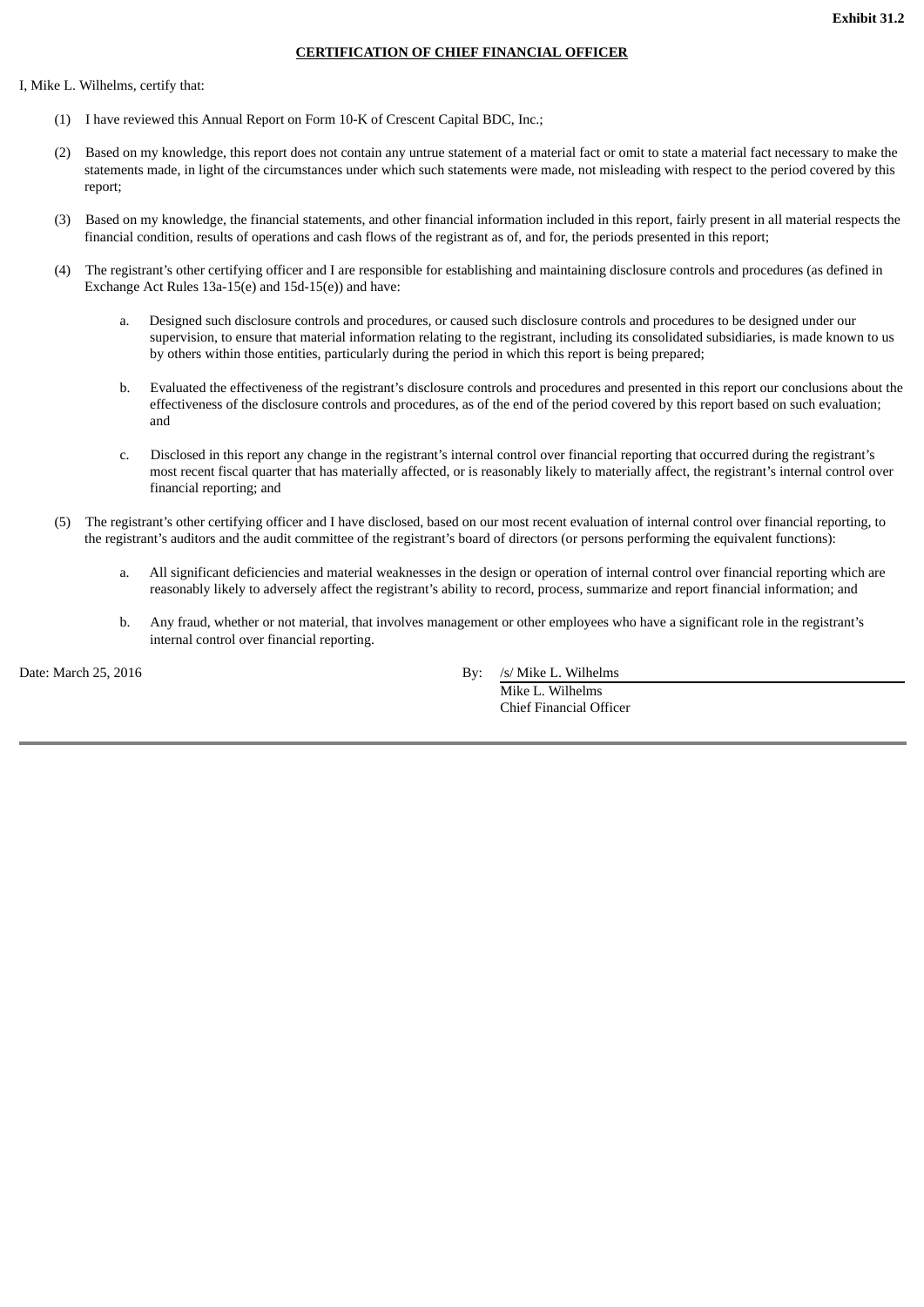**Exhibit 31.2**

**CERTIFICATION OF CHIEF FINANCIAL OFFICER**

I, Mike L. Wilhelms, certify that:

(1) I have reviewed this Annual Report on Form 10-K of Crescent Capital BDC, Inc.;

(2) Based on my knowledge, this report does not contain any untrue statement of a material fact or omit to state a material fact necessary to make the statements made, in light of the circumstances under which such statements were made, not misleading with respect to the period covered by this report;

(3) Based on my knowledge, the financial statements, and other financial information included in this report, fairly present in all material respects the financial condition, results of operations and cash flows of the registrant as of, and for, the periods presented in this report;

(4) The registrant's other certifying officer and I are responsible for establishing and maintaining disclosure controls and procedures (as defined in Exchange Act Rules 13a-15(e) and 15d-15(e)) and have:

a. Designed such disclosure controls and procedures, or caused such disclosure controls and procedures to be designed under our supervision, to ensure that material information relating to the registrant, including its consolidated subsidiaries, is made known to us by others within those entities, particularly during the period in which this report is being prepared;

b. Evaluated the effectiveness of the registrant's disclosure controls and procedures and presented in this report our conclusions about the effectiveness of the disclosure controls and procedures, as of the end of the period covered by this report based on such evaluation; and

c. Disclosed in this report any change in the registrant's internal control over financial reporting that occurred during the registrant's most recent fiscal quarter that has materially affected, or is reasonably likely to materially affect, the registrant's internal control over financial reporting; and

(5) The registrant's other certifying officer and I have disclosed, based on our most recent evaluation of internal control over financial reporting, to the registrant's auditors and the audit committee of the registrant's board of directors (or persons performing the equivalent functions):

a. All significant deficiencies and material weaknesses in the design or operation of internal control over financial reporting which are reasonably likely to adversely affect the registrant's ability to record, process, summarize and report financial information; and

b. Any fraud, whether or not material, that involves management or other employees who have a significant role in the registrant's internal control over financial reporting.

Date: March 25, 2016

By: /s/ Mike L. Wilhelms
Mike L. Wilhelms
Chief Financial Officer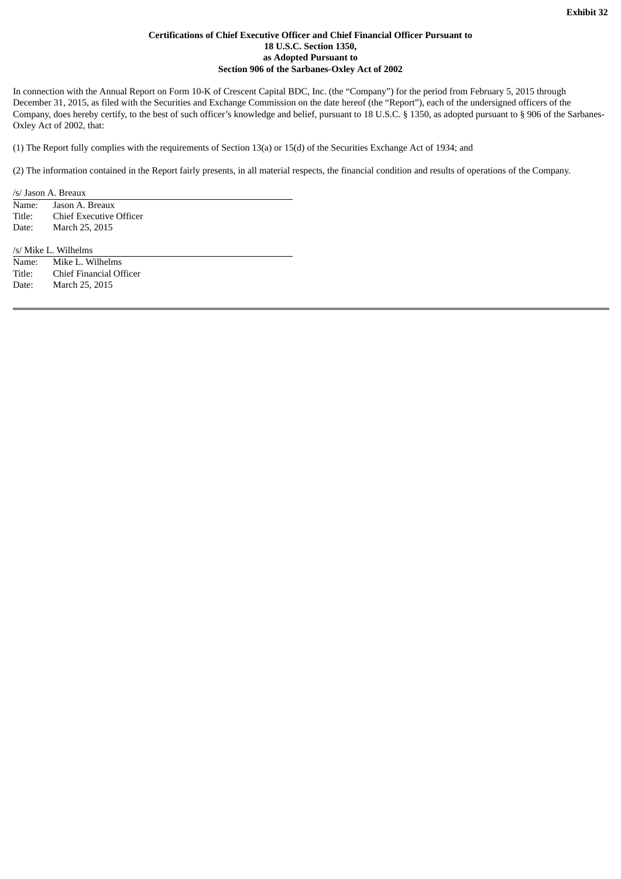**Exhibit 32**

**Certifications of Chief Executive Officer and Chief Financial Officer Pursuant to 18 U.S.C. Section 1350, as Adopted Pursuant to Section 906 of the Sarbanes-Oxley Act of 2002**

In connection with the Annual Report on Form 10-K of Crescent Capital BDC, Inc. (the “Company”) for the period from February 5, 2015 through December 31, 2015, as filed with the Securities and Exchange Commission on the date hereof (the “Report”), each of the undersigned officers of the Company, does hereby certify, to the best of such officer’s knowledge and belief, pursuant to 18 U.S.C. § 1350, as adopted pursuant to § 906 of the Sarbanes-Oxley Act of 2002, that:

(1) The Report fully complies with the requirements of Section 13(a) or 15(d) of the Securities Exchange Act of 1934; and

(2) The information contained in the Report fairly presents, in all material respects, the financial condition and results of operations of the Company.

/s/ Jason A. Breaux

| | |
|---|---|
| Name: | Jason A. Breaux |
| Title: | Chief Executive Officer |
| Date: | March 25, 2015 |

/s/ Mike L. Wilhelms

| | |
|---|---|
| Name: | Mike L. Wilhelms |
| Title: | Chief Financial Officer |
| Date: | March 25, 2015 |